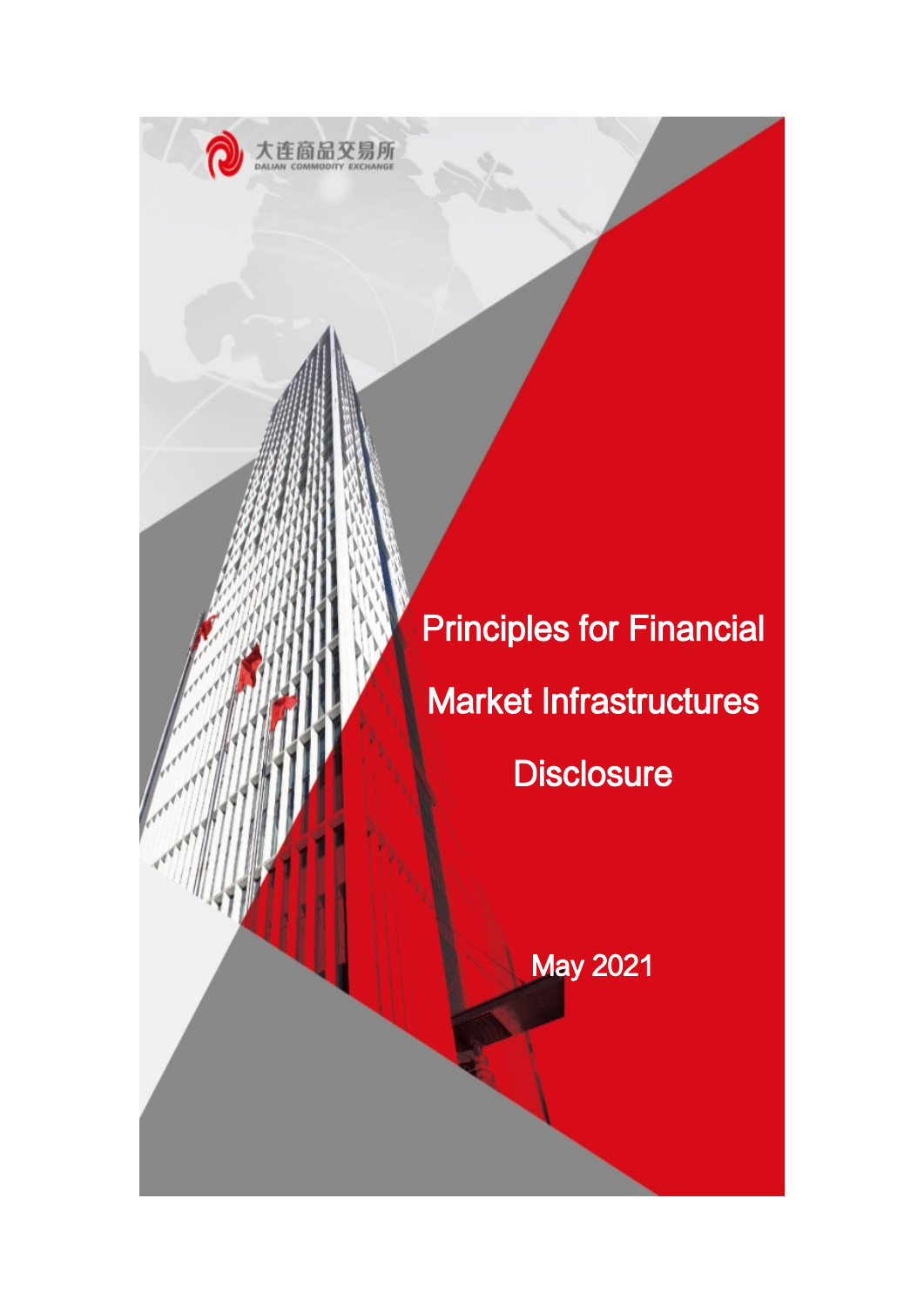大连商品交易所
DALIAN COMMODITY EXCHANGE

# Principles for Financial Market Infrastructures Disclosure

May 2021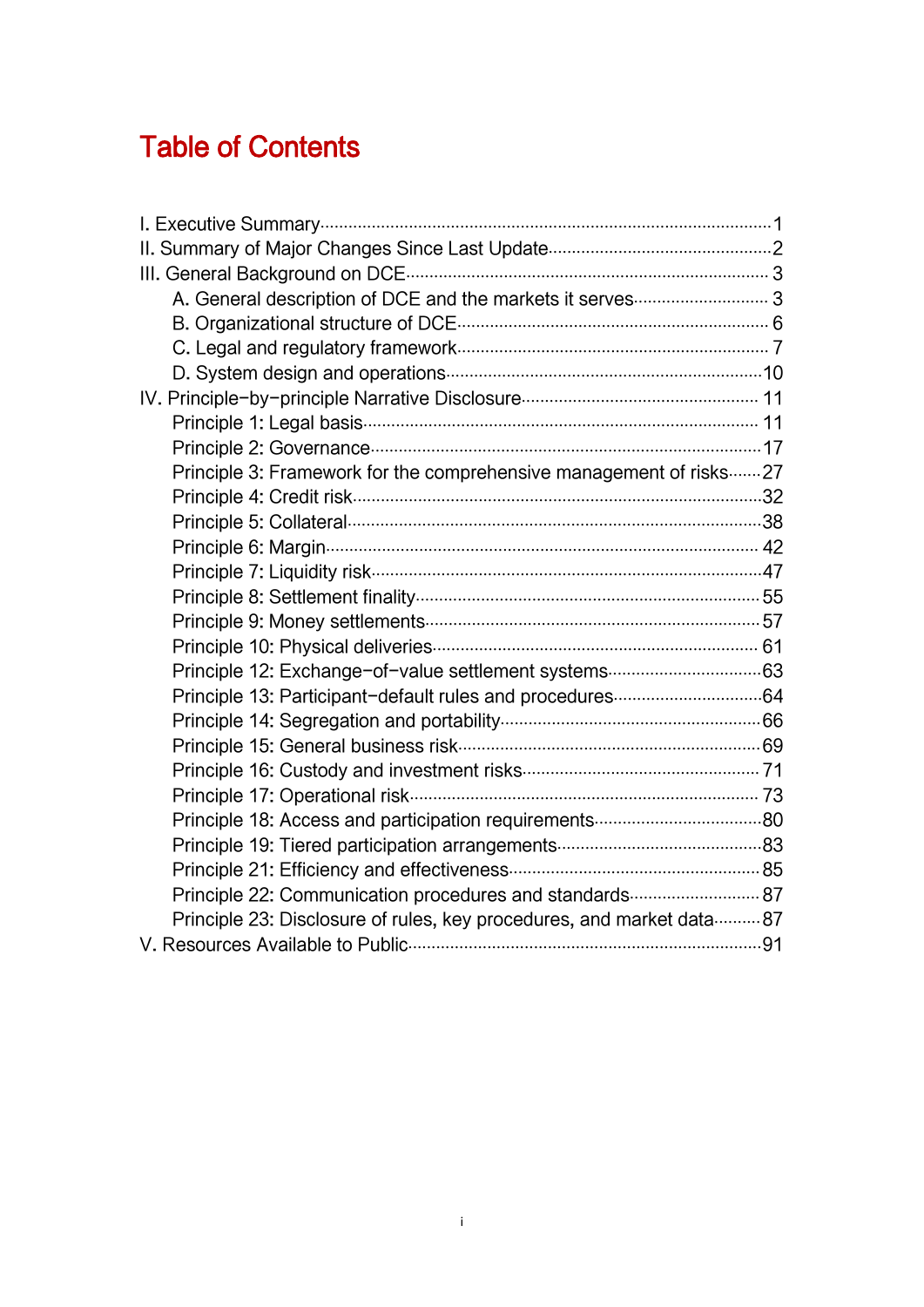# Table of Contents

I. Executive Summary.......................................................................................1
II. Summary of Major Changes Since Last Update...............................................2
III. General Background on DCE.........................................................................3
- A. General description of DCE and the markets it serves..............................3
- B. Organizational structure of DCE.................................................................6
- C. Legal and regulatory framework..................................................................7
- D. System design and operations....................................................................10

IV. Principle–by–principle Narrative Disclosure.................................................11
- Principle 1: Legal basis...................................................................................11
- Principle 2: Governance..................................................................................17
- Principle 3: Framework for the comprehensive management of risks.......27
- Principle 4: Credit risk....................................................................................32
- Principle 5: Collateral......................................................................................38
- Principle 6: Margin..........................................................................................42
- Principle 7: Liquidity risk.................................................................................47
- Principle 8: Settlement finality........................................................................55
- Principle 9: Money settlements......................................................................57
- Principle 10: Physical deliveries.....................................................................61
- Principle 12: Exchange–of–value settlement systems....................................63
- Principle 13: Participant–default rules and procedures..................................64
- Principle 14: Segregation and portability.......................................................66
- Principle 15: General business risk................................................................69
- Principle 16: Custody and investment risks...................................................71
- Principle 17: Operational risk.........................................................................73
- Principle 18: Access and participation requirements.....................................80
- Principle 19: Tiered participation arrangements............................................83
- Principle 21: Efficiency and effectiveness......................................................85
- Principle 22: Communication procedures and standards...............................87
- Principle 23: Disclosure of rules, key procedures, and market data..........87

V. Resources Available to Public........................................................................91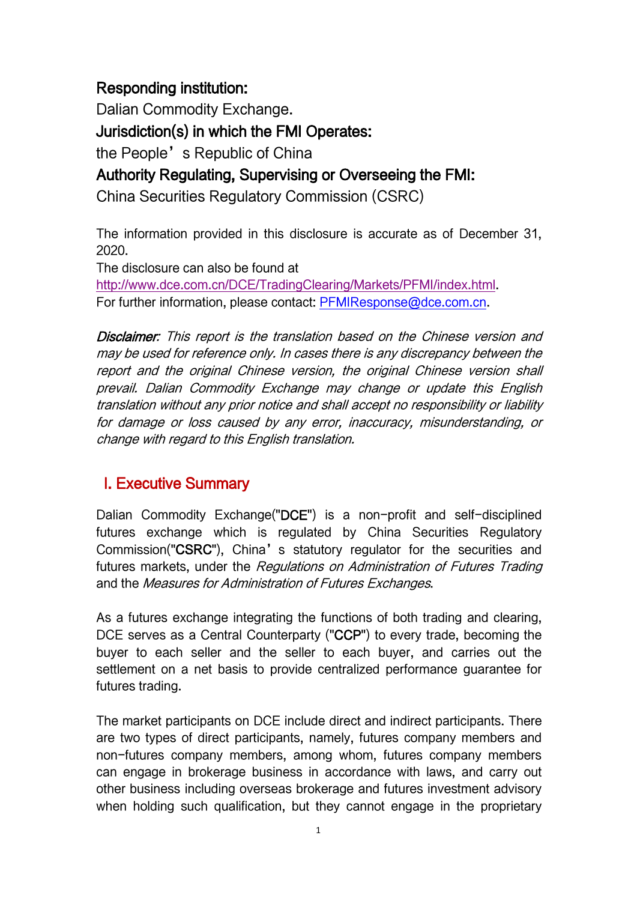**Responding institution:**

Dalian Commodity Exchange.

**Jurisdiction(s) in which the FMI Operates:**

the People's Republic of China

**Authority Regulating, Supervising or Overseeing the FMI:**

China Securities Regulatory Commission (CSRC)

The information provided in this disclosure is accurate as of December 31, 2020.

The disclosure can also be found at http://www.dce.com.cn/DCE/TradingClearing/Markets/PFMI/index.html.

For further information, please contact: PFMIResponse@dce.com.cn.

***Disclaimer**: This report is the translation based on the Chinese version and may be used for reference only. In cases there is any discrepancy between the report and the original Chinese version, the original Chinese version shall prevail. Dalian Commodity Exchange may change or update this English translation without any prior notice and shall accept no responsibility or liability for damage or loss caused by any error, inaccuracy, misunderstanding, or change with regard to this English translation.*

## I. Executive Summary

Dalian Commodity Exchange("**DCE**") is a non-profit and self-disciplined futures exchange which is regulated by China Securities Regulatory Commission("**CSRC**"), China's statutory regulator for the securities and futures markets, under the *Regulations on Administration of Futures Trading* and the *Measures for Administration of Futures Exchanges*.

As a futures exchange integrating the functions of both trading and clearing, DCE serves as a Central Counterparty ("**CCP**") to every trade, becoming the buyer to each seller and the seller to each buyer, and carries out the settlement on a net basis to provide centralized performance guarantee for futures trading.

The market participants on DCE include direct and indirect participants. There are two types of direct participants, namely, futures company members and non-futures company members, among whom, futures company members can engage in brokerage business in accordance with laws, and carry out other business including overseas brokerage and futures investment advisory when holding such qualification, but they cannot engage in the proprietary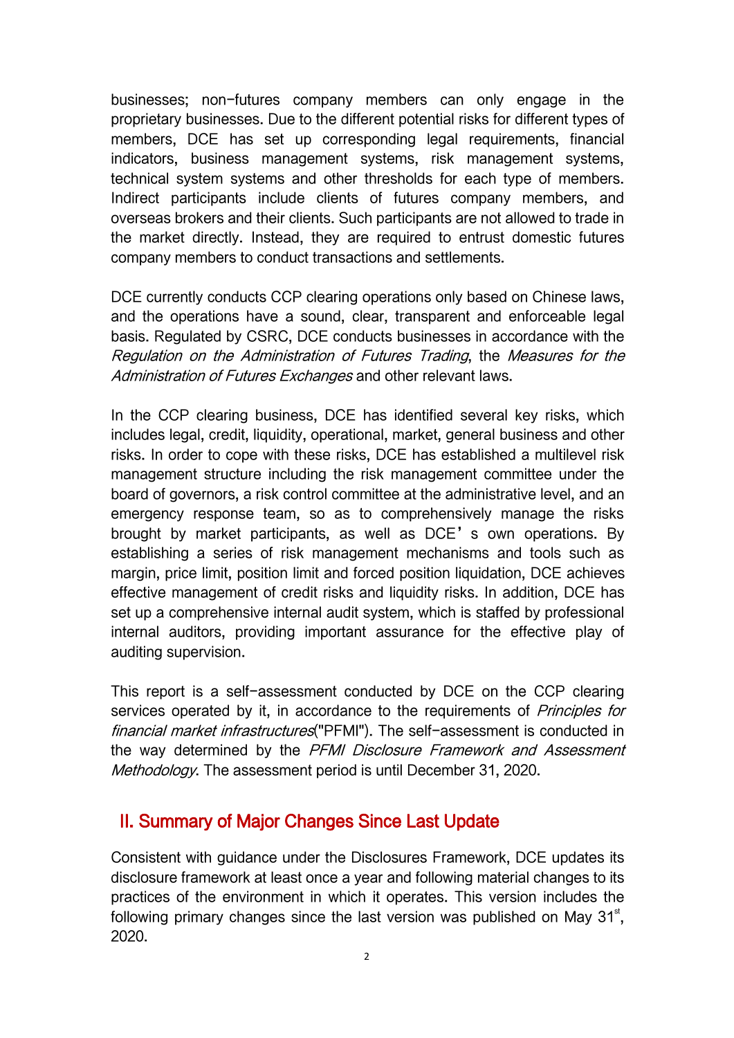businesses; non-futures company members can only engage in the proprietary businesses. Due to the different potential risks for different types of members, DCE has set up corresponding legal requirements, financial indicators, business management systems, risk management systems, technical system systems and other thresholds for each type of members. Indirect participants include clients of futures company members, and overseas brokers and their clients. Such participants are not allowed to trade in the market directly. Instead, they are required to entrust domestic futures company members to conduct transactions and settlements.

DCE currently conducts CCP clearing operations only based on Chinese laws, and the operations have a sound, clear, transparent and enforceable legal basis. Regulated by CSRC, DCE conducts businesses in accordance with the *Regulation on the Administration of Futures Trading*, the *Measures for the Administration of Futures Exchanges* and other relevant laws.

In the CCP clearing business, DCE has identified several key risks, which includes legal, credit, liquidity, operational, market, general business and other risks. In order to cope with these risks, DCE has established a multilevel risk management structure including the risk management committee under the board of governors, a risk control committee at the administrative level, and an emergency response team, so as to comprehensively manage the risks brought by market participants, as well as DCE's own operations. By establishing a series of risk management mechanisms and tools such as margin, price limit, position limit and forced position liquidation, DCE achieves effective management of credit risks and liquidity risks. In addition, DCE has set up a comprehensive internal audit system, which is staffed by professional internal auditors, providing important assurance for the effective play of auditing supervision.

This report is a self-assessment conducted by DCE on the CCP clearing services operated by it, in accordance to the requirements of *Principles for financial market infrastructures*("PFMI"). The self-assessment is conducted in the way determined by the *PFMI Disclosure Framework and Assessment Methodology*. The assessment period is until December 31, 2020.

## II. Summary of Major Changes Since Last Update

Consistent with guidance under the Disclosures Framework, DCE updates its disclosure framework at least once a year and following material changes to its practices of the environment in which it operates. This version includes the following primary changes since the last version was published on May 31st, 2020.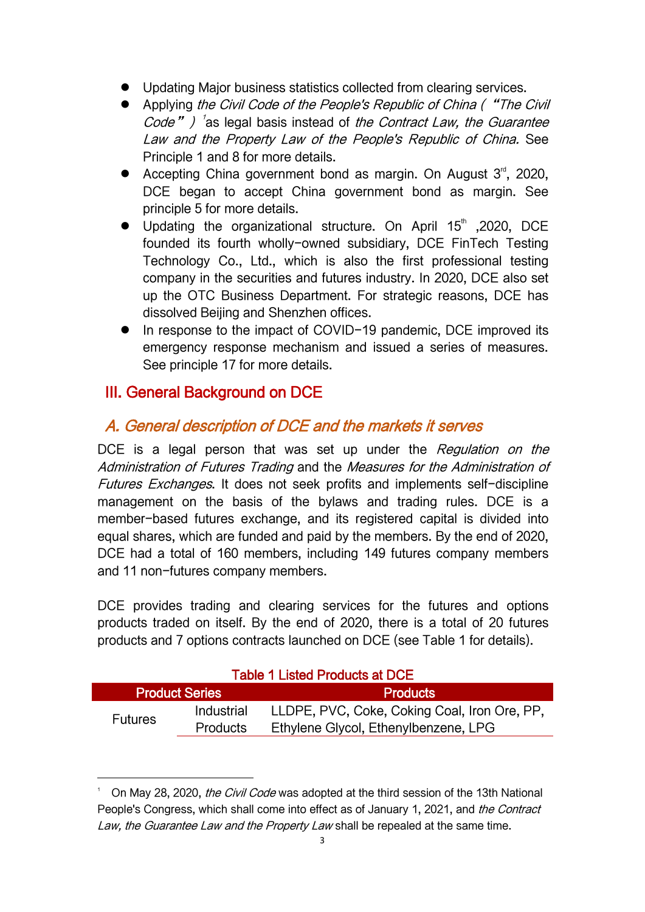- Updating Major business statistics collected from clearing services.
- Applying *the Civil Code of the People's Republic of China ( "The Civil Code" )* [1]as legal basis instead of *the Contract Law, the Guarantee Law and the Property Law of the People's Republic of China.* See Principle 1 and 8 for more details.
- Accepting China government bond as margin. On August 3rd, 2020, DCE began to accept China government bond as margin. See principle 5 for more details.
- Updating the organizational structure. On April 15th ,2020, DCE founded its fourth wholly-owned subsidiary, DCE FinTech Testing Technology Co., Ltd., which is also the first professional testing company in the securities and futures industry. In 2020, DCE also set up the OTC Business Department. For strategic reasons, DCE has dissolved Beijing and Shenzhen offices.
- In response to the impact of COVID-19 pandemic, DCE improved its emergency response mechanism and issued a series of measures. See principle 17 for more details.

## III. General Background on DCE

### *A. General description of DCE and the markets it serves*

DCE is a legal person that was set up under the *Regulation on the Administration of Futures Trading* and the *Measures for the Administration of Futures Exchanges*. It does not seek profits and implements self-discipline management on the basis of the bylaws and trading rules. DCE is a member-based futures exchange, and its registered capital is divided into equal shares, which are funded and paid by the members. By the end of 2020, DCE had a total of 160 members, including 149 futures company members and 11 non-futures company members.

DCE provides trading and clearing services for the futures and options products traded on itself. By the end of 2020, there is a total of 20 futures products and 7 options contracts launched on DCE (see Table 1 for details).

Table 1 Listed Products at DCE

| Product Series | | Products |
|---|---|---|
| Futures | Industrial Products | LLDPE, PVC, Coke, Coking Coal, Iron Ore, PP, Ethylene Glycol, Ethenylbenzene, LPG |

[1] On May 28, 2020, *the Civil Code* was adopted at the third session of the 13th National People's Congress, which shall come into effect as of January 1, 2021, and *the Contract Law, the Guarantee Law and the Property Law* shall be repealed at the same time.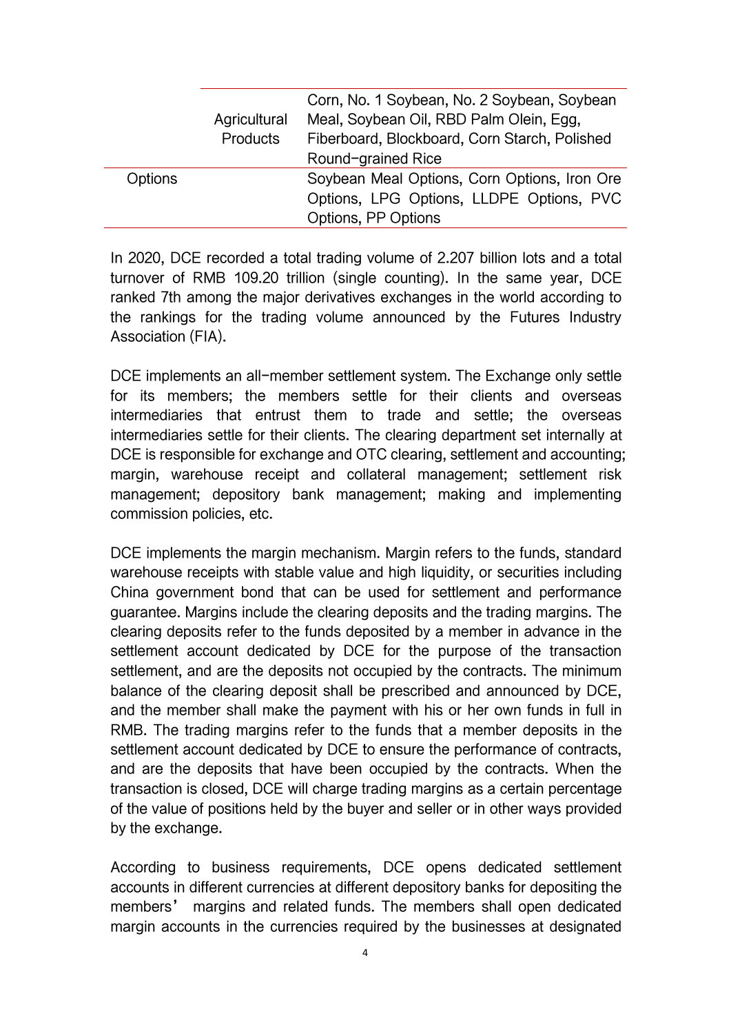| | | |
|---|---|---|
| | Agricultural Products | Corn, No. 1 Soybean, No. 2 Soybean, Soybean Meal, Soybean Oil, RBD Palm Olein, Egg, Fiberboard, Blockboard, Corn Starch, Polished Round-grained Rice |
| Options | | Soybean Meal Options, Corn Options, Iron Ore Options, LPG Options, LLDPE Options, PVC Options, PP Options |

In 2020, DCE recorded a total trading volume of 2.207 billion lots and a total turnover of RMB 109.20 trillion (single counting). In the same year, DCE ranked 7th among the major derivatives exchanges in the world according to the rankings for the trading volume announced by the Futures Industry Association (FIA).

DCE implements an all-member settlement system. The Exchange only settle for its members; the members settle for their clients and overseas intermediaries that entrust them to trade and settle; the overseas intermediaries settle for their clients. The clearing department set internally at DCE is responsible for exchange and OTC clearing, settlement and accounting; margin, warehouse receipt and collateral management; settlement risk management; depository bank management; making and implementing commission policies, etc.

DCE implements the margin mechanism. Margin refers to the funds, standard warehouse receipts with stable value and high liquidity, or securities including China government bond that can be used for settlement and performance guarantee. Margins include the clearing deposits and the trading margins. The clearing deposits refer to the funds deposited by a member in advance in the settlement account dedicated by DCE for the purpose of the transaction settlement, and are the deposits not occupied by the contracts. The minimum balance of the clearing deposit shall be prescribed and announced by DCE, and the member shall make the payment with his or her own funds in full in RMB. The trading margins refer to the funds that a member deposits in the settlement account dedicated by DCE to ensure the performance of contracts, and are the deposits that have been occupied by the contracts. When the transaction is closed, DCE will charge trading margins as a certain percentage of the value of positions held by the buyer and seller or in other ways provided by the exchange.

According to business requirements, DCE opens dedicated settlement accounts in different currencies at different depository banks for depositing the members' margins and related funds. The members shall open dedicated margin accounts in the currencies required by the businesses at designated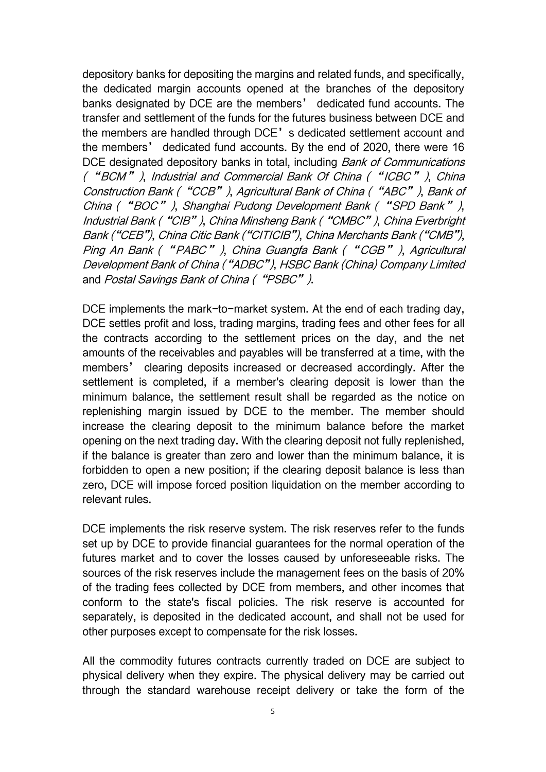depository banks for depositing the margins and related funds, and specifically, the dedicated margin accounts opened at the branches of the depository banks designated by DCE are the members' dedicated fund accounts. The transfer and settlement of the funds for the futures business between DCE and the members are handled through DCE's dedicated settlement account and the members' dedicated fund accounts. By the end of 2020, there were 16 DCE designated depository banks in total, including *Bank of Communications ("BCM")*, *Industrial and Commercial Bank Of China ("ICBC")*, *China Construction Bank ("CCB")*, *Agricultural Bank of China ("ABC")*, *Bank of China ("BOC")*, *Shanghai Pudong Development Bank ("SPD Bank")*, *Industrial Bank ("CIB")*, *China Minsheng Bank ("CMBC")*, *China Everbright Bank ("CEB")*, *China Citic Bank ("CITICIB")*, *China Merchants Bank ("CMB")*, *Ping An Bank ("PABC")*, *China Guangfa Bank ("CGB")*, *Agricultural Development Bank of China ("ADBC")*, *HSBC Bank (China) Company Limited* and *Postal Savings Bank of China ("PSBC")*.

DCE implements the mark-to-market system. At the end of each trading day, DCE settles profit and loss, trading margins, trading fees and other fees for all the contracts according to the settlement prices on the day, and the net amounts of the receivables and payables will be transferred at a time, with the members' clearing deposits increased or decreased accordingly. After the settlement is completed, if a member's clearing deposit is lower than the minimum balance, the settlement result shall be regarded as the notice on replenishing margin issued by DCE to the member. The member should increase the clearing deposit to the minimum balance before the market opening on the next trading day. With the clearing deposit not fully replenished, if the balance is greater than zero and lower than the minimum balance, it is forbidden to open a new position; if the clearing deposit balance is less than zero, DCE will impose forced position liquidation on the member according to relevant rules.

DCE implements the risk reserve system. The risk reserves refer to the funds set up by DCE to provide financial guarantees for the normal operation of the futures market and to cover the losses caused by unforeseeable risks. The sources of the risk reserves include the management fees on the basis of 20% of the trading fees collected by DCE from members, and other incomes that conform to the state's fiscal policies. The risk reserve is accounted for separately, is deposited in the dedicated account, and shall not be used for other purposes except to compensate for the risk losses.

All the commodity futures contracts currently traded on DCE are subject to physical delivery when they expire. The physical delivery may be carried out through the standard warehouse receipt delivery or take the form of the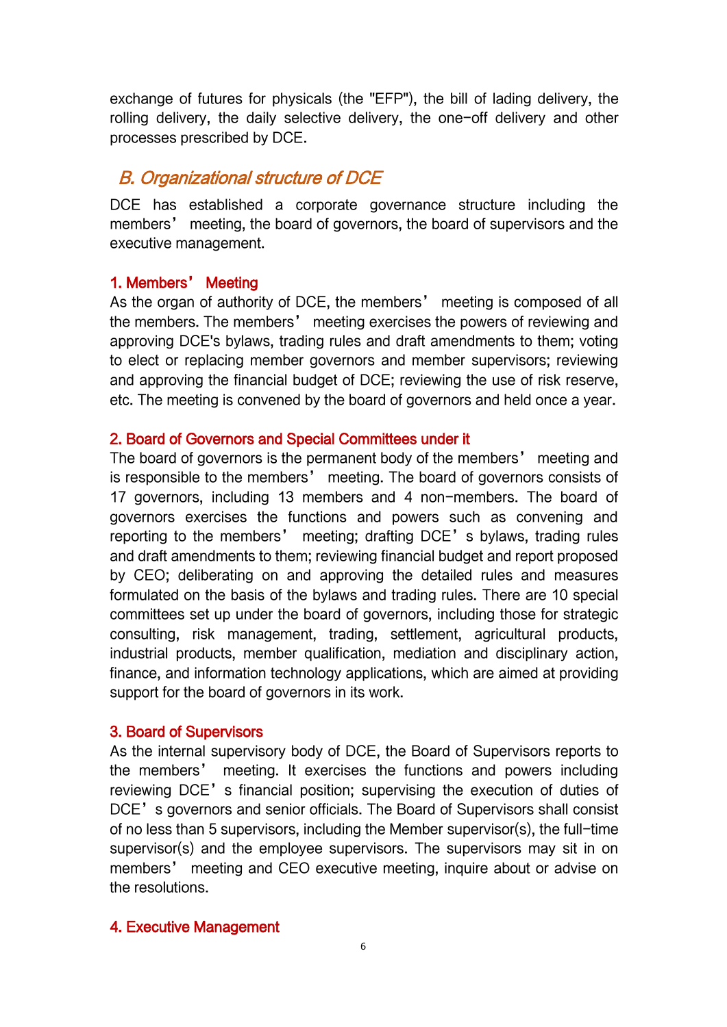exchange of futures for physicals (the "EFP"), the bill of lading delivery, the rolling delivery, the daily selective delivery, the one-off delivery and other processes prescribed by DCE.

## *B. Organizational structure of DCE*

DCE has established a corporate governance structure including the members' meeting, the board of governors, the board of supervisors and the executive management.

### 1. Members' Meeting

As the organ of authority of DCE, the members' meeting is composed of all the members. The members' meeting exercises the powers of reviewing and approving DCE's bylaws, trading rules and draft amendments to them; voting to elect or replacing member governors and member supervisors; reviewing and approving the financial budget of DCE; reviewing the use of risk reserve, etc. The meeting is convened by the board of governors and held once a year.

### 2. Board of Governors and Special Committees under it

The board of governors is the permanent body of the members' meeting and is responsible to the members' meeting. The board of governors consists of 17 governors, including 13 members and 4 non-members. The board of governors exercises the functions and powers such as convening and reporting to the members' meeting; drafting DCE's bylaws, trading rules and draft amendments to them; reviewing financial budget and report proposed by CEO; deliberating on and approving the detailed rules and measures formulated on the basis of the bylaws and trading rules. There are 10 special committees set up under the board of governors, including those for strategic consulting, risk management, trading, settlement, agricultural products, industrial products, member qualification, mediation and disciplinary action, finance, and information technology applications, which are aimed at providing support for the board of governors in its work.

### 3. Board of Supervisors

As the internal supervisory body of DCE, the Board of Supervisors reports to the members' meeting. It exercises the functions and powers including reviewing DCE's financial position; supervising the execution of duties of DCE's governors and senior officials. The Board of Supervisors shall consist of no less than 5 supervisors, including the Member supervisor(s), the full-time supervisor(s) and the employee supervisors. The supervisors may sit in on members' meeting and CEO executive meeting, inquire about or advise on the resolutions.

### 4. Executive Management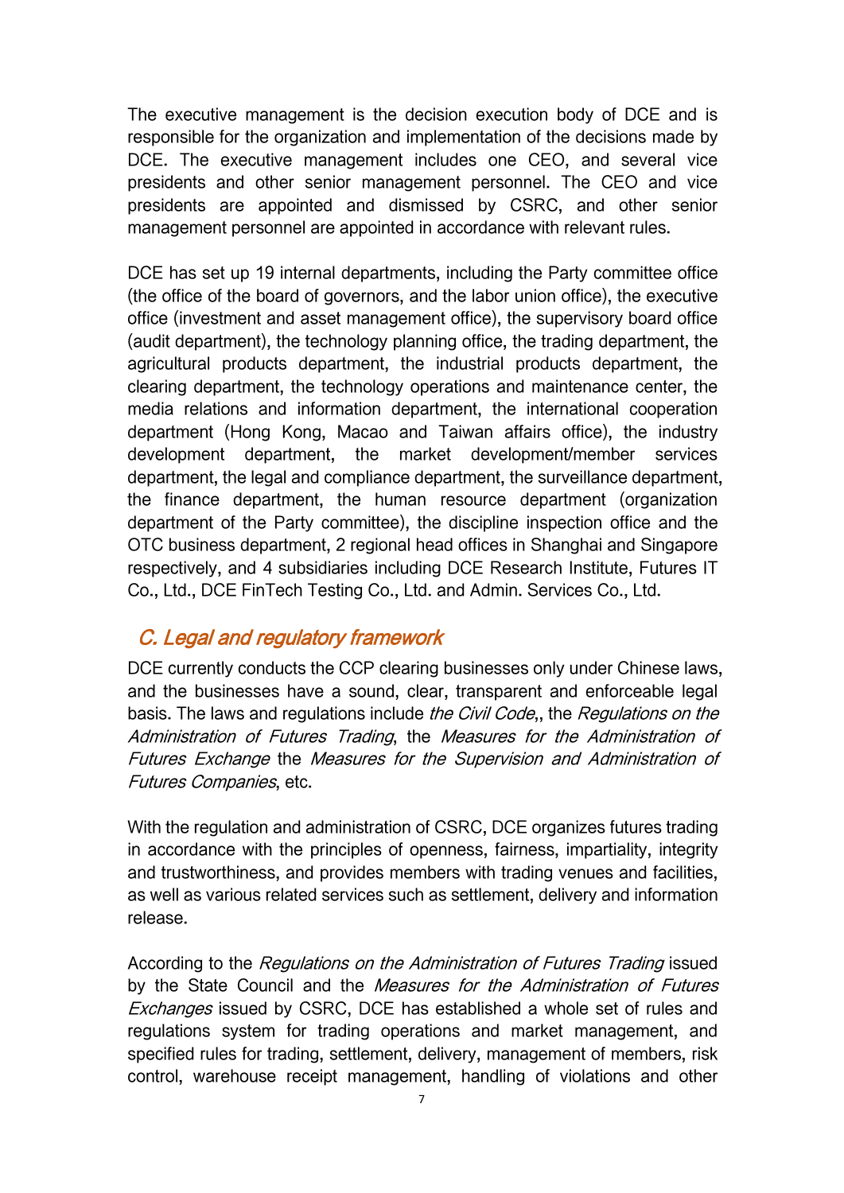The executive management is the decision execution body of DCE and is responsible for the organization and implementation of the decisions made by DCE. The executive management includes one CEO, and several vice presidents and other senior management personnel. The CEO and vice presidents are appointed and dismissed by CSRC, and other senior management personnel are appointed in accordance with relevant rules.

DCE has set up 19 internal departments, including the Party committee office (the office of the board of governors, and the labor union office), the executive office (investment and asset management office), the supervisory board office (audit department), the technology planning office, the trading department, the agricultural products department, the industrial products department, the clearing department, the technology operations and maintenance center, the media relations and information department, the international cooperation department (Hong Kong, Macao and Taiwan affairs office), the industry development department, the market development/member services department, the legal and compliance department, the surveillance department, the finance department, the human resource department (organization department of the Party committee), the discipline inspection office and the OTC business department, 2 regional head offices in Shanghai and Singapore respectively, and 4 subsidiaries including DCE Research Institute, Futures IT Co., Ltd., DCE FinTech Testing Co., Ltd. and Admin. Services Co., Ltd.

## C. Legal and regulatory framework

DCE currently conducts the CCP clearing businesses only under Chinese laws, and the businesses have a sound, clear, transparent and enforceable legal basis. The laws and regulations include *the Civil Code*,, the *Regulations on the Administration of Futures Trading*, the *Measures for the Administration of Futures Exchange* the *Measures for the Supervision and Administration of Futures Companies*, etc.

With the regulation and administration of CSRC, DCE organizes futures trading in accordance with the principles of openness, fairness, impartiality, integrity and trustworthiness, and provides members with trading venues and facilities, as well as various related services such as settlement, delivery and information release.

According to the *Regulations on the Administration of Futures Trading* issued by the State Council and the *Measures for the Administration of Futures Exchanges* issued by CSRC, DCE has established a whole set of rules and regulations system for trading operations and market management, and specified rules for trading, settlement, delivery, management of members, risk control, warehouse receipt management, handling of violations and other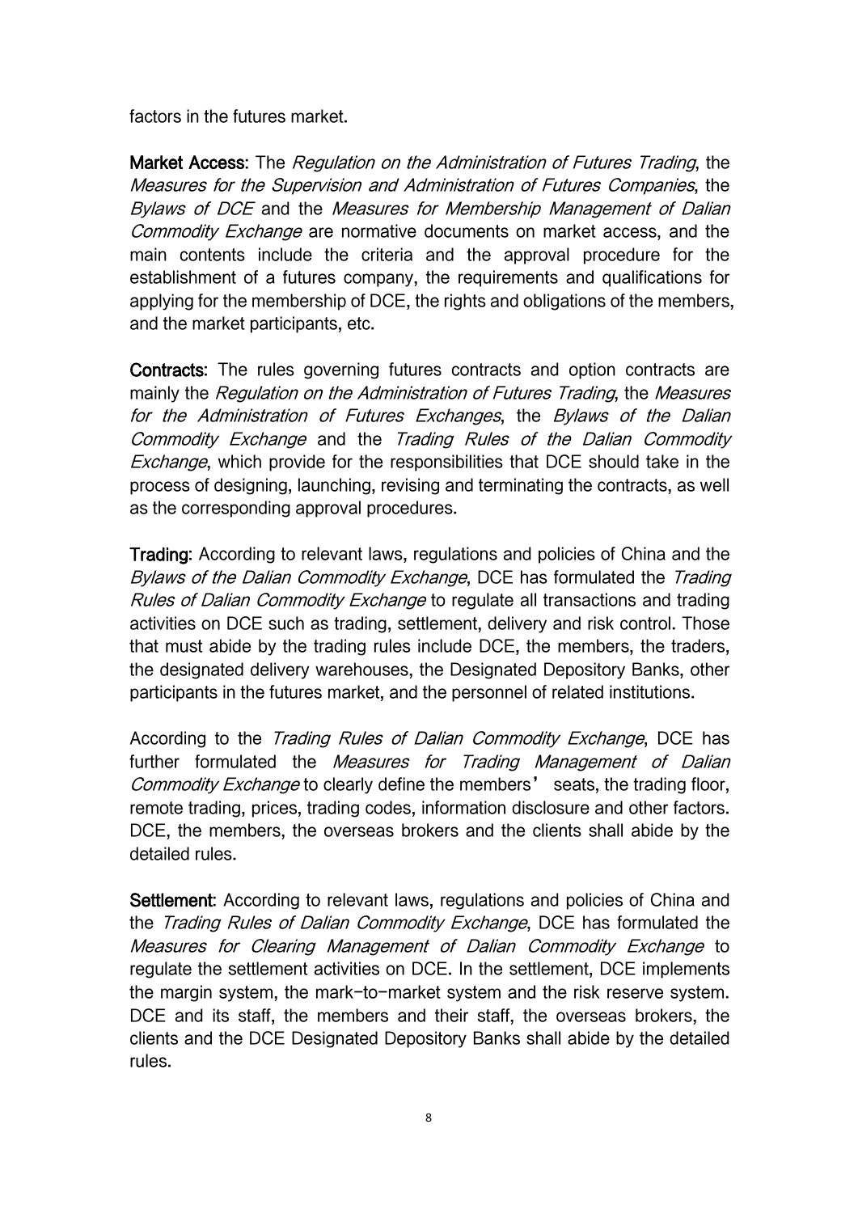factors in the futures market.

**Market Access**: The *Regulation on the Administration of Futures Trading*, the *Measures for the Supervision and Administration of Futures Companies*, the *Bylaws of DCE* and the *Measures for Membership Management of Dalian Commodity Exchange* are normative documents on market access, and the main contents include the criteria and the approval procedure for the establishment of a futures company, the requirements and qualifications for applying for the membership of DCE, the rights and obligations of the members, and the market participants, etc.

**Contracts**: The rules governing futures contracts and option contracts are mainly the *Regulation on the Administration of Futures Trading*, the *Measures for the Administration of Futures Exchanges*, the *Bylaws of the Dalian Commodity Exchange* and the *Trading Rules of the Dalian Commodity Exchange*, which provide for the responsibilities that DCE should take in the process of designing, launching, revising and terminating the contracts, as well as the corresponding approval procedures.

**Trading**: According to relevant laws, regulations and policies of China and the *Bylaws of the Dalian Commodity Exchange*, DCE has formulated the *Trading Rules of Dalian Commodity Exchange* to regulate all transactions and trading activities on DCE such as trading, settlement, delivery and risk control. Those that must abide by the trading rules include DCE, the members, the traders, the designated delivery warehouses, the Designated Depository Banks, other participants in the futures market, and the personnel of related institutions.

According to the *Trading Rules of Dalian Commodity Exchange*, DCE has further formulated the *Measures for Trading Management of Dalian Commodity Exchange* to clearly define the members’ seats, the trading floor, remote trading, prices, trading codes, information disclosure and other factors. DCE, the members, the overseas brokers and the clients shall abide by the detailed rules.

**Settlement**: According to relevant laws, regulations and policies of China and the *Trading Rules of Dalian Commodity Exchange*, DCE has formulated the *Measures for Clearing Management of Dalian Commodity Exchange* to regulate the settlement activities on DCE. In the settlement, DCE implements the margin system, the mark-to-market system and the risk reserve system. DCE and its staff, the members and their staff, the overseas brokers, the clients and the DCE Designated Depository Banks shall abide by the detailed rules.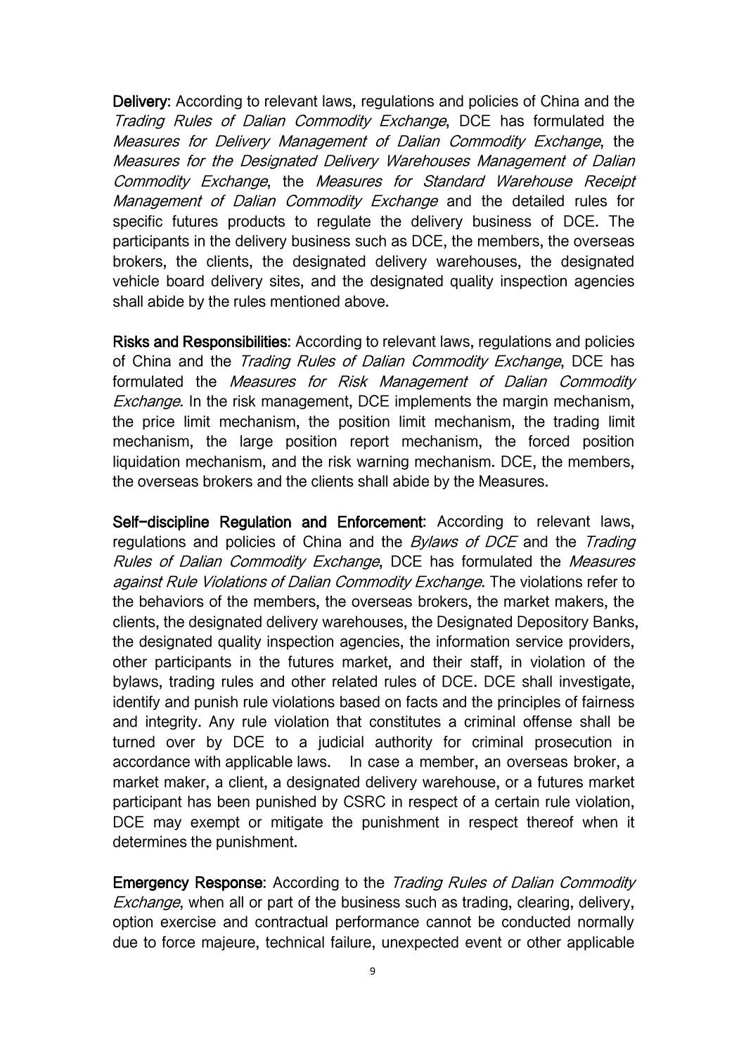**Delivery**: According to relevant laws, regulations and policies of China and the *Trading Rules of Dalian Commodity Exchange*, DCE has formulated the *Measures for Delivery Management of Dalian Commodity Exchange*, the *Measures for the Designated Delivery Warehouses Management of Dalian Commodity Exchange*, the *Measures for Standard Warehouse Receipt Management of Dalian Commodity Exchange* and the detailed rules for specific futures products to regulate the delivery business of DCE. The participants in the delivery business such as DCE, the members, the overseas brokers, the clients, the designated delivery warehouses, the designated vehicle board delivery sites, and the designated quality inspection agencies shall abide by the rules mentioned above.

**Risks and Responsibilities**: According to relevant laws, regulations and policies of China and the *Trading Rules of Dalian Commodity Exchange*, DCE has formulated the *Measures for Risk Management of Dalian Commodity Exchange*. In the risk management, DCE implements the margin mechanism, the price limit mechanism, the position limit mechanism, the trading limit mechanism, the large position report mechanism, the forced position liquidation mechanism, and the risk warning mechanism. DCE, the members, the overseas brokers and the clients shall abide by the Measures.

**Self-discipline Regulation and Enforcement**: According to relevant laws, regulations and policies of China and the *Bylaws of DCE* and the *Trading Rules of Dalian Commodity Exchange*, DCE has formulated the *Measures against Rule Violations of Dalian Commodity Exchange*. The violations refer to the behaviors of the members, the overseas brokers, the market makers, the clients, the designated delivery warehouses, the Designated Depository Banks, the designated quality inspection agencies, the information service providers, other participants in the futures market, and their staff, in violation of the bylaws, trading rules and other related rules of DCE. DCE shall investigate, identify and punish rule violations based on facts and the principles of fairness and integrity. Any rule violation that constitutes a criminal offense shall be turned over by DCE to a judicial authority for criminal prosecution in accordance with applicable laws. In case a member, an overseas broker, a market maker, a client, a designated delivery warehouse, or a futures market participant has been punished by CSRC in respect of a certain rule violation, DCE may exempt or mitigate the punishment in respect thereof when it determines the punishment.

**Emergency Response**: According to the *Trading Rules of Dalian Commodity Exchange*, when all or part of the business such as trading, clearing, delivery, option exercise and contractual performance cannot be conducted normally due to force majeure, technical failure, unexpected event or other applicable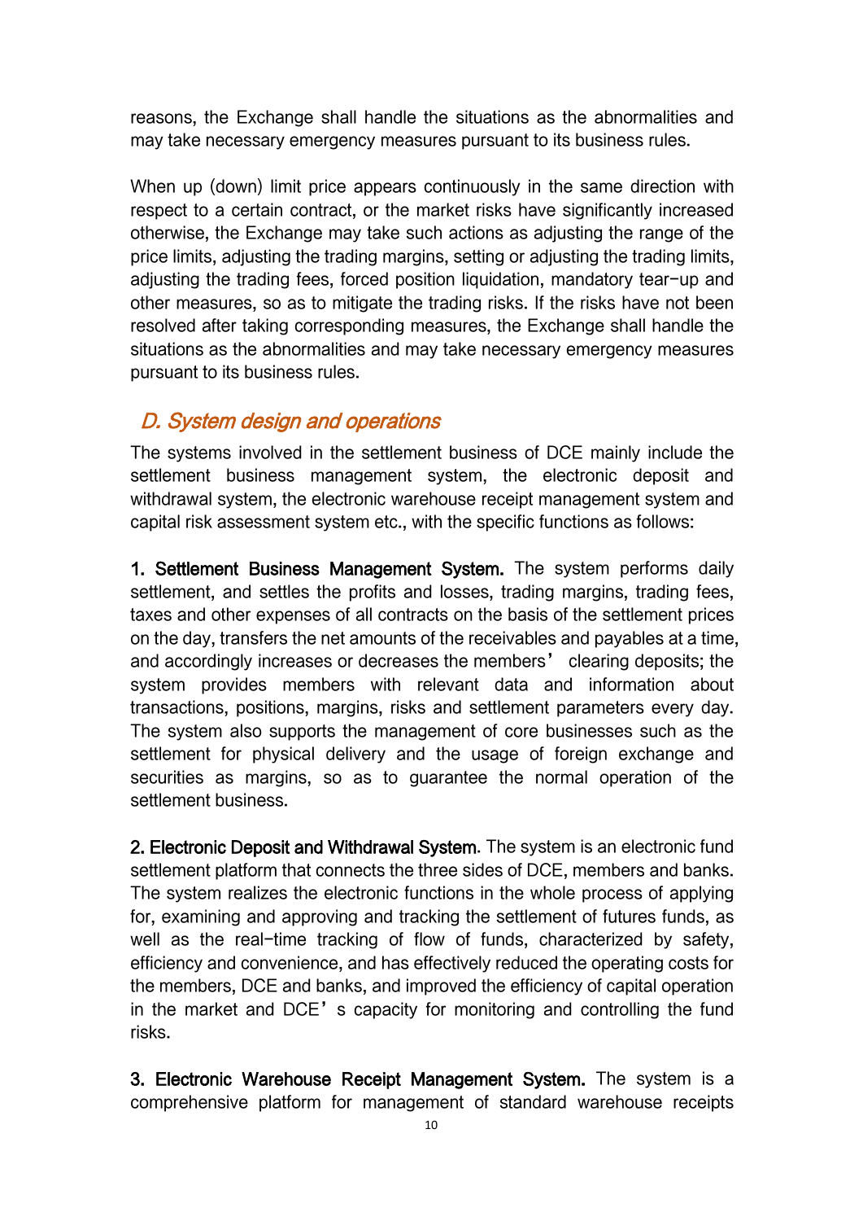reasons, the Exchange shall handle the situations as the abnormalities and may take necessary emergency measures pursuant to its business rules.

When up (down) limit price appears continuously in the same direction with respect to a certain contract, or the market risks have significantly increased otherwise, the Exchange may take such actions as adjusting the range of the price limits, adjusting the trading margins, setting or adjusting the trading limits, adjusting the trading fees, forced position liquidation, mandatory tear-up and other measures, so as to mitigate the trading risks. If the risks have not been resolved after taking corresponding measures, the Exchange shall handle the situations as the abnormalities and may take necessary emergency measures pursuant to its business rules.

### *D. System design and operations*

The systems involved in the settlement business of DCE mainly include the settlement business management system, the electronic deposit and withdrawal system, the electronic warehouse receipt management system and capital risk assessment system etc., with the specific functions as follows:

**1. Settlement Business Management System.** The system performs daily settlement, and settles the profits and losses, trading margins, trading fees, taxes and other expenses of all contracts on the basis of the settlement prices on the day, transfers the net amounts of the receivables and payables at a time, and accordingly increases or decreases the members' clearing deposits; the system provides members with relevant data and information about transactions, positions, margins, risks and settlement parameters every day. The system also supports the management of core businesses such as the settlement for physical delivery and the usage of foreign exchange and securities as margins, so as to guarantee the normal operation of the settlement business.

**2. Electronic Deposit and Withdrawal System.** The system is an electronic fund settlement platform that connects the three sides of DCE, members and banks. The system realizes the electronic functions in the whole process of applying for, examining and approving and tracking the settlement of futures funds, as well as the real-time tracking of flow of funds, characterized by safety, efficiency and convenience, and has effectively reduced the operating costs for the members, DCE and banks, and improved the efficiency of capital operation in the market and DCE's capacity for monitoring and controlling the fund risks.

**3. Electronic Warehouse Receipt Management System.** The system is a comprehensive platform for management of standard warehouse receipts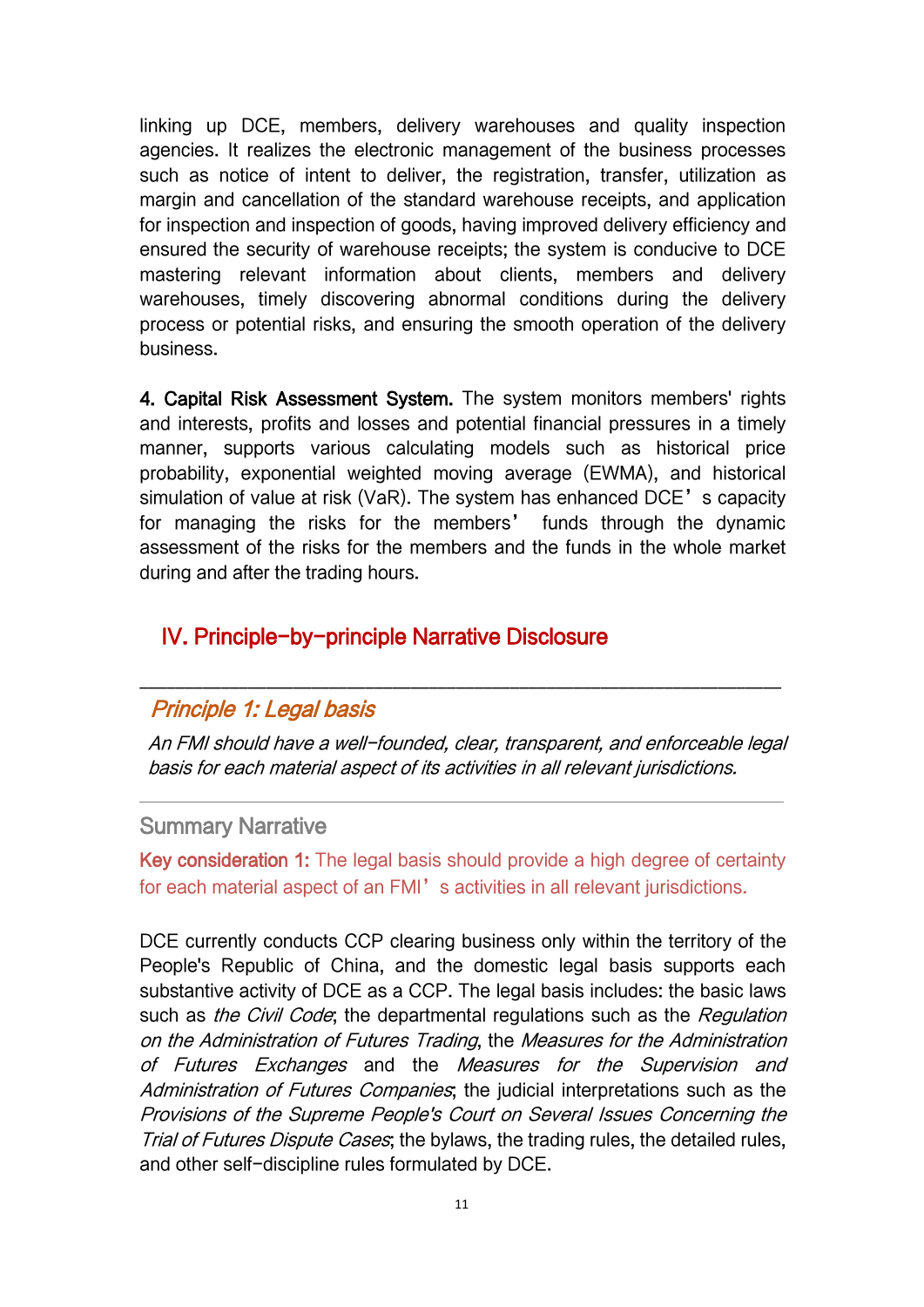linking up DCE, members, delivery warehouses and quality inspection agencies. It realizes the electronic management of the business processes such as notice of intent to deliver, the registration, transfer, utilization as margin and cancellation of the standard warehouse receipts, and application for inspection and inspection of goods, having improved delivery efficiency and ensured the security of warehouse receipts; the system is conducive to DCE mastering relevant information about clients, members and delivery warehouses, timely discovering abnormal conditions during the delivery process or potential risks, and ensuring the smooth operation of the delivery business.

**4. Capital Risk Assessment System.** The system monitors members' rights and interests, profits and losses and potential financial pressures in a timely manner, supports various calculating models such as historical price probability, exponential weighted moving average (EWMA), and historical simulation of value at risk (VaR). The system has enhanced DCE's capacity for managing the risks for the members' funds through the dynamic assessment of the risks for the members and the funds in the whole market during and after the trading hours.

## IV. Principle-by-principle Narrative Disclosure

---

### *Principle 1: Legal basis*

*An FMI should have a well-founded, clear, transparent, and enforceable legal basis for each material aspect of its activities in all relevant jurisdictions.*

---

#### Summary Narrative

**Key consideration 1:** The legal basis should provide a high degree of certainty for each material aspect of an FMI's activities in all relevant jurisdictions.

DCE currently conducts CCP clearing business only within the territory of the People's Republic of China, and the domestic legal basis supports each substantive activity of DCE as a CCP. The legal basis includes: the basic laws such as *the Civil Code*; the departmental regulations such as the *Regulation on the Administration of Futures Trading*, the *Measures for the Administration of Futures Exchanges* and the *Measures for the Supervision and Administration of Futures Companies*; the judicial interpretations such as the *Provisions of the Supreme People's Court on Several Issues Concerning the Trial of Futures Dispute Cases*; the bylaws, the trading rules, the detailed rules, and other self-discipline rules formulated by DCE.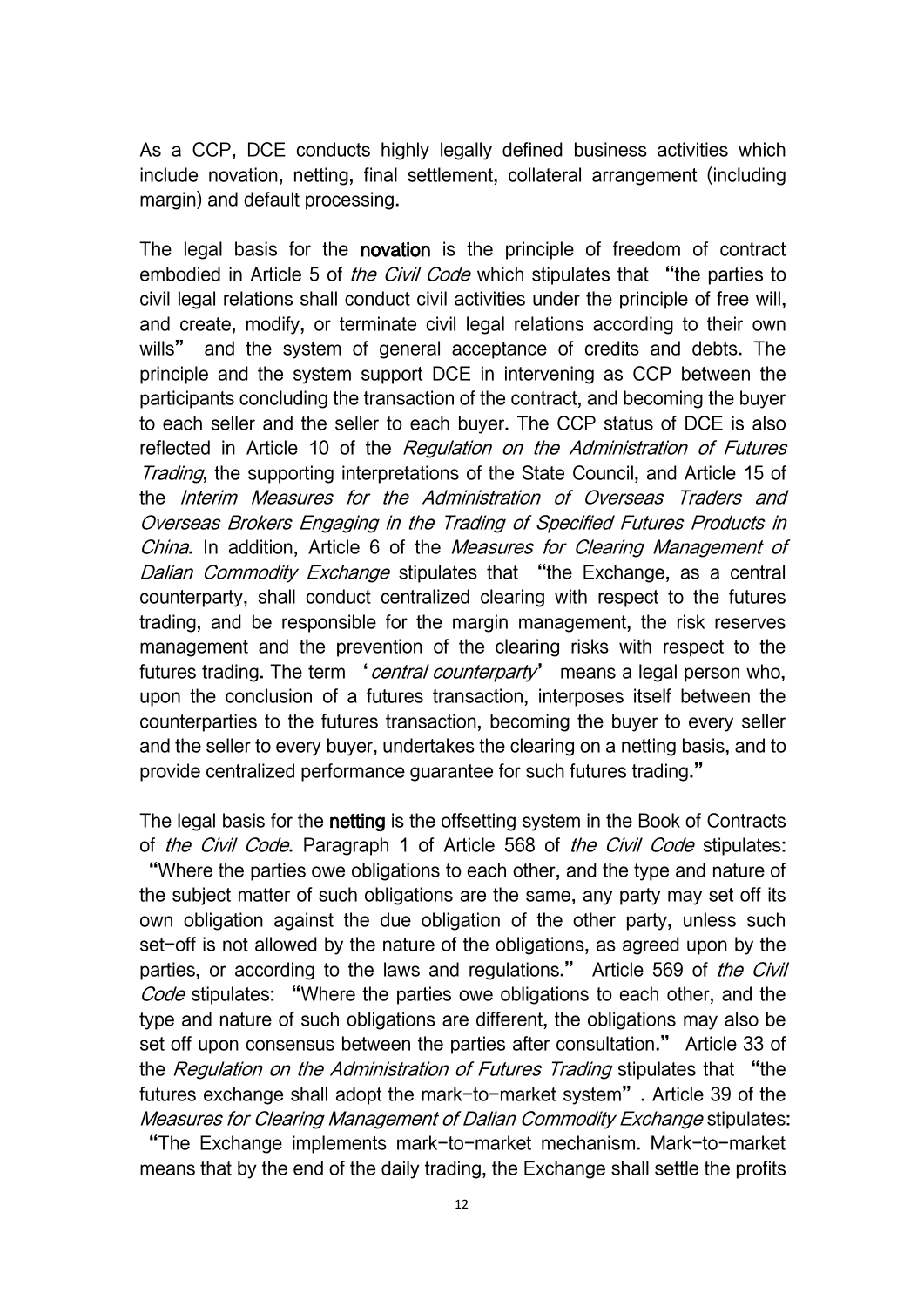As a CCP, DCE conducts highly legally defined business activities which include novation, netting, final settlement, collateral arrangement (including margin) and default processing.

The legal basis for the **novation** is the principle of freedom of contract embodied in Article 5 of *the Civil Code* which stipulates that "the parties to civil legal relations shall conduct civil activities under the principle of free will, and create, modify, or terminate civil legal relations according to their own wills" and the system of general acceptance of credits and debts. The principle and the system support DCE in intervening as CCP between the participants concluding the transaction of the contract, and becoming the buyer to each seller and the seller to each buyer. The CCP status of DCE is also reflected in Article 10 of the *Regulation on the Administration of Futures Trading*, the supporting interpretations of the State Council, and Article 15 of the *Interim Measures for the Administration of Overseas Traders and Overseas Brokers Engaging in the Trading of Specified Futures Products in China*. In addition, Article 6 of the *Measures for Clearing Management of Dalian Commodity Exchange* stipulates that "the Exchange, as a central counterparty, shall conduct centralized clearing with respect to the futures trading, and be responsible for the margin management, the risk reserves management and the prevention of the clearing risks with respect to the futures trading. The term '*central counterparty*' means a legal person who, upon the conclusion of a futures transaction, interposes itself between the counterparties to the futures transaction, becoming the buyer to every seller and the seller to every buyer, undertakes the clearing on a netting basis, and to provide centralized performance guarantee for such futures trading."

The legal basis for the **netting** is the offsetting system in the Book of Contracts of *the Civil Code*. Paragraph 1 of Article 568 of *the Civil Code* stipulates: "Where the parties owe obligations to each other, and the type and nature of the subject matter of such obligations are the same, any party may set off its own obligation against the due obligation of the other party, unless such set-off is not allowed by the nature of the obligations, as agreed upon by the parties, or according to the laws and regulations." Article 569 of *the Civil Code* stipulates: "Where the parties owe obligations to each other, and the type and nature of such obligations are different, the obligations may also be set off upon consensus between the parties after consultation." Article 33 of the *Regulation on the Administration of Futures Trading* stipulates that "the futures exchange shall adopt the mark-to-market system". Article 39 of the *Measures for Clearing Management of Dalian Commodity Exchange* stipulates: "The Exchange implements mark-to-market mechanism. Mark-to-market means that by the end of the daily trading, the Exchange shall settle the profits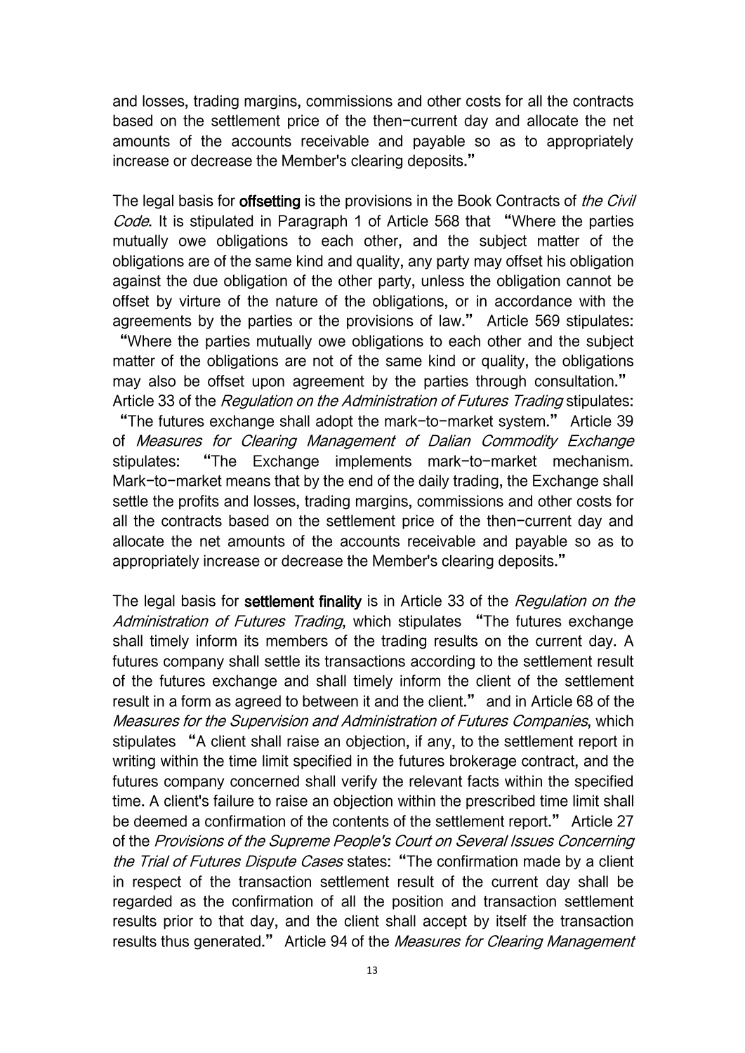and losses, trading margins, commissions and other costs for all the contracts based on the settlement price of the then-current day and allocate the net amounts of the accounts receivable and payable so as to appropriately increase or decrease the Member's clearing deposits."

The legal basis for **offsetting** is the provisions in the Book Contracts of *the Civil Code*. It is stipulated in Paragraph 1 of Article 568 that "Where the parties mutually owe obligations to each other, and the subject matter of the obligations are of the same kind and quality, any party may offset his obligation against the due obligation of the other party, unless the obligation cannot be offset by virture of the nature of the obligations, or in accordance with the agreements by the parties or the provisions of law." Article 569 stipulates: "Where the parties mutually owe obligations to each other and the subject matter of the obligations are not of the same kind or quality, the obligations may also be offset upon agreement by the parties through consultation." Article 33 of the *Regulation on the Administration of Futures Trading* stipulates: "The futures exchange shall adopt the mark-to-market system." Article 39 of *Measures for Clearing Management of Dalian Commodity Exchange* stipulates: "The Exchange implements mark-to-market mechanism. Mark-to-market means that by the end of the daily trading, the Exchange shall settle the profits and losses, trading margins, commissions and other costs for all the contracts based on the settlement price of the then-current day and allocate the net amounts of the accounts receivable and payable so as to appropriately increase or decrease the Member's clearing deposits."

The legal basis for **settlement finality** is in Article 33 of the *Regulation on the Administration of Futures Trading*, which stipulates "The futures exchange shall timely inform its members of the trading results on the current day. A futures company shall settle its transactions according to the settlement result of the futures exchange and shall timely inform the client of the settlement result in a form as agreed to between it and the client." and in Article 68 of the *Measures for the Supervision and Administration of Futures Companies*, which stipulates "A client shall raise an objection, if any, to the settlement report in writing within the time limit specified in the futures brokerage contract, and the futures company concerned shall verify the relevant facts within the specified time. A client's failure to raise an objection within the prescribed time limit shall be deemed a confirmation of the contents of the settlement report." Article 27 of the *Provisions of the Supreme People's Court on Several Issues Concerning the Trial of Futures Dispute Cases* states: "The confirmation made by a client in respect of the transaction settlement result of the current day shall be regarded as the confirmation of all the position and transaction settlement results prior to that day, and the client shall accept by itself the transaction results thus generated." Article 94 of the *Measures for Clearing Management*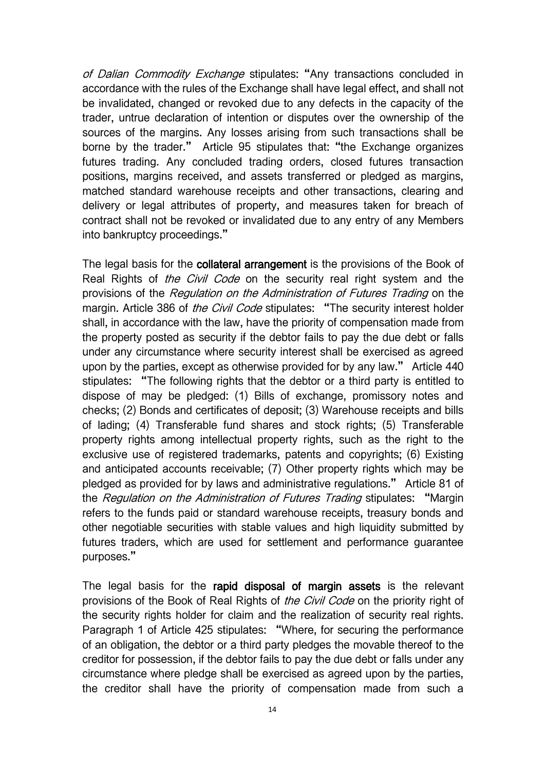*of Dalian Commodity Exchange* stipulates: "Any transactions concluded in accordance with the rules of the Exchange shall have legal effect, and shall not be invalidated, changed or revoked due to any defects in the capacity of the trader, untrue declaration of intention or disputes over the ownership of the sources of the margins. Any losses arising from such transactions shall be borne by the trader." Article 95 stipulates that: "the Exchange organizes futures trading. Any concluded trading orders, closed futures transaction positions, margins received, and assets transferred or pledged as margins, matched standard warehouse receipts and other transactions, clearing and delivery or legal attributes of property, and measures taken for breach of contract shall not be revoked or invalidated due to any entry of any Members into bankruptcy proceedings."

The legal basis for the **collateral arrangement** is the provisions of the Book of Real Rights of *the Civil Code* on the security real right system and the provisions of the *Regulation on the Administration of Futures Trading* on the margin. Article 386 of *the Civil Code* stipulates: "The security interest holder shall, in accordance with the law, have the priority of compensation made from the property posted as security if the debtor fails to pay the due debt or falls under any circumstance where security interest shall be exercised as agreed upon by the parties, except as otherwise provided for by any law." Article 440 stipulates: "The following rights that the debtor or a third party is entitled to dispose of may be pledged: (1) Bills of exchange, promissory notes and checks; (2) Bonds and certificates of deposit; (3) Warehouse receipts and bills of lading; (4) Transferable fund shares and stock rights; (5) Transferable property rights among intellectual property rights, such as the right to the exclusive use of registered trademarks, patents and copyrights; (6) Existing and anticipated accounts receivable; (7) Other property rights which may be pledged as provided for by laws and administrative regulations." Article 81 of the *Regulation on the Administration of Futures Trading* stipulates: "Margin refers to the funds paid or standard warehouse receipts, treasury bonds and other negotiable securities with stable values and high liquidity submitted by futures traders, which are used for settlement and performance guarantee purposes."

The legal basis for the **rapid disposal of margin assets** is the relevant provisions of the Book of Real Rights of *the Civil Code* on the priority right of the security rights holder for claim and the realization of security real rights. Paragraph 1 of Article 425 stipulates: "Where, for securing the performance of an obligation, the debtor or a third party pledges the movable thereof to the creditor for possession, if the debtor fails to pay the due debt or falls under any circumstance where pledge shall be exercised as agreed upon by the parties, the creditor shall have the priority of compensation made from such a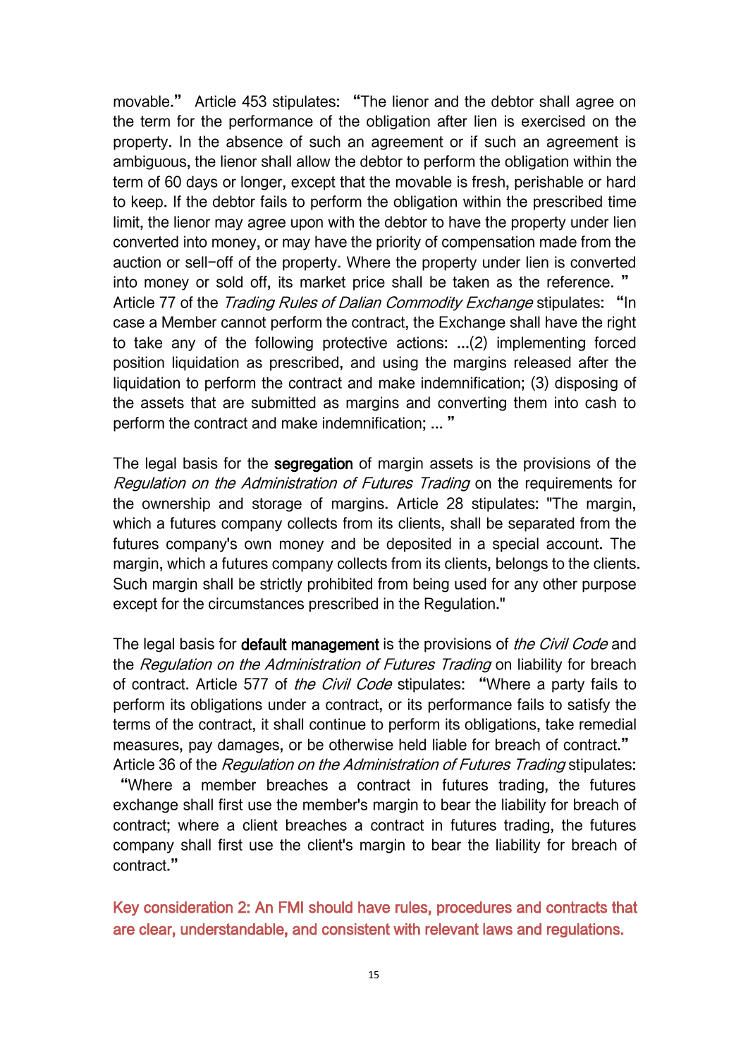movable." Article 453 stipulates: "The lienor and the debtor shall agree on the term for the performance of the obligation after lien is exercised on the property. In the absence of such an agreement or if such an agreement is ambiguous, the lienor shall allow the debtor to perform the obligation within the term of 60 days or longer, except that the movable is fresh, perishable or hard to keep. If the debtor fails to perform the obligation within the prescribed time limit, the lienor may agree upon with the debtor to have the property under lien converted into money, or may have the priority of compensation made from the auction or sell-off of the property. Where the property under lien is converted into money or sold off, its market price shall be taken as the reference. " Article 77 of the *Trading Rules of Dalian Commodity Exchange* stipulates: "In case a Member cannot perform the contract, the Exchange shall have the right to take any of the following protective actions: ...(2) implementing forced position liquidation as prescribed, and using the margins released after the liquidation to perform the contract and make indemnification; (3) disposing of the assets that are submitted as margins and converting them into cash to perform the contract and make indemnification; ... "

The legal basis for the **segregation** of margin assets is the provisions of the *Regulation on the Administration of Futures Trading* on the requirements for the ownership and storage of margins. Article 28 stipulates: "The margin, which a futures company collects from its clients, shall be separated from the futures company's own money and be deposited in a special account. The margin, which a futures company collects from its clients, belongs to the clients. Such margin shall be strictly prohibited from being used for any other purpose except for the circumstances prescribed in the Regulation."

The legal basis for **default management** is the provisions of *the Civil Code* and the *Regulation on the Administration of Futures Trading* on liability for breach of contract. Article 577 of *the Civil Code* stipulates: "Where a party fails to perform its obligations under a contract, or its performance fails to satisfy the terms of the contract, it shall continue to perform its obligations, take remedial measures, pay damages, or be otherwise held liable for breach of contract." Article 36 of the *Regulation on the Administration of Futures Trading* stipulates: "Where a member breaches a contract in futures trading, the futures exchange shall first use the member's margin to bear the liability for breach of contract; where a client breaches a contract in futures trading, the futures company shall first use the client's margin to bear the liability for breach of contract."

Key consideration 2: An FMI should have rules, procedures and contracts that are clear, understandable, and consistent with relevant laws and regulations.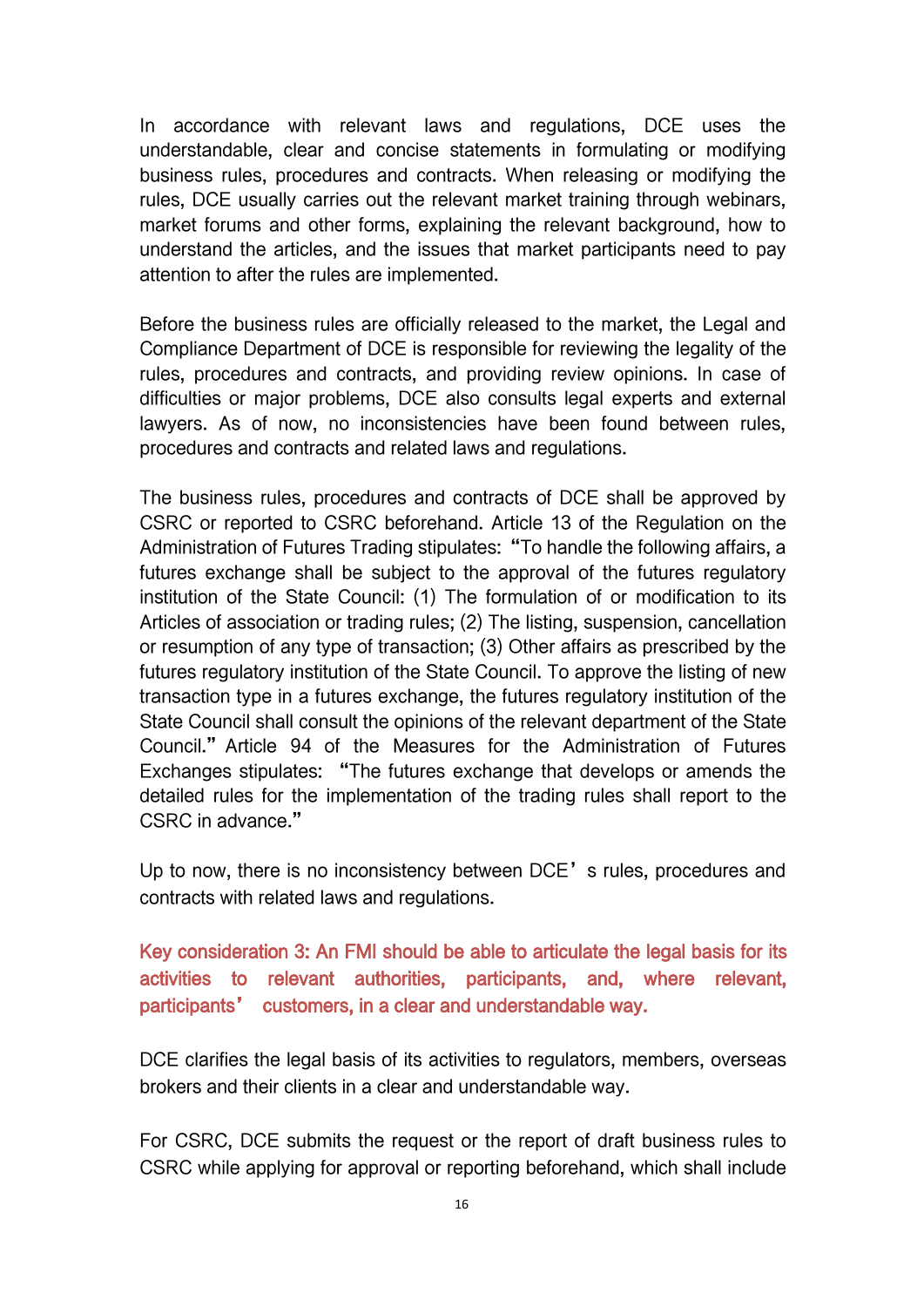In accordance with relevant laws and regulations, DCE uses the understandable, clear and concise statements in formulating or modifying business rules, procedures and contracts. When releasing or modifying the rules, DCE usually carries out the relevant market training through webinars, market forums and other forms, explaining the relevant background, how to understand the articles, and the issues that market participants need to pay attention to after the rules are implemented.

Before the business rules are officially released to the market, the Legal and Compliance Department of DCE is responsible for reviewing the legality of the rules, procedures and contracts, and providing review opinions. In case of difficulties or major problems, DCE also consults legal experts and external lawyers. As of now, no inconsistencies have been found between rules, procedures and contracts and related laws and regulations.

The business rules, procedures and contracts of DCE shall be approved by CSRC or reported to CSRC beforehand. Article 13 of the Regulation on the Administration of Futures Trading stipulates: "To handle the following affairs, a futures exchange shall be subject to the approval of the futures regulatory institution of the State Council: (1) The formulation of or modification to its Articles of association or trading rules; (2) The listing, suspension, cancellation or resumption of any type of transaction; (3) Other affairs as prescribed by the futures regulatory institution of the State Council. To approve the listing of new transaction type in a futures exchange, the futures regulatory institution of the State Council shall consult the opinions of the relevant department of the State Council." Article 94 of the Measures for the Administration of Futures Exchanges stipulates: "The futures exchange that develops or amends the detailed rules for the implementation of the trading rules shall report to the CSRC in advance."

Up to now, there is no inconsistency between DCE's rules, procedures and contracts with related laws and regulations.

### Key consideration 3: An FMI should be able to articulate the legal basis for its activities to relevant authorities, participants, and, where relevant, participants' customers, in a clear and understandable way.

DCE clarifies the legal basis of its activities to regulators, members, overseas brokers and their clients in a clear and understandable way.

For CSRC, DCE submits the request or the report of draft business rules to CSRC while applying for approval or reporting beforehand, which shall include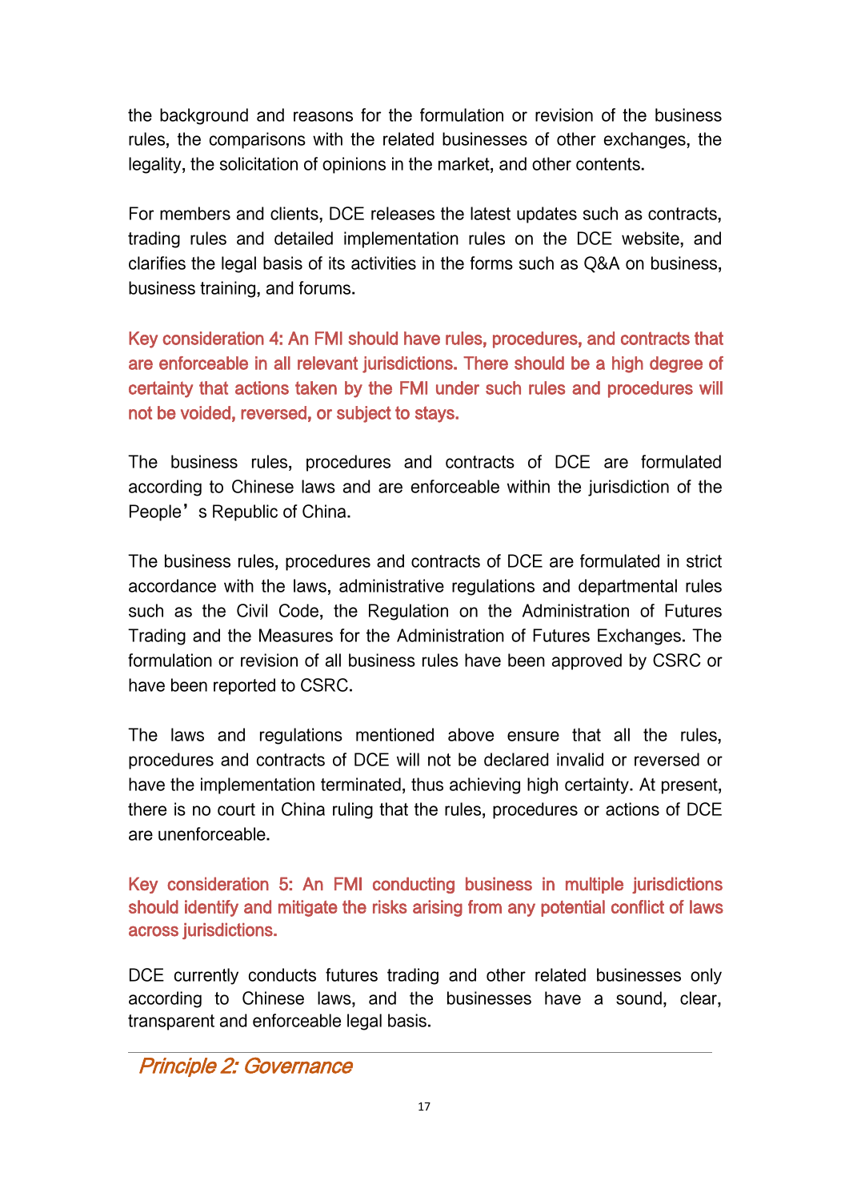the background and reasons for the formulation or revision of the business rules, the comparisons with the related businesses of other exchanges, the legality, the solicitation of opinions in the market, and other contents.

For members and clients, DCE releases the latest updates such as contracts, trading rules and detailed implementation rules on the DCE website, and clarifies the legal basis of its activities in the forms such as Q&A on business, business training, and forums.

**Key consideration 4: An FMI should have rules, procedures, and contracts that are enforceable in all relevant jurisdictions. There should be a high degree of certainty that actions taken by the FMI under such rules and procedures will not be voided, reversed, or subject to stays.**

The business rules, procedures and contracts of DCE are formulated according to Chinese laws and are enforceable within the jurisdiction of the People’s Republic of China.

The business rules, procedures and contracts of DCE are formulated in strict accordance with the laws, administrative regulations and departmental rules such as the Civil Code, the Regulation on the Administration of Futures Trading and the Measures for the Administration of Futures Exchanges. The formulation or revision of all business rules have been approved by CSRC or have been reported to CSRC.

The laws and regulations mentioned above ensure that all the rules, procedures and contracts of DCE will not be declared invalid or reversed or have the implementation terminated, thus achieving high certainty. At present, there is no court in China ruling that the rules, procedures or actions of DCE are unenforceable.

**Key consideration 5: An FMI conducting business in multiple jurisdictions should identify and mitigate the risks arising from any potential conflict of laws across jurisdictions.**

DCE currently conducts futures trading and other related businesses only according to Chinese laws, and the businesses have a sound, clear, transparent and enforceable legal basis.

## *Principle 2: Governance*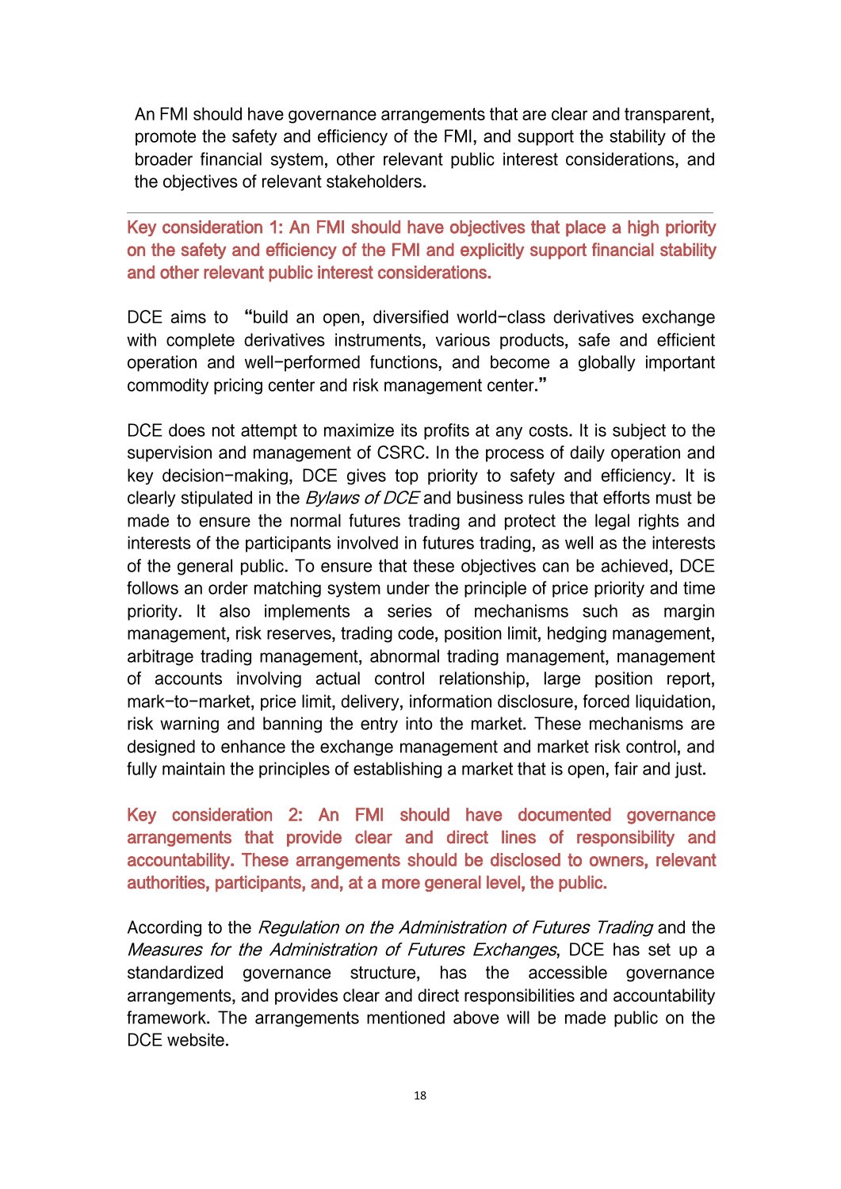An FMI should have governance arrangements that are clear and transparent, promote the safety and efficiency of the FMI, and support the stability of the broader financial system, other relevant public interest considerations, and the objectives of relevant stakeholders.

---

**Key consideration 1: An FMI should have objectives that place a high priority on the safety and efficiency of the FMI and explicitly support financial stability and other relevant public interest considerations.**

DCE aims to "build an open, diversified world-class derivatives exchange with complete derivatives instruments, various products, safe and efficient operation and well-performed functions, and become a globally important commodity pricing center and risk management center."

DCE does not attempt to maximize its profits at any costs. It is subject to the supervision and management of CSRC. In the process of daily operation and key decision-making, DCE gives top priority to safety and efficiency. It is clearly stipulated in the *Bylaws of DCE* and business rules that efforts must be made to ensure the normal futures trading and protect the legal rights and interests of the participants involved in futures trading, as well as the interests of the general public. To ensure that these objectives can be achieved, DCE follows an order matching system under the principle of price priority and time priority. It also implements a series of mechanisms such as margin management, risk reserves, trading code, position limit, hedging management, arbitrage trading management, abnormal trading management, management of accounts involving actual control relationship, large position report, mark-to-market, price limit, delivery, information disclosure, forced liquidation, risk warning and banning the entry into the market. These mechanisms are designed to enhance the exchange management and market risk control, and fully maintain the principles of establishing a market that is open, fair and just.

**Key consideration 2: An FMI should have documented governance arrangements that provide clear and direct lines of responsibility and accountability. These arrangements should be disclosed to owners, relevant authorities, participants, and, at a more general level, the public.**

According to the *Regulation on the Administration of Futures Trading* and the *Measures for the Administration of Futures Exchanges*, DCE has set up a standardized governance structure, has the accessible governance arrangements, and provides clear and direct responsibilities and accountability framework. The arrangements mentioned above will be made public on the DCE website.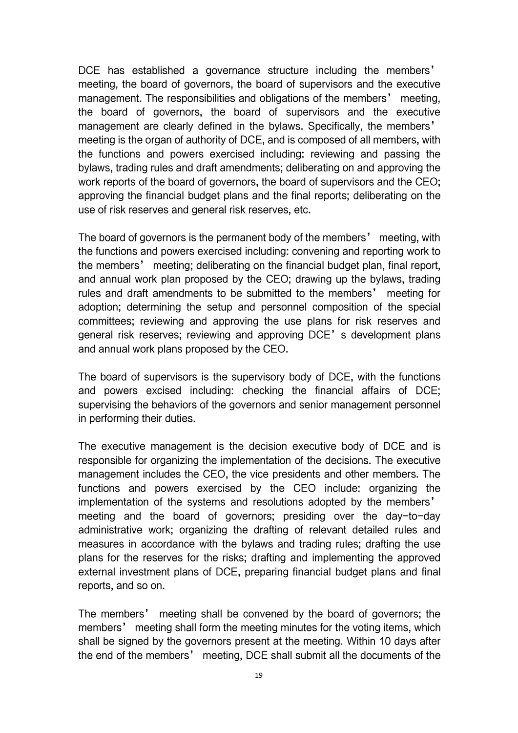DCE has established a governance structure including the members' meeting, the board of governors, the board of supervisors and the executive management. The responsibilities and obligations of the members' meeting, the board of governors, the board of supervisors and the executive management are clearly defined in the bylaws. Specifically, the members' meeting is the organ of authority of DCE, and is composed of all members, with the functions and powers exercised including: reviewing and passing the bylaws, trading rules and draft amendments; deliberating on and approving the work reports of the board of governors, the board of supervisors and the CEO; approving the financial budget plans and the final reports; deliberating on the use of risk reserves and general risk reserves, etc.

The board of governors is the permanent body of the members' meeting, with the functions and powers exercised including: convening and reporting work to the members' meeting; deliberating on the financial budget plan, final report, and annual work plan proposed by the CEO; drawing up the bylaws, trading rules and draft amendments to be submitted to the members' meeting for adoption; determining the setup and personnel composition of the special committees; reviewing and approving the use plans for risk reserves and general risk reserves; reviewing and approving DCE's development plans and annual work plans proposed by the CEO.

The board of supervisors is the supervisory body of DCE, with the functions and powers excised including: checking the financial affairs of DCE; supervising the behaviors of the governors and senior management personnel in performing their duties.

The executive management is the decision executive body of DCE and is responsible for organizing the implementation of the decisions. The executive management includes the CEO, the vice presidents and other members. The functions and powers exercised by the CEO include: organizing the implementation of the systems and resolutions adopted by the members' meeting and the board of governors; presiding over the day-to-day administrative work; organizing the drafting of relevant detailed rules and measures in accordance with the bylaws and trading rules; drafting the use plans for the reserves for the risks; drafting and implementing the approved external investment plans of DCE, preparing financial budget plans and final reports, and so on.

The members' meeting shall be convened by the board of governors; the members' meeting shall form the meeting minutes for the voting items, which shall be signed by the governors present at the meeting. Within 10 days after the end of the members' meeting, DCE shall submit all the documents of the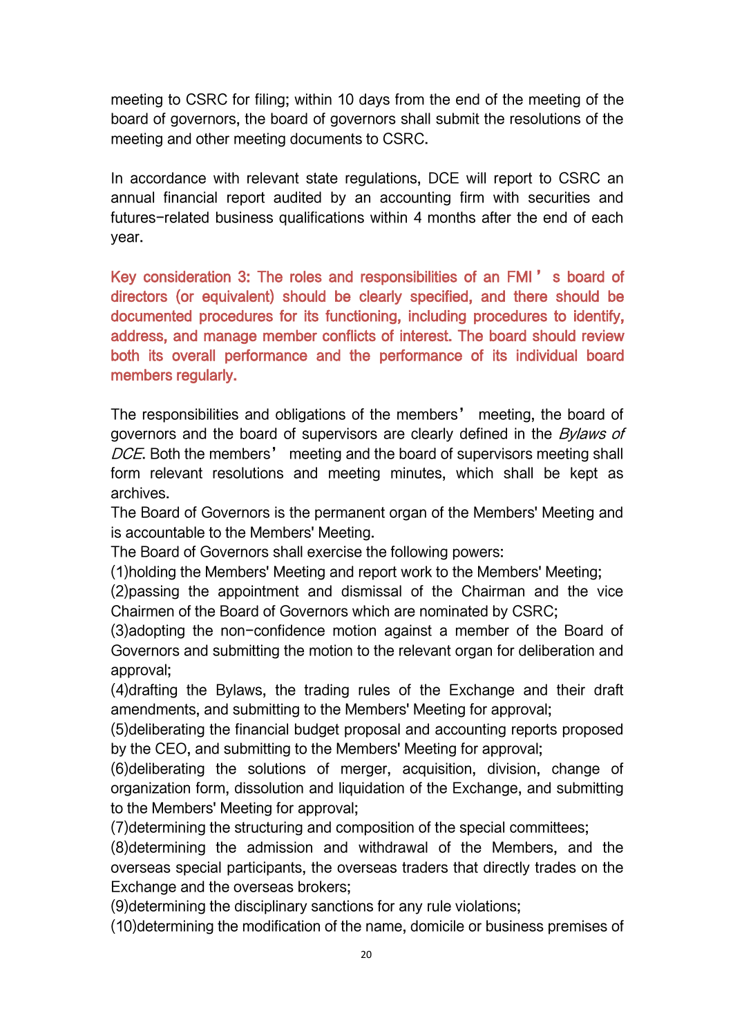meeting to CSRC for filing; within 10 days from the end of the meeting of the board of governors, the board of governors shall submit the resolutions of the meeting and other meeting documents to CSRC.

In accordance with relevant state regulations, DCE will report to CSRC an annual financial report audited by an accounting firm with securities and futures-related business qualifications within 4 months after the end of each year.

**Key consideration 3: The roles and responsibilities of an FMI's board of directors (or equivalent) should be clearly specified, and there should be documented procedures for its functioning, including procedures to identify, address, and manage member conflicts of interest. The board should review both its overall performance and the performance of its individual board members regularly.**

The responsibilities and obligations of the members' meeting, the board of governors and the board of supervisors are clearly defined in the *Bylaws of DCE*. Both the members' meeting and the board of supervisors meeting shall form relevant resolutions and meeting minutes, which shall be kept as archives.

The Board of Governors is the permanent organ of the Members' Meeting and is accountable to the Members' Meeting.

The Board of Governors shall exercise the following powers:

(1)holding the Members' Meeting and report work to the Members' Meeting;

(2)passing the appointment and dismissal of the Chairman and the vice Chairmen of the Board of Governors which are nominated by CSRC;

(3)adopting the non-confidence motion against a member of the Board of Governors and submitting the motion to the relevant organ for deliberation and approval;

(4)drafting the Bylaws, the trading rules of the Exchange and their draft amendments, and submitting to the Members' Meeting for approval;

(5)deliberating the financial budget proposal and accounting reports proposed by the CEO, and submitting to the Members' Meeting for approval;

(6)deliberating the solutions of merger, acquisition, division, change of organization form, dissolution and liquidation of the Exchange, and submitting to the Members' Meeting for approval;

(7)determining the structuring and composition of the special committees;

(8)determining the admission and withdrawal of the Members, and the overseas special participants, the overseas traders that directly trades on the Exchange and the overseas brokers;

(9)determining the disciplinary sanctions for any rule violations;

(10)determining the modification of the name, domicile or business premises of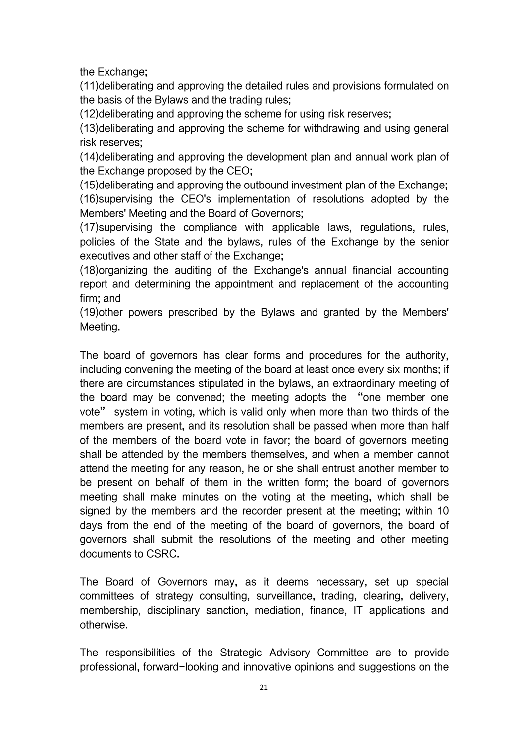the Exchange;

(11)deliberating and approving the detailed rules and provisions formulated on the basis of the Bylaws and the trading rules;

(12)deliberating and approving the scheme for using risk reserves;

(13)deliberating and approving the scheme for withdrawing and using general risk reserves;

(14)deliberating and approving the development plan and annual work plan of the Exchange proposed by the CEO;

(15)deliberating and approving the outbound investment plan of the Exchange;

(16)supervising the CEO's implementation of resolutions adopted by the Members' Meeting and the Board of Governors;

(17)supervising the compliance with applicable laws, regulations, rules, policies of the State and the bylaws, rules of the Exchange by the senior executives and other staff of the Exchange;

(18)organizing the auditing of the Exchange's annual financial accounting report and determining the appointment and replacement of the accounting firm; and

(19)other powers prescribed by the Bylaws and granted by the Members' Meeting.

The board of governors has clear forms and procedures for the authority, including convening the meeting of the board at least once every six months; if there are circumstances stipulated in the bylaws, an extraordinary meeting of the board may be convened; the meeting adopts the "one member one vote" system in voting, which is valid only when more than two thirds of the members are present, and its resolution shall be passed when more than half of the members of the board vote in favor; the board of governors meeting shall be attended by the members themselves, and when a member cannot attend the meeting for any reason, he or she shall entrust another member to be present on behalf of them in the written form; the board of governors meeting shall make minutes on the voting at the meeting, which shall be signed by the members and the recorder present at the meeting; within 10 days from the end of the meeting of the board of governors, the board of governors shall submit the resolutions of the meeting and other meeting documents to CSRC.

The Board of Governors may, as it deems necessary, set up special committees of strategy consulting, surveillance, trading, clearing, delivery, membership, disciplinary sanction, mediation, finance, IT applications and otherwise.

The responsibilities of the Strategic Advisory Committee are to provide professional, forward-looking and innovative opinions and suggestions on the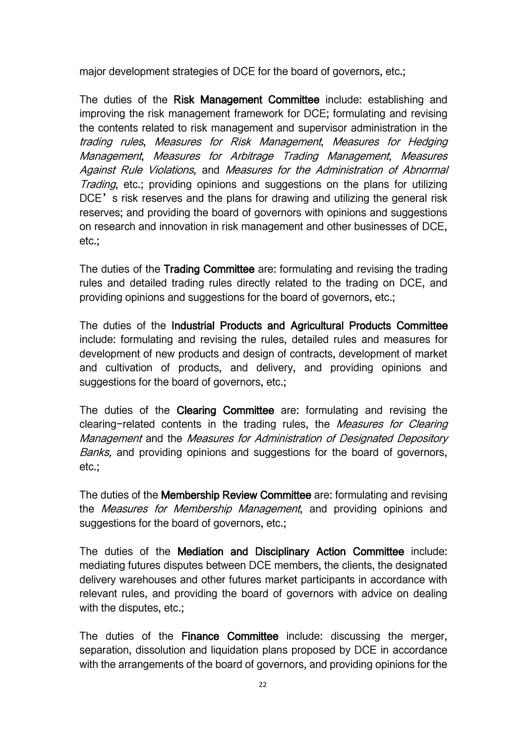major development strategies of DCE for the board of governors, etc.;

The duties of the **Risk Management Committee** include: establishing and improving the risk management framework for DCE; formulating and revising the contents related to risk management and supervisor administration in the *trading rules*, *Measures for Risk Management*, *Measures for Hedging Management*, *Measures for Arbitrage Trading Management*, *Measures Against Rule Violations*, and *Measures for the Administration of Abnormal Trading*, etc.; providing opinions and suggestions on the plans for utilizing DCE's risk reserves and the plans for drawing and utilizing the general risk reserves; and providing the board of governors with opinions and suggestions on research and innovation in risk management and other businesses of DCE, etc.;

The duties of the **Trading Committee** are: formulating and revising the trading rules and detailed trading rules directly related to the trading on DCE, and providing opinions and suggestions for the board of governors, etc.;

The duties of the **Industrial Products and Agricultural Products Committee** include: formulating and revising the rules, detailed rules and measures for development of new products and design of contracts, development of market and cultivation of products, and delivery, and providing opinions and suggestions for the board of governors, etc.;

The duties of the **Clearing Committee** are: formulating and revising the clearing-related contents in the trading rules, the *Measures for Clearing Management* and the *Measures for Administration of Designated Depository Banks,* and providing opinions and suggestions for the board of governors, etc.;

The duties of the **Membership Review Committee** are: formulating and revising the *Measures for Membership Management*, and providing opinions and suggestions for the board of governors, etc.;

The duties of the **Mediation and Disciplinary Action Committee** include: mediating futures disputes between DCE members, the clients, the designated delivery warehouses and other futures market participants in accordance with relevant rules, and providing the board of governors with advice on dealing with the disputes, etc.;

The duties of the **Finance Committee** include: discussing the merger, separation, dissolution and liquidation plans proposed by DCE in accordance with the arrangements of the board of governors, and providing opinions for the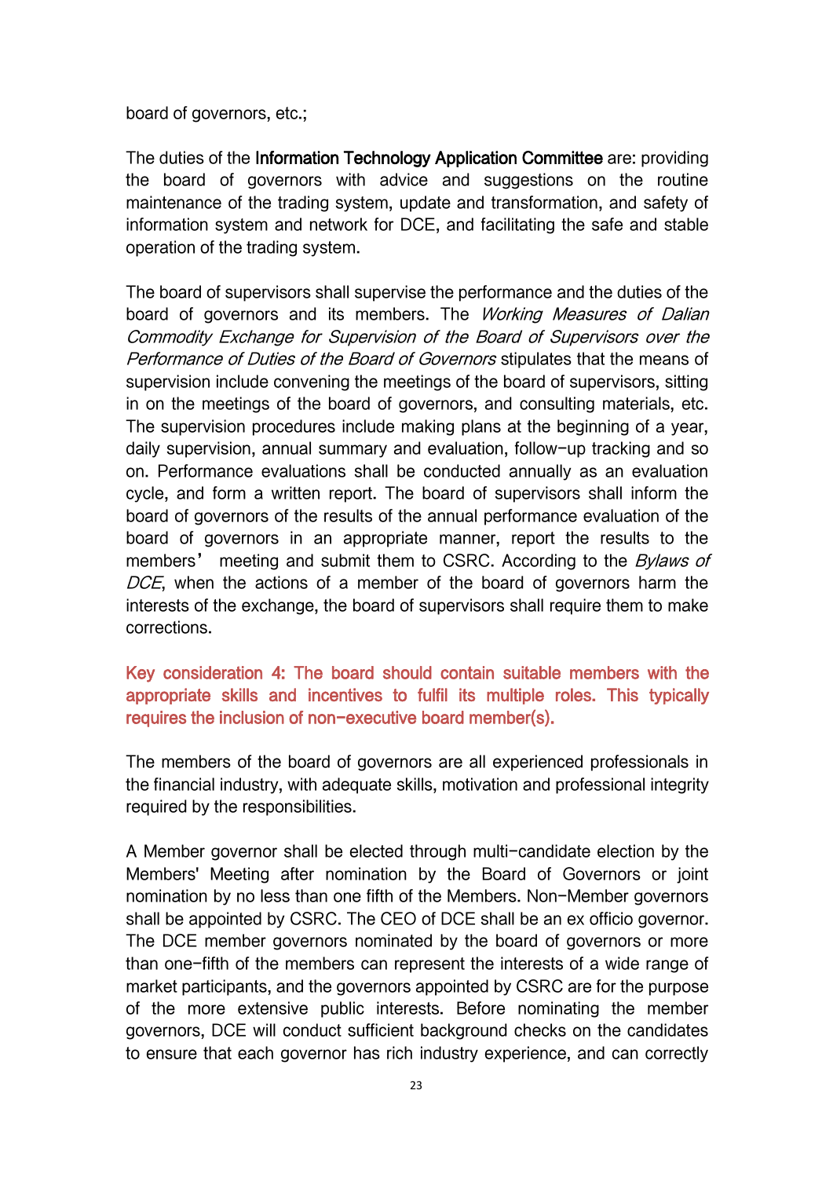board of governors, etc.;

The duties of the **Information Technology Application Committee** are: providing the board of governors with advice and suggestions on the routine maintenance of the trading system, update and transformation, and safety of information system and network for DCE, and facilitating the safe and stable operation of the trading system.

The board of supervisors shall supervise the performance and the duties of the board of governors and its members. The *Working Measures of Dalian Commodity Exchange for Supervision of the Board of Supervisors over the Performance of Duties of the Board of Governors* stipulates that the means of supervision include convening the meetings of the board of supervisors, sitting in on the meetings of the board of governors, and consulting materials, etc. The supervision procedures include making plans at the beginning of a year, daily supervision, annual summary and evaluation, follow-up tracking and so on. Performance evaluations shall be conducted annually as an evaluation cycle, and form a written report. The board of supervisors shall inform the board of governors of the results of the annual performance evaluation of the board of governors in an appropriate manner, report the results to the members' meeting and submit them to CSRC. According to the *Bylaws of DCE*, when the actions of a member of the board of governors harm the interests of the exchange, the board of supervisors shall require them to make corrections.

**Key consideration 4: The board should contain suitable members with the appropriate skills and incentives to fulfil its multiple roles. This typically requires the inclusion of non-executive board member(s).**

The members of the board of governors are all experienced professionals in the financial industry, with adequate skills, motivation and professional integrity required by the responsibilities.

A Member governor shall be elected through multi-candidate election by the Members' Meeting after nomination by the Board of Governors or joint nomination by no less than one fifth of the Members. Non-Member governors shall be appointed by CSRC. The CEO of DCE shall be an ex officio governor. The DCE member governors nominated by the board of governors or more than one-fifth of the members can represent the interests of a wide range of market participants, and the governors appointed by CSRC are for the purpose of the more extensive public interests. Before nominating the member governors, DCE will conduct sufficient background checks on the candidates to ensure that each governor has rich industry experience, and can correctly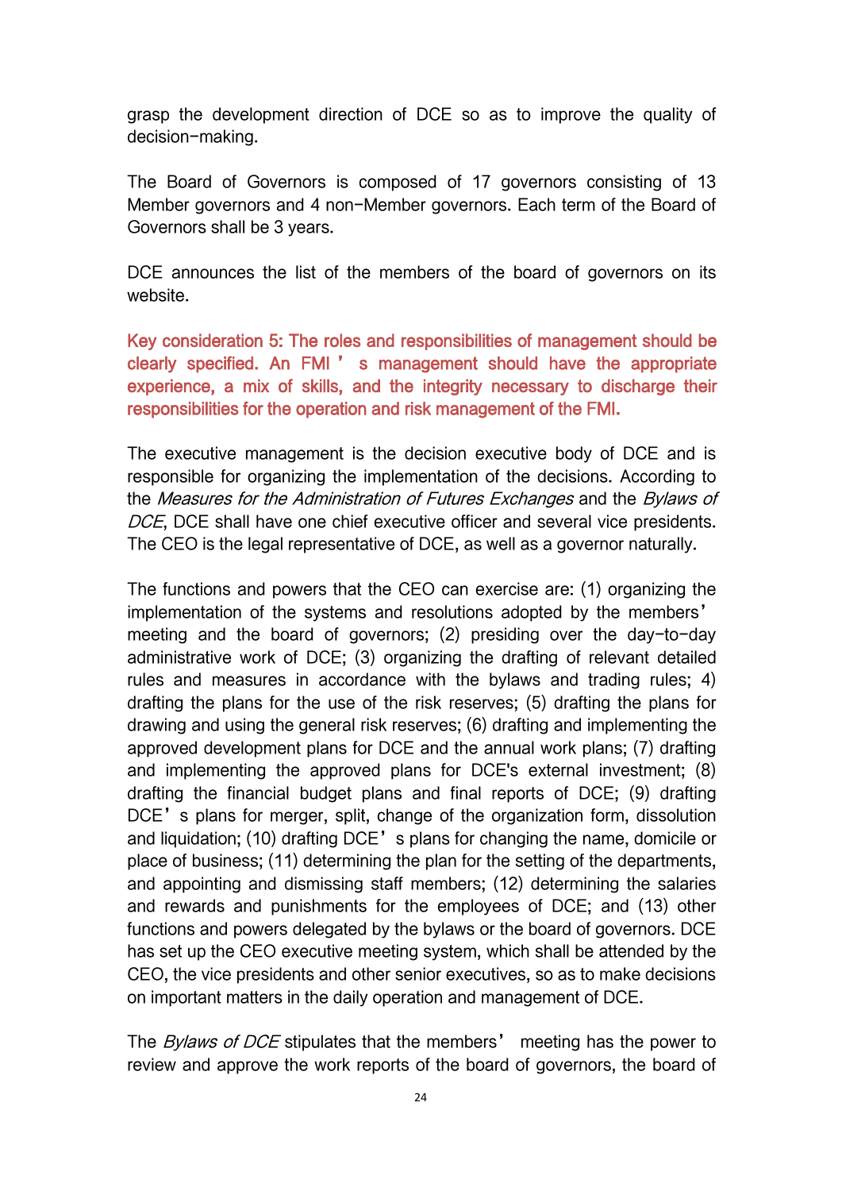grasp the development direction of DCE so as to improve the quality of decision-making.

The Board of Governors is composed of 17 governors consisting of 13 Member governors and 4 non-Member governors. Each term of the Board of Governors shall be 3 years.

DCE announces the list of the members of the board of governors on its website.

**Key consideration 5: The roles and responsibilities of management should be clearly specified. An FMI's management should have the appropriate experience, a mix of skills, and the integrity necessary to discharge their responsibilities for the operation and risk management of the FMI.**

The executive management is the decision executive body of DCE and is responsible for organizing the implementation of the decisions. According to the *Measures for the Administration of Futures Exchanges* and the *Bylaws of DCE*, DCE shall have one chief executive officer and several vice presidents. The CEO is the legal representative of DCE, as well as a governor naturally.

The functions and powers that the CEO can exercise are: (1) organizing the implementation of the systems and resolutions adopted by the members' meeting and the board of governors; (2) presiding over the day-to-day administrative work of DCE; (3) organizing the drafting of relevant detailed rules and measures in accordance with the bylaws and trading rules; 4) drafting the plans for the use of the risk reserves; (5) drafting the plans for drawing and using the general risk reserves; (6) drafting and implementing the approved development plans for DCE and the annual work plans; (7) drafting and implementing the approved plans for DCE's external investment; (8) drafting the financial budget plans and final reports of DCE; (9) drafting DCE's plans for merger, split, change of the organization form, dissolution and liquidation; (10) drafting DCE's plans for changing the name, domicile or place of business; (11) determining the plan for the setting of the departments, and appointing and dismissing staff members; (12) determining the salaries and rewards and punishments for the employees of DCE; and (13) other functions and powers delegated by the bylaws or the board of governors. DCE has set up the CEO executive meeting system, which shall be attended by the CEO, the vice presidents and other senior executives, so as to make decisions on important matters in the daily operation and management of DCE.

The *Bylaws of DCE* stipulates that the members' meeting has the power to review and approve the work reports of the board of governors, the board of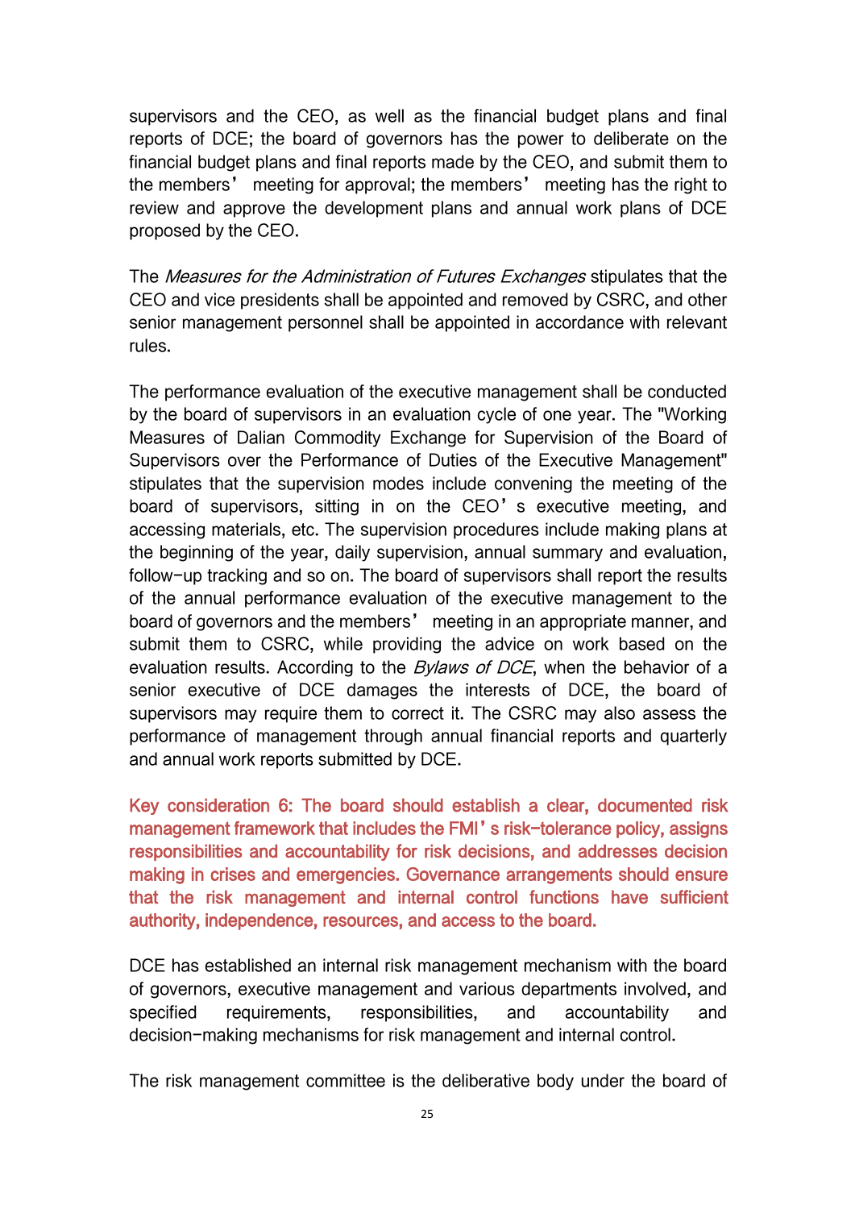supervisors and the CEO, as well as the financial budget plans and final reports of DCE; the board of governors has the power to deliberate on the financial budget plans and final reports made by the CEO, and submit them to the members' meeting for approval; the members' meeting has the right to review and approve the development plans and annual work plans of DCE proposed by the CEO.

The *Measures for the Administration of Futures Exchanges* stipulates that the CEO and vice presidents shall be appointed and removed by CSRC, and other senior management personnel shall be appointed in accordance with relevant rules.

The performance evaluation of the executive management shall be conducted by the board of supervisors in an evaluation cycle of one year. The "Working Measures of Dalian Commodity Exchange for Supervision of the Board of Supervisors over the Performance of Duties of the Executive Management" stipulates that the supervision modes include convening the meeting of the board of supervisors, sitting in on the CEO's executive meeting, and accessing materials, etc. The supervision procedures include making plans at the beginning of the year, daily supervision, annual summary and evaluation, follow-up tracking and so on. The board of supervisors shall report the results of the annual performance evaluation of the executive management to the board of governors and the members' meeting in an appropriate manner, and submit them to CSRC, while providing the advice on work based on the evaluation results. According to the *Bylaws of DCE*, when the behavior of a senior executive of DCE damages the interests of DCE, the board of supervisors may require them to correct it. The CSRC may also assess the performance of management through annual financial reports and quarterly and annual work reports submitted by DCE.

Key consideration 6: The board should establish a clear, documented risk management framework that includes the FMI's risk-tolerance policy, assigns responsibilities and accountability for risk decisions, and addresses decision making in crises and emergencies. Governance arrangements should ensure that the risk management and internal control functions have sufficient authority, independence, resources, and access to the board.

DCE has established an internal risk management mechanism with the board of governors, executive management and various departments involved, and specified requirements, responsibilities, and accountability and decision-making mechanisms for risk management and internal control.

The risk management committee is the deliberative body under the board of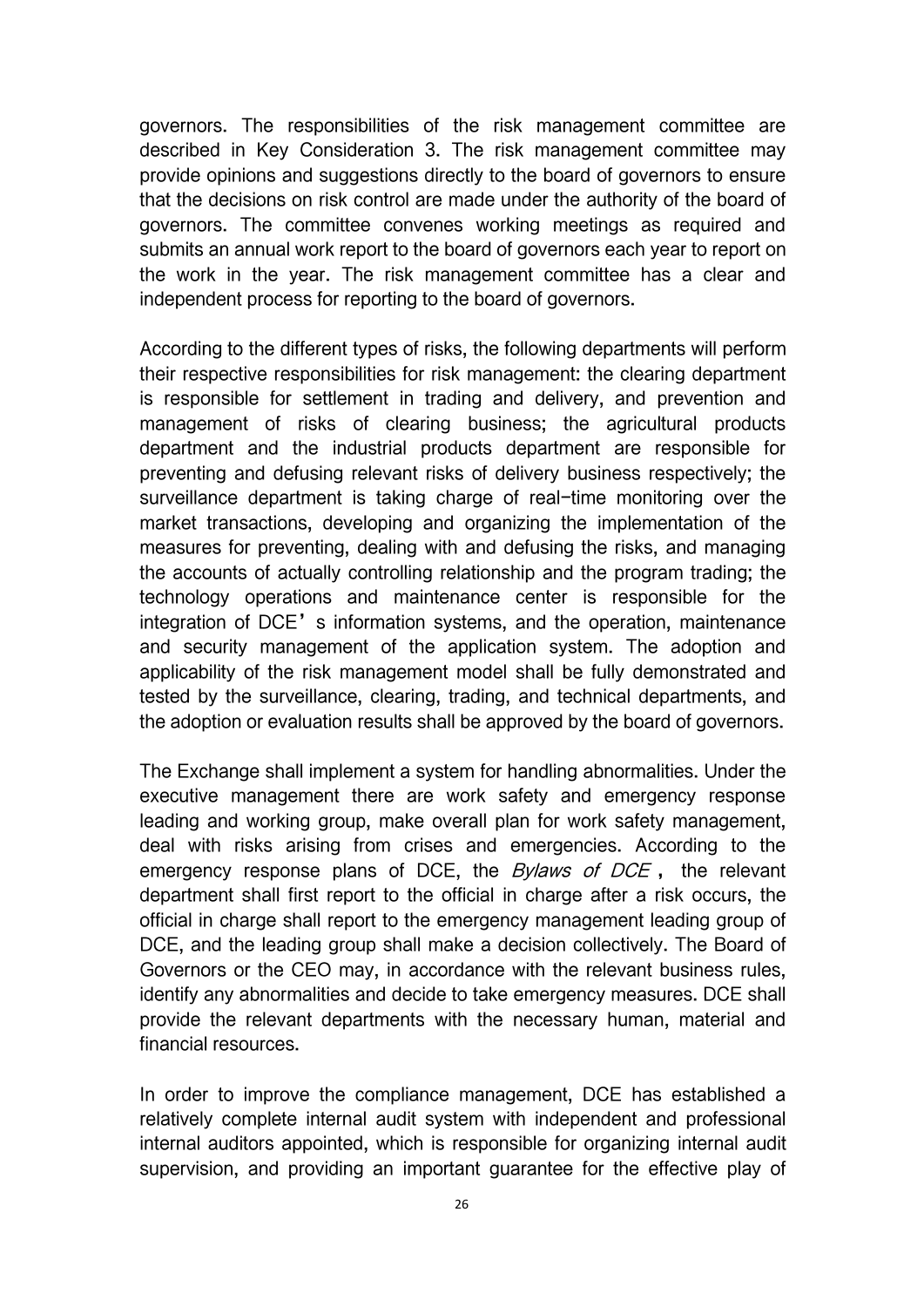governors. The responsibilities of the risk management committee are described in Key Consideration 3. The risk management committee may provide opinions and suggestions directly to the board of governors to ensure that the decisions on risk control are made under the authority of the board of governors. The committee convenes working meetings as required and submits an annual work report to the board of governors each year to report on the work in the year. The risk management committee has a clear and independent process for reporting to the board of governors.

According to the different types of risks, the following departments will perform their respective responsibilities for risk management: the clearing department is responsible for settlement in trading and delivery, and prevention and management of risks of clearing business; the agricultural products department and the industrial products department are responsible for preventing and defusing relevant risks of delivery business respectively; the surveillance department is taking charge of real-time monitoring over the market transactions, developing and organizing the implementation of the measures for preventing, dealing with and defusing the risks, and managing the accounts of actually controlling relationship and the program trading; the technology operations and maintenance center is responsible for the integration of DCE's information systems, and the operation, maintenance and security management of the application system. The adoption and applicability of the risk management model shall be fully demonstrated and tested by the surveillance, clearing, trading, and technical departments, and the adoption or evaluation results shall be approved by the board of governors.

The Exchange shall implement a system for handling abnormalities. Under the executive management there are work safety and emergency response leading and working group, make overall plan for work safety management, deal with risks arising from crises and emergencies. According to the emergency response plans of DCE, the *Bylaws of DCE*, the relevant department shall first report to the official in charge after a risk occurs, the official in charge shall report to the emergency management leading group of DCE, and the leading group shall make a decision collectively. The Board of Governors or the CEO may, in accordance with the relevant business rules, identify any abnormalities and decide to take emergency measures. DCE shall provide the relevant departments with the necessary human, material and financial resources.

In order to improve the compliance management, DCE has established a relatively complete internal audit system with independent and professional internal auditors appointed, which is responsible for organizing internal audit supervision, and providing an important guarantee for the effective play of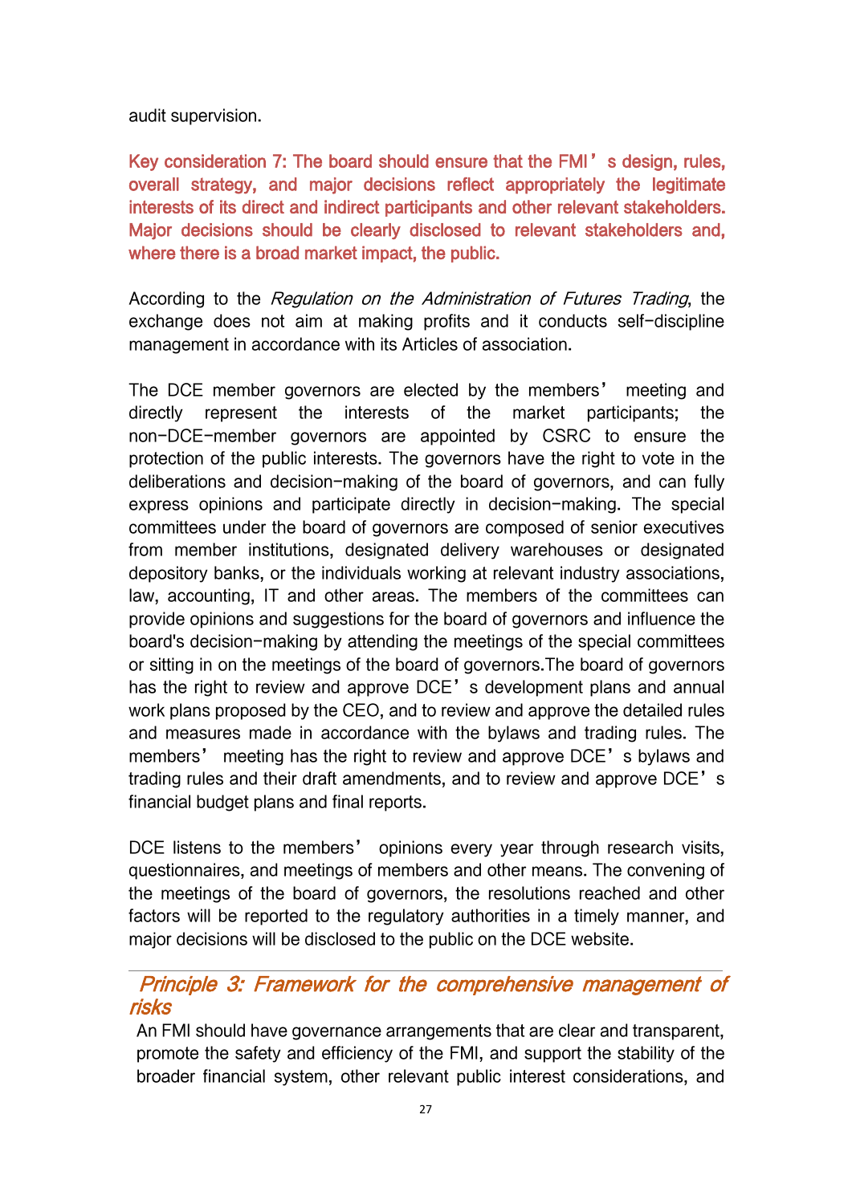audit supervision.

**Key consideration 7: The board should ensure that the FMI's design, rules, overall strategy, and major decisions reflect appropriately the legitimate interests of its direct and indirect participants and other relevant stakeholders. Major decisions should be clearly disclosed to relevant stakeholders and, where there is a broad market impact, the public.**

According to the *Regulation on the Administration of Futures Trading*, the exchange does not aim at making profits and it conducts self-discipline management in accordance with its Articles of association.

The DCE member governors are elected by the members' meeting and directly represent the interests of the market participants; the non-DCE-member governors are appointed by CSRC to ensure the protection of the public interests. The governors have the right to vote in the deliberations and decision-making of the board of governors, and can fully express opinions and participate directly in decision-making. The special committees under the board of governors are composed of senior executives from member institutions, designated delivery warehouses or designated depository banks, or the individuals working at relevant industry associations, law, accounting, IT and other areas. The members of the committees can provide opinions and suggestions for the board of governors and influence the board's decision-making by attending the meetings of the special committees or sitting in on the meetings of the board of governors.The board of governors has the right to review and approve DCE's development plans and annual work plans proposed by the CEO, and to review and approve the detailed rules and measures made in accordance with the bylaws and trading rules. The members' meeting has the right to review and approve DCE's bylaws and trading rules and their draft amendments, and to review and approve DCE's financial budget plans and final reports.

DCE listens to the members' opinions every year through research visits, questionnaires, and meetings of members and other means. The convening of the meetings of the board of governors, the resolutions reached and other factors will be reported to the regulatory authorities in a timely manner, and major decisions will be disclosed to the public on the DCE website.

## *Principle 3: Framework for the comprehensive management of risks*

An FMI should have governance arrangements that are clear and transparent, promote the safety and efficiency of the FMI, and support the stability of the broader financial system, other relevant public interest considerations, and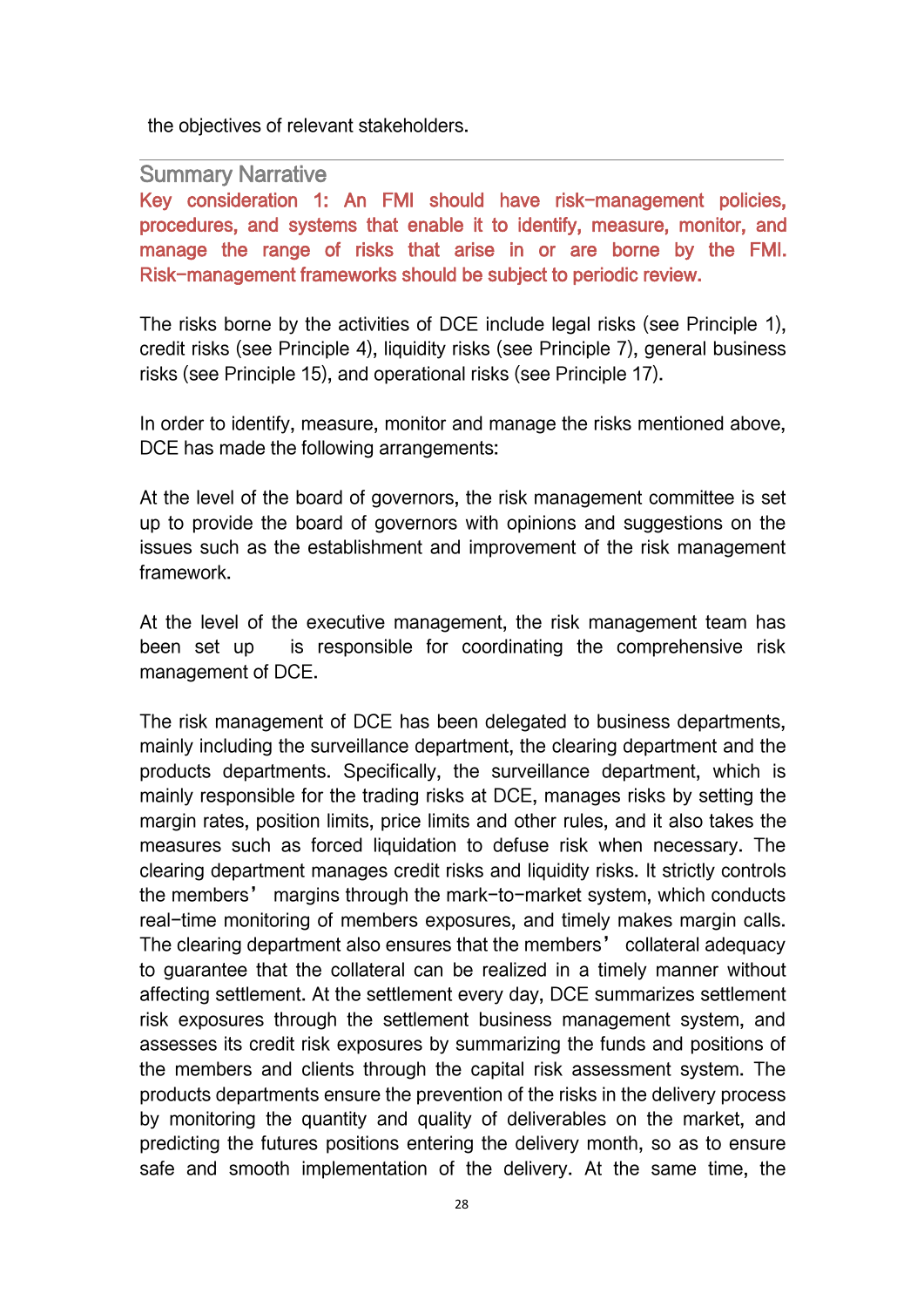the objectives of relevant stakeholders.

## Summary Narrative

**Key consideration 1: An FMI should have risk-management policies, procedures, and systems that enable it to identify, measure, monitor, and manage the range of risks that arise in or are borne by the FMI. Risk-management frameworks should be subject to periodic review.**

The risks borne by the activities of DCE include legal risks (see Principle 1), credit risks (see Principle 4), liquidity risks (see Principle 7), general business risks (see Principle 15), and operational risks (see Principle 17).

In order to identify, measure, monitor and manage the risks mentioned above, DCE has made the following arrangements:

At the level of the board of governors, the risk management committee is set up to provide the board of governors with opinions and suggestions on the issues such as the establishment and improvement of the risk management framework.

At the level of the executive management, the risk management team has been set up is responsible for coordinating the comprehensive risk management of DCE.

The risk management of DCE has been delegated to business departments, mainly including the surveillance department, the clearing department and the products departments. Specifically, the surveillance department, which is mainly responsible for the trading risks at DCE, manages risks by setting the margin rates, position limits, price limits and other rules, and it also takes the measures such as forced liquidation to defuse risk when necessary. The clearing department manages credit risks and liquidity risks. It strictly controls the members' margins through the mark-to-market system, which conducts real-time monitoring of members exposures, and timely makes margin calls. The clearing department also ensures that the members' collateral adequacy to guarantee that the collateral can be realized in a timely manner without affecting settlement. At the settlement every day, DCE summarizes settlement risk exposures through the settlement business management system, and assesses its credit risk exposures by summarizing the funds and positions of the members and clients through the capital risk assessment system. The products departments ensure the prevention of the risks in the delivery process by monitoring the quantity and quality of deliverables on the market, and predicting the futures positions entering the delivery month, so as to ensure safe and smooth implementation of the delivery. At the same time, the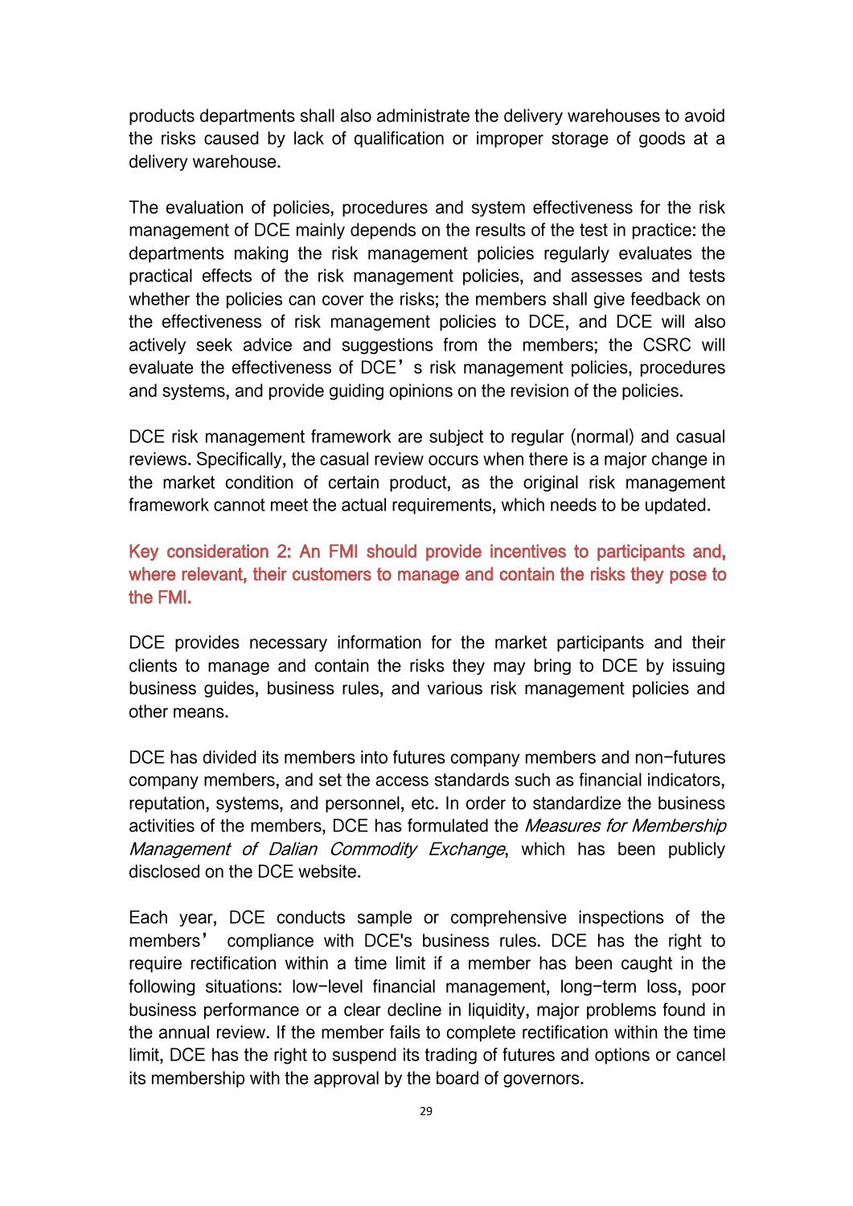products departments shall also administrate the delivery warehouses to avoid the risks caused by lack of qualification or improper storage of goods at a delivery warehouse.

The evaluation of policies, procedures and system effectiveness for the risk management of DCE mainly depends on the results of the test in practice: the departments making the risk management policies regularly evaluates the practical effects of the risk management policies, and assesses and tests whether the policies can cover the risks; the members shall give feedback on the effectiveness of risk management policies to DCE, and DCE will also actively seek advice and suggestions from the members; the CSRC will evaluate the effectiveness of DCE’s risk management policies, procedures and systems, and provide guiding opinions on the revision of the policies.

DCE risk management framework are subject to regular (normal) and casual reviews. Specifically, the casual review occurs when there is a major change in the market condition of certain product, as the original risk management framework cannot meet the actual requirements, which needs to be updated.

#### Key consideration 2: An FMI should provide incentives to participants and, where relevant, their customers to manage and contain the risks they pose to the FMI.

DCE provides necessary information for the market participants and their clients to manage and contain the risks they may bring to DCE by issuing business guides, business rules, and various risk management policies and other means.

DCE has divided its members into futures company members and non-futures company members, and set the access standards such as financial indicators, reputation, systems, and personnel, etc. In order to standardize the business activities of the members, DCE has formulated the *Measures for Membership Management of Dalian Commodity Exchange*, which has been publicly disclosed on the DCE website.

Each year, DCE conducts sample or comprehensive inspections of the members’ compliance with DCE's business rules. DCE has the right to require rectification within a time limit if a member has been caught in the following situations: low-level financial management, long-term loss, poor business performance or a clear decline in liquidity, major problems found in the annual review. If the member fails to complete rectification within the time limit, DCE has the right to suspend its trading of futures and options or cancel its membership with the approval by the board of governors.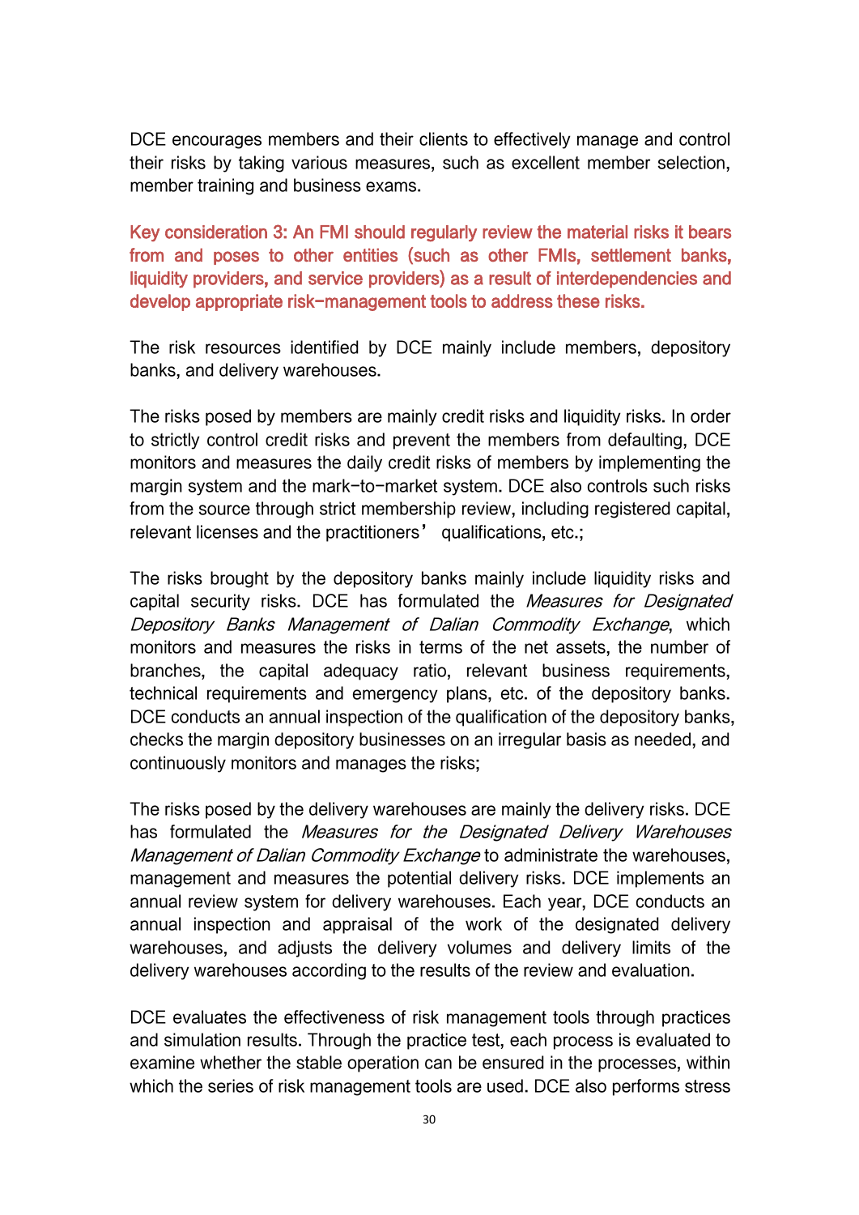DCE encourages members and their clients to effectively manage and control their risks by taking various measures, such as excellent member selection, member training and business exams.

**Key consideration 3: An FMI should regularly review the material risks it bears from and poses to other entities (such as other FMIs, settlement banks, liquidity providers, and service providers) as a result of interdependencies and develop appropriate risk-management tools to address these risks.**

The risk resources identified by DCE mainly include members, depository banks, and delivery warehouses.

The risks posed by members are mainly credit risks and liquidity risks. In order to strictly control credit risks and prevent the members from defaulting, DCE monitors and measures the daily credit risks of members by implementing the margin system and the mark-to-market system. DCE also controls such risks from the source through strict membership review, including registered capital, relevant licenses and the practitioners' qualifications, etc.;

The risks brought by the depository banks mainly include liquidity risks and capital security risks. DCE has formulated the *Measures for Designated Depository Banks Management of Dalian Commodity Exchange*, which monitors and measures the risks in terms of the net assets, the number of branches, the capital adequacy ratio, relevant business requirements, technical requirements and emergency plans, etc. of the depository banks. DCE conducts an annual inspection of the qualification of the depository banks, checks the margin depository businesses on an irregular basis as needed, and continuously monitors and manages the risks;

The risks posed by the delivery warehouses are mainly the delivery risks. DCE has formulated the *Measures for the Designated Delivery Warehouses Management of Dalian Commodity Exchange* to administrate the warehouses, management and measures the potential delivery risks. DCE implements an annual review system for delivery warehouses. Each year, DCE conducts an annual inspection and appraisal of the work of the designated delivery warehouses, and adjusts the delivery volumes and delivery limits of the delivery warehouses according to the results of the review and evaluation.

DCE evaluates the effectiveness of risk management tools through practices and simulation results. Through the practice test, each process is evaluated to examine whether the stable operation can be ensured in the processes, within which the series of risk management tools are used. DCE also performs stress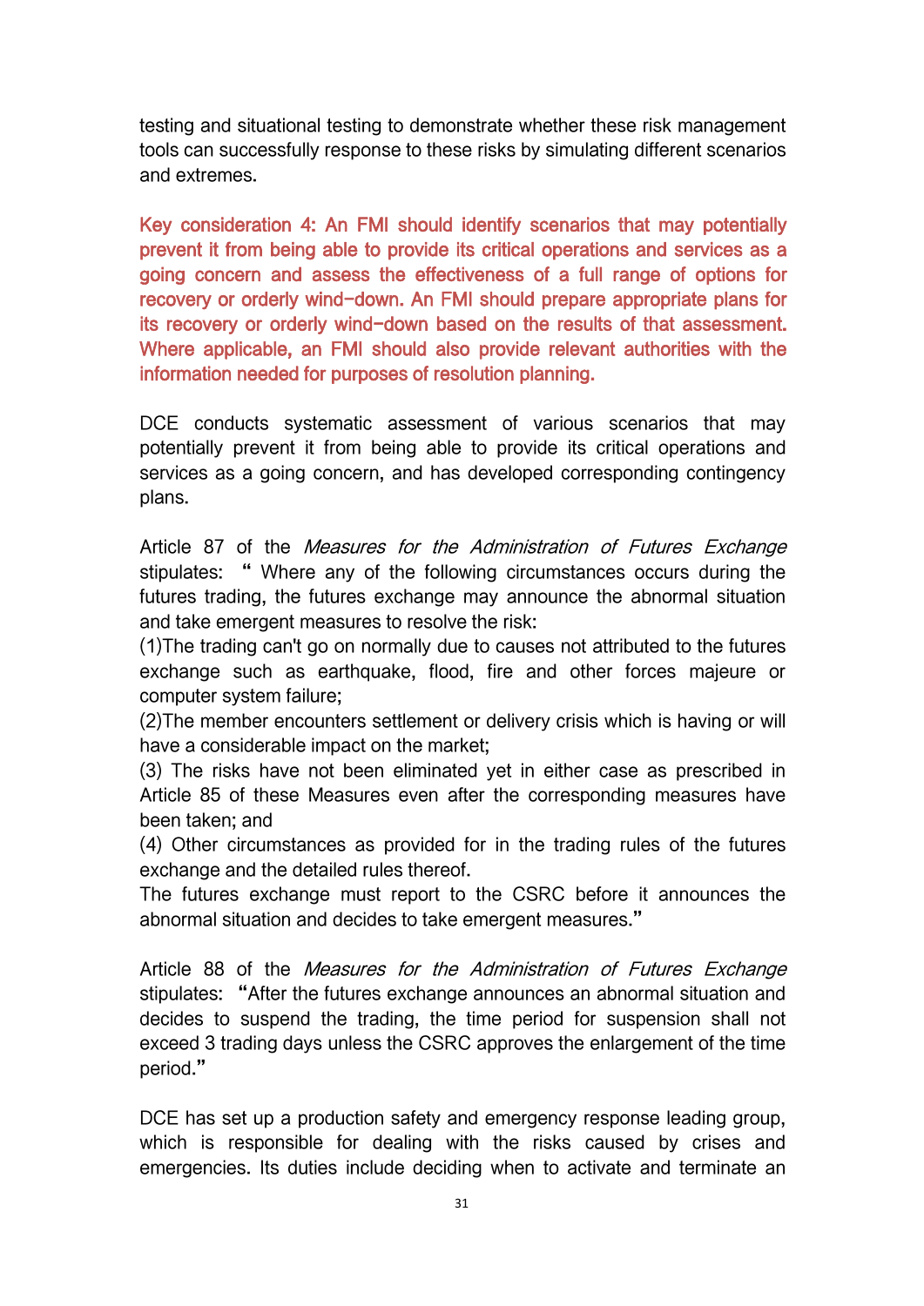testing and situational testing to demonstrate whether these risk management tools can successfully response to these risks by simulating different scenarios and extremes.

**Key consideration 4: An FMI should identify scenarios that may potentially prevent it from being able to provide its critical operations and services as a going concern and assess the effectiveness of a full range of options for recovery or orderly wind-down. An FMI should prepare appropriate plans for its recovery or orderly wind-down based on the results of that assessment. Where applicable, an FMI should also provide relevant authorities with the information needed for purposes of resolution planning.**

DCE conducts systematic assessment of various scenarios that may potentially prevent it from being able to provide its critical operations and services as a going concern, and has developed corresponding contingency plans.

Article 87 of the *Measures for the Administration of Futures Exchange* stipulates: " Where any of the following circumstances occurs during the futures trading, the futures exchange may announce the abnormal situation and take emergent measures to resolve the risk:

(1)The trading can't go on normally due to causes not attributed to the futures exchange such as earthquake, flood, fire and other forces majeure or computer system failure;

(2)The member encounters settlement or delivery crisis which is having or will have a considerable impact on the market;

(3) The risks have not been eliminated yet in either case as prescribed in Article 85 of these Measures even after the corresponding measures have been taken; and

(4) Other circumstances as provided for in the trading rules of the futures exchange and the detailed rules thereof.

The futures exchange must report to the CSRC before it announces the abnormal situation and decides to take emergent measures."

Article 88 of the *Measures for the Administration of Futures Exchange* stipulates: "After the futures exchange announces an abnormal situation and decides to suspend the trading, the time period for suspension shall not exceed 3 trading days unless the CSRC approves the enlargement of the time period."

DCE has set up a production safety and emergency response leading group, which is responsible for dealing with the risks caused by crises and emergencies. Its duties include deciding when to activate and terminate an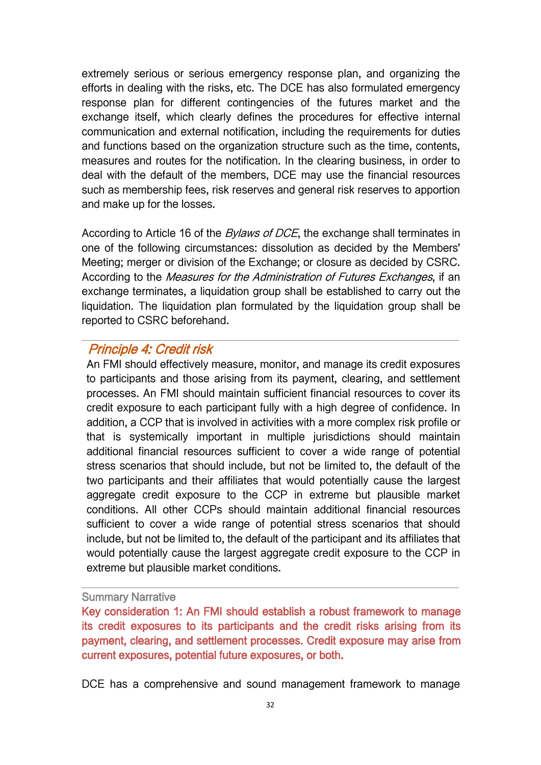extremely serious or serious emergency response plan, and organizing the efforts in dealing with the risks, etc. The DCE has also formulated emergency response plan for different contingencies of the futures market and the exchange itself, which clearly defines the procedures for effective internal communication and external notification, including the requirements for duties and functions based on the organization structure such as the time, contents, measures and routes for the notification. In the clearing business, in order to deal with the default of the members, DCE may use the financial resources such as membership fees, risk reserves and general risk reserves to apportion and make up for the losses.

According to Article 16 of the *Bylaws of DCE*, the exchange shall terminates in one of the following circumstances: dissolution as decided by the Members' Meeting; merger or division of the Exchange; or closure as decided by CSRC. According to the *Measures for the Administration of Futures Exchanges*, if an exchange terminates, a liquidation group shall be established to carry out the liquidation. The liquidation plan formulated by the liquidation group shall be reported to CSRC beforehand.

## *Principle 4: Credit risk*

An FMI should effectively measure, monitor, and manage its credit exposures to participants and those arising from its payment, clearing, and settlement processes. An FMI should maintain sufficient financial resources to cover its credit exposure to each participant fully with a high degree of confidence. In addition, a CCP that is involved in activities with a more complex risk profile or that is systemically important in multiple jurisdictions should maintain additional financial resources sufficient to cover a wide range of potential stress scenarios that should include, but not be limited to, the default of the two participants and their affiliates that would potentially cause the largest aggregate credit exposure to the CCP in extreme but plausible market conditions. All other CCPs should maintain additional financial resources sufficient to cover a wide range of potential stress scenarios that should include, but not be limited to, the default of the participant and its affiliates that would potentially cause the largest aggregate credit exposure to the CCP in extreme but plausible market conditions.

Summary Narrative

**Key consideration 1: An FMI should establish a robust framework to manage its credit exposures to its participants and the credit risks arising from its payment, clearing, and settlement processes. Credit exposure may arise from current exposures, potential future exposures, or both.**

DCE has a comprehensive and sound management framework to manage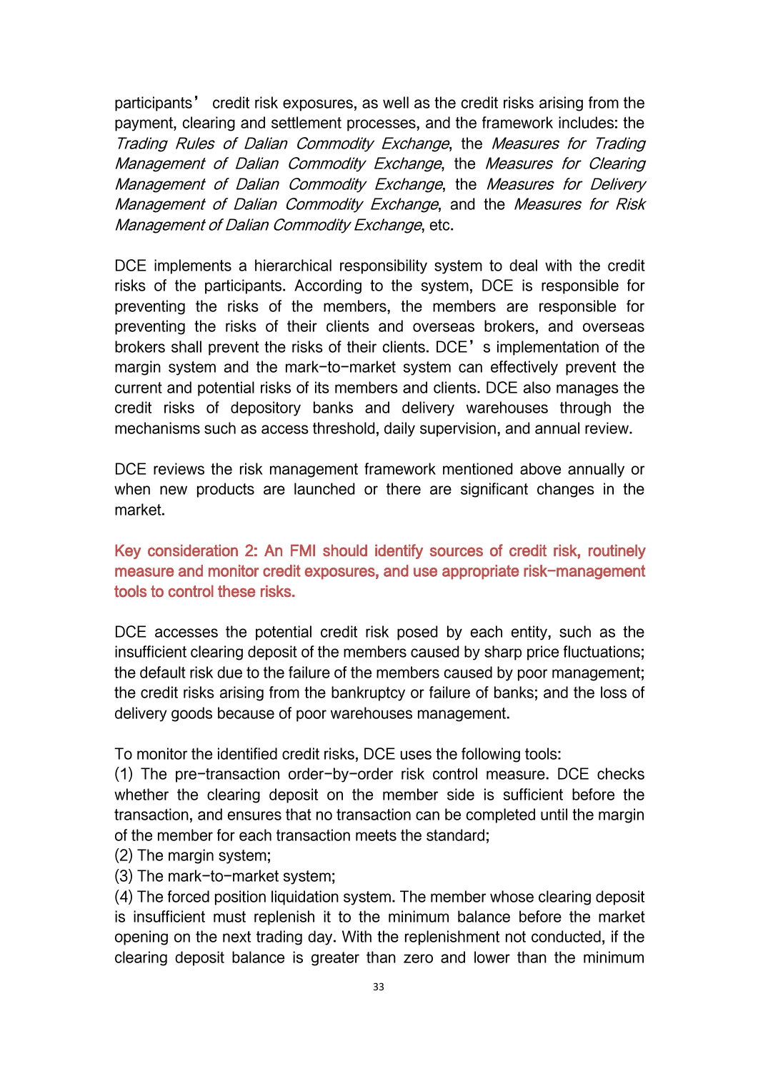participants' credit risk exposures, as well as the credit risks arising from the payment, clearing and settlement processes, and the framework includes: the *Trading Rules of Dalian Commodity Exchange*, the *Measures for Trading Management of Dalian Commodity Exchange*, the *Measures for Clearing Management of Dalian Commodity Exchange*, the *Measures for Delivery Management of Dalian Commodity Exchange*, and the *Measures for Risk Management of Dalian Commodity Exchange*, etc.

DCE implements a hierarchical responsibility system to deal with the credit risks of the participants. According to the system, DCE is responsible for preventing the risks of the members, the members are responsible for preventing the risks of their clients and overseas brokers, and overseas brokers shall prevent the risks of their clients. DCE's implementation of the margin system and the mark-to-market system can effectively prevent the current and potential risks of its members and clients. DCE also manages the credit risks of depository banks and delivery warehouses through the mechanisms such as access threshold, daily supervision, and annual review.

DCE reviews the risk management framework mentioned above annually or when new products are launched or there are significant changes in the market.

**Key consideration 2: An FMI should identify sources of credit risk, routinely measure and monitor credit exposures, and use appropriate risk-management tools to control these risks.**

DCE accesses the potential credit risk posed by each entity, such as the insufficient clearing deposit of the members caused by sharp price fluctuations; the default risk due to the failure of the members caused by poor management; the credit risks arising from the bankruptcy or failure of banks; and the loss of delivery goods because of poor warehouses management.

To monitor the identified credit risks, DCE uses the following tools:

(1) The pre-transaction order-by-order risk control measure. DCE checks whether the clearing deposit on the member side is sufficient before the transaction, and ensures that no transaction can be completed until the margin of the member for each transaction meets the standard;

(2) The margin system;

(3) The mark-to-market system;

(4) The forced position liquidation system. The member whose clearing deposit is insufficient must replenish it to the minimum balance before the market opening on the next trading day. With the replenishment not conducted, if the clearing deposit balance is greater than zero and lower than the minimum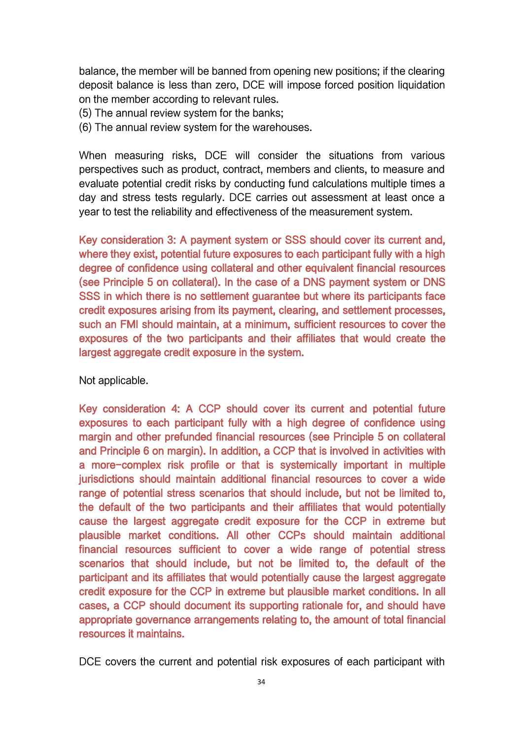balance, the member will be banned from opening new positions; if the clearing deposit balance is less than zero, DCE will impose forced position liquidation on the member according to relevant rules.

(5) The annual review system for the banks;

(6) The annual review system for the warehouses.

When measuring risks, DCE will consider the situations from various perspectives such as product, contract, members and clients, to measure and evaluate potential credit risks by conducting fund calculations multiple times a day and stress tests regularly. DCE carries out assessment at least once a year to test the reliability and effectiveness of the measurement system.

Key consideration 3: A payment system or SSS should cover its current and, where they exist, potential future exposures to each participant fully with a high degree of confidence using collateral and other equivalent financial resources (see Principle 5 on collateral). In the case of a DNS payment system or DNS SSS in which there is no settlement guarantee but where its participants face credit exposures arising from its payment, clearing, and settlement processes, such an FMI should maintain, at a minimum, sufficient resources to cover the exposures of the two participants and their affiliates that would create the largest aggregate credit exposure in the system.

Not applicable.

Key consideration 4: A CCP should cover its current and potential future exposures to each participant fully with a high degree of confidence using margin and other prefunded financial resources (see Principle 5 on collateral and Principle 6 on margin). In addition, a CCP that is involved in activities with a more-complex risk profile or that is systemically important in multiple jurisdictions should maintain additional financial resources to cover a wide range of potential stress scenarios that should include, but not be limited to, the default of the two participants and their affiliates that would potentially cause the largest aggregate credit exposure for the CCP in extreme but plausible market conditions. All other CCPs should maintain additional financial resources sufficient to cover a wide range of potential stress scenarios that should include, but not be limited to, the default of the participant and its affiliates that would potentially cause the largest aggregate credit exposure for the CCP in extreme but plausible market conditions. In all cases, a CCP should document its supporting rationale for, and should have appropriate governance arrangements relating to, the amount of total financial resources it maintains.

DCE covers the current and potential risk exposures of each participant with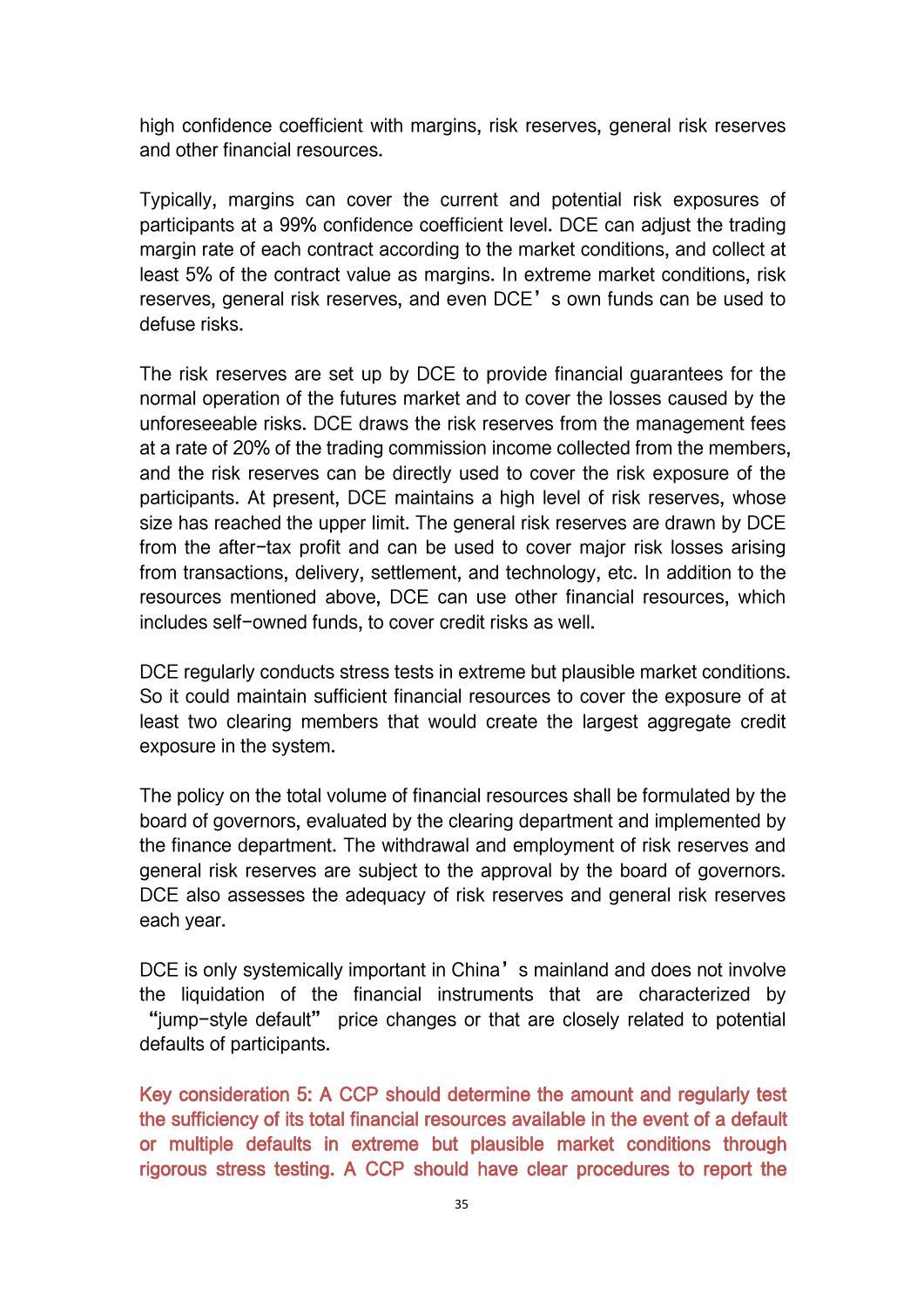high confidence coefficient with margins, risk reserves, general risk reserves and other financial resources.

Typically, margins can cover the current and potential risk exposures of participants at a 99% confidence coefficient level. DCE can adjust the trading margin rate of each contract according to the market conditions, and collect at least 5% of the contract value as margins. In extreme market conditions, risk reserves, general risk reserves, and even DCE’s own funds can be used to defuse risks.

The risk reserves are set up by DCE to provide financial guarantees for the normal operation of the futures market and to cover the losses caused by the unforeseeable risks. DCE draws the risk reserves from the management fees at a rate of 20% of the trading commission income collected from the members, and the risk reserves can be directly used to cover the risk exposure of the participants. At present, DCE maintains a high level of risk reserves, whose size has reached the upper limit. The general risk reserves are drawn by DCE from the after-tax profit and can be used to cover major risk losses arising from transactions, delivery, settlement, and technology, etc. In addition to the resources mentioned above, DCE can use other financial resources, which includes self-owned funds, to cover credit risks as well.

DCE regularly conducts stress tests in extreme but plausible market conditions. So it could maintain sufficient financial resources to cover the exposure of at least two clearing members that would create the largest aggregate credit exposure in the system.

The policy on the total volume of financial resources shall be formulated by the board of governors, evaluated by the clearing department and implemented by the finance department. The withdrawal and employment of risk reserves and general risk reserves are subject to the approval by the board of governors. DCE also assesses the adequacy of risk reserves and general risk reserves each year.

DCE is only systemically important in China’s mainland and does not involve the liquidation of the financial instruments that are characterized by “jump-style default” price changes or that are closely related to potential defaults of participants.

Key consideration 5: A CCP should determine the amount and regularly test the sufficiency of its total financial resources available in the event of a default or multiple defaults in extreme but plausible market conditions through rigorous stress testing. A CCP should have clear procedures to report the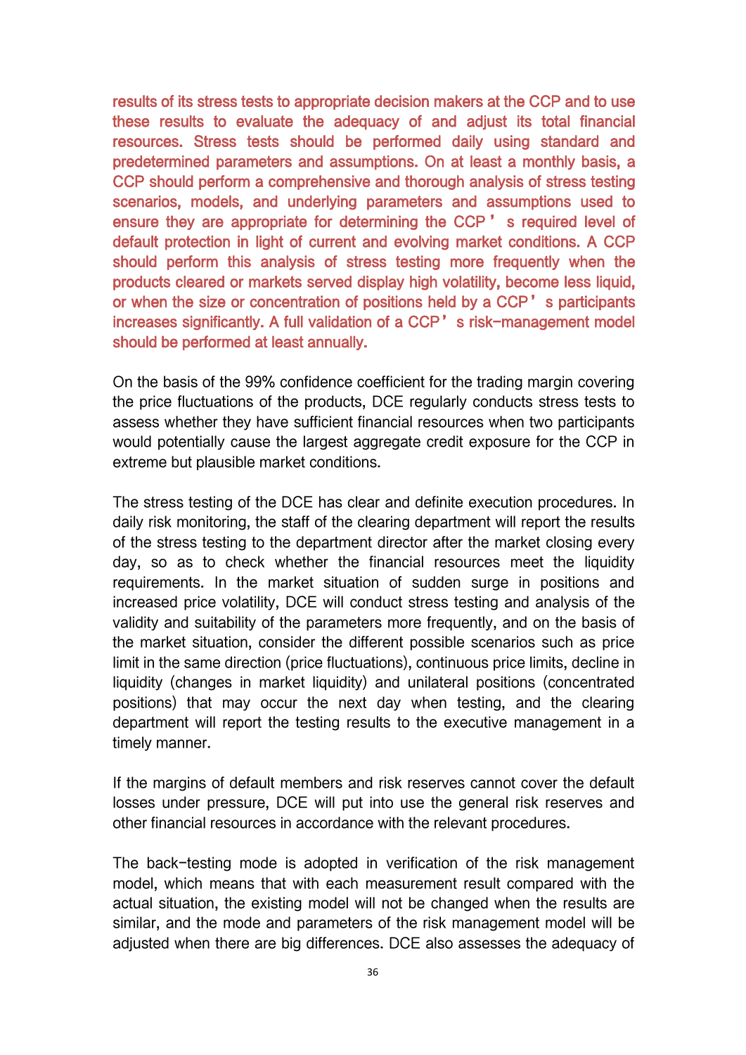results of its stress tests to appropriate decision makers at the CCP and to use these results to evaluate the adequacy of and adjust its total financial resources. Stress tests should be performed daily using standard and predetermined parameters and assumptions. On at least a monthly basis, a CCP should perform a comprehensive and thorough analysis of stress testing scenarios, models, and underlying parameters and assumptions used to ensure they are appropriate for determining the CCP's required level of default protection in light of current and evolving market conditions. A CCP should perform this analysis of stress testing more frequently when the products cleared or markets served display high volatility, become less liquid, or when the size or concentration of positions held by a CCP's participants increases significantly. A full validation of a CCP's risk-management model should be performed at least annually.

On the basis of the 99% confidence coefficient for the trading margin covering the price fluctuations of the products, DCE regularly conducts stress tests to assess whether they have sufficient financial resources when two participants would potentially cause the largest aggregate credit exposure for the CCP in extreme but plausible market conditions.

The stress testing of the DCE has clear and definite execution procedures. In daily risk monitoring, the staff of the clearing department will report the results of the stress testing to the department director after the market closing every day, so as to check whether the financial resources meet the liquidity requirements. In the market situation of sudden surge in positions and increased price volatility, DCE will conduct stress testing and analysis of the validity and suitability of the parameters more frequently, and on the basis of the market situation, consider the different possible scenarios such as price limit in the same direction (price fluctuations), continuous price limits, decline in liquidity (changes in market liquidity) and unilateral positions (concentrated positions) that may occur the next day when testing, and the clearing department will report the testing results to the executive management in a timely manner.

If the margins of default members and risk reserves cannot cover the default losses under pressure, DCE will put into use the general risk reserves and other financial resources in accordance with the relevant procedures.

The back-testing mode is adopted in verification of the risk management model, which means that with each measurement result compared with the actual situation, the existing model will not be changed when the results are similar, and the mode and parameters of the risk management model will be adjusted when there are big differences. DCE also assesses the adequacy of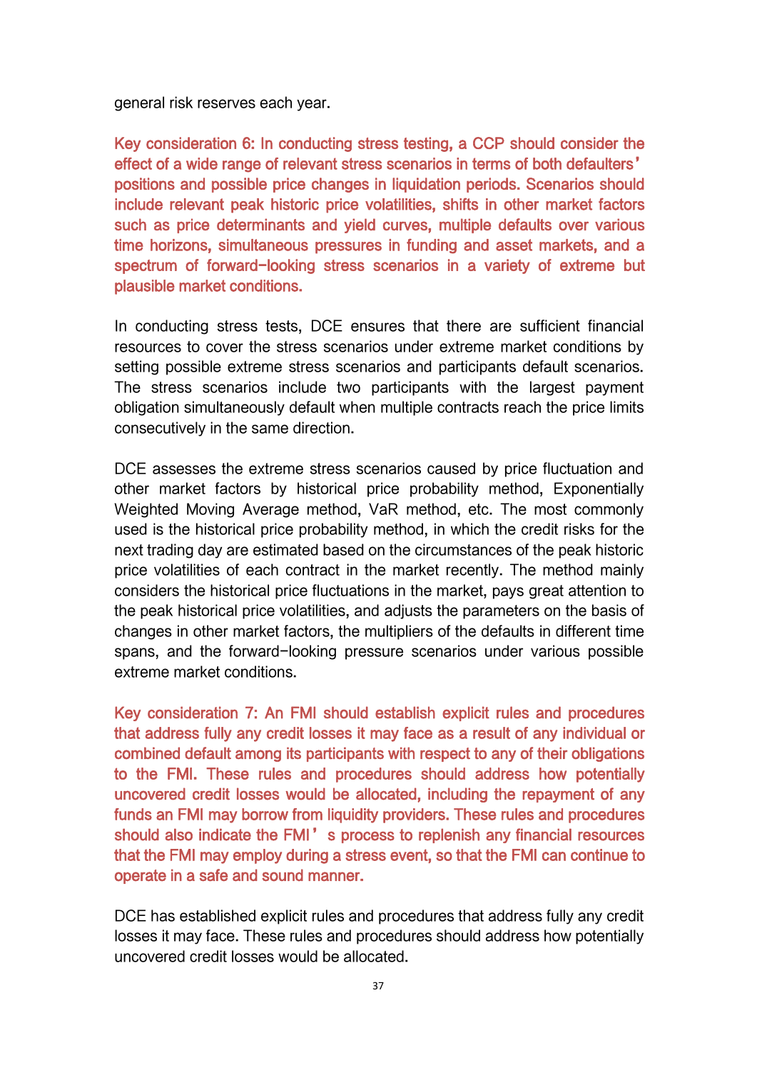general risk reserves each year.

**Key consideration 6: In conducting stress testing, a CCP should consider the effect of a wide range of relevant stress scenarios in terms of both defaulters' positions and possible price changes in liquidation periods. Scenarios should include relevant peak historic price volatilities, shifts in other market factors such as price determinants and yield curves, multiple defaults over various time horizons, simultaneous pressures in funding and asset markets, and a spectrum of forward-looking stress scenarios in a variety of extreme but plausible market conditions.**

In conducting stress tests, DCE ensures that there are sufficient financial resources to cover the stress scenarios under extreme market conditions by setting possible extreme stress scenarios and participants default scenarios. The stress scenarios include two participants with the largest payment obligation simultaneously default when multiple contracts reach the price limits consecutively in the same direction.

DCE assesses the extreme stress scenarios caused by price fluctuation and other market factors by historical price probability method, Exponentially Weighted Moving Average method, VaR method, etc. The most commonly used is the historical price probability method, in which the credit risks for the next trading day are estimated based on the circumstances of the peak historic price volatilities of each contract in the market recently. The method mainly considers the historical price fluctuations in the market, pays great attention to the peak historical price volatilities, and adjusts the parameters on the basis of changes in other market factors, the multipliers of the defaults in different time spans, and the forward-looking pressure scenarios under various possible extreme market conditions.

**Key consideration 7: An FMI should establish explicit rules and procedures that address fully any credit losses it may face as a result of any individual or combined default among its participants with respect to any of their obligations to the FMI. These rules and procedures should address how potentially uncovered credit losses would be allocated, including the repayment of any funds an FMI may borrow from liquidity providers. These rules and procedures should also indicate the FMI's process to replenish any financial resources that the FMI may employ during a stress event, so that the FMI can continue to operate in a safe and sound manner.**

DCE has established explicit rules and procedures that address fully any credit losses it may face. These rules and procedures should address how potentially uncovered credit losses would be allocated.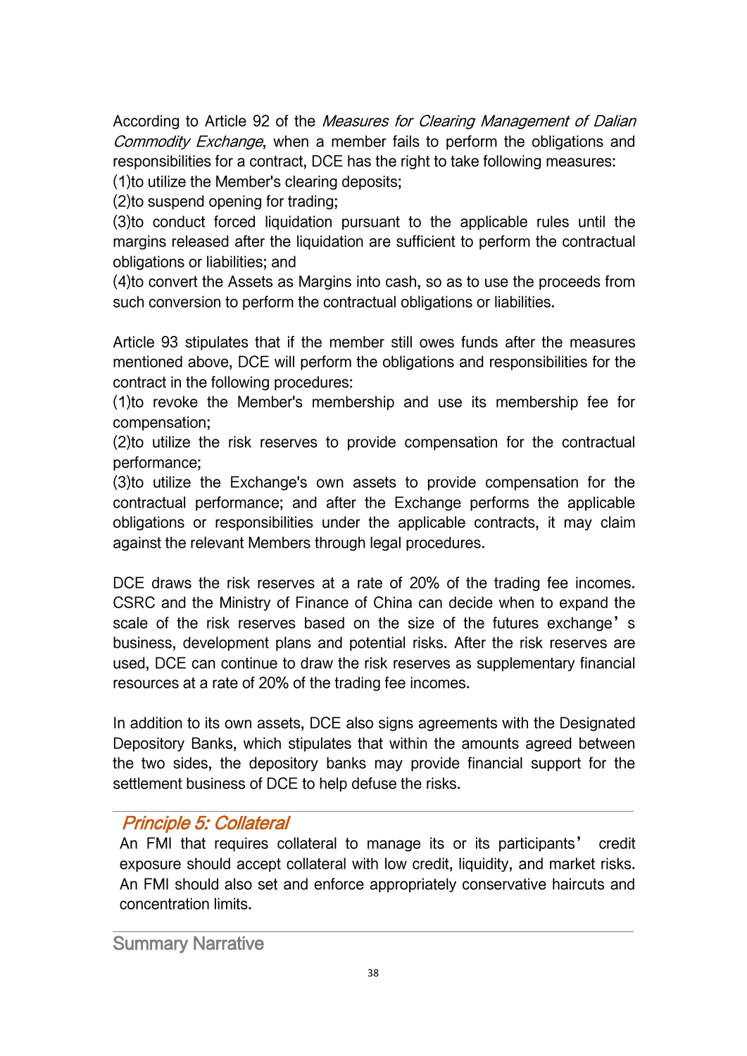According to Article 92 of the *Measures for Clearing Management of Dalian Commodity Exchange*, when a member fails to perform the obligations and responsibilities for a contract, DCE has the right to take following measures:

(1)to utilize the Member's clearing deposits;

(2)to suspend opening for trading;

(3)to conduct forced liquidation pursuant to the applicable rules until the margins released after the liquidation are sufficient to perform the contractual obligations or liabilities; and

(4)to convert the Assets as Margins into cash, so as to use the proceeds from such conversion to perform the contractual obligations or liabilities.

Article 93 stipulates that if the member still owes funds after the measures mentioned above, DCE will perform the obligations and responsibilities for the contract in the following procedures:

(1)to revoke the Member's membership and use its membership fee for compensation;

(2)to utilize the risk reserves to provide compensation for the contractual performance;

(3)to utilize the Exchange's own assets to provide compensation for the contractual performance; and after the Exchange performs the applicable obligations or responsibilities under the applicable contracts, it may claim against the relevant Members through legal procedures.

DCE draws the risk reserves at a rate of 20% of the trading fee incomes. CSRC and the Ministry of Finance of China can decide when to expand the scale of the risk reserves based on the size of the futures exchange's business, development plans and potential risks. After the risk reserves are used, DCE can continue to draw the risk reserves as supplementary financial resources at a rate of 20% of the trading fee incomes.

In addition to its own assets, DCE also signs agreements with the Designated Depository Banks, which stipulates that within the amounts agreed between the two sides, the depository banks may provide financial support for the settlement business of DCE to help defuse the risks.

## *Principle 5: Collateral*

An FMI that requires collateral to manage its or its participants' credit exposure should accept collateral with low credit, liquidity, and market risks. An FMI should also set and enforce appropriately conservative haircuts and concentration limits.

### Summary Narrative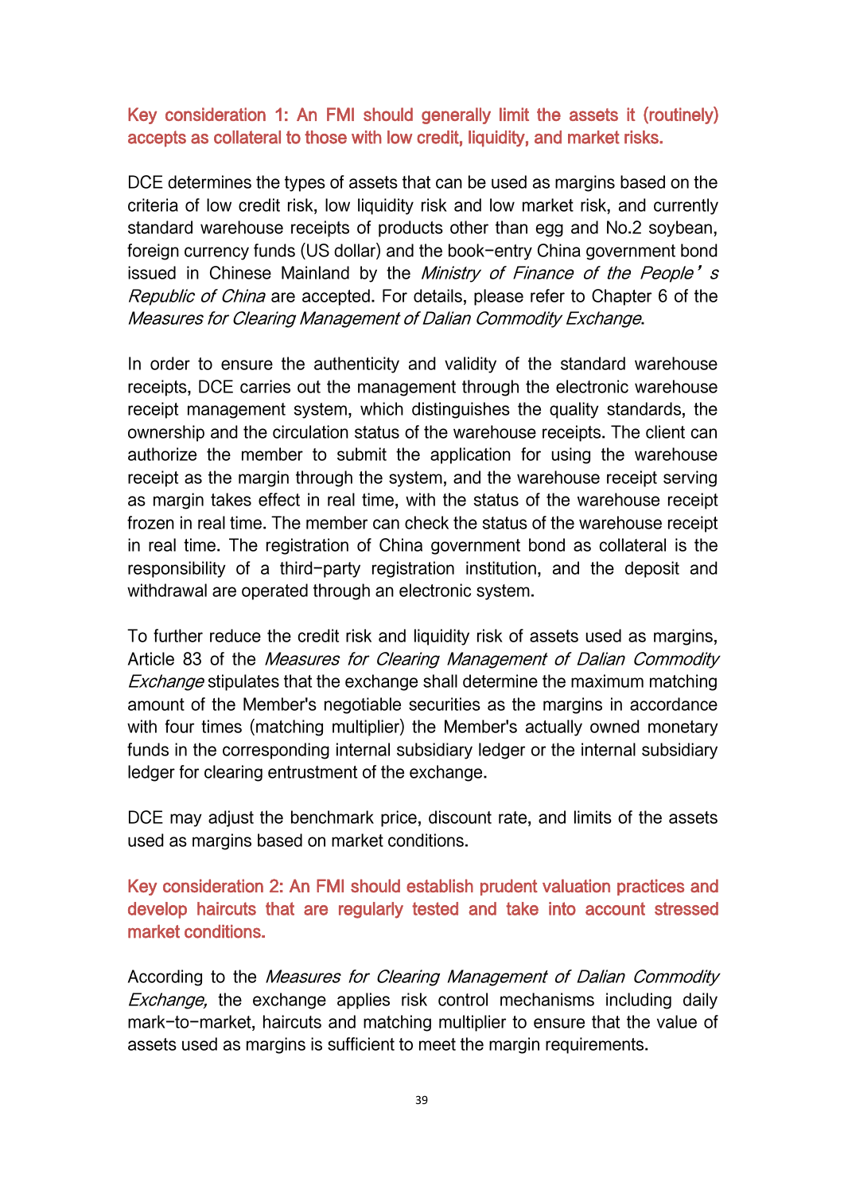### Key consideration 1: An FMI should generally limit the assets it (routinely) accepts as collateral to those with low credit, liquidity, and market risks.

DCE determines the types of assets that can be used as margins based on the criteria of low credit risk, low liquidity risk and low market risk, and currently standard warehouse receipts of products other than egg and No.2 soybean, foreign currency funds (US dollar) and the book-entry China government bond issued in Chinese Mainland by the *Ministry of Finance of the People's Republic of China* are accepted. For details, please refer to Chapter 6 of the *Measures for Clearing Management of Dalian Commodity Exchange*.

In order to ensure the authenticity and validity of the standard warehouse receipts, DCE carries out the management through the electronic warehouse receipt management system, which distinguishes the quality standards, the ownership and the circulation status of the warehouse receipts. The client can authorize the member to submit the application for using the warehouse receipt as the margin through the system, and the warehouse receipt serving as margin takes effect in real time, with the status of the warehouse receipt frozen in real time. The member can check the status of the warehouse receipt in real time. The registration of China government bond as collateral is the responsibility of a third-party registration institution, and the deposit and withdrawal are operated through an electronic system.

To further reduce the credit risk and liquidity risk of assets used as margins, Article 83 of the *Measures for Clearing Management of Dalian Commodity Exchange* stipulates that the exchange shall determine the maximum matching amount of the Member's negotiable securities as the margins in accordance with four times (matching multiplier) the Member's actually owned monetary funds in the corresponding internal subsidiary ledger or the internal subsidiary ledger for clearing entrustment of the exchange.

DCE may adjust the benchmark price, discount rate, and limits of the assets used as margins based on market conditions.

### Key consideration 2: An FMI should establish prudent valuation practices and develop haircuts that are regularly tested and take into account stressed market conditions.

According to the *Measures for Clearing Management of Dalian Commodity Exchange,* the exchange applies risk control mechanisms including daily mark-to-market, haircuts and matching multiplier to ensure that the value of assets used as margins is sufficient to meet the margin requirements.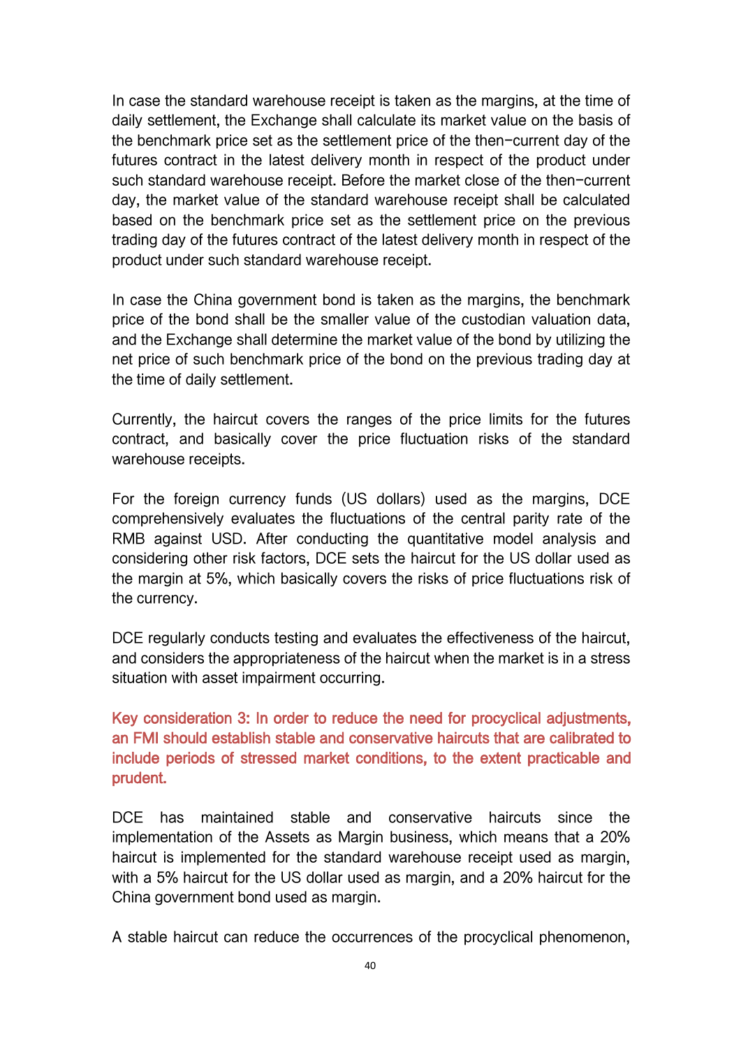In case the standard warehouse receipt is taken as the margins, at the time of daily settlement, the Exchange shall calculate its market value on the basis of the benchmark price set as the settlement price of the then-current day of the futures contract in the latest delivery month in respect of the product under such standard warehouse receipt. Before the market close of the then-current day, the market value of the standard warehouse receipt shall be calculated based on the benchmark price set as the settlement price on the previous trading day of the futures contract of the latest delivery month in respect of the product under such standard warehouse receipt.

In case the China government bond is taken as the margins, the benchmark price of the bond shall be the smaller value of the custodian valuation data, and the Exchange shall determine the market value of the bond by utilizing the net price of such benchmark price of the bond on the previous trading day at the time of daily settlement.

Currently, the haircut covers the ranges of the price limits for the futures contract, and basically cover the price fluctuation risks of the standard warehouse receipts.

For the foreign currency funds (US dollars) used as the margins, DCE comprehensively evaluates the fluctuations of the central parity rate of the RMB against USD. After conducting the quantitative model analysis and considering other risk factors, DCE sets the haircut for the US dollar used as the margin at 5%, which basically covers the risks of price fluctuations risk of the currency.

DCE regularly conducts testing and evaluates the effectiveness of the haircut, and considers the appropriateness of the haircut when the market is in a stress situation with asset impairment occurring.

**Key consideration 3: In order to reduce the need for procyclical adjustments, an FMI should establish stable and conservative haircuts that are calibrated to include periods of stressed market conditions, to the extent practicable and prudent.**

DCE has maintained stable and conservative haircuts since the implementation of the Assets as Margin business, which means that a 20% haircut is implemented for the standard warehouse receipt used as margin, with a 5% haircut for the US dollar used as margin, and a 20% haircut for the China government bond used as margin.

A stable haircut can reduce the occurrences of the procyclical phenomenon,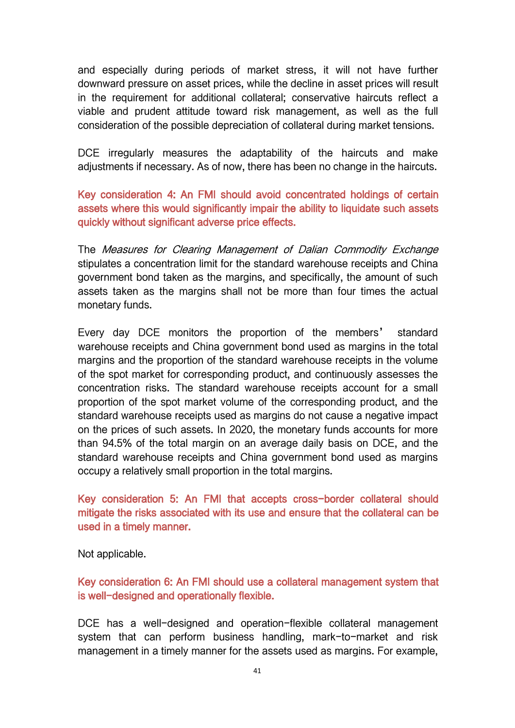and especially during periods of market stress, it will not have further downward pressure on asset prices, while the decline in asset prices will result in the requirement for additional collateral; conservative haircuts reflect a viable and prudent attitude toward risk management, as well as the full consideration of the possible depreciation of collateral during market tensions.

DCE irregularly measures the adaptability of the haircuts and make adjustments if necessary. As of now, there has been no change in the haircuts.

**Key consideration 4: An FMI should avoid concentrated holdings of certain assets where this would significantly impair the ability to liquidate such assets quickly without significant adverse price effects.**

The *Measures for Clearing Management of Dalian Commodity Exchange* stipulates a concentration limit for the standard warehouse receipts and China government bond taken as the margins, and specifically, the amount of such assets taken as the margins shall not be more than four times the actual monetary funds.

Every day DCE monitors the proportion of the members' standard warehouse receipts and China government bond used as margins in the total margins and the proportion of the standard warehouse receipts in the volume of the spot market for corresponding product, and continuously assesses the concentration risks. The standard warehouse receipts account for a small proportion of the spot market volume of the corresponding product, and the standard warehouse receipts used as margins do not cause a negative impact on the prices of such assets. In 2020, the monetary funds accounts for more than 94.5% of the total margin on an average daily basis on DCE, and the standard warehouse receipts and China government bond used as margins occupy a relatively small proportion in the total margins.

**Key consideration 5: An FMI that accepts cross-border collateral should mitigate the risks associated with its use and ensure that the collateral can be used in a timely manner.**

Not applicable.

**Key consideration 6: An FMI should use a collateral management system that is well-designed and operationally flexible.**

DCE has a well-designed and operation-flexible collateral management system that can perform business handling, mark-to-market and risk management in a timely manner for the assets used as margins. For example,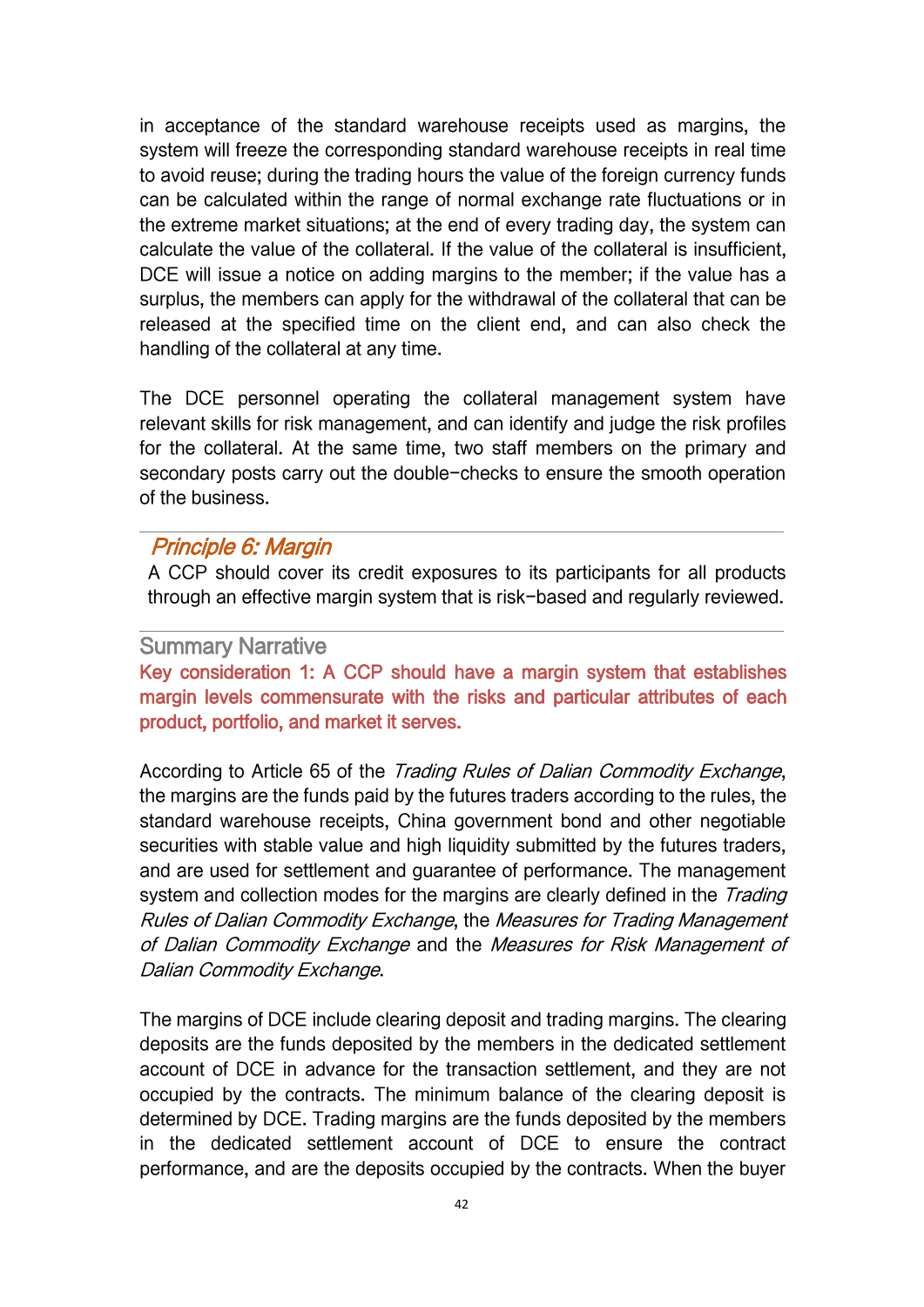in acceptance of the standard warehouse receipts used as margins, the system will freeze the corresponding standard warehouse receipts in real time to avoid reuse; during the trading hours the value of the foreign currency funds can be calculated within the range of normal exchange rate fluctuations or in the extreme market situations; at the end of every trading day, the system can calculate the value of the collateral. If the value of the collateral is insufficient, DCE will issue a notice on adding margins to the member; if the value has a surplus, the members can apply for the withdrawal of the collateral that can be released at the specified time on the client end, and can also check the handling of the collateral at any time.

The DCE personnel operating the collateral management system have relevant skills for risk management, and can identify and judge the risk profiles for the collateral. At the same time, two staff members on the primary and secondary posts carry out the double-checks to ensure the smooth operation of the business.

## *Principle 6: Margin*

A CCP should cover its credit exposures to its participants for all products through an effective margin system that is risk-based and regularly reviewed.

### Summary Narrative

**Key consideration 1: A CCP should have a margin system that establishes margin levels commensurate with the risks and particular attributes of each product, portfolio, and market it serves.**

According to Article 65 of the *Trading Rules of Dalian Commodity Exchange*, the margins are the funds paid by the futures traders according to the rules, the standard warehouse receipts, China government bond and other negotiable securities with stable value and high liquidity submitted by the futures traders, and are used for settlement and guarantee of performance. The management system and collection modes for the margins are clearly defined in the *Trading Rules of Dalian Commodity Exchange*, the *Measures for Trading Management of Dalian Commodity Exchange* and the *Measures for Risk Management of Dalian Commodity Exchange*.

The margins of DCE include clearing deposit and trading margins. The clearing deposits are the funds deposited by the members in the dedicated settlement account of DCE in advance for the transaction settlement, and they are not occupied by the contracts. The minimum balance of the clearing deposit is determined by DCE. Trading margins are the funds deposited by the members in the dedicated settlement account of DCE to ensure the contract performance, and are the deposits occupied by the contracts. When the buyer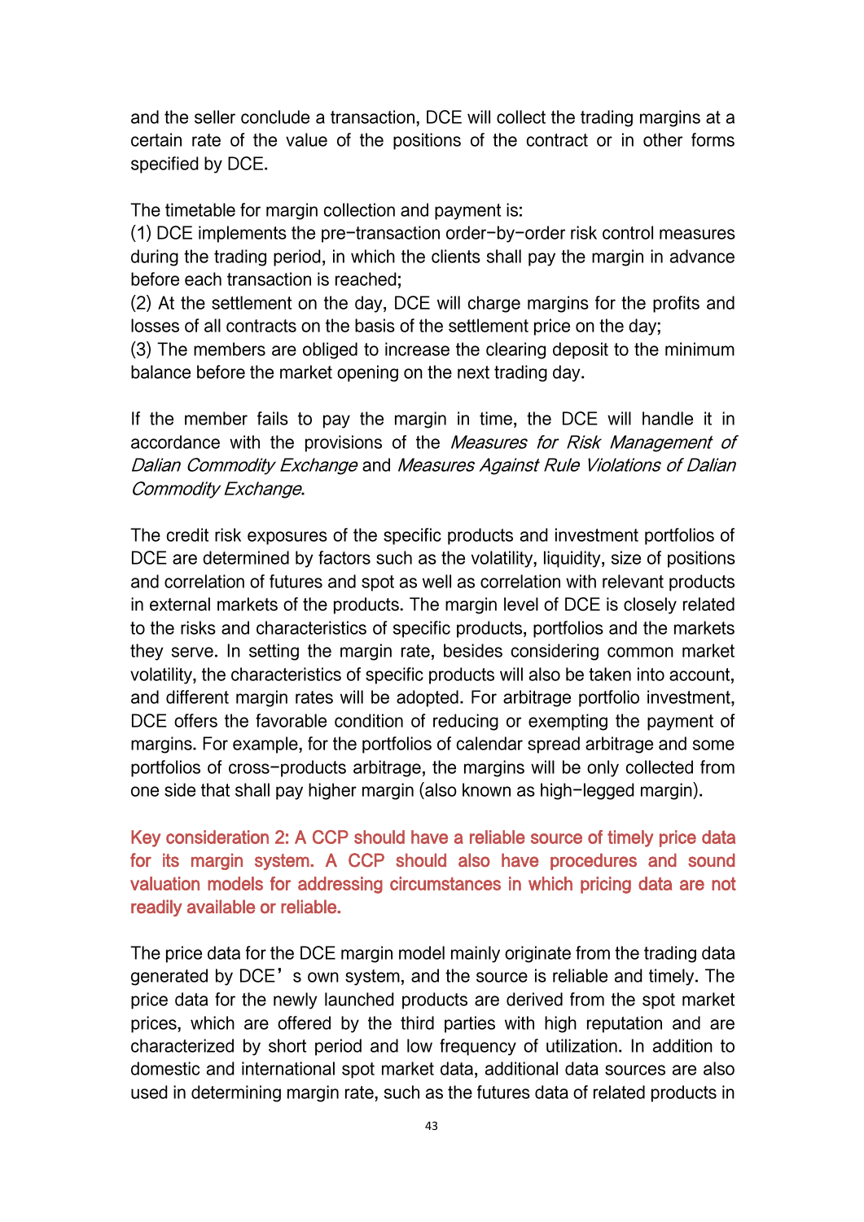and the seller conclude a transaction, DCE will collect the trading margins at a certain rate of the value of the positions of the contract or in other forms specified by DCE.

The timetable for margin collection and payment is:
(1) DCE implements the pre-transaction order-by-order risk control measures during the trading period, in which the clients shall pay the margin in advance before each transaction is reached;
(2) At the settlement on the day, DCE will charge margins for the profits and losses of all contracts on the basis of the settlement price on the day;
(3) The members are obliged to increase the clearing deposit to the minimum balance before the market opening on the next trading day.

If the member fails to pay the margin in time, the DCE will handle it in accordance with the provisions of the *Measures for Risk Management of Dalian Commodity Exchange* and *Measures Against Rule Violations of Dalian Commodity Exchange*.

The credit risk exposures of the specific products and investment portfolios of DCE are determined by factors such as the volatility, liquidity, size of positions and correlation of futures and spot as well as correlation with relevant products in external markets of the products. The margin level of DCE is closely related to the risks and characteristics of specific products, portfolios and the markets they serve. In setting the margin rate, besides considering common market volatility, the characteristics of specific products will also be taken into account, and different margin rates will be adopted. For arbitrage portfolio investment, DCE offers the favorable condition of reducing or exempting the payment of margins. For example, for the portfolios of calendar spread arbitrage and some portfolios of cross-products arbitrage, the margins will be only collected from one side that shall pay higher margin (also known as high-legged margin).

**Key consideration 2: A CCP should have a reliable source of timely price data for its margin system. A CCP should also have procedures and sound valuation models for addressing circumstances in which pricing data are not readily available or reliable.**

The price data for the DCE margin model mainly originate from the trading data generated by DCE's own system, and the source is reliable and timely. The price data for the newly launched products are derived from the spot market prices, which are offered by the third parties with high reputation and are characterized by short period and low frequency of utilization. In addition to domestic and international spot market data, additional data sources are also used in determining margin rate, such as the futures data of related products in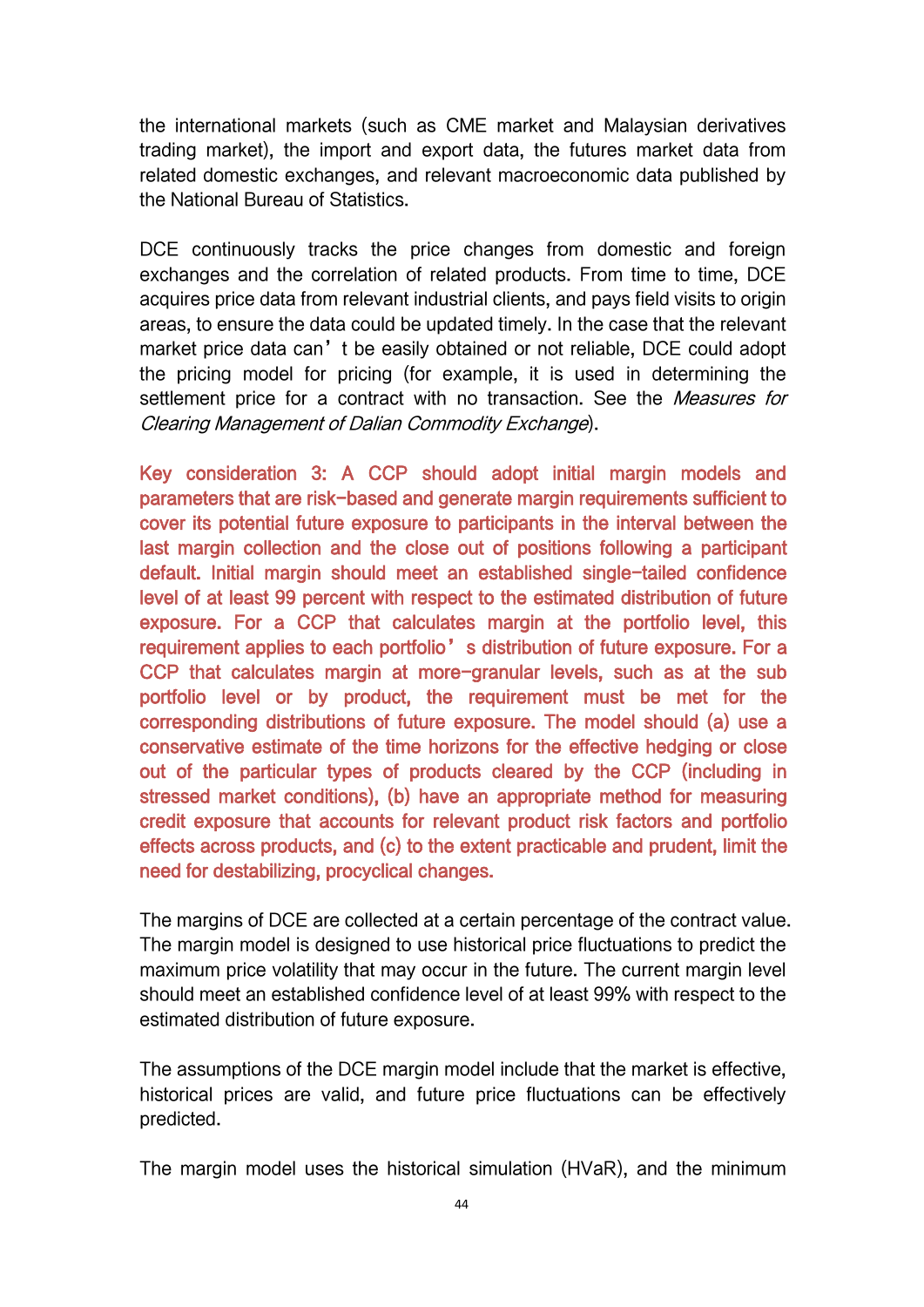the international markets (such as CME market and Malaysian derivatives trading market), the import and export data, the futures market data from related domestic exchanges, and relevant macroeconomic data published by the National Bureau of Statistics.

DCE continuously tracks the price changes from domestic and foreign exchanges and the correlation of related products. From time to time, DCE acquires price data from relevant industrial clients, and pays field visits to origin areas, to ensure the data could be updated timely. In the case that the relevant market price data can't be easily obtained or not reliable, DCE could adopt the pricing model for pricing (for example, it is used in determining the settlement price for a contract with no transaction. See the *Measures for Clearing Management of Dalian Commodity Exchange*).

**Key consideration 3: A CCP should adopt initial margin models and parameters that are risk-based and generate margin requirements sufficient to cover its potential future exposure to participants in the interval between the last margin collection and the close out of positions following a participant default. Initial margin should meet an established single-tailed confidence level of at least 99 percent with respect to the estimated distribution of future exposure. For a CCP that calculates margin at the portfolio level, this requirement applies to each portfolio's distribution of future exposure. For a CCP that calculates margin at more-granular levels, such as at the sub portfolio level or by product, the requirement must be met for the corresponding distributions of future exposure. The model should (a) use a conservative estimate of the time horizons for the effective hedging or close out of the particular types of products cleared by the CCP (including in stressed market conditions), (b) have an appropriate method for measuring credit exposure that accounts for relevant product risk factors and portfolio effects across products, and (c) to the extent practicable and prudent, limit the need for destabilizing, procyclical changes.**

The margins of DCE are collected at a certain percentage of the contract value. The margin model is designed to use historical price fluctuations to predict the maximum price volatility that may occur in the future. The current margin level should meet an established confidence level of at least 99% with respect to the estimated distribution of future exposure.

The assumptions of the DCE margin model include that the market is effective, historical prices are valid, and future price fluctuations can be effectively predicted.

The margin model uses the historical simulation (HVaR), and the minimum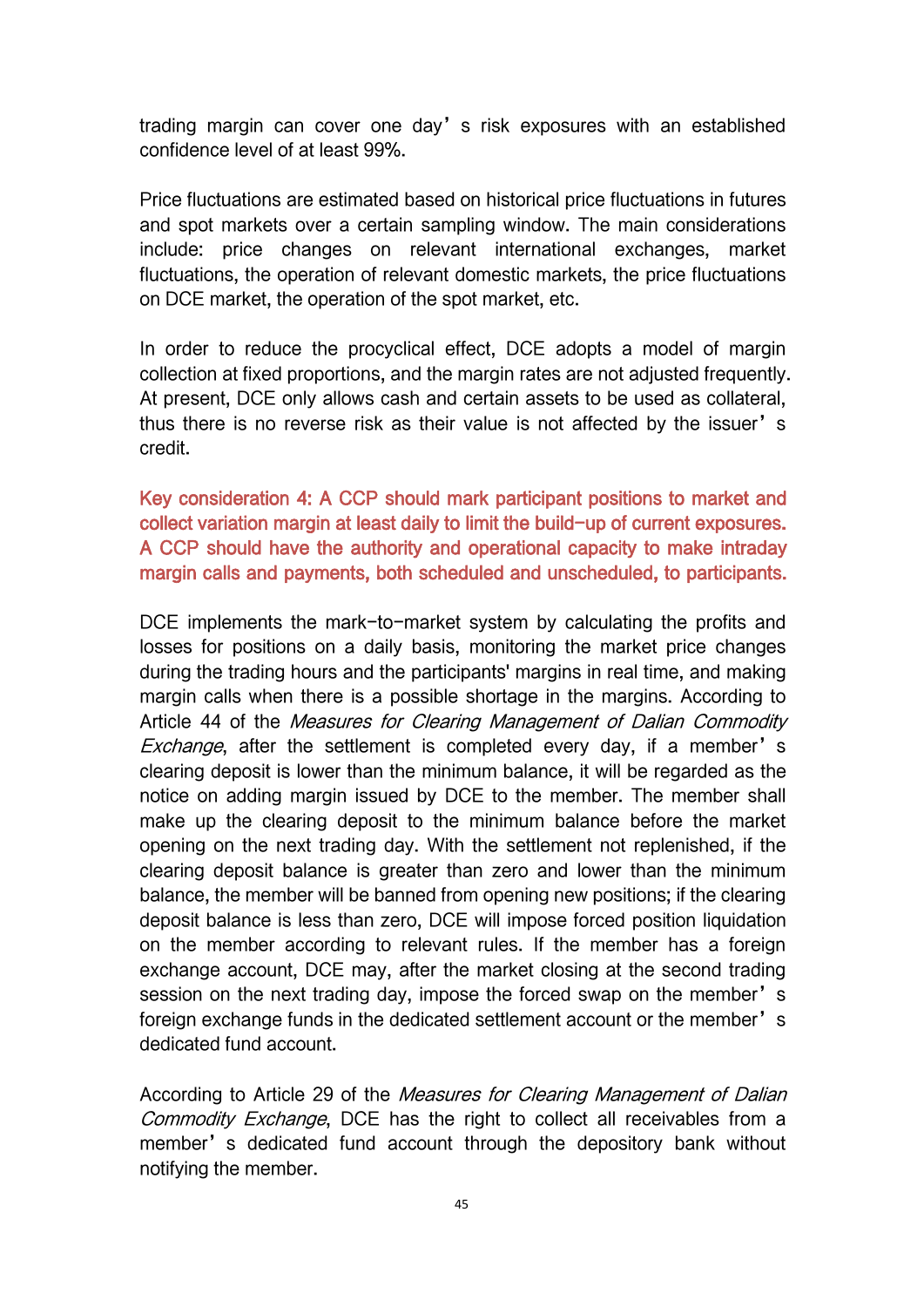trading margin can cover one day's risk exposures with an established confidence level of at least 99%.

Price fluctuations are estimated based on historical price fluctuations in futures and spot markets over a certain sampling window. The main considerations include: price changes on relevant international exchanges, market fluctuations, the operation of relevant domestic markets, the price fluctuations on DCE market, the operation of the spot market, etc.

In order to reduce the procyclical effect, DCE adopts a model of margin collection at fixed proportions, and the margin rates are not adjusted frequently. At present, DCE only allows cash and certain assets to be used as collateral, thus there is no reverse risk as their value is not affected by the issuer's credit.

**Key consideration 4: A CCP should mark participant positions to market and collect variation margin at least daily to limit the build-up of current exposures. A CCP should have the authority and operational capacity to make intraday margin calls and payments, both scheduled and unscheduled, to participants.**

DCE implements the mark-to-market system by calculating the profits and losses for positions on a daily basis, monitoring the market price changes during the trading hours and the participants' margins in real time, and making margin calls when there is a possible shortage in the margins. According to Article 44 of the *Measures for Clearing Management of Dalian Commodity Exchange*, after the settlement is completed every day, if a member's clearing deposit is lower than the minimum balance, it will be regarded as the notice on adding margin issued by DCE to the member. The member shall make up the clearing deposit to the minimum balance before the market opening on the next trading day. With the settlement not replenished, if the clearing deposit balance is greater than zero and lower than the minimum balance, the member will be banned from opening new positions; if the clearing deposit balance is less than zero, DCE will impose forced position liquidation on the member according to relevant rules. If the member has a foreign exchange account, DCE may, after the market closing at the second trading session on the next trading day, impose the forced swap on the member's foreign exchange funds in the dedicated settlement account or the member's dedicated fund account.

According to Article 29 of the *Measures for Clearing Management of Dalian Commodity Exchange*, DCE has the right to collect all receivables from a member's dedicated fund account through the depository bank without notifying the member.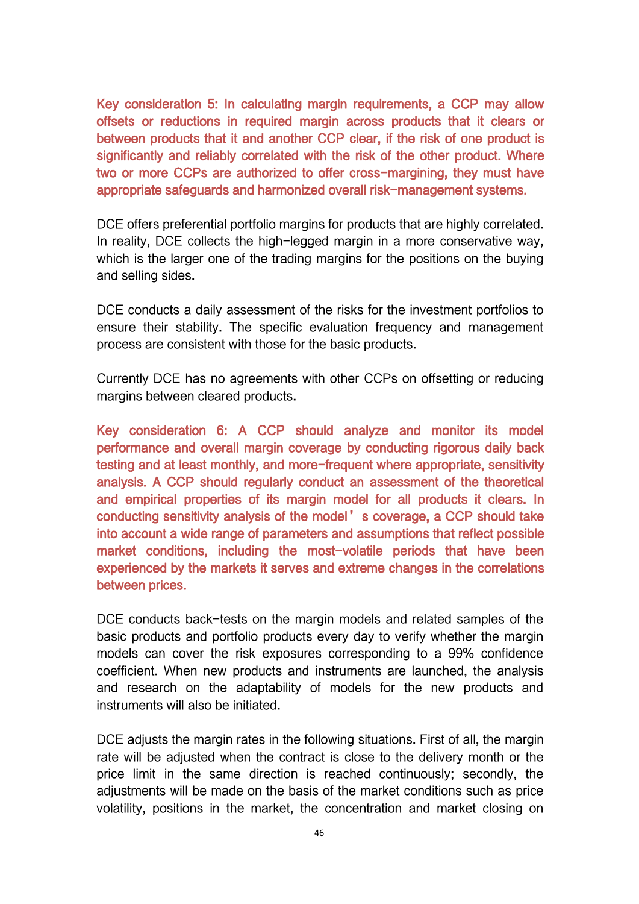**Key consideration 5: In calculating margin requirements, a CCP may allow offsets or reductions in required margin across products that it clears or between products that it and another CCP clear, if the risk of one product is significantly and reliably correlated with the risk of the other product. Where two or more CCPs are authorized to offer cross-margining, they must have appropriate safeguards and harmonized overall risk-management systems.**

DCE offers preferential portfolio margins for products that are highly correlated. In reality, DCE collects the high-legged margin in a more conservative way, which is the larger one of the trading margins for the positions on the buying and selling sides.

DCE conducts a daily assessment of the risks for the investment portfolios to ensure their stability. The specific evaluation frequency and management process are consistent with those for the basic products.

Currently DCE has no agreements with other CCPs on offsetting or reducing margins between cleared products.

**Key consideration 6: A CCP should analyze and monitor its model performance and overall margin coverage by conducting rigorous daily back testing and at least monthly, and more-frequent where appropriate, sensitivity analysis. A CCP should regularly conduct an assessment of the theoretical and empirical properties of its margin model for all products it clears. In conducting sensitivity analysis of the model's coverage, a CCP should take into account a wide range of parameters and assumptions that reflect possible market conditions, including the most-volatile periods that have been experienced by the markets it serves and extreme changes in the correlations between prices.**

DCE conducts back-tests on the margin models and related samples of the basic products and portfolio products every day to verify whether the margin models can cover the risk exposures corresponding to a 99% confidence coefficient. When new products and instruments are launched, the analysis and research on the adaptability of models for the new products and instruments will also be initiated.

DCE adjusts the margin rates in the following situations. First of all, the margin rate will be adjusted when the contract is close to the delivery month or the price limit in the same direction is reached continuously; secondly, the adjustments will be made on the basis of the market conditions such as price volatility, positions in the market, the concentration and market closing on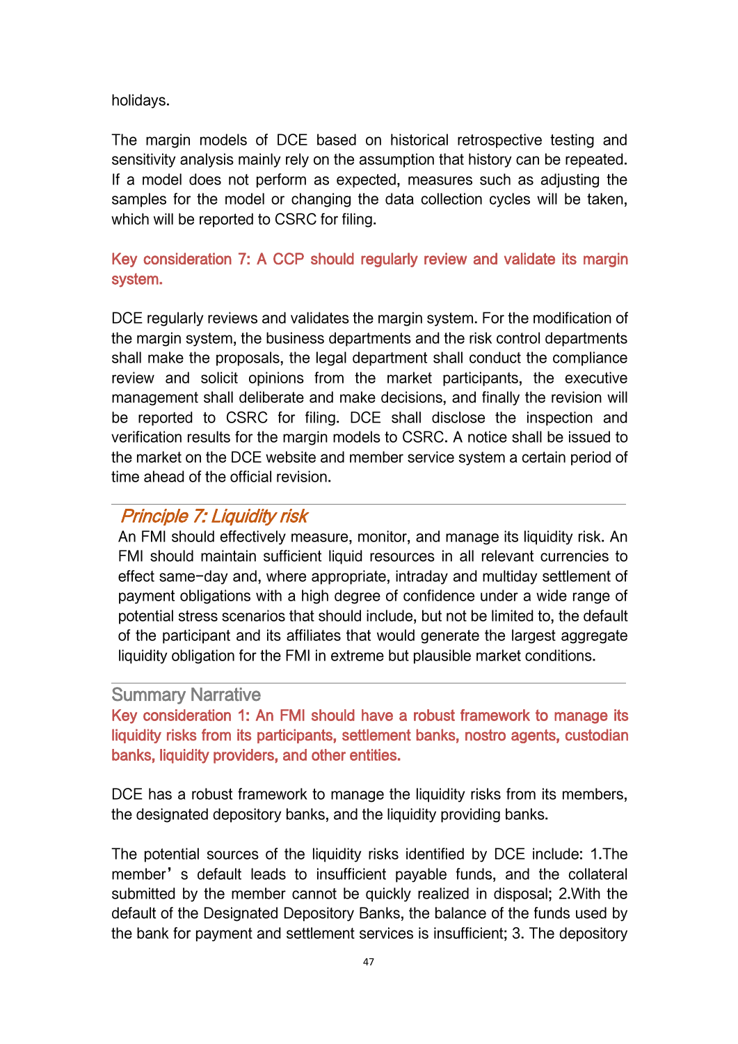holidays.

The margin models of DCE based on historical retrospective testing and sensitivity analysis mainly rely on the assumption that history can be repeated. If a model does not perform as expected, measures such as adjusting the samples for the model or changing the data collection cycles will be taken, which will be reported to CSRC for filing.

**Key consideration 7: A CCP should regularly review and validate its margin system.**

DCE regularly reviews and validates the margin system. For the modification of the margin system, the business departments and the risk control departments shall make the proposals, the legal department shall conduct the compliance review and solicit opinions from the market participants, the executive management shall deliberate and make decisions, and finally the revision will be reported to CSRC for filing. DCE shall disclose the inspection and verification results for the margin models to CSRC. A notice shall be issued to the market on the DCE website and member service system a certain period of time ahead of the official revision.

## *Principle 7: Liquidity risk*

An FMI should effectively measure, monitor, and manage its liquidity risk. An FMI should maintain sufficient liquid resources in all relevant currencies to effect same-day and, where appropriate, intraday and multiday settlement of payment obligations with a high degree of confidence under a wide range of potential stress scenarios that should include, but not be limited to, the default of the participant and its affiliates that would generate the largest aggregate liquidity obligation for the FMI in extreme but plausible market conditions.

### Summary Narrative

**Key consideration 1: An FMI should have a robust framework to manage its liquidity risks from its participants, settlement banks, nostro agents, custodian banks, liquidity providers, and other entities.**

DCE has a robust framework to manage the liquidity risks from its members, the designated depository banks, and the liquidity providing banks.

The potential sources of the liquidity risks identified by DCE include: 1.The member' s default leads to insufficient payable funds, and the collateral submitted by the member cannot be quickly realized in disposal; 2.With the default of the Designated Depository Banks, the balance of the funds used by the bank for payment and settlement services is insufficient; 3. The depository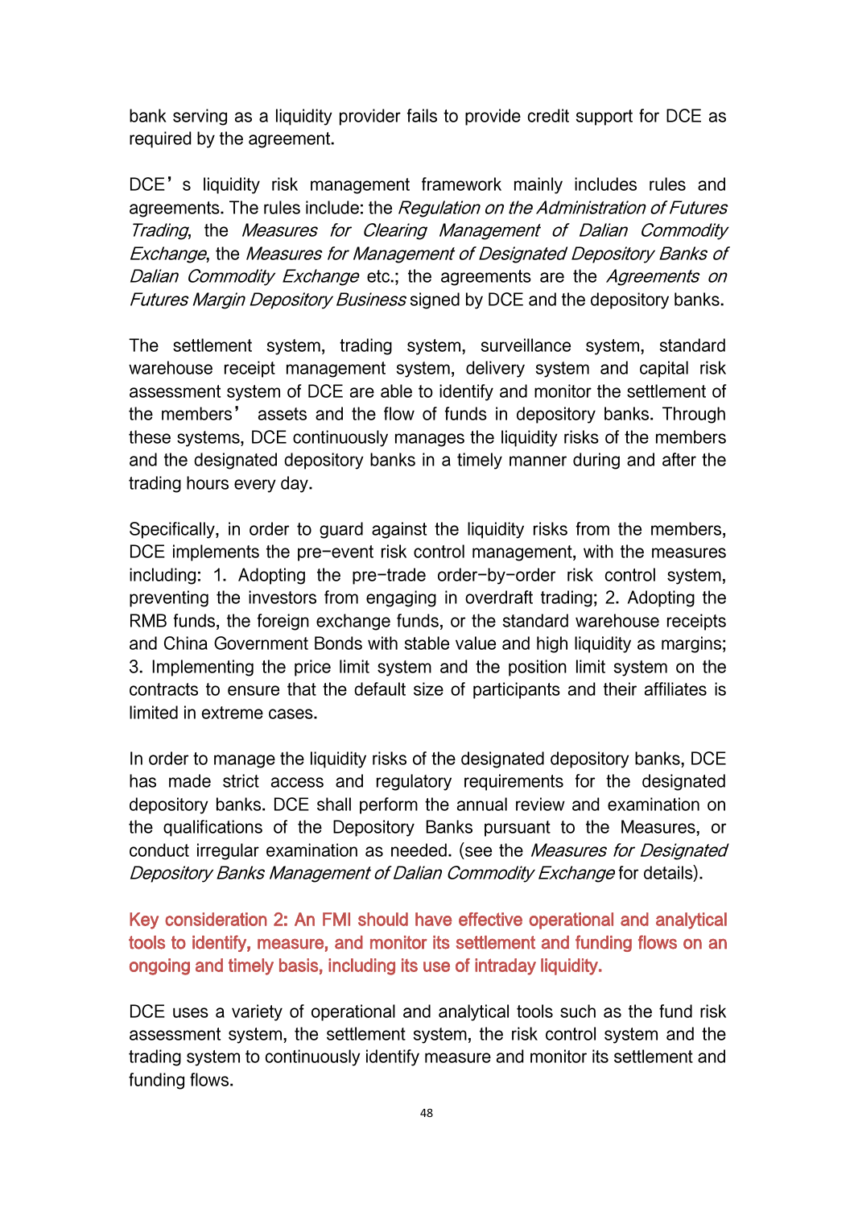bank serving as a liquidity provider fails to provide credit support for DCE as required by the agreement.

DCE's liquidity risk management framework mainly includes rules and agreements. The rules include: the *Regulation on the Administration of Futures Trading*, the *Measures for Clearing Management of Dalian Commodity Exchange*, the *Measures for Management of Designated Depository Banks of Dalian Commodity Exchange* etc.; the agreements are the *Agreements on Futures Margin Depository Business* signed by DCE and the depository banks.

The settlement system, trading system, surveillance system, standard warehouse receipt management system, delivery system and capital risk assessment system of DCE are able to identify and monitor the settlement of the members' assets and the flow of funds in depository banks. Through these systems, DCE continuously manages the liquidity risks of the members and the designated depository banks in a timely manner during and after the trading hours every day.

Specifically, in order to guard against the liquidity risks from the members, DCE implements the pre-event risk control management, with the measures including: 1. Adopting the pre-trade order-by-order risk control system, preventing the investors from engaging in overdraft trading; 2. Adopting the RMB funds, the foreign exchange funds, or the standard warehouse receipts and China Government Bonds with stable value and high liquidity as margins; 3. Implementing the price limit system and the position limit system on the contracts to ensure that the default size of participants and their affiliates is limited in extreme cases.

In order to manage the liquidity risks of the designated depository banks, DCE has made strict access and regulatory requirements for the designated depository banks. DCE shall perform the annual review and examination on the qualifications of the Depository Banks pursuant to the Measures, or conduct irregular examination as needed. (see the *Measures for Designated Depository Banks Management of Dalian Commodity Exchange* for details).

**Key consideration 2: An FMI should have effective operational and analytical tools to identify, measure, and monitor its settlement and funding flows on an ongoing and timely basis, including its use of intraday liquidity.**

DCE uses a variety of operational and analytical tools such as the fund risk assessment system, the settlement system, the risk control system and the trading system to continuously identify measure and monitor its settlement and funding flows.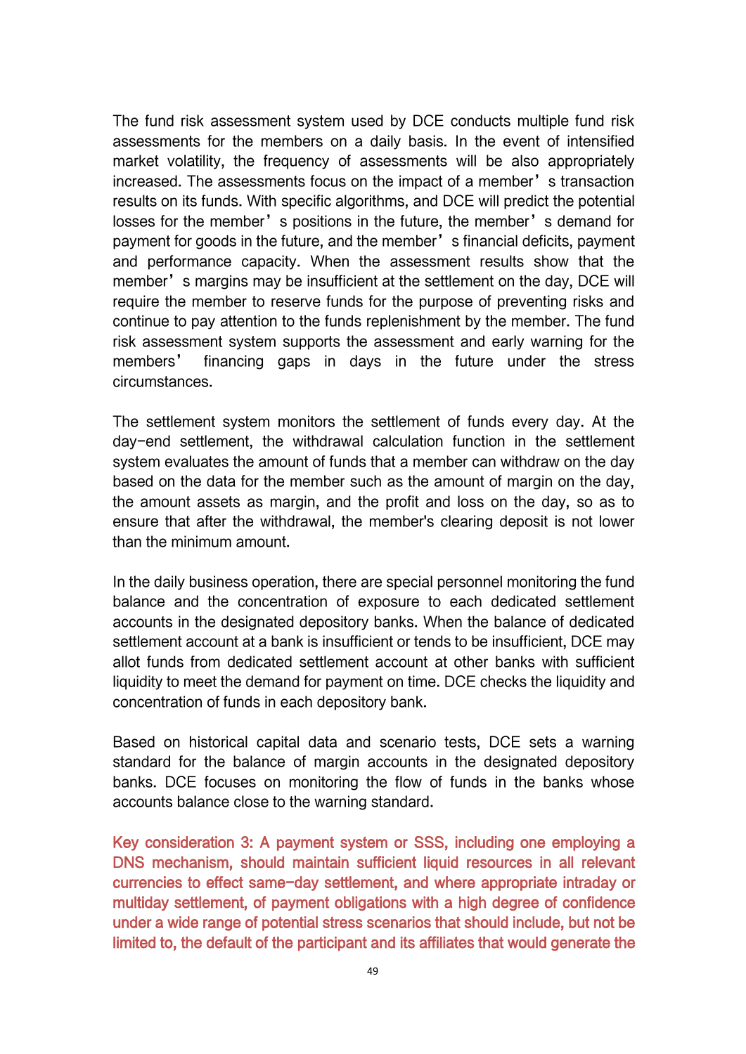The fund risk assessment system used by DCE conducts multiple fund risk assessments for the members on a daily basis. In the event of intensified market volatility, the frequency of assessments will be also appropriately increased. The assessments focus on the impact of a member's transaction results on its funds. With specific algorithms, and DCE will predict the potential losses for the member's positions in the future, the member's demand for payment for goods in the future, and the member's financial deficits, payment and performance capacity. When the assessment results show that the member's margins may be insufficient at the settlement on the day, DCE will require the member to reserve funds for the purpose of preventing risks and continue to pay attention to the funds replenishment by the member. The fund risk assessment system supports the assessment and early warning for the members' financing gaps in days in the future under the stress circumstances.

The settlement system monitors the settlement of funds every day. At the day-end settlement, the withdrawal calculation function in the settlement system evaluates the amount of funds that a member can withdraw on the day based on the data for the member such as the amount of margin on the day, the amount assets as margin, and the profit and loss on the day, so as to ensure that after the withdrawal, the member's clearing deposit is not lower than the minimum amount.

In the daily business operation, there are special personnel monitoring the fund balance and the concentration of exposure to each dedicated settlement accounts in the designated depository banks. When the balance of dedicated settlement account at a bank is insufficient or tends to be insufficient, DCE may allot funds from dedicated settlement account at other banks with sufficient liquidity to meet the demand for payment on time. DCE checks the liquidity and concentration of funds in each depository bank.

Based on historical capital data and scenario tests, DCE sets a warning standard for the balance of margin accounts in the designated depository banks. DCE focuses on monitoring the flow of funds in the banks whose accounts balance close to the warning standard.

Key consideration 3: A payment system or SSS, including one employing a DNS mechanism, should maintain sufficient liquid resources in all relevant currencies to effect same-day settlement, and where appropriate intraday or multiday settlement, of payment obligations with a high degree of confidence under a wide range of potential stress scenarios that should include, but not be limited to, the default of the participant and its affiliates that would generate the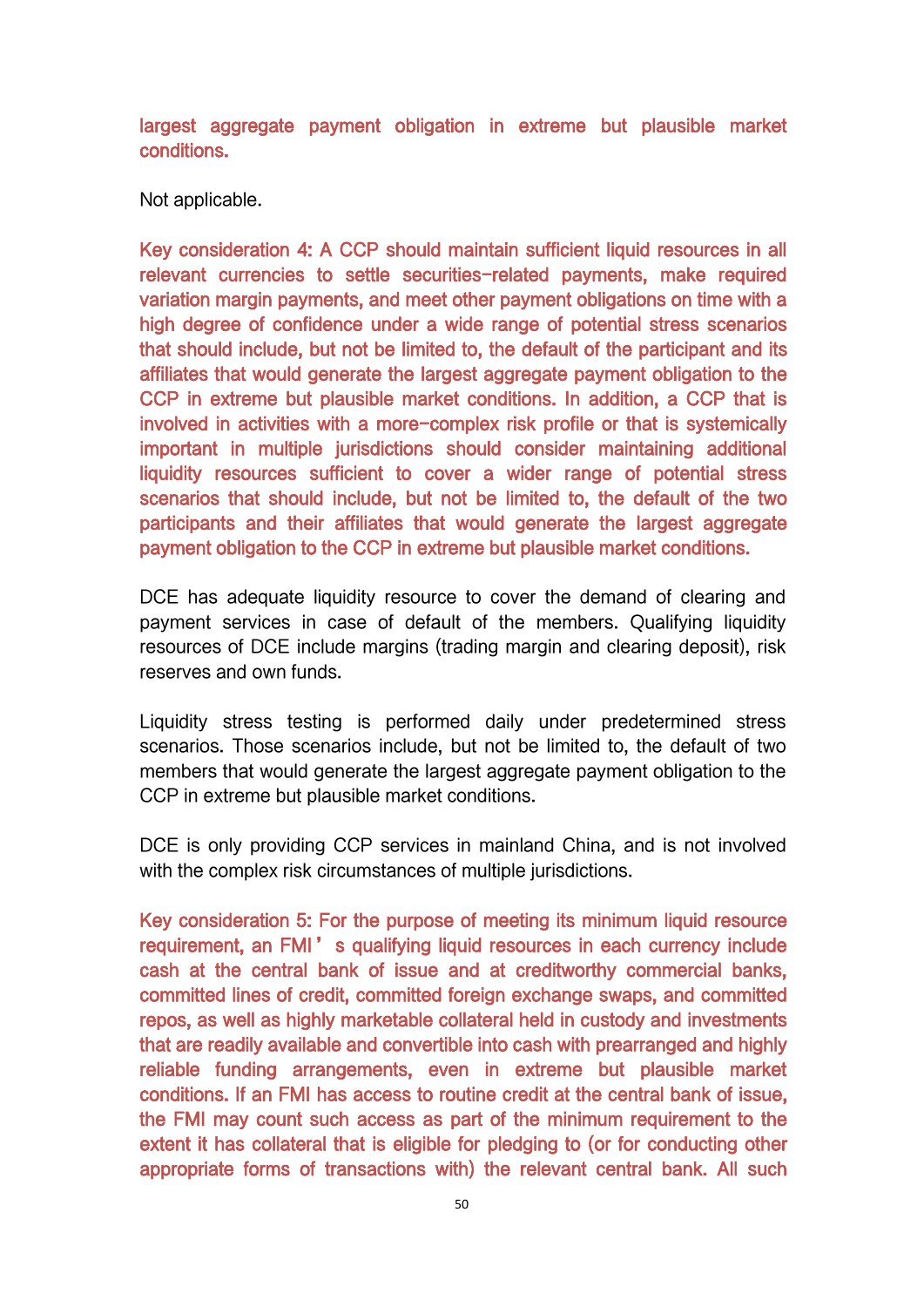largest aggregate payment obligation in extreme but plausible market conditions.

Not applicable.

Key consideration 4: A CCP should maintain sufficient liquid resources in all relevant currencies to settle securities-related payments, make required variation margin payments, and meet other payment obligations on time with a high degree of confidence under a wide range of potential stress scenarios that should include, but not be limited to, the default of the participant and its affiliates that would generate the largest aggregate payment obligation to the CCP in extreme but plausible market conditions. In addition, a CCP that is involved in activities with a more-complex risk profile or that is systemically important in multiple jurisdictions should consider maintaining additional liquidity resources sufficient to cover a wider range of potential stress scenarios that should include, but not be limited to, the default of the two participants and their affiliates that would generate the largest aggregate payment obligation to the CCP in extreme but plausible market conditions.

DCE has adequate liquidity resource to cover the demand of clearing and payment services in case of default of the members. Qualifying liquidity resources of DCE include margins (trading margin and clearing deposit), risk reserves and own funds.

Liquidity stress testing is performed daily under predetermined stress scenarios. Those scenarios include, but not be limited to, the default of two members that would generate the largest aggregate payment obligation to the CCP in extreme but plausible market conditions.

DCE is only providing CCP services in mainland China, and is not involved with the complex risk circumstances of multiple jurisdictions.

Key consideration 5: For the purpose of meeting its minimum liquid resource requirement, an FMI's qualifying liquid resources in each currency include cash at the central bank of issue and at creditworthy commercial banks, committed lines of credit, committed foreign exchange swaps, and committed repos, as well as highly marketable collateral held in custody and investments that are readily available and convertible into cash with prearranged and highly reliable funding arrangements, even in extreme but plausible market conditions. If an FMI has access to routine credit at the central bank of issue, the FMI may count such access as part of the minimum requirement to the extent it has collateral that is eligible for pledging to (or for conducting other appropriate forms of transactions with) the relevant central bank. All such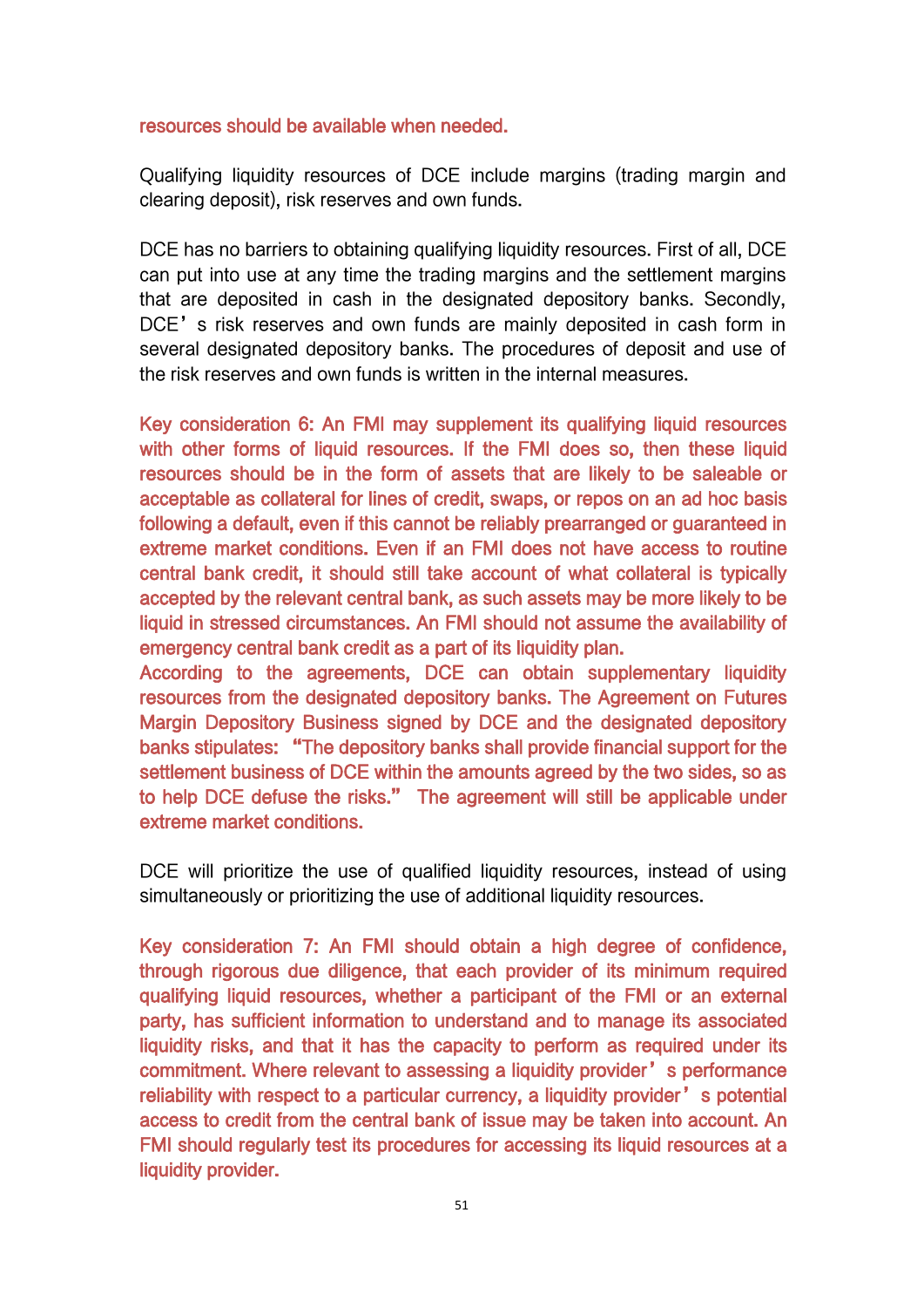resources should be available when needed.

Qualifying liquidity resources of DCE include margins (trading margin and clearing deposit), risk reserves and own funds.

DCE has no barriers to obtaining qualifying liquidity resources. First of all, DCE can put into use at any time the trading margins and the settlement margins that are deposited in cash in the designated depository banks. Secondly, DCE's risk reserves and own funds are mainly deposited in cash form in several designated depository banks. The procedures of deposit and use of the risk reserves and own funds is written in the internal measures.

Key consideration 6: An FMI may supplement its qualifying liquid resources with other forms of liquid resources. If the FMI does so, then these liquid resources should be in the form of assets that are likely to be saleable or acceptable as collateral for lines of credit, swaps, or repos on an ad hoc basis following a default, even if this cannot be reliably prearranged or guaranteed in extreme market conditions. Even if an FMI does not have access to routine central bank credit, it should still take account of what collateral is typically accepted by the relevant central bank, as such assets may be more likely to be liquid in stressed circumstances. An FMI should not assume the availability of emergency central bank credit as a part of its liquidity plan.

According to the agreements, DCE can obtain supplementary liquidity resources from the designated depository banks. The Agreement on Futures Margin Depository Business signed by DCE and the designated depository banks stipulates: "The depository banks shall provide financial support for the settlement business of DCE within the amounts agreed by the two sides, so as to help DCE defuse the risks." The agreement will still be applicable under extreme market conditions.

DCE will prioritize the use of qualified liquidity resources, instead of using simultaneously or prioritizing the use of additional liquidity resources.

Key consideration 7: An FMI should obtain a high degree of confidence, through rigorous due diligence, that each provider of its minimum required qualifying liquid resources, whether a participant of the FMI or an external party, has sufficient information to understand and to manage its associated liquidity risks, and that it has the capacity to perform as required under its commitment. Where relevant to assessing a liquidity provider's performance reliability with respect to a particular currency, a liquidity provider's potential access to credit from the central bank of issue may be taken into account. An FMI should regularly test its procedures for accessing its liquid resources at a liquidity provider.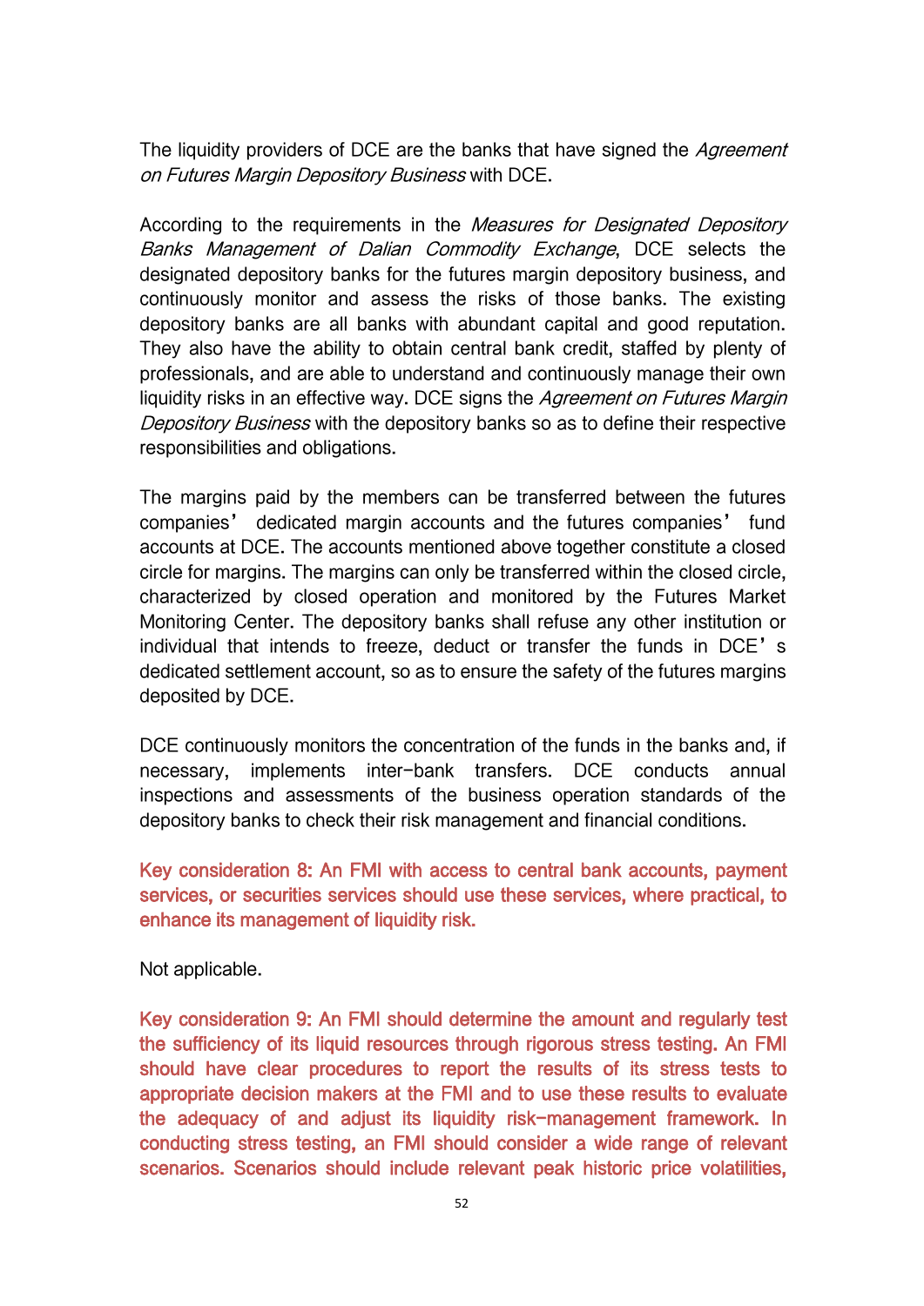The liquidity providers of DCE are the banks that have signed the *Agreement on Futures Margin Depository Business* with DCE.

According to the requirements in the *Measures for Designated Depository Banks Management of Dalian Commodity Exchange*, DCE selects the designated depository banks for the futures margin depository business, and continuously monitor and assess the risks of those banks. The existing depository banks are all banks with abundant capital and good reputation. They also have the ability to obtain central bank credit, staffed by plenty of professionals, and are able to understand and continuously manage their own liquidity risks in an effective way. DCE signs the *Agreement on Futures Margin Depository Business* with the depository banks so as to define their respective responsibilities and obligations.

The margins paid by the members can be transferred between the futures companies' dedicated margin accounts and the futures companies' fund accounts at DCE. The accounts mentioned above together constitute a closed circle for margins. The margins can only be transferred within the closed circle, characterized by closed operation and monitored by the Futures Market Monitoring Center. The depository banks shall refuse any other institution or individual that intends to freeze, deduct or transfer the funds in DCE's dedicated settlement account, so as to ensure the safety of the futures margins deposited by DCE.

DCE continuously monitors the concentration of the funds in the banks and, if necessary, implements inter-bank transfers. DCE conducts annual inspections and assessments of the business operation standards of the depository banks to check their risk management and financial conditions.

Key consideration 8: An FMI with access to central bank accounts, payment services, or securities services should use these services, where practical, to enhance its management of liquidity risk.

Not applicable.

Key consideration 9: An FMI should determine the amount and regularly test the sufficiency of its liquid resources through rigorous stress testing. An FMI should have clear procedures to report the results of its stress tests to appropriate decision makers at the FMI and to use these results to evaluate the adequacy of and adjust its liquidity risk-management framework. In conducting stress testing, an FMI should consider a wide range of relevant scenarios. Scenarios should include relevant peak historic price volatilities,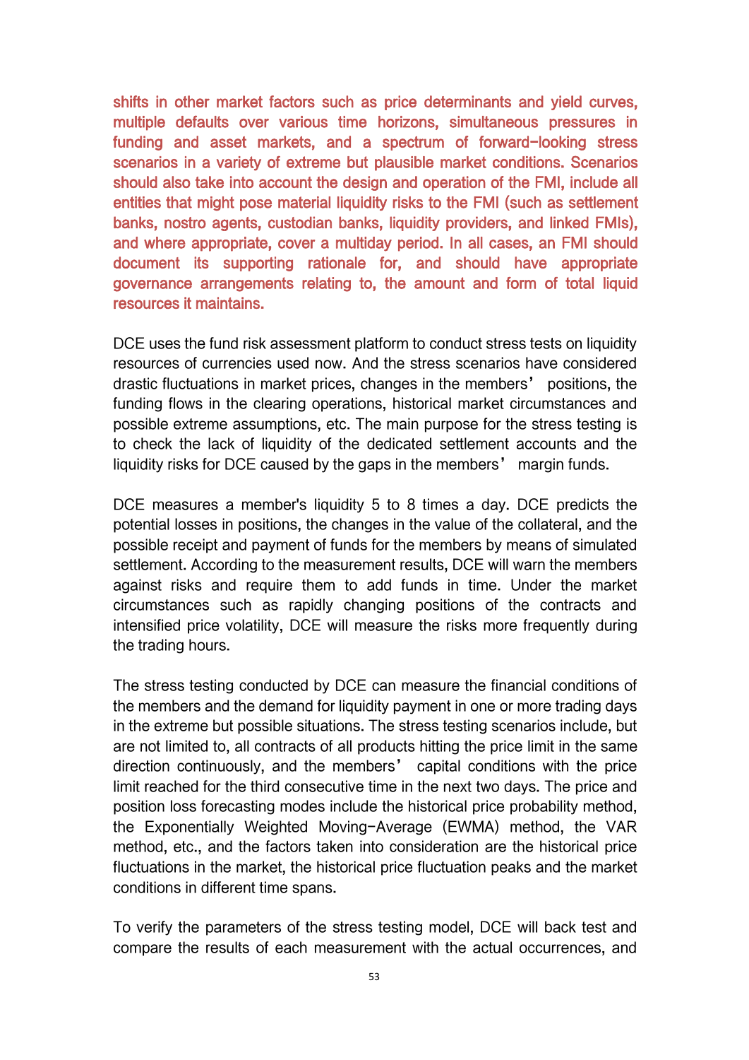shifts in other market factors such as price determinants and yield curves, multiple defaults over various time horizons, simultaneous pressures in funding and asset markets, and a spectrum of forward-looking stress scenarios in a variety of extreme but plausible market conditions. Scenarios should also take into account the design and operation of the FMI, include all entities that might pose material liquidity risks to the FMI (such as settlement banks, nostro agents, custodian banks, liquidity providers, and linked FMIs), and where appropriate, cover a multiday period. In all cases, an FMI should document its supporting rationale for, and should have appropriate governance arrangements relating to, the amount and form of total liquid resources it maintains.

DCE uses the fund risk assessment platform to conduct stress tests on liquidity resources of currencies used now. And the stress scenarios have considered drastic fluctuations in market prices, changes in the members' positions, the funding flows in the clearing operations, historical market circumstances and possible extreme assumptions, etc. The main purpose for the stress testing is to check the lack of liquidity of the dedicated settlement accounts and the liquidity risks for DCE caused by the gaps in the members' margin funds.

DCE measures a member's liquidity 5 to 8 times a day. DCE predicts the potential losses in positions, the changes in the value of the collateral, and the possible receipt and payment of funds for the members by means of simulated settlement. According to the measurement results, DCE will warn the members against risks and require them to add funds in time. Under the market circumstances such as rapidly changing positions of the contracts and intensified price volatility, DCE will measure the risks more frequently during the trading hours.

The stress testing conducted by DCE can measure the financial conditions of the members and the demand for liquidity payment in one or more trading days in the extreme but possible situations. The stress testing scenarios include, but are not limited to, all contracts of all products hitting the price limit in the same direction continuously, and the members' capital conditions with the price limit reached for the third consecutive time in the next two days. The price and position loss forecasting modes include the historical price probability method, the Exponentially Weighted Moving-Average (EWMA) method, the VAR method, etc., and the factors taken into consideration are the historical price fluctuations in the market, the historical price fluctuation peaks and the market conditions in different time spans.

To verify the parameters of the stress testing model, DCE will back test and compare the results of each measurement with the actual occurrences, and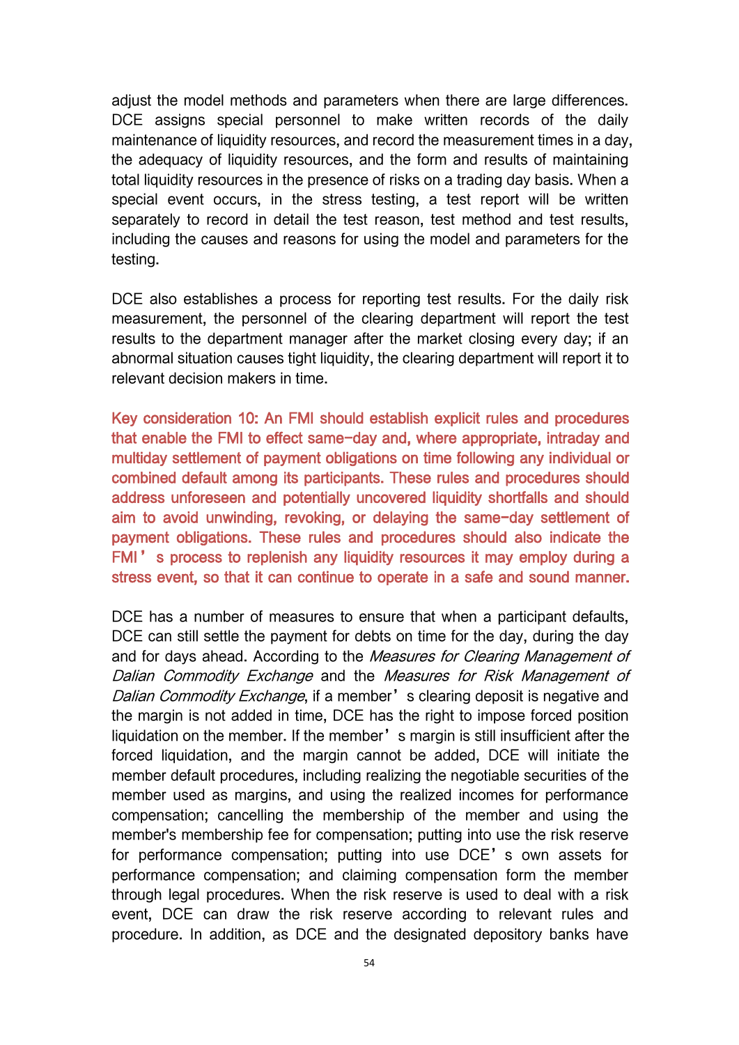adjust the model methods and parameters when there are large differences. DCE assigns special personnel to make written records of the daily maintenance of liquidity resources, and record the measurement times in a day, the adequacy of liquidity resources, and the form and results of maintaining total liquidity resources in the presence of risks on a trading day basis. When a special event occurs, in the stress testing, a test report will be written separately to record in detail the test reason, test method and test results, including the causes and reasons for using the model and parameters for the testing.

DCE also establishes a process for reporting test results. For the daily risk measurement, the personnel of the clearing department will report the test results to the department manager after the market closing every day; if an abnormal situation causes tight liquidity, the clearing department will report it to relevant decision makers in time.

**Key consideration 10: An FMI should establish explicit rules and procedures that enable the FMI to effect same-day and, where appropriate, intraday and multiday settlement of payment obligations on time following any individual or combined default among its participants. These rules and procedures should address unforeseen and potentially uncovered liquidity shortfalls and should aim to avoid unwinding, revoking, or delaying the same-day settlement of payment obligations. These rules and procedures should also indicate the FMI's process to replenish any liquidity resources it may employ during a stress event, so that it can continue to operate in a safe and sound manner.**

DCE has a number of measures to ensure that when a participant defaults, DCE can still settle the payment for debts on time for the day, during the day and for days ahead. According to the *Measures for Clearing Management of Dalian Commodity Exchange* and the *Measures for Risk Management of Dalian Commodity Exchange*, if a member's clearing deposit is negative and the margin is not added in time, DCE has the right to impose forced position liquidation on the member. If the member's margin is still insufficient after the forced liquidation, and the margin cannot be added, DCE will initiate the member default procedures, including realizing the negotiable securities of the member used as margins, and using the realized incomes for performance compensation; cancelling the membership of the member and using the member's membership fee for compensation; putting into use the risk reserve for performance compensation; putting into use DCE's own assets for performance compensation; and claiming compensation form the member through legal procedures. When the risk reserve is used to deal with a risk event, DCE can draw the risk reserve according to relevant rules and procedure. In addition, as DCE and the designated depository banks have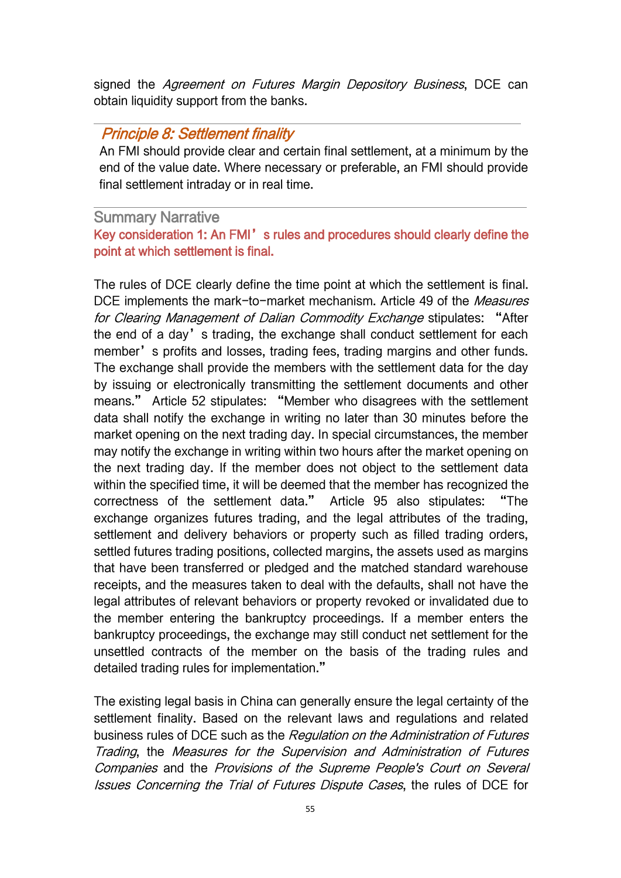signed the *Agreement on Futures Margin Depository Business*, DCE can obtain liquidity support from the banks.

## *Principle 8: Settlement finality*

An FMI should provide clear and certain final settlement, at a minimum by the end of the value date. Where necessary or preferable, an FMI should provide final settlement intraday or in real time.

### Summary Narrative

**Key consideration 1: An FMI's rules and procedures should clearly define the point at which settlement is final.**

The rules of DCE clearly define the time point at which the settlement is final. DCE implements the mark-to-market mechanism. Article 49 of the *Measures for Clearing Management of Dalian Commodity Exchange* stipulates: "After the end of a day's trading, the exchange shall conduct settlement for each member's profits and losses, trading fees, trading margins and other funds. The exchange shall provide the members with the settlement data for the day by issuing or electronically transmitting the settlement documents and other means." Article 52 stipulates: "Member who disagrees with the settlement data shall notify the exchange in writing no later than 30 minutes before the market opening on the next trading day. In special circumstances, the member may notify the exchange in writing within two hours after the market opening on the next trading day. If the member does not object to the settlement data within the specified time, it will be deemed that the member has recognized the correctness of the settlement data." Article 95 also stipulates: "The exchange organizes futures trading, and the legal attributes of the trading, settlement and delivery behaviors or property such as filled trading orders, settled futures trading positions, collected margins, the assets used as margins that have been transferred or pledged and the matched standard warehouse receipts, and the measures taken to deal with the defaults, shall not have the legal attributes of relevant behaviors or property revoked or invalidated due to the member entering the bankruptcy proceedings. If a member enters the bankruptcy proceedings, the exchange may still conduct net settlement for the unsettled contracts of the member on the basis of the trading rules and detailed trading rules for implementation."

The existing legal basis in China can generally ensure the legal certainty of the settlement finality. Based on the relevant laws and regulations and related business rules of DCE such as the *Regulation on the Administration of Futures Trading*, the *Measures for the Supervision and Administration of Futures Companies* and the *Provisions of the Supreme People's Court on Several Issues Concerning the Trial of Futures Dispute Cases*, the rules of DCE for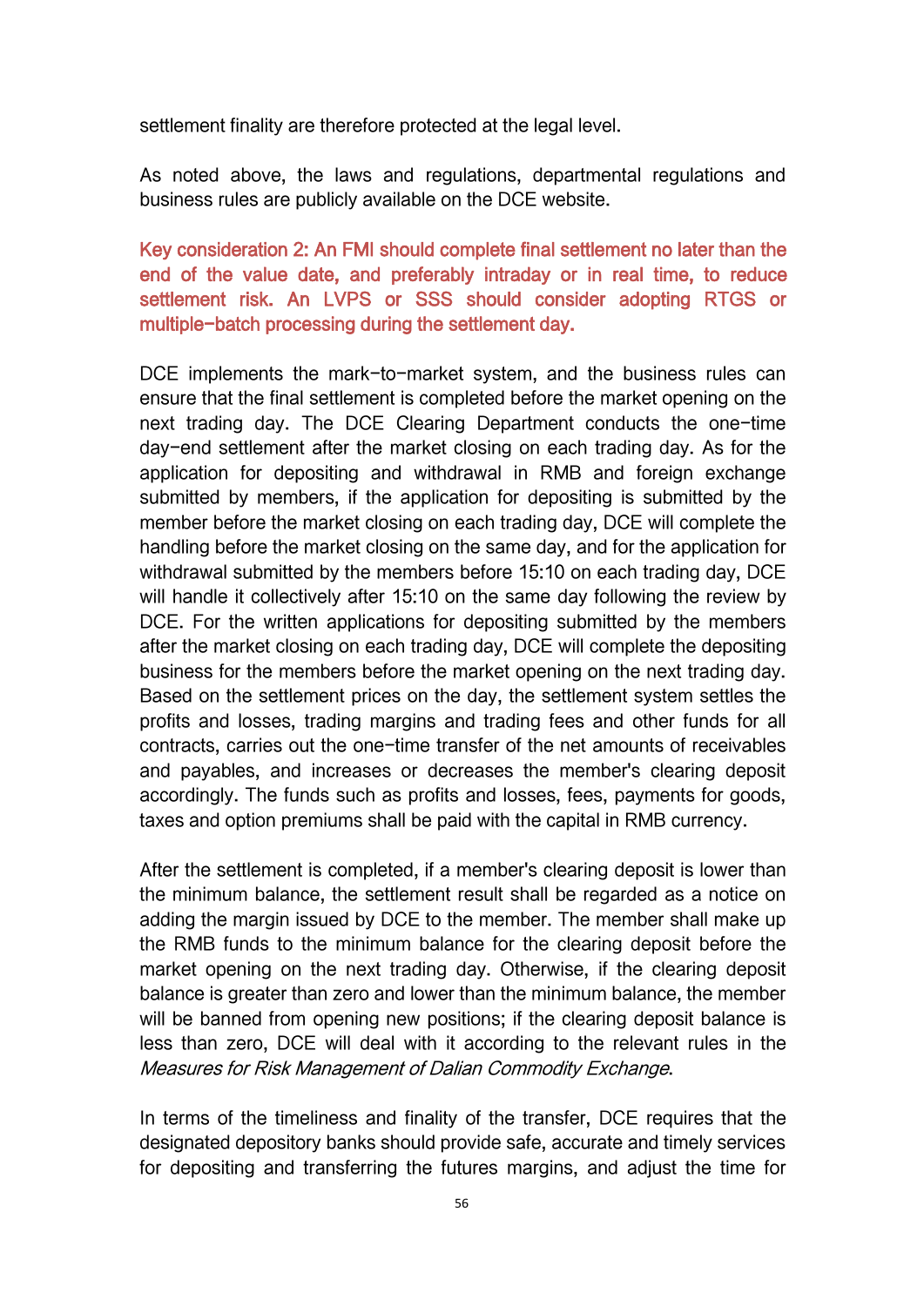settlement finality are therefore protected at the legal level.

As noted above, the laws and regulations, departmental regulations and business rules are publicly available on the DCE website.

**Key consideration 2: An FMI should complete final settlement no later than the end of the value date, and preferably intraday or in real time, to reduce settlement risk. An LVPS or SSS should consider adopting RTGS or multiple-batch processing during the settlement day.**

DCE implements the mark-to-market system, and the business rules can ensure that the final settlement is completed before the market opening on the next trading day. The DCE Clearing Department conducts the one-time day-end settlement after the market closing on each trading day. As for the application for depositing and withdrawal in RMB and foreign exchange submitted by members, if the application for depositing is submitted by the member before the market closing on each trading day, DCE will complete the handling before the market closing on the same day, and for the application for withdrawal submitted by the members before 15:10 on each trading day, DCE will handle it collectively after 15:10 on the same day following the review by DCE. For the written applications for depositing submitted by the members after the market closing on each trading day, DCE will complete the depositing business for the members before the market opening on the next trading day. Based on the settlement prices on the day, the settlement system settles the profits and losses, trading margins and trading fees and other funds for all contracts, carries out the one-time transfer of the net amounts of receivables and payables, and increases or decreases the member's clearing deposit accordingly. The funds such as profits and losses, fees, payments for goods, taxes and option premiums shall be paid with the capital in RMB currency.

After the settlement is completed, if a member's clearing deposit is lower than the minimum balance, the settlement result shall be regarded as a notice on adding the margin issued by DCE to the member. The member shall make up the RMB funds to the minimum balance for the clearing deposit before the market opening on the next trading day. Otherwise, if the clearing deposit balance is greater than zero and lower than the minimum balance, the member will be banned from opening new positions; if the clearing deposit balance is less than zero, DCE will deal with it according to the relevant rules in the *Measures for Risk Management of Dalian Commodity Exchange*.

In terms of the timeliness and finality of the transfer, DCE requires that the designated depository banks should provide safe, accurate and timely services for depositing and transferring the futures margins, and adjust the time for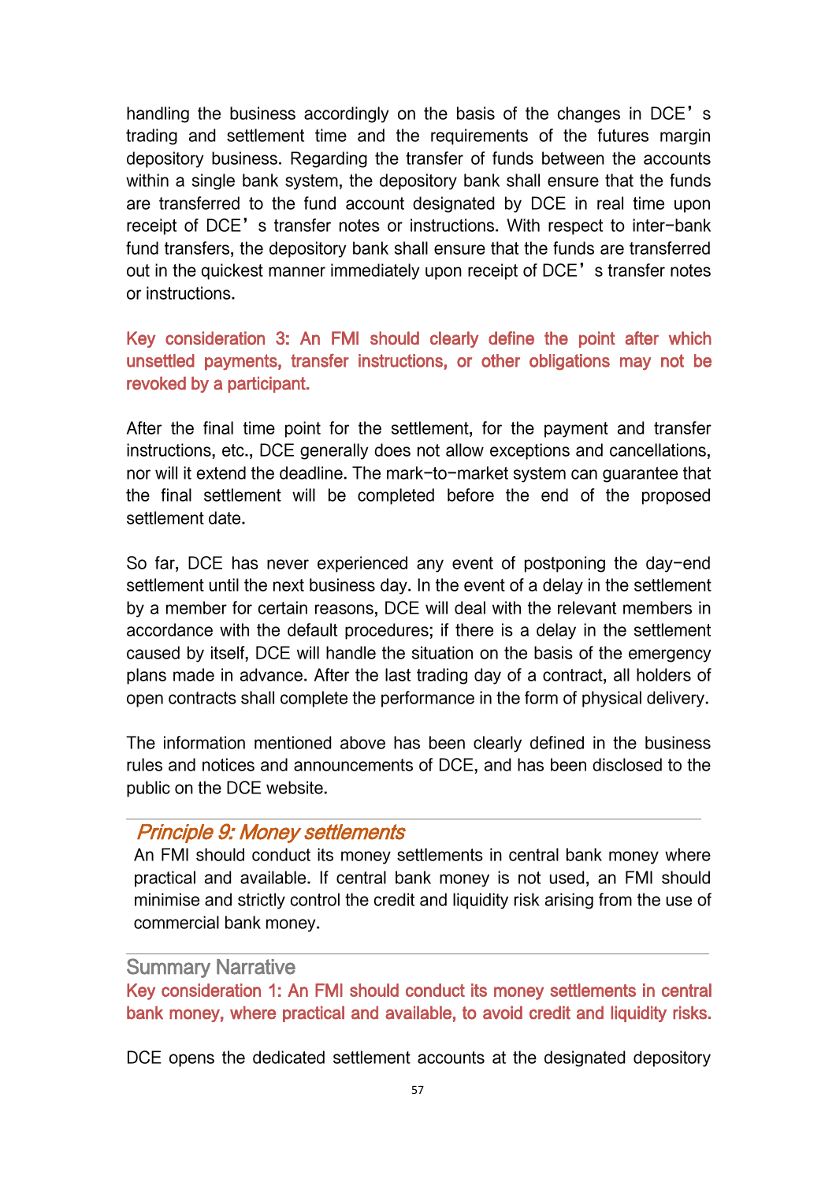handling the business accordingly on the basis of the changes in DCE's trading and settlement time and the requirements of the futures margin depository business. Regarding the transfer of funds between the accounts within a single bank system, the depository bank shall ensure that the funds are transferred to the fund account designated by DCE in real time upon receipt of DCE's transfer notes or instructions. With respect to inter-bank fund transfers, the depository bank shall ensure that the funds are transferred out in the quickest manner immediately upon receipt of DCE's transfer notes or instructions.

**Key consideration 3: An FMI should clearly define the point after which unsettled payments, transfer instructions, or other obligations may not be revoked by a participant.**

After the final time point for the settlement, for the payment and transfer instructions, etc., DCE generally does not allow exceptions and cancellations, nor will it extend the deadline. The mark-to-market system can guarantee that the final settlement will be completed before the end of the proposed settlement date.

So far, DCE has never experienced any event of postponing the day-end settlement until the next business day. In the event of a delay in the settlement by a member for certain reasons, DCE will deal with the relevant members in accordance with the default procedures; if there is a delay in the settlement caused by itself, DCE will handle the situation on the basis of the emergency plans made in advance. After the last trading day of a contract, all holders of open contracts shall complete the performance in the form of physical delivery.

The information mentioned above has been clearly defined in the business rules and notices and announcements of DCE, and has been disclosed to the public on the DCE website.

## *Principle 9: Money settlements*

An FMI should conduct its money settlements in central bank money where practical and available. If central bank money is not used, an FMI should minimise and strictly control the credit and liquidity risk arising from the use of commercial bank money.

### Summary Narrative

**Key consideration 1: An FMI should conduct its money settlements in central bank money, where practical and available, to avoid credit and liquidity risks.**

DCE opens the dedicated settlement accounts at the designated depository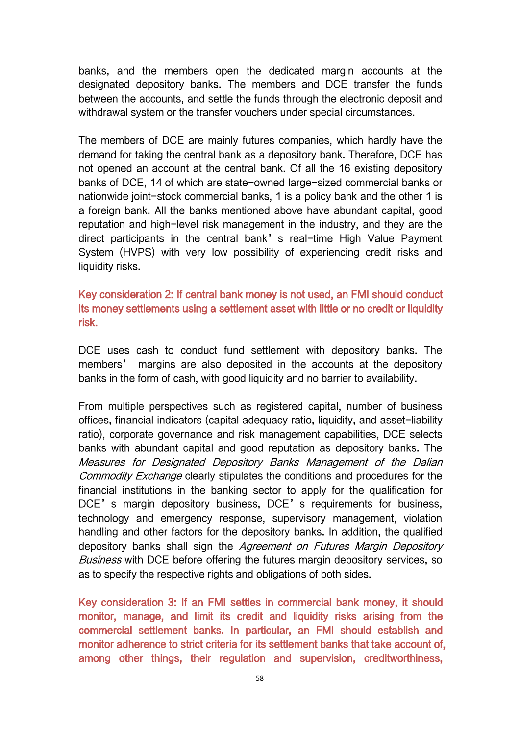banks, and the members open the dedicated margin accounts at the designated depository banks. The members and DCE transfer the funds between the accounts, and settle the funds through the electronic deposit and withdrawal system or the transfer vouchers under special circumstances.

The members of DCE are mainly futures companies, which hardly have the demand for taking the central bank as a depository bank. Therefore, DCE has not opened an account at the central bank. Of all the 16 existing depository banks of DCE, 14 of which are state-owned large-sized commercial banks or nationwide joint-stock commercial banks, 1 is a policy bank and the other 1 is a foreign bank. All the banks mentioned above have abundant capital, good reputation and high-level risk management in the industry, and they are the direct participants in the central bank's real-time High Value Payment System (HVPS) with very low possibility of experiencing credit risks and liquidity risks.

**Key consideration 2: If central bank money is not used, an FMI should conduct its money settlements using a settlement asset with little or no credit or liquidity risk.**

DCE uses cash to conduct fund settlement with depository banks. The members' margins are also deposited in the accounts at the depository banks in the form of cash, with good liquidity and no barrier to availability.

From multiple perspectives such as registered capital, number of business offices, financial indicators (capital adequacy ratio, liquidity, and asset-liability ratio), corporate governance and risk management capabilities, DCE selects banks with abundant capital and good reputation as depository banks. The *Measures for Designated Depository Banks Management of the Dalian Commodity Exchange* clearly stipulates the conditions and procedures for the financial institutions in the banking sector to apply for the qualification for DCE's margin depository business, DCE's requirements for business, technology and emergency response, supervisory management, violation handling and other factors for the depository banks. In addition, the qualified depository banks shall sign the *Agreement on Futures Margin Depository Business* with DCE before offering the futures margin depository services, so as to specify the respective rights and obligations of both sides.

**Key consideration 3: If an FMI settles in commercial bank money, it should monitor, manage, and limit its credit and liquidity risks arising from the commercial settlement banks. In particular, an FMI should establish and monitor adherence to strict criteria for its settlement banks that take account of, among other things, their regulation and supervision, creditworthiness,**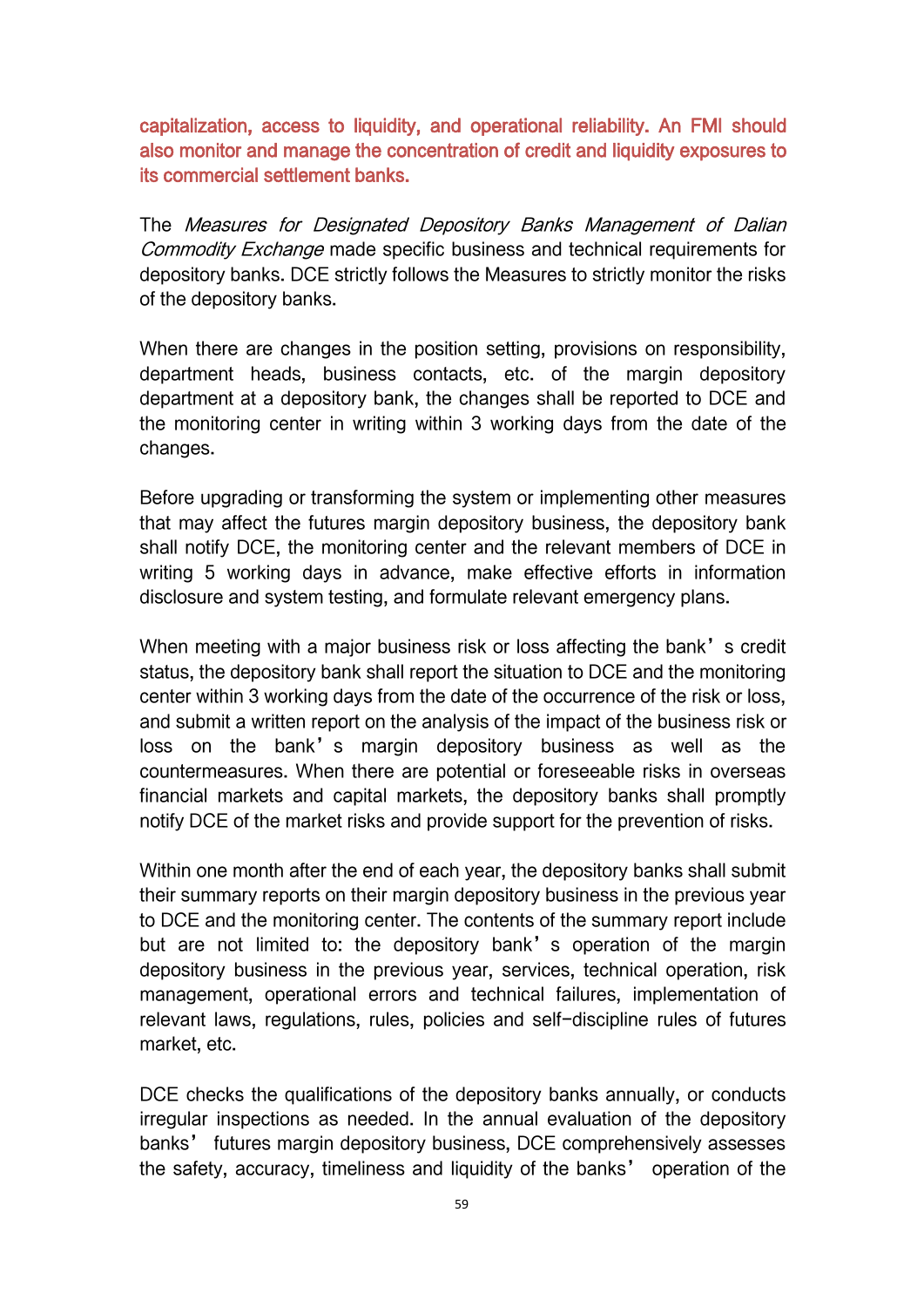**capitalization, access to liquidity, and operational reliability. An FMI should also monitor and manage the concentration of credit and liquidity exposures to its commercial settlement banks.**

The *Measures for Designated Depository Banks Management of Dalian Commodity Exchange* made specific business and technical requirements for depository banks. DCE strictly follows the Measures to strictly monitor the risks of the depository banks.

When there are changes in the position setting, provisions on responsibility, department heads, business contacts, etc. of the margin depository department at a depository bank, the changes shall be reported to DCE and the monitoring center in writing within 3 working days from the date of the changes.

Before upgrading or transforming the system or implementing other measures that may affect the futures margin depository business, the depository bank shall notify DCE, the monitoring center and the relevant members of DCE in writing 5 working days in advance, make effective efforts in information disclosure and system testing, and formulate relevant emergency plans.

When meeting with a major business risk or loss affecting the bank's credit status, the depository bank shall report the situation to DCE and the monitoring center within 3 working days from the date of the occurrence of the risk or loss, and submit a written report on the analysis of the impact of the business risk or loss on the bank's margin depository business as well as the countermeasures. When there are potential or foreseeable risks in overseas financial markets and capital markets, the depository banks shall promptly notify DCE of the market risks and provide support for the prevention of risks.

Within one month after the end of each year, the depository banks shall submit their summary reports on their margin depository business in the previous year to DCE and the monitoring center. The contents of the summary report include but are not limited to: the depository bank's operation of the margin depository business in the previous year, services, technical operation, risk management, operational errors and technical failures, implementation of relevant laws, regulations, rules, policies and self-discipline rules of futures market, etc.

DCE checks the qualifications of the depository banks annually, or conducts irregular inspections as needed. In the annual evaluation of the depository banks' futures margin depository business, DCE comprehensively assesses the safety, accuracy, timeliness and liquidity of the banks' operation of the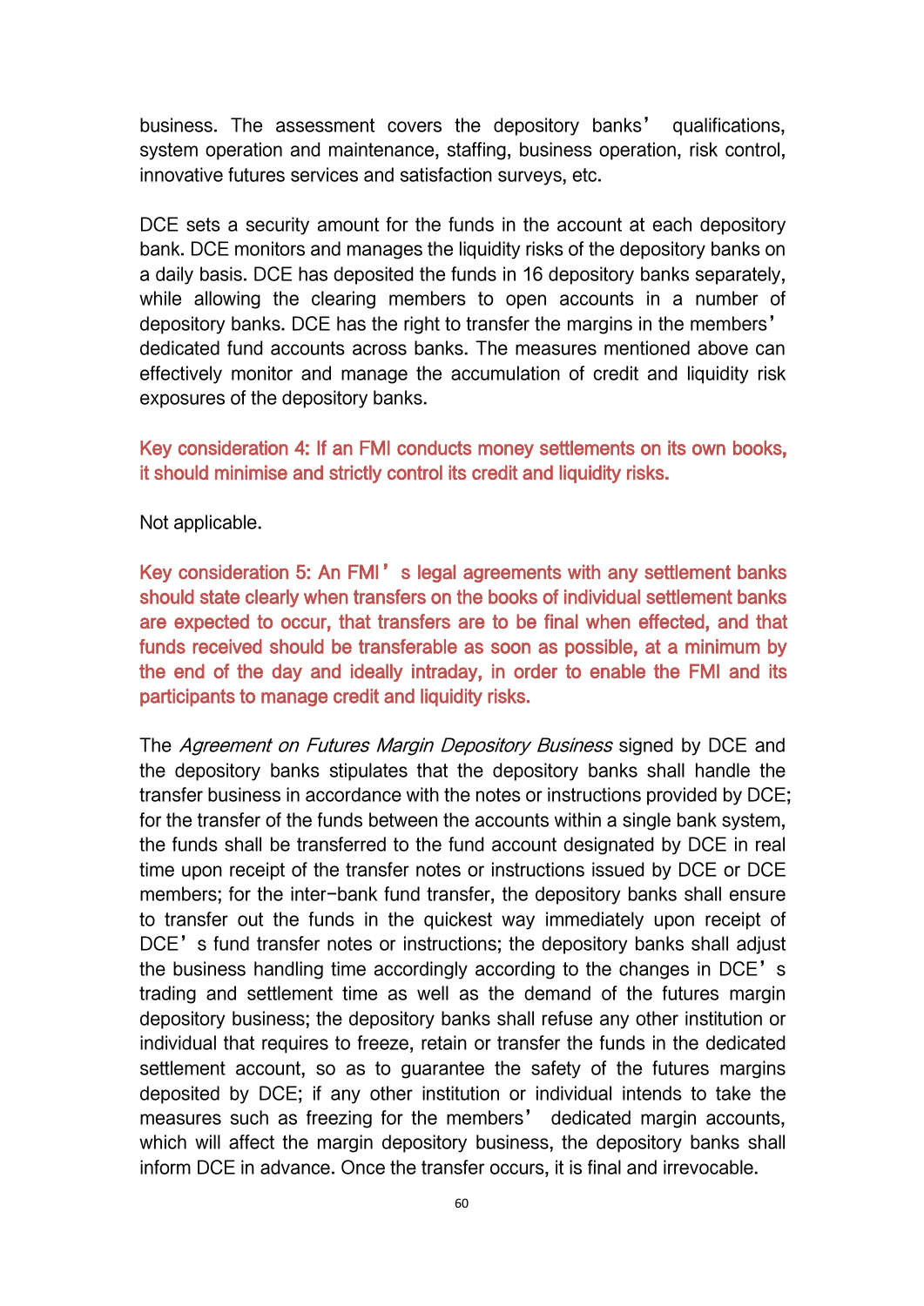business. The assessment covers the depository banks' qualifications, system operation and maintenance, staffing, business operation, risk control, innovative futures services and satisfaction surveys, etc.

DCE sets a security amount for the funds in the account at each depository bank. DCE monitors and manages the liquidity risks of the depository banks on a daily basis. DCE has deposited the funds in 16 depository banks separately, while allowing the clearing members to open accounts in a number of depository banks. DCE has the right to transfer the margins in the members' dedicated fund accounts across banks. The measures mentioned above can effectively monitor and manage the accumulation of credit and liquidity risk exposures of the depository banks.

**Key consideration 4: If an FMI conducts money settlements on its own books, it should minimise and strictly control its credit and liquidity risks.**

Not applicable.

**Key consideration 5: An FMI's legal agreements with any settlement banks should state clearly when transfers on the books of individual settlement banks are expected to occur, that transfers are to be final when effected, and that funds received should be transferable as soon as possible, at a minimum by the end of the day and ideally intraday, in order to enable the FMI and its participants to manage credit and liquidity risks.**

The *Agreement on Futures Margin Depository Business* signed by DCE and the depository banks stipulates that the depository banks shall handle the transfer business in accordance with the notes or instructions provided by DCE; for the transfer of the funds between the accounts within a single bank system, the funds shall be transferred to the fund account designated by DCE in real time upon receipt of the transfer notes or instructions issued by DCE or DCE members; for the inter-bank fund transfer, the depository banks shall ensure to transfer out the funds in the quickest way immediately upon receipt of DCE's fund transfer notes or instructions; the depository banks shall adjust the business handling time accordingly according to the changes in DCE's trading and settlement time as well as the demand of the futures margin depository business; the depository banks shall refuse any other institution or individual that requires to freeze, retain or transfer the funds in the dedicated settlement account, so as to guarantee the safety of the futures margins deposited by DCE; if any other institution or individual intends to take the measures such as freezing for the members' dedicated margin accounts, which will affect the margin depository business, the depository banks shall inform DCE in advance. Once the transfer occurs, it is final and irrevocable.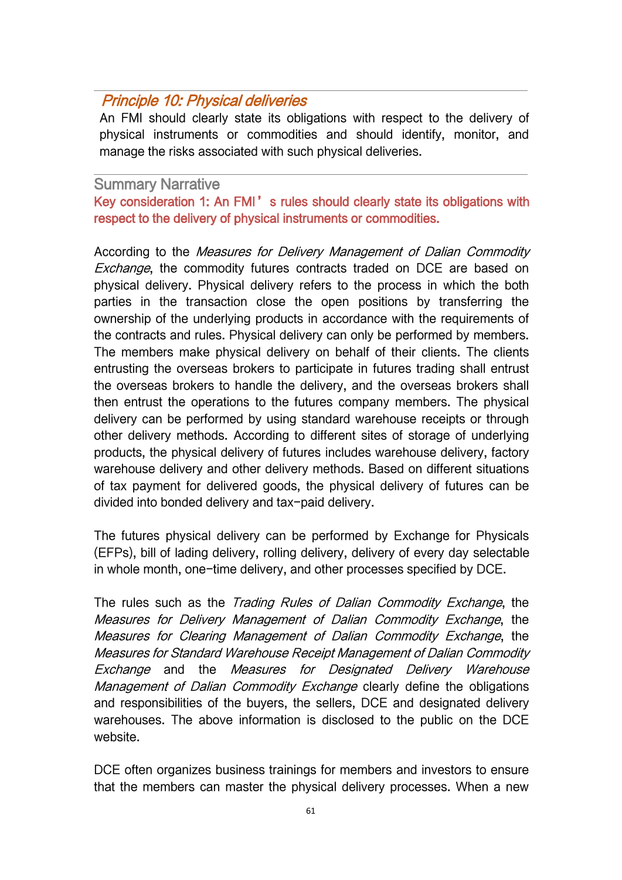## *Principle 10: Physical deliveries*

An FMI should clearly state its obligations with respect to the delivery of physical instruments or commodities and should identify, monitor, and manage the risks associated with such physical deliveries.

### Summary Narrative

**Key consideration 1: An FMI's rules should clearly state its obligations with respect to the delivery of physical instruments or commodities.**

According to the *Measures for Delivery Management of Dalian Commodity Exchange*, the commodity futures contracts traded on DCE are based on physical delivery. Physical delivery refers to the process in which the both parties in the transaction close the open positions by transferring the ownership of the underlying products in accordance with the requirements of the contracts and rules. Physical delivery can only be performed by members. The members make physical delivery on behalf of their clients. The clients entrusting the overseas brokers to participate in futures trading shall entrust the overseas brokers to handle the delivery, and the overseas brokers shall then entrust the operations to the futures company members. The physical delivery can be performed by using standard warehouse receipts or through other delivery methods. According to different sites of storage of underlying products, the physical delivery of futures includes warehouse delivery, factory warehouse delivery and other delivery methods. Based on different situations of tax payment for delivered goods, the physical delivery of futures can be divided into bonded delivery and tax-paid delivery.

The futures physical delivery can be performed by Exchange for Physicals (EFPs), bill of lading delivery, rolling delivery, delivery of every day selectable in whole month, one-time delivery, and other processes specified by DCE.

The rules such as the *Trading Rules of Dalian Commodity Exchange*, the *Measures for Delivery Management of Dalian Commodity Exchange*, the *Measures for Clearing Management of Dalian Commodity Exchange*, the *Measures for Standard Warehouse Receipt Management of Dalian Commodity Exchange* and the *Measures for Designated Delivery Warehouse Management of Dalian Commodity Exchange* clearly define the obligations and responsibilities of the buyers, the sellers, DCE and designated delivery warehouses. The above information is disclosed to the public on the DCE website.

DCE often organizes business trainings for members and investors to ensure that the members can master the physical delivery processes. When a new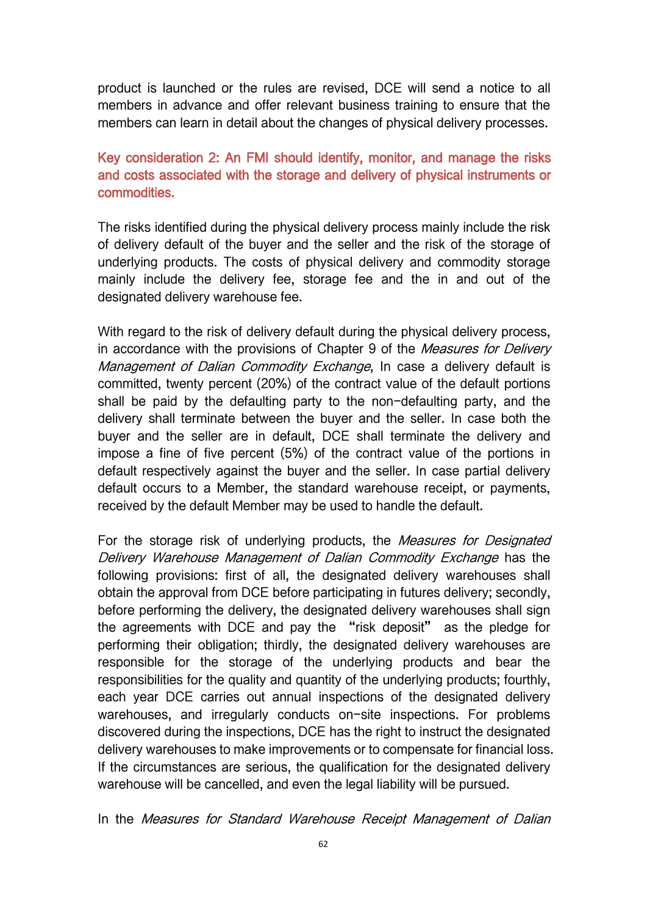product is launched or the rules are revised, DCE will send a notice to all members in advance and offer relevant business training to ensure that the members can learn in detail about the changes of physical delivery processes.

### Key consideration 2: An FMI should identify, monitor, and manage the risks and costs associated with the storage and delivery of physical instruments or commodities.

The risks identified during the physical delivery process mainly include the risk of delivery default of the buyer and the seller and the risk of the storage of underlying products. The costs of physical delivery and commodity storage mainly include the delivery fee, storage fee and the in and out of the designated delivery warehouse fee.

With regard to the risk of delivery default during the physical delivery process, in accordance with the provisions of Chapter 9 of the *Measures for Delivery Management of Dalian Commodity Exchange*, In case a delivery default is committed, twenty percent (20%) of the contract value of the default portions shall be paid by the defaulting party to the non-defaulting party, and the delivery shall terminate between the buyer and the seller. In case both the buyer and the seller are in default, DCE shall terminate the delivery and impose a fine of five percent (5%) of the contract value of the portions in default respectively against the buyer and the seller. In case partial delivery default occurs to a Member, the standard warehouse receipt, or payments, received by the default Member may be used to handle the default.

For the storage risk of underlying products, the *Measures for Designated Delivery Warehouse Management of Dalian Commodity Exchange* has the following provisions: first of all, the designated delivery warehouses shall obtain the approval from DCE before participating in futures delivery; secondly, before performing the delivery, the designated delivery warehouses shall sign the agreements with DCE and pay the "risk deposit" as the pledge for performing their obligation; thirdly, the designated delivery warehouses are responsible for the storage of the underlying products and bear the responsibilities for the quality and quantity of the underlying products; fourthly, each year DCE carries out annual inspections of the designated delivery warehouses, and irregularly conducts on-site inspections. For problems discovered during the inspections, DCE has the right to instruct the designated delivery warehouses to make improvements or to compensate for financial loss. If the circumstances are serious, the qualification for the designated delivery warehouse will be cancelled, and even the legal liability will be pursued.

In the *Measures for Standard Warehouse Receipt Management of Dalian*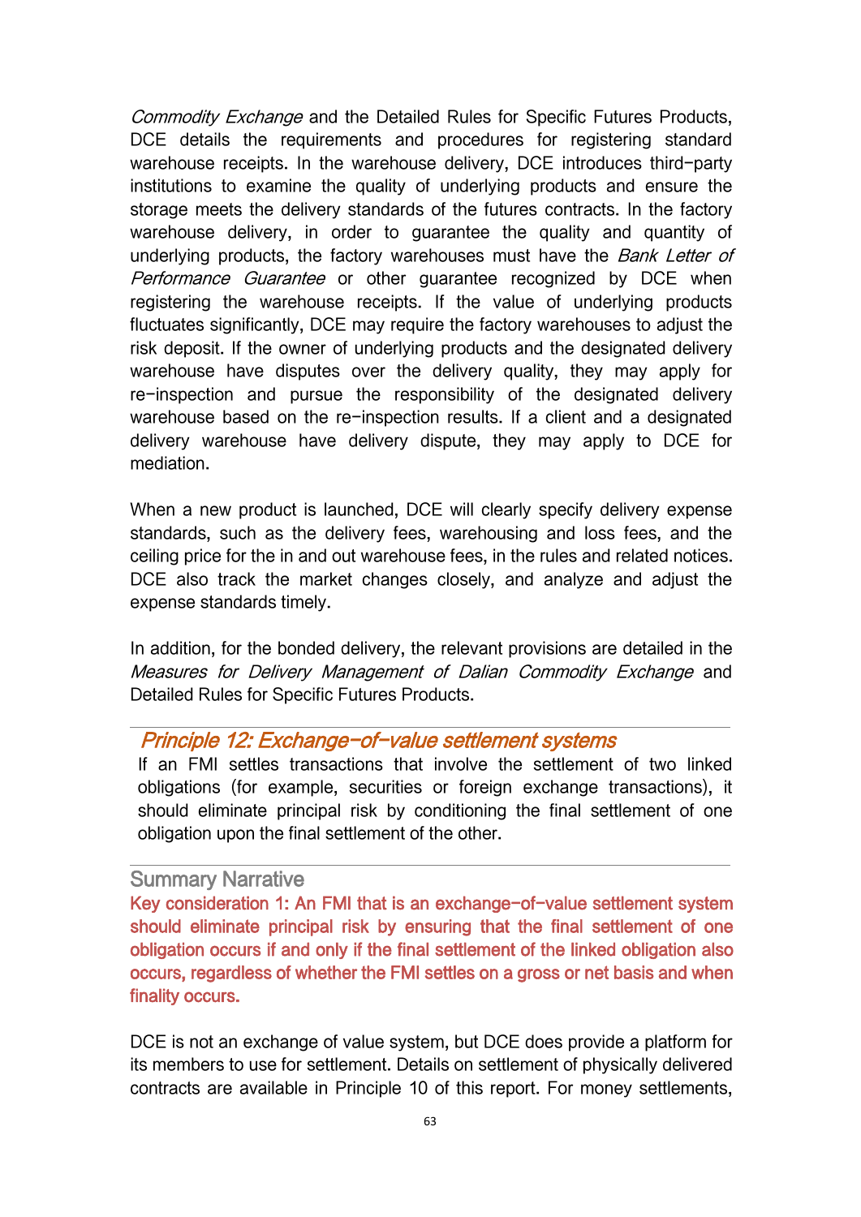*Commodity Exchange* and the Detailed Rules for Specific Futures Products, DCE details the requirements and procedures for registering standard warehouse receipts. In the warehouse delivery, DCE introduces third-party institutions to examine the quality of underlying products and ensure the storage meets the delivery standards of the futures contracts. In the factory warehouse delivery, in order to guarantee the quality and quantity of underlying products, the factory warehouses must have the *Bank Letter of Performance Guarantee* or other guarantee recognized by DCE when registering the warehouse receipts. If the value of underlying products fluctuates significantly, DCE may require the factory warehouses to adjust the risk deposit. If the owner of underlying products and the designated delivery warehouse have disputes over the delivery quality, they may apply for re-inspection and pursue the responsibility of the designated delivery warehouse based on the re-inspection results. If a client and a designated delivery warehouse have delivery dispute, they may apply to DCE for mediation.

When a new product is launched, DCE will clearly specify delivery expense standards, such as the delivery fees, warehousing and loss fees, and the ceiling price for the in and out warehouse fees, in the rules and related notices. DCE also track the market changes closely, and analyze and adjust the expense standards timely.

In addition, for the bonded delivery, the relevant provisions are detailed in the *Measures for Delivery Management of Dalian Commodity Exchange* and Detailed Rules for Specific Futures Products.

## *Principle 12: Exchange-of-value settlement systems*

If an FMI settles transactions that involve the settlement of two linked obligations (for example, securities or foreign exchange transactions), it should eliminate principal risk by conditioning the final settlement of one obligation upon the final settlement of the other.

### Summary Narrative

**Key consideration 1: An FMI that is an exchange-of-value settlement system should eliminate principal risk by ensuring that the final settlement of one obligation occurs if and only if the final settlement of the linked obligation also occurs, regardless of whether the FMI settles on a gross or net basis and when finality occurs.**

DCE is not an exchange of value system, but DCE does provide a platform for its members to use for settlement. Details on settlement of physically delivered contracts are available in Principle 10 of this report. For money settlements,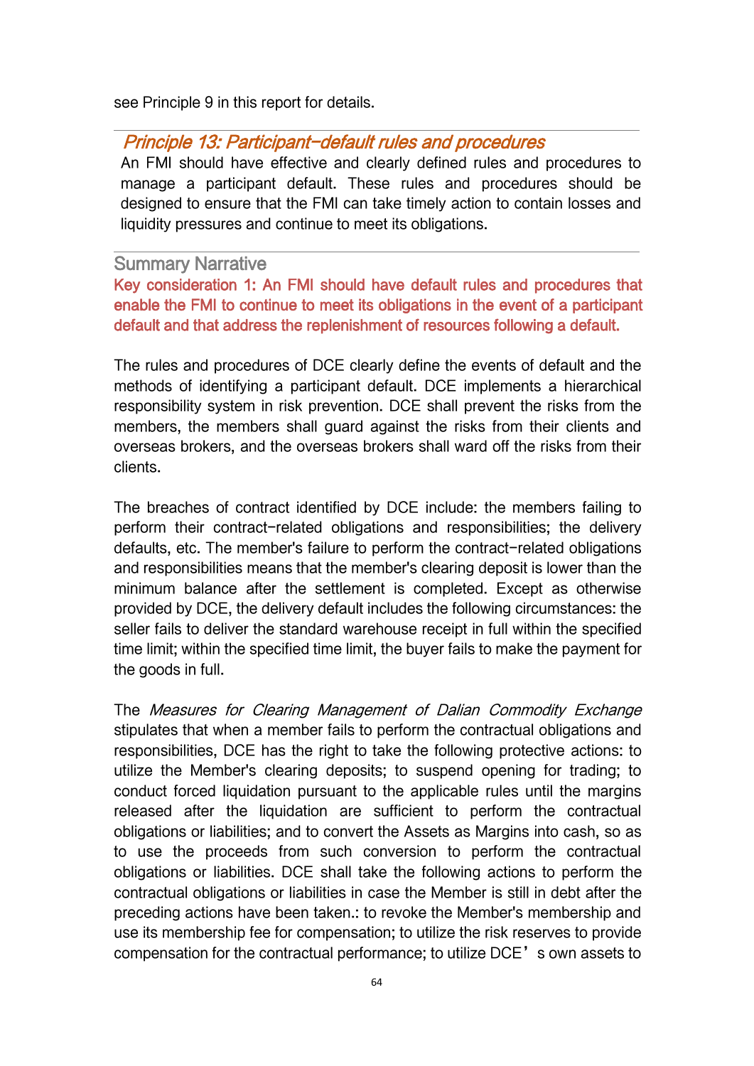see Principle 9 in this report for details.

## *Principle 13: Participant-default rules and procedures*

An FMI should have effective and clearly defined rules and procedures to manage a participant default. These rules and procedures should be designed to ensure that the FMI can take timely action to contain losses and liquidity pressures and continue to meet its obligations.

### Summary Narrative

**Key consideration 1: An FMI should have default rules and procedures that enable the FMI to continue to meet its obligations in the event of a participant default and that address the replenishment of resources following a default.**

The rules and procedures of DCE clearly define the events of default and the methods of identifying a participant default. DCE implements a hierarchical responsibility system in risk prevention. DCE shall prevent the risks from the members, the members shall guard against the risks from their clients and overseas brokers, and the overseas brokers shall ward off the risks from their clients.

The breaches of contract identified by DCE include: the members failing to perform their contract-related obligations and responsibilities; the delivery defaults, etc. The member's failure to perform the contract-related obligations and responsibilities means that the member's clearing deposit is lower than the minimum balance after the settlement is completed. Except as otherwise provided by DCE, the delivery default includes the following circumstances: the seller fails to deliver the standard warehouse receipt in full within the specified time limit; within the specified time limit, the buyer fails to make the payment for the goods in full.

The *Measures for Clearing Management of Dalian Commodity Exchange* stipulates that when a member fails to perform the contractual obligations and responsibilities, DCE has the right to take the following protective actions: to utilize the Member's clearing deposits; to suspend opening for trading; to conduct forced liquidation pursuant to the applicable rules until the margins released after the liquidation are sufficient to perform the contractual obligations or liabilities; and to convert the Assets as Margins into cash, so as to use the proceeds from such conversion to perform the contractual obligations or liabilities. DCE shall take the following actions to perform the contractual obligations or liabilities in case the Member is still in debt after the preceding actions have been taken.: to revoke the Member's membership and use its membership fee for compensation; to utilize the risk reserves to provide compensation for the contractual performance; to utilize DCE’s own assets to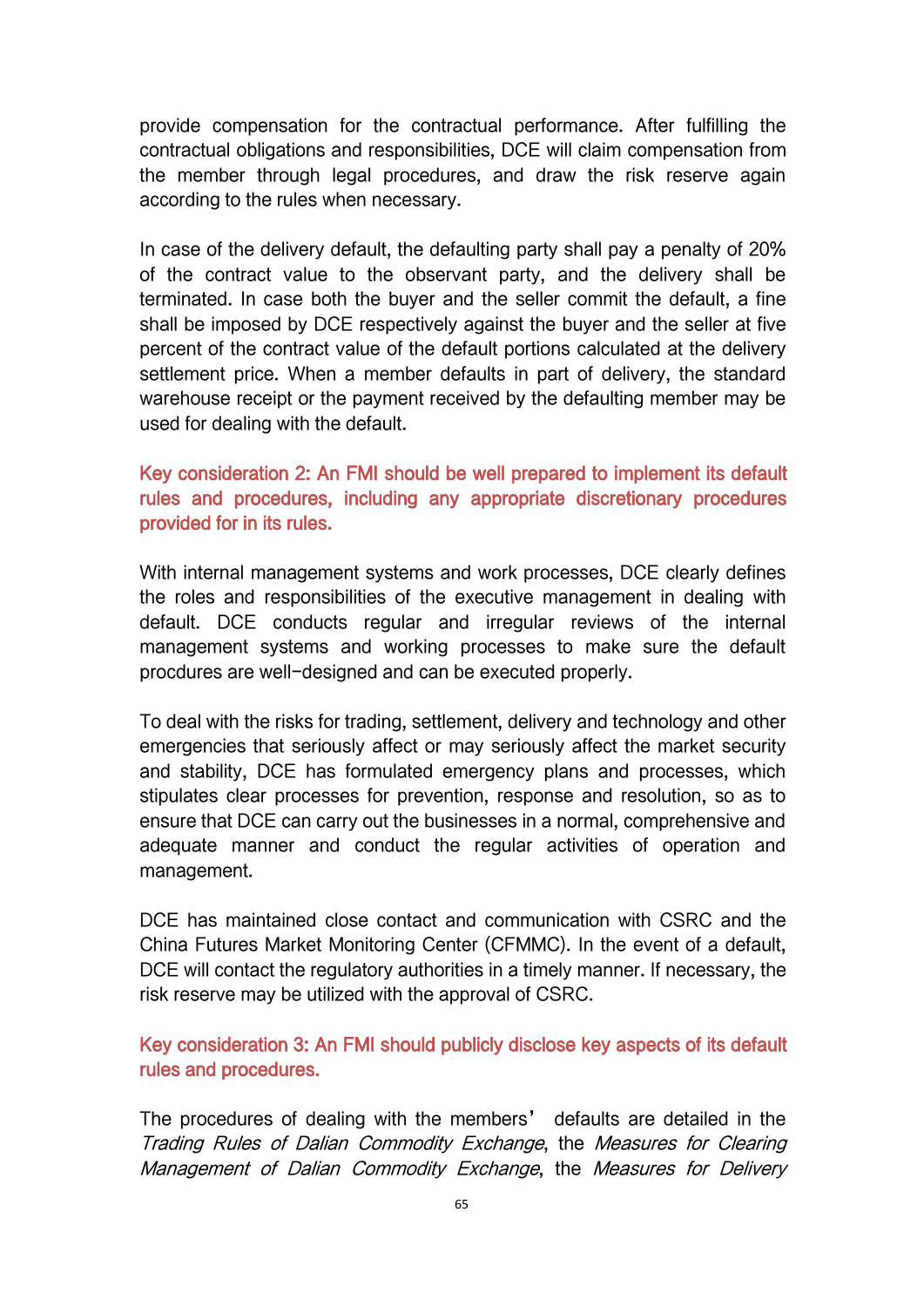provide compensation for the contractual performance. After fulfilling the contractual obligations and responsibilities, DCE will claim compensation from the member through legal procedures, and draw the risk reserve again according to the rules when necessary.

In case of the delivery default, the defaulting party shall pay a penalty of 20% of the contract value to the observant party, and the delivery shall be terminated. In case both the buyer and the seller commit the default, a fine shall be imposed by DCE respectively against the buyer and the seller at five percent of the contract value of the default portions calculated at the delivery settlement price. When a member defaults in part of delivery, the standard warehouse receipt or the payment received by the defaulting member may be used for dealing with the default.

**Key consideration 2: An FMI should be well prepared to implement its default rules and procedures, including any appropriate discretionary procedures provided for in its rules.**

With internal management systems and work processes, DCE clearly defines the roles and responsibilities of the executive management in dealing with default. DCE conducts regular and irregular reviews of the internal management systems and working processes to make sure the default procdures are well-designed and can be executed properly.

To deal with the risks for trading, settlement, delivery and technology and other emergencies that seriously affect or may seriously affect the market security and stability, DCE has formulated emergency plans and processes, which stipulates clear processes for prevention, response and resolution, so as to ensure that DCE can carry out the businesses in a normal, comprehensive and adequate manner and conduct the regular activities of operation and management.

DCE has maintained close contact and communication with CSRC and the China Futures Market Monitoring Center (CFMMC). In the event of a default, DCE will contact the regulatory authorities in a timely manner. If necessary, the risk reserve may be utilized with the approval of CSRC.

**Key consideration 3: An FMI should publicly disclose key aspects of its default rules and procedures.**

The procedures of dealing with the members' defaults are detailed in the *Trading Rules of Dalian Commodity Exchange*, the *Measures for Clearing Management of Dalian Commodity Exchange*, the *Measures for Delivery*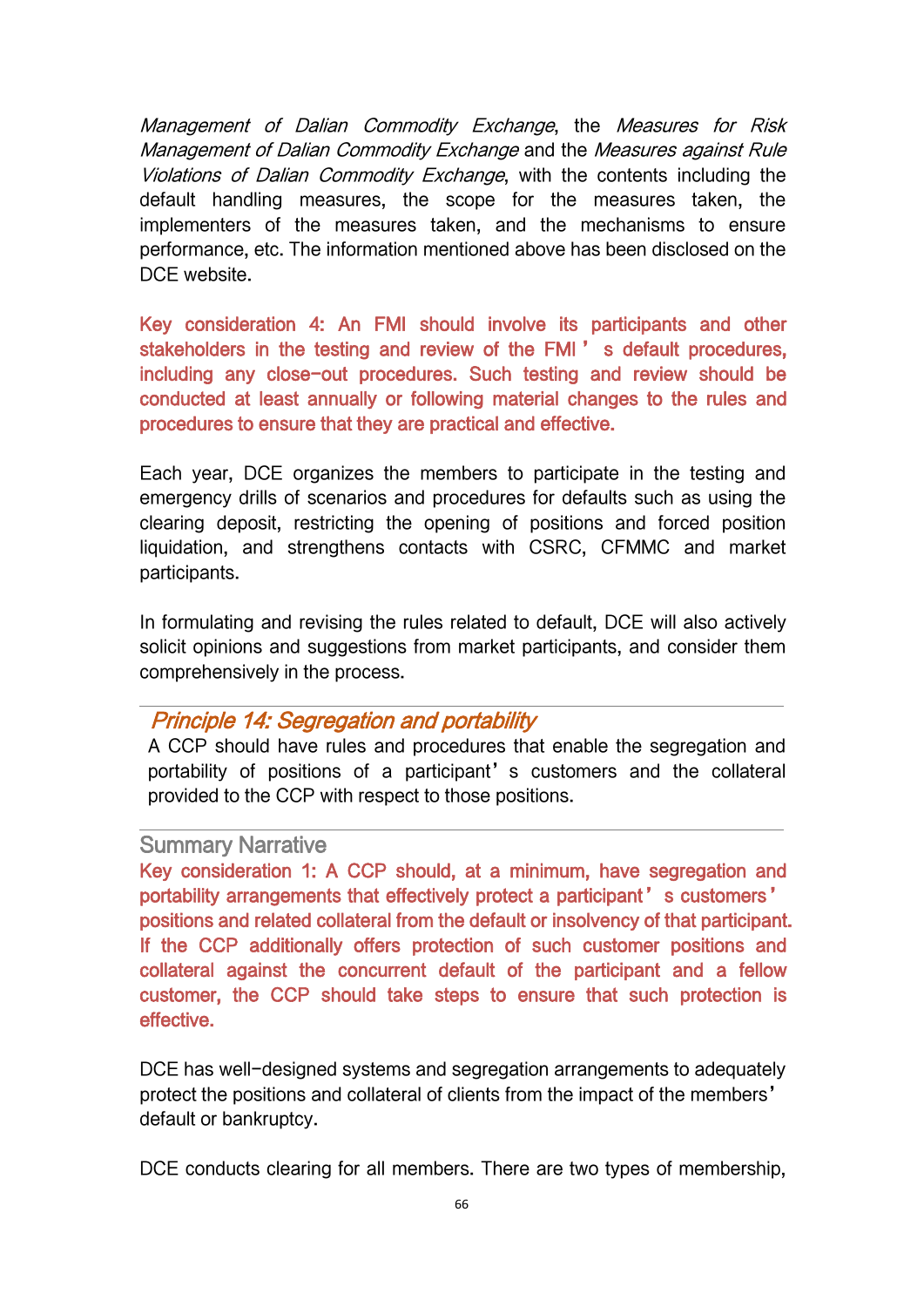*Management of Dalian Commodity Exchange*, the *Measures for Risk Management of Dalian Commodity Exchange* and the *Measures against Rule Violations of Dalian Commodity Exchange*, with the contents including the default handling measures, the scope for the measures taken, the implementers of the measures taken, and the mechanisms to ensure performance, etc. The information mentioned above has been disclosed on the DCE website.

**Key consideration 4: An FMI should involve its participants and other stakeholders in the testing and review of the FMI's default procedures, including any close-out procedures. Such testing and review should be conducted at least annually or following material changes to the rules and procedures to ensure that they are practical and effective.**

Each year, DCE organizes the members to participate in the testing and emergency drills of scenarios and procedures for defaults such as using the clearing deposit, restricting the opening of positions and forced position liquidation, and strengthens contacts with CSRC, CFMMC and market participants.

In formulating and revising the rules related to default, DCE will also actively solicit opinions and suggestions from market participants, and consider them comprehensively in the process.

## *Principle 14: Segregation and portability*

A CCP should have rules and procedures that enable the segregation and portability of positions of a participant's customers and the collateral provided to the CCP with respect to those positions.

### Summary Narrative

**Key consideration 1: A CCP should, at a minimum, have segregation and portability arrangements that effectively protect a participant's customers' positions and related collateral from the default or insolvency of that participant. If the CCP additionally offers protection of such customer positions and collateral against the concurrent default of the participant and a fellow customer, the CCP should take steps to ensure that such protection is effective.**

DCE has well-designed systems and segregation arrangements to adequately protect the positions and collateral of clients from the impact of the members' default or bankruptcy.

DCE conducts clearing for all members. There are two types of membership,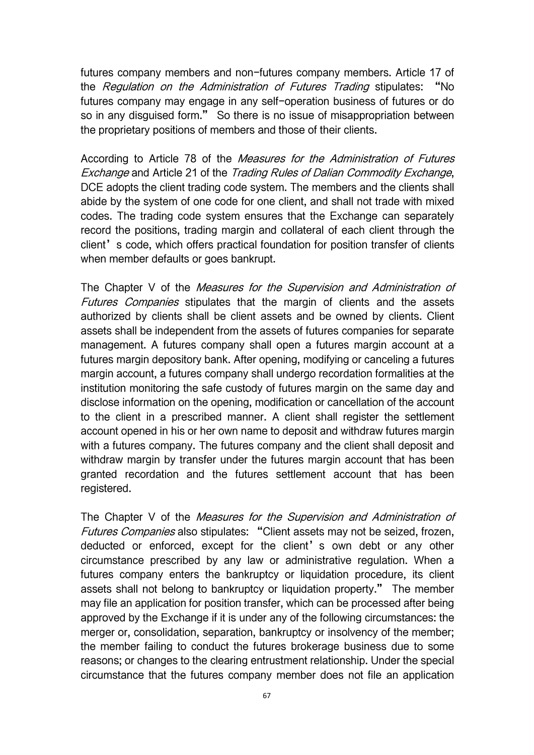futures company members and non-futures company members. Article 17 of the *Regulation on the Administration of Futures Trading* stipulates: "No futures company may engage in any self-operation business of futures or do so in any disguised form." So there is no issue of misappropriation between the proprietary positions of members and those of their clients.

According to Article 78 of the *Measures for the Administration of Futures Exchange* and Article 21 of the *Trading Rules of Dalian Commodity Exchange*, DCE adopts the client trading code system. The members and the clients shall abide by the system of one code for one client, and shall not trade with mixed codes. The trading code system ensures that the Exchange can separately record the positions, trading margin and collateral of each client through the client's code, which offers practical foundation for position transfer of clients when member defaults or goes bankrupt.

The Chapter V of the *Measures for the Supervision and Administration of Futures Companies* stipulates that the margin of clients and the assets authorized by clients shall be client assets and be owned by clients. Client assets shall be independent from the assets of futures companies for separate management. A futures company shall open a futures margin account at a futures margin depository bank. After opening, modifying or canceling a futures margin account, a futures company shall undergo recordation formalities at the institution monitoring the safe custody of futures margin on the same day and disclose information on the opening, modification or cancellation of the account to the client in a prescribed manner. A client shall register the settlement account opened in his or her own name to deposit and withdraw futures margin with a futures company. The futures company and the client shall deposit and withdraw margin by transfer under the futures margin account that has been granted recordation and the futures settlement account that has been registered.

The Chapter V of the *Measures for the Supervision and Administration of Futures Companies* also stipulates: "Client assets may not be seized, frozen, deducted or enforced, except for the client's own debt or any other circumstance prescribed by any law or administrative regulation. When a futures company enters the bankruptcy or liquidation procedure, its client assets shall not belong to bankruptcy or liquidation property." The member may file an application for position transfer, which can be processed after being approved by the Exchange if it is under any of the following circumstances: the merger or, consolidation, separation, bankruptcy or insolvency of the member; the member failing to conduct the futures brokerage business due to some reasons; or changes to the clearing entrustment relationship. Under the special circumstance that the futures company member does not file an application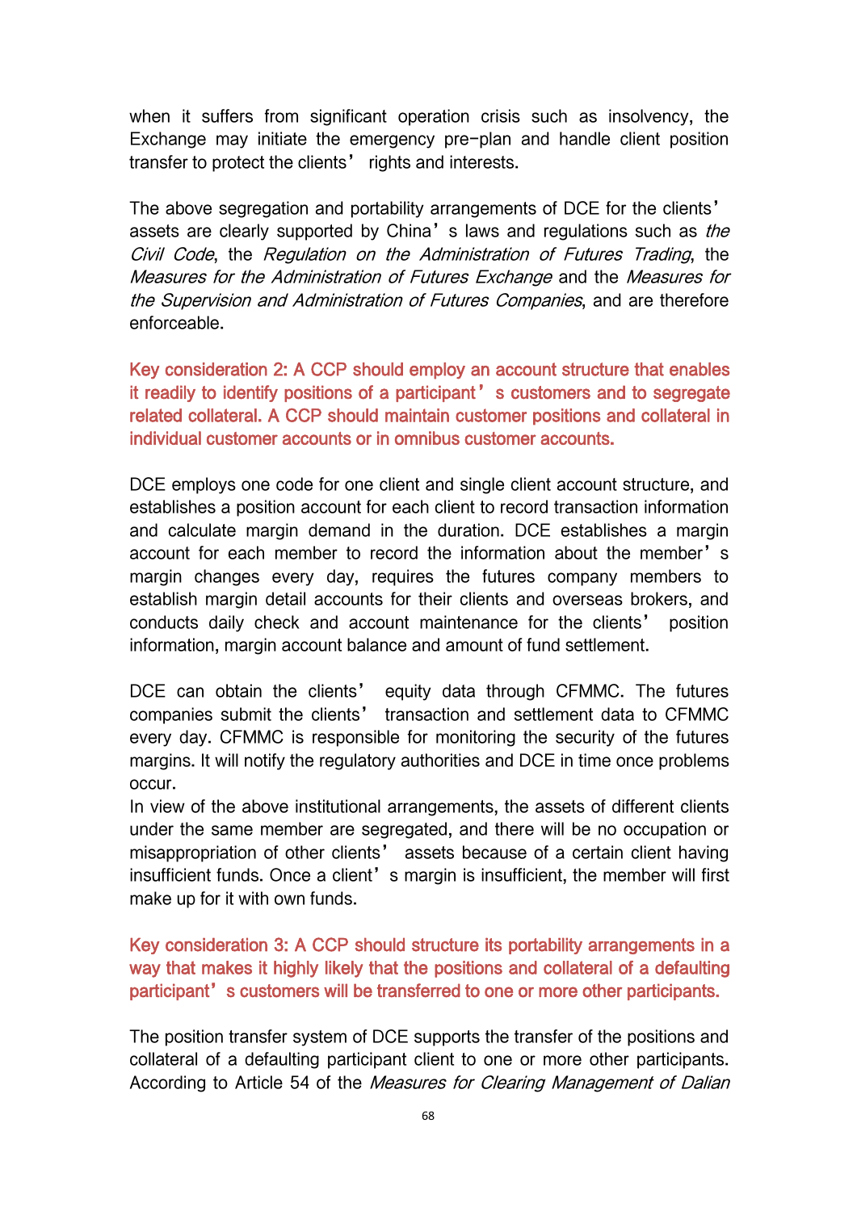when it suffers from significant operation crisis such as insolvency, the Exchange may initiate the emergency pre-plan and handle client position transfer to protect the clients' rights and interests.

The above segregation and portability arrangements of DCE for the clients' assets are clearly supported by China's laws and regulations such as *the Civil Code*, the *Regulation on the Administration of Futures Trading*, the *Measures for the Administration of Futures Exchange* and the *Measures for the Supervision and Administration of Futures Companies*, and are therefore enforceable.

**Key consideration 2: A CCP should employ an account structure that enables it readily to identify positions of a participant's customers and to segregate related collateral. A CCP should maintain customer positions and collateral in individual customer accounts or in omnibus customer accounts.**

DCE employs one code for one client and single client account structure, and establishes a position account for each client to record transaction information and calculate margin demand in the duration. DCE establishes a margin account for each member to record the information about the member's margin changes every day, requires the futures company members to establish margin detail accounts for their clients and overseas brokers, and conducts daily check and account maintenance for the clients' position information, margin account balance and amount of fund settlement.

DCE can obtain the clients' equity data through CFMMC. The futures companies submit the clients' transaction and settlement data to CFMMC every day. CFMMC is responsible for monitoring the security of the futures margins. It will notify the regulatory authorities and DCE in time once problems occur.

In view of the above institutional arrangements, the assets of different clients under the same member are segregated, and there will be no occupation or misappropriation of other clients' assets because of a certain client having insufficient funds. Once a client's margin is insufficient, the member will first make up for it with own funds.

**Key consideration 3: A CCP should structure its portability arrangements in a way that makes it highly likely that the positions and collateral of a defaulting participant's customers will be transferred to one or more other participants.**

The position transfer system of DCE supports the transfer of the positions and collateral of a defaulting participant client to one or more other participants. According to Article 54 of the *Measures for Clearing Management of Dalian*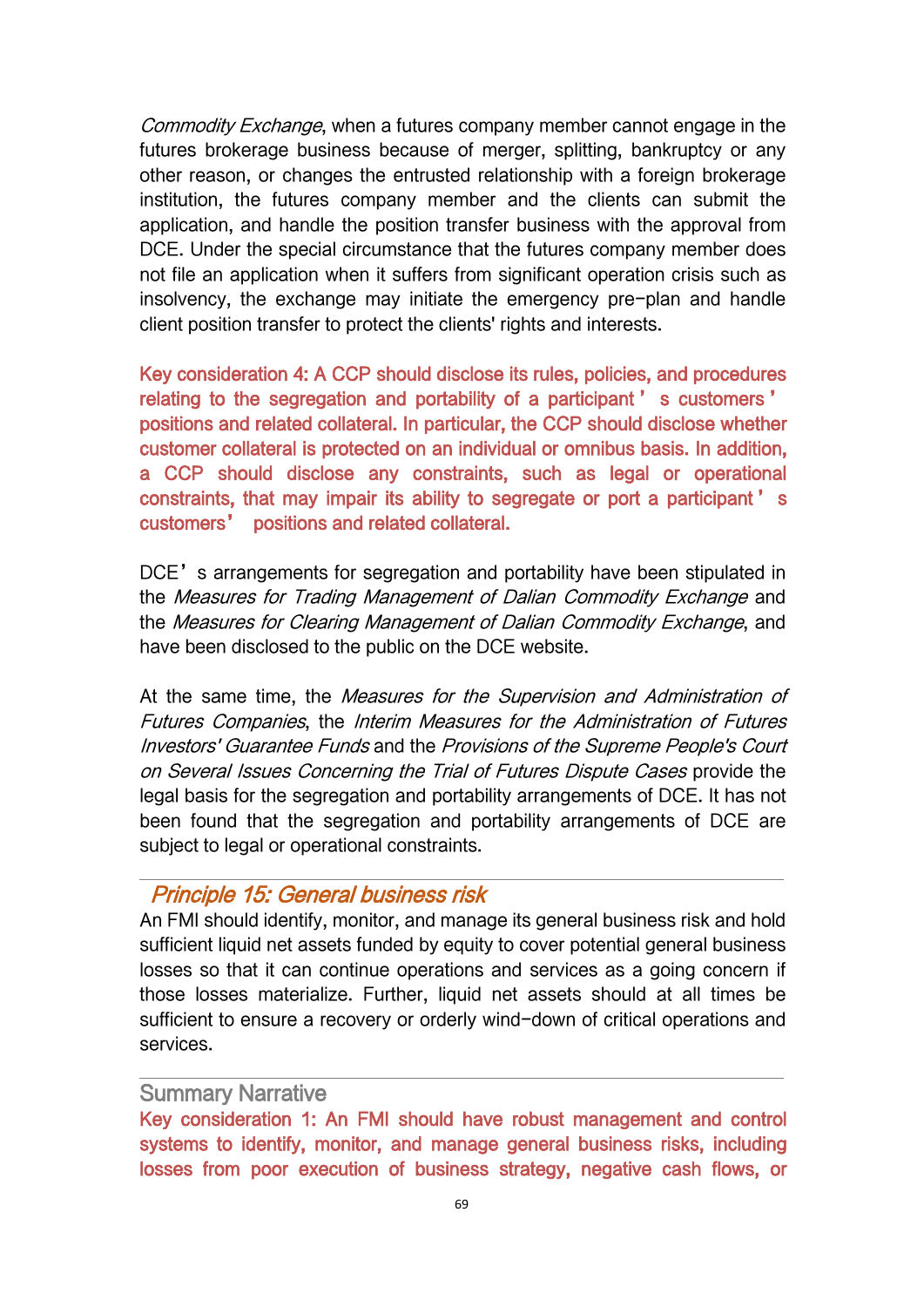*Commodity Exchange*, when a futures company member cannot engage in the futures brokerage business because of merger, splitting, bankruptcy or any other reason, or changes the entrusted relationship with a foreign brokerage institution, the futures company member and the clients can submit the application, and handle the position transfer business with the approval from DCE. Under the special circumstance that the futures company member does not file an application when it suffers from significant operation crisis such as insolvency, the exchange may initiate the emergency pre-plan and handle client position transfer to protect the clients' rights and interests.

**Key consideration 4: A CCP should disclose its rules, policies, and procedures relating to the segregation and portability of a participant's customers' positions and related collateral. In particular, the CCP should disclose whether customer collateral is protected on an individual or omnibus basis. In addition, a CCP should disclose any constraints, such as legal or operational constraints, that may impair its ability to segregate or port a participant's customers' positions and related collateral.**

DCE's arrangements for segregation and portability have been stipulated in the *Measures for Trading Management of Dalian Commodity Exchange* and the *Measures for Clearing Management of Dalian Commodity Exchange*, and have been disclosed to the public on the DCE website.

At the same time, the *Measures for the Supervision and Administration of Futures Companies*, the *Interim Measures for the Administration of Futures Investors' Guarantee Funds* and the *Provisions of the Supreme People's Court on Several Issues Concerning the Trial of Futures Dispute Cases* provide the legal basis for the segregation and portability arrangements of DCE. It has not been found that the segregation and portability arrangements of DCE are subject to legal or operational constraints.

## *Principle 15: General business risk*

An FMI should identify, monitor, and manage its general business risk and hold sufficient liquid net assets funded by equity to cover potential general business losses so that it can continue operations and services as a going concern if those losses materialize. Further, liquid net assets should at all times be sufficient to ensure a recovery or orderly wind-down of critical operations and services.

### Summary Narrative

**Key consideration 1: An FMI should have robust management and control systems to identify, monitor, and manage general business risks, including losses from poor execution of business strategy, negative cash flows, or**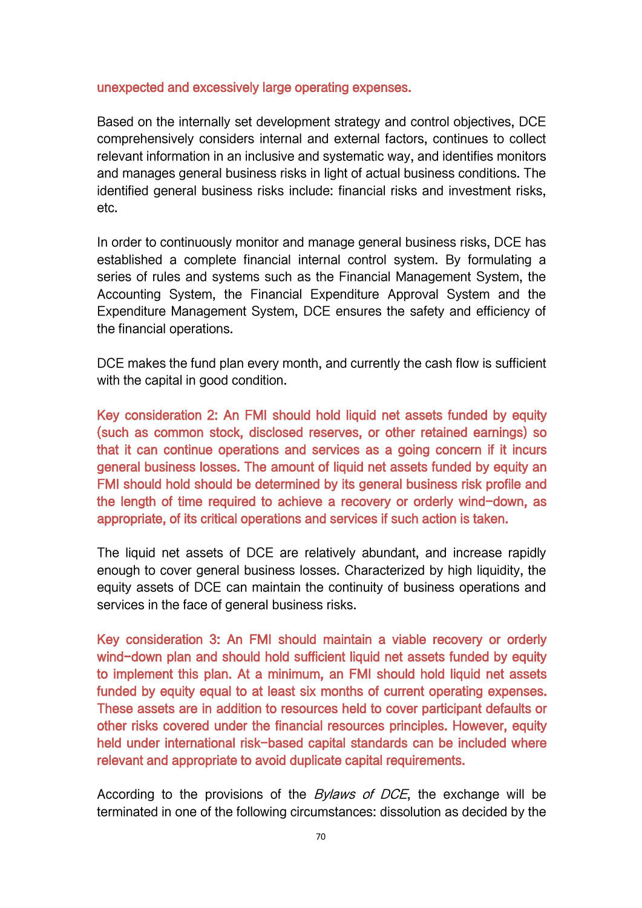unexpected and excessively large operating expenses.

Based on the internally set development strategy and control objectives, DCE comprehensively considers internal and external factors, continues to collect relevant information in an inclusive and systematic way, and identifies monitors and manages general business risks in light of actual business conditions. The identified general business risks include: financial risks and investment risks, etc.

In order to continuously monitor and manage general business risks, DCE has established a complete financial internal control system. By formulating a series of rules and systems such as the Financial Management System, the Accounting System, the Financial Expenditure Approval System and the Expenditure Management System, DCE ensures the safety and efficiency of the financial operations.

DCE makes the fund plan every month, and currently the cash flow is sufficient with the capital in good condition.

Key consideration 2: An FMI should hold liquid net assets funded by equity (such as common stock, disclosed reserves, or other retained earnings) so that it can continue operations and services as a going concern if it incurs general business losses. The amount of liquid net assets funded by equity an FMI should hold should be determined by its general business risk profile and the length of time required to achieve a recovery or orderly wind-down, as appropriate, of its critical operations and services if such action is taken.

The liquid net assets of DCE are relatively abundant, and increase rapidly enough to cover general business losses. Characterized by high liquidity, the equity assets of DCE can maintain the continuity of business operations and services in the face of general business risks.

Key consideration 3: An FMI should maintain a viable recovery or orderly wind-down plan and should hold sufficient liquid net assets funded by equity to implement this plan. At a minimum, an FMI should hold liquid net assets funded by equity equal to at least six months of current operating expenses. These assets are in addition to resources held to cover participant defaults or other risks covered under the financial resources principles. However, equity held under international risk-based capital standards can be included where relevant and appropriate to avoid duplicate capital requirements.

According to the provisions of the *Bylaws of DCE*, the exchange will be terminated in one of the following circumstances: dissolution as decided by the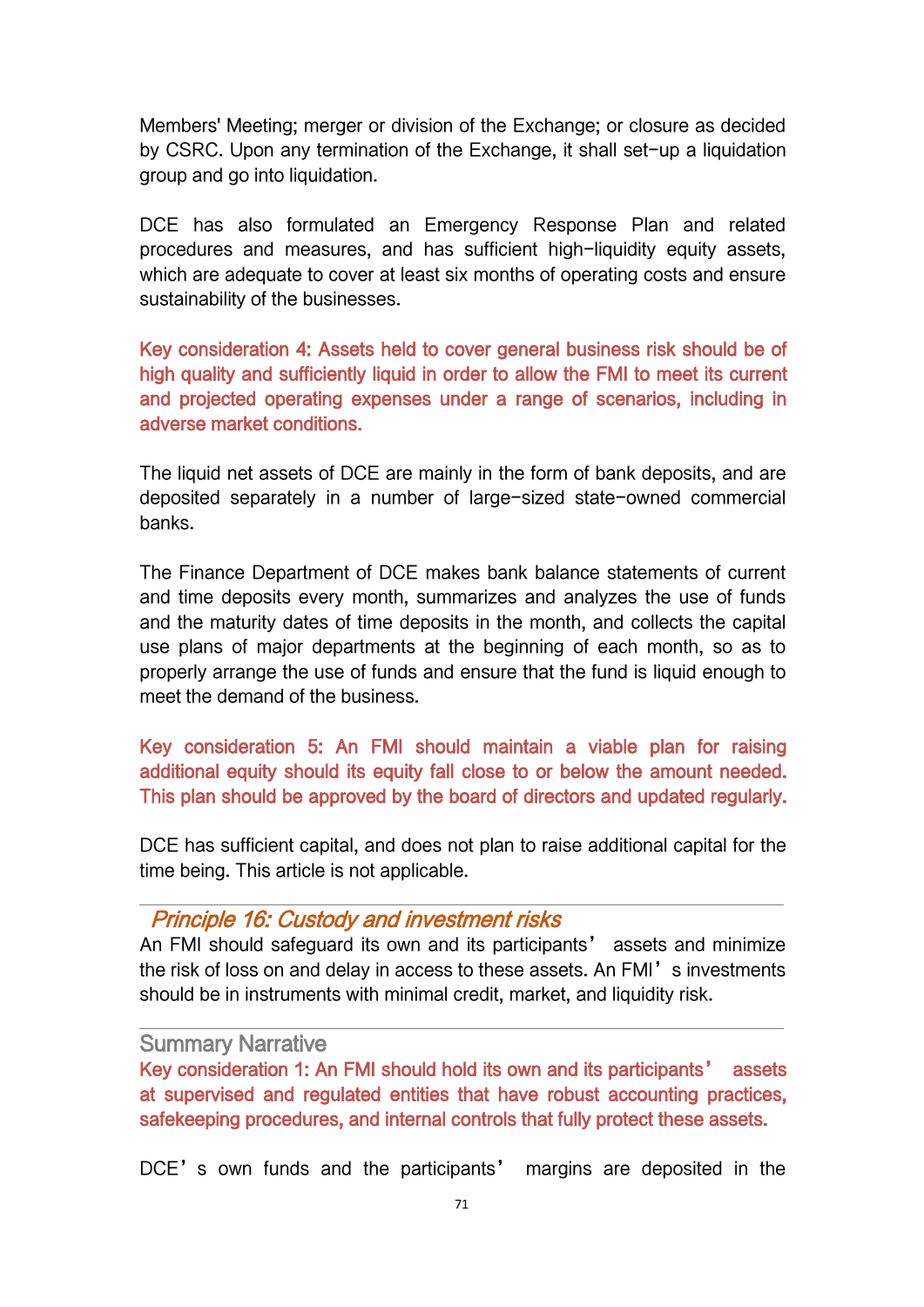Members' Meeting; merger or division of the Exchange; or closure as decided by CSRC. Upon any termination of the Exchange, it shall set-up a liquidation group and go into liquidation.

DCE has also formulated an Emergency Response Plan and related procedures and measures, and has sufficient high-liquidity equity assets, which are adequate to cover at least six months of operating costs and ensure sustainability of the businesses.

**Key consideration 4: Assets held to cover general business risk should be of high quality and sufficiently liquid in order to allow the FMI to meet its current and projected operating expenses under a range of scenarios, including in adverse market conditions.**

The liquid net assets of DCE are mainly in the form of bank deposits, and are deposited separately in a number of large-sized state-owned commercial banks.

The Finance Department of DCE makes bank balance statements of current and time deposits every month, summarizes and analyzes the use of funds and the maturity dates of time deposits in the month, and collects the capital use plans of major departments at the beginning of each month, so as to properly arrange the use of funds and ensure that the fund is liquid enough to meet the demand of the business.

**Key consideration 5: An FMI should maintain a viable plan for raising additional equity should its equity fall close to or below the amount needed. This plan should be approved by the board of directors and updated regularly.**

DCE has sufficient capital, and does not plan to raise additional capital for the time being. This article is not applicable.

## *Principle 16: Custody and investment risks*

An FMI should safeguard its own and its participants' assets and minimize the risk of loss on and delay in access to these assets. An FMI's investments should be in instruments with minimal credit, market, and liquidity risk.

### Summary Narrative

**Key consideration 1: An FMI should hold its own and its participants' assets at supervised and regulated entities that have robust accounting practices, safekeeping procedures, and internal controls that fully protect these assets.**

DCE's own funds and the participants' margins are deposited in the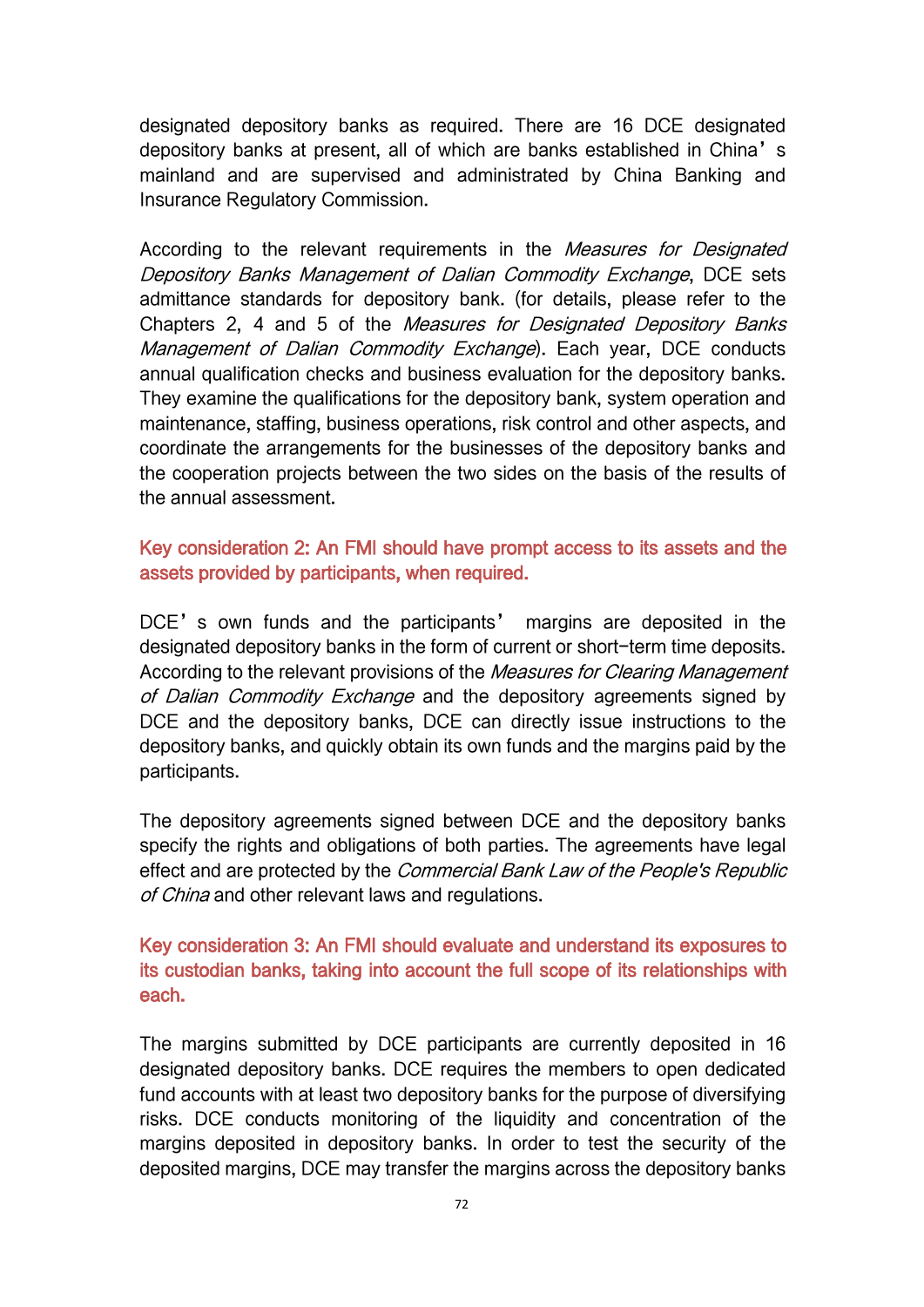designated depository banks as required. There are 16 DCE designated depository banks at present, all of which are banks established in China's mainland and are supervised and administrated by China Banking and Insurance Regulatory Commission.

According to the relevant requirements in the *Measures for Designated Depository Banks Management of Dalian Commodity Exchange*, DCE sets admittance standards for depository bank. (for details, please refer to the Chapters 2, 4 and 5 of the *Measures for Designated Depository Banks Management of Dalian Commodity Exchange*). Each year, DCE conducts annual qualification checks and business evaluation for the depository banks. They examine the qualifications for the depository bank, system operation and maintenance, staffing, business operations, risk control and other aspects, and coordinate the arrangements for the businesses of the depository banks and the cooperation projects between the two sides on the basis of the results of the annual assessment.

#### Key consideration 2: An FMI should have prompt access to its assets and the assets provided by participants, when required.

DCE's own funds and the participants' margins are deposited in the designated depository banks in the form of current or short-term time deposits. According to the relevant provisions of the *Measures for Clearing Management of Dalian Commodity Exchange* and the depository agreements signed by DCE and the depository banks, DCE can directly issue instructions to the depository banks, and quickly obtain its own funds and the margins paid by the participants.

The depository agreements signed between DCE and the depository banks specify the rights and obligations of both parties. The agreements have legal effect and are protected by the *Commercial Bank Law of the People's Republic of China* and other relevant laws and regulations.

#### Key consideration 3: An FMI should evaluate and understand its exposures to its custodian banks, taking into account the full scope of its relationships with each.

The margins submitted by DCE participants are currently deposited in 16 designated depository banks. DCE requires the members to open dedicated fund accounts with at least two depository banks for the purpose of diversifying risks. DCE conducts monitoring of the liquidity and concentration of the margins deposited in depository banks. In order to test the security of the deposited margins, DCE may transfer the margins across the depository banks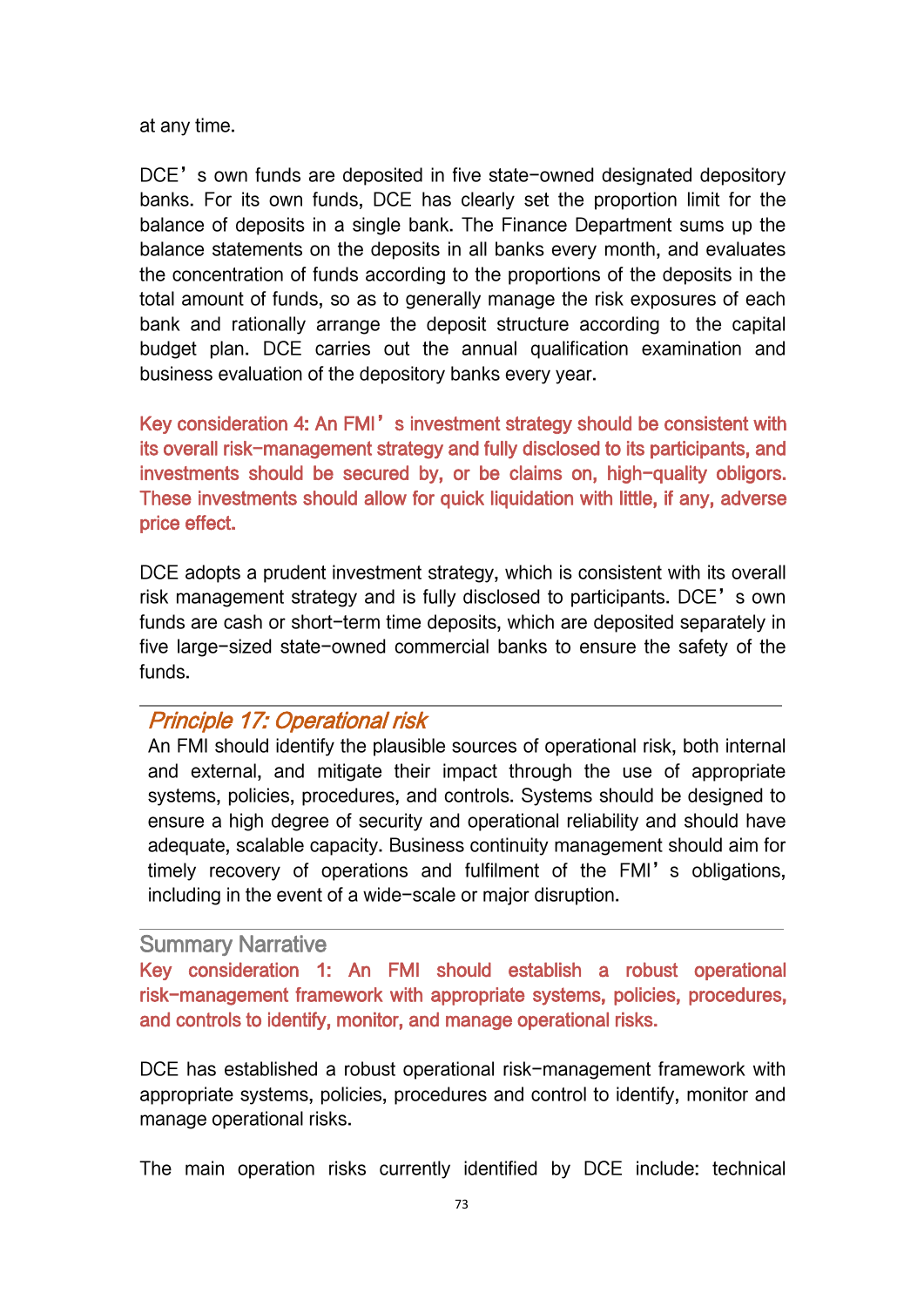at any time.

DCE's own funds are deposited in five state-owned designated depository banks. For its own funds, DCE has clearly set the proportion limit for the balance of deposits in a single bank. The Finance Department sums up the balance statements on the deposits in all banks every month, and evaluates the concentration of funds according to the proportions of the deposits in the total amount of funds, so as to generally manage the risk exposures of each bank and rationally arrange the deposit structure according to the capital budget plan. DCE carries out the annual qualification examination and business evaluation of the depository banks every year.

**Key consideration 4: An FMI's investment strategy should be consistent with its overall risk-management strategy and fully disclosed to its participants, and investments should be secured by, or be claims on, high-quality obligors. These investments should allow for quick liquidation with little, if any, adverse price effect.**

DCE adopts a prudent investment strategy, which is consistent with its overall risk management strategy and is fully disclosed to participants. DCE's own funds are cash or short-term time deposits, which are deposited separately in five large-sized state-owned commercial banks to ensure the safety of the funds.

## *Principle 17: Operational risk*

An FMI should identify the plausible sources of operational risk, both internal and external, and mitigate their impact through the use of appropriate systems, policies, procedures, and controls. Systems should be designed to ensure a high degree of security and operational reliability and should have adequate, scalable capacity. Business continuity management should aim for timely recovery of operations and fulfilment of the FMI's obligations, including in the event of a wide-scale or major disruption.

### Summary Narrative

**Key consideration 1: An FMI should establish a robust operational risk-management framework with appropriate systems, policies, procedures, and controls to identify, monitor, and manage operational risks.**

DCE has established a robust operational risk-management framework with appropriate systems, policies, procedures and control to identify, monitor and manage operational risks.

The main operation risks currently identified by DCE include: technical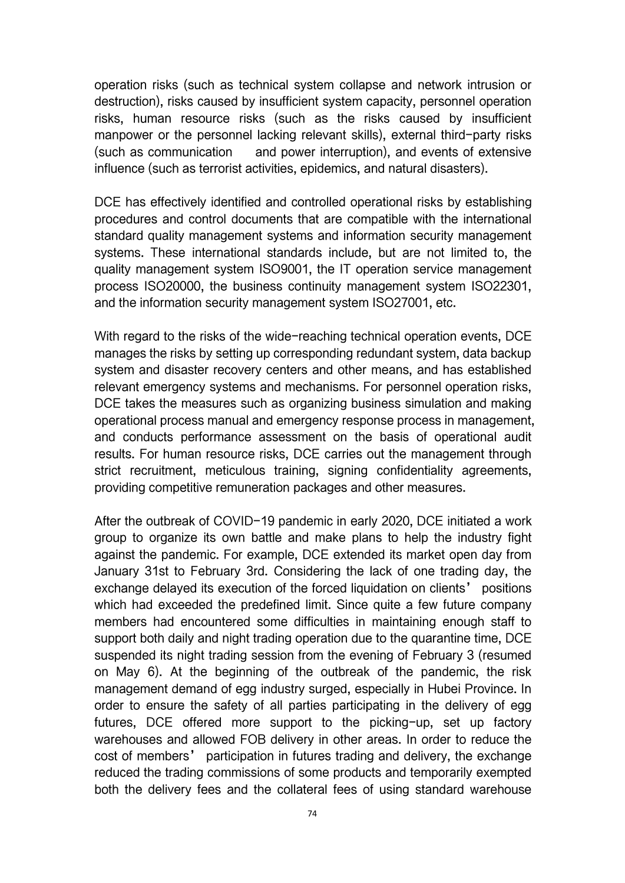operation risks (such as technical system collapse and network intrusion or destruction), risks caused by insufficient system capacity, personnel operation risks, human resource risks (such as the risks caused by insufficient manpower or the personnel lacking relevant skills), external third-party risks (such as communication and power interruption), and events of extensive influence (such as terrorist activities, epidemics, and natural disasters).

DCE has effectively identified and controlled operational risks by establishing procedures and control documents that are compatible with the international standard quality management systems and information security management systems. These international standards include, but are not limited to, the quality management system ISO9001, the IT operation service management process ISO20000, the business continuity management system ISO22301, and the information security management system ISO27001, etc.

With regard to the risks of the wide-reaching technical operation events, DCE manages the risks by setting up corresponding redundant system, data backup system and disaster recovery centers and other means, and has established relevant emergency systems and mechanisms. For personnel operation risks, DCE takes the measures such as organizing business simulation and making operational process manual and emergency response process in management, and conducts performance assessment on the basis of operational audit results. For human resource risks, DCE carries out the management through strict recruitment, meticulous training, signing confidentiality agreements, providing competitive remuneration packages and other measures.

After the outbreak of COVID-19 pandemic in early 2020, DCE initiated a work group to organize its own battle and make plans to help the industry fight against the pandemic. For example, DCE extended its market open day from January 31st to February 3rd. Considering the lack of one trading day, the exchange delayed its execution of the forced liquidation on clients' positions which had exceeded the predefined limit. Since quite a few future company members had encountered some difficulties in maintaining enough staff to support both daily and night trading operation due to the quarantine time, DCE suspended its night trading session from the evening of February 3 (resumed on May 6). At the beginning of the outbreak of the pandemic, the risk management demand of egg industry surged, especially in Hubei Province. In order to ensure the safety of all parties participating in the delivery of egg futures, DCE offered more support to the picking-up, set up factory warehouses and allowed FOB delivery in other areas. In order to reduce the cost of members' participation in futures trading and delivery, the exchange reduced the trading commissions of some products and temporarily exempted both the delivery fees and the collateral fees of using standard warehouse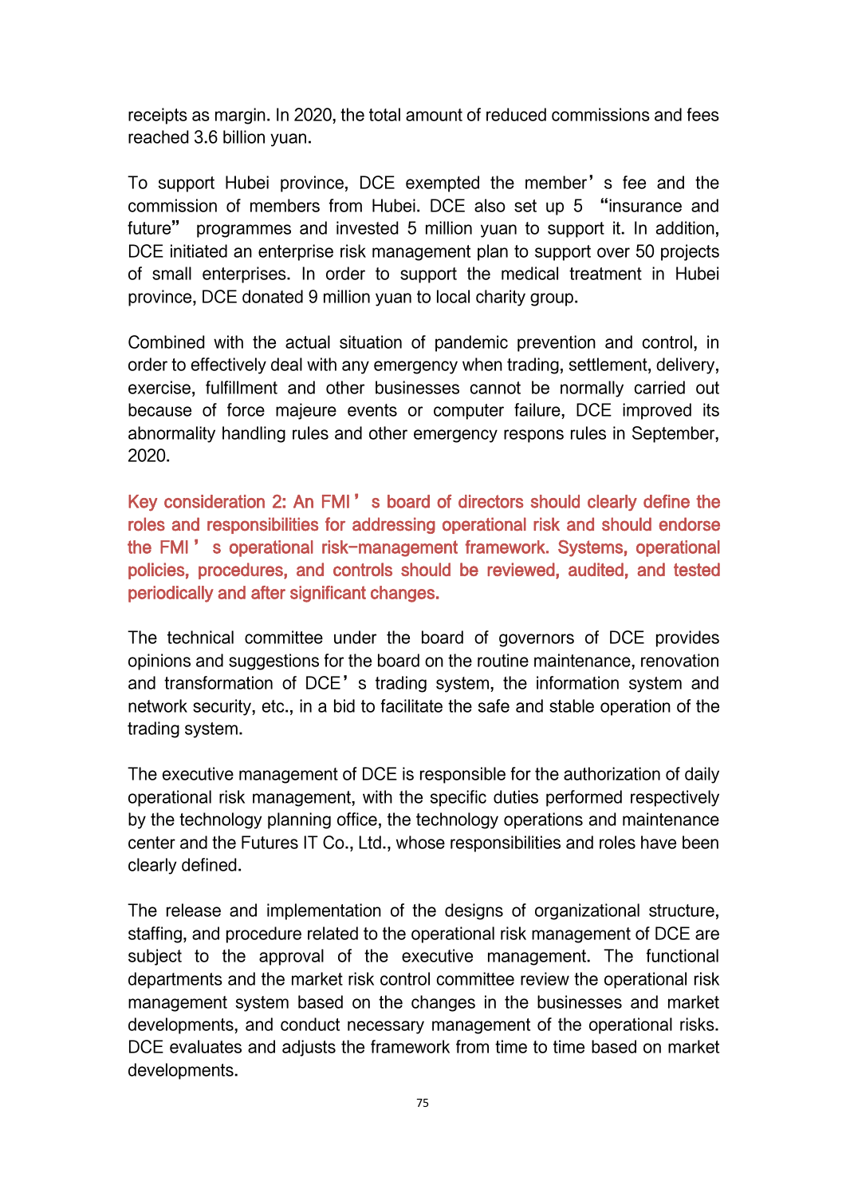receipts as margin. In 2020, the total amount of reduced commissions and fees reached 3.6 billion yuan.

To support Hubei province, DCE exempted the member's fee and the commission of members from Hubei. DCE also set up 5 "insurance and future" programmes and invested 5 million yuan to support it. In addition, DCE initiated an enterprise risk management plan to support over 50 projects of small enterprises. In order to support the medical treatment in Hubei province, DCE donated 9 million yuan to local charity group.

Combined with the actual situation of pandemic prevention and control, in order to effectively deal with any emergency when trading, settlement, delivery, exercise, fulfillment and other businesses cannot be normally carried out because of force majeure events or computer failure, DCE improved its abnormality handling rules and other emergency respons rules in September, 2020.

**Key consideration 2: An FMI's board of directors should clearly define the roles and responsibilities for addressing operational risk and should endorse the FMI's operational risk-management framework. Systems, operational policies, procedures, and controls should be reviewed, audited, and tested periodically and after significant changes.**

The technical committee under the board of governors of DCE provides opinions and suggestions for the board on the routine maintenance, renovation and transformation of DCE's trading system, the information system and network security, etc., in a bid to facilitate the safe and stable operation of the trading system.

The executive management of DCE is responsible for the authorization of daily operational risk management, with the specific duties performed respectively by the technology planning office, the technology operations and maintenance center and the Futures IT Co., Ltd., whose responsibilities and roles have been clearly defined.

The release and implementation of the designs of organizational structure, staffing, and procedure related to the operational risk management of DCE are subject to the approval of the executive management. The functional departments and the market risk control committee review the operational risk management system based on the changes in the businesses and market developments, and conduct necessary management of the operational risks. DCE evaluates and adjusts the framework from time to time based on market developments.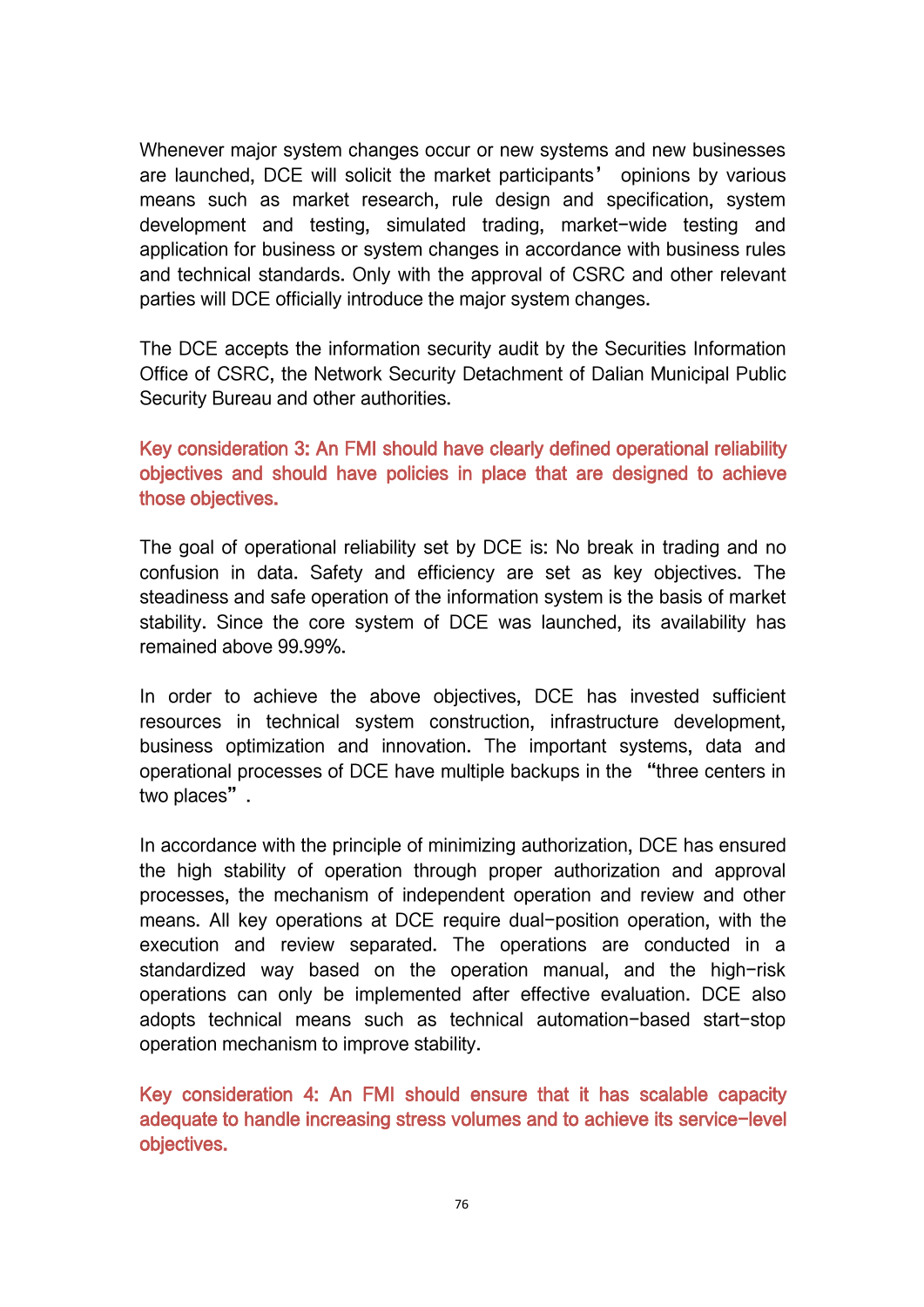Whenever major system changes occur or new systems and new businesses are launched, DCE will solicit the market participants' opinions by various means such as market research, rule design and specification, system development and testing, simulated trading, market-wide testing and application for business or system changes in accordance with business rules and technical standards. Only with the approval of CSRC and other relevant parties will DCE officially introduce the major system changes.

The DCE accepts the information security audit by the Securities Information Office of CSRC, the Network Security Detachment of Dalian Municipal Public Security Bureau and other authorities.

**Key consideration 3: An FMI should have clearly defined operational reliability objectives and should have policies in place that are designed to achieve those objectives.**

The goal of operational reliability set by DCE is: No break in trading and no confusion in data. Safety and efficiency are set as key objectives. The steadiness and safe operation of the information system is the basis of market stability. Since the core system of DCE was launched, its availability has remained above 99.99%.

In order to achieve the above objectives, DCE has invested sufficient resources in technical system construction, infrastructure development, business optimization and innovation. The important systems, data and operational processes of DCE have multiple backups in the "three centers in two places".

In accordance with the principle of minimizing authorization, DCE has ensured the high stability of operation through proper authorization and approval processes, the mechanism of independent operation and review and other means. All key operations at DCE require dual-position operation, with the execution and review separated. The operations are conducted in a standardized way based on the operation manual, and the high-risk operations can only be implemented after effective evaluation. DCE also adopts technical means such as technical automation-based start-stop operation mechanism to improve stability.

**Key consideration 4: An FMI should ensure that it has scalable capacity adequate to handle increasing stress volumes and to achieve its service-level objectives.**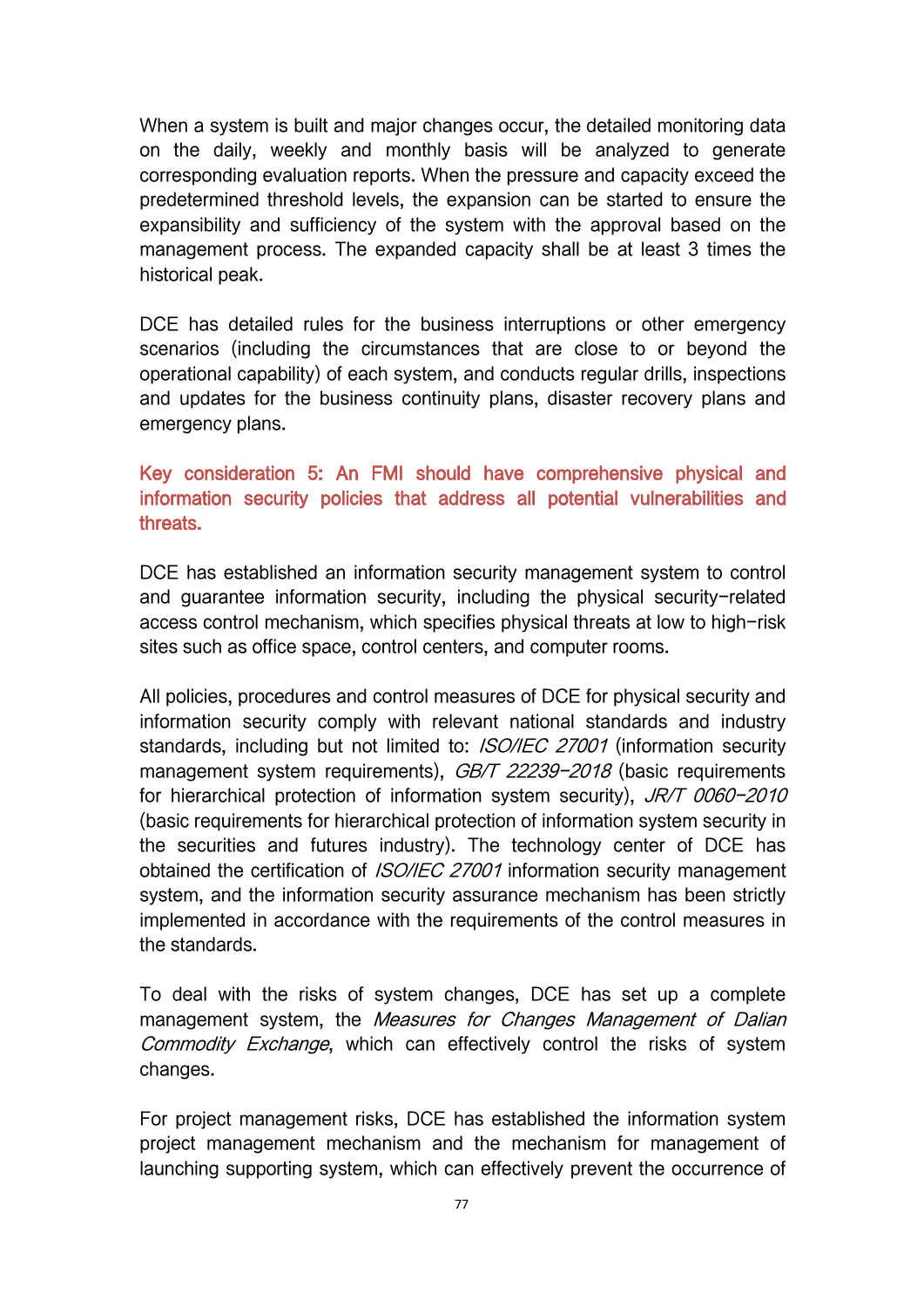When a system is built and major changes occur, the detailed monitoring data on the daily, weekly and monthly basis will be analyzed to generate corresponding evaluation reports. When the pressure and capacity exceed the predetermined threshold levels, the expansion can be started to ensure the expansibility and sufficiency of the system with the approval based on the management process. The expanded capacity shall be at least 3 times the historical peak.

DCE has detailed rules for the business interruptions or other emergency scenarios (including the circumstances that are close to or beyond the operational capability) of each system, and conducts regular drills, inspections and updates for the business continuity plans, disaster recovery plans and emergency plans.

### Key consideration 5: An FMI should have comprehensive physical and information security policies that address all potential vulnerabilities and threats.

DCE has established an information security management system to control and guarantee information security, including the physical security-related access control mechanism, which specifies physical threats at low to high-risk sites such as office space, control centers, and computer rooms.

All policies, procedures and control measures of DCE for physical security and information security comply with relevant national standards and industry standards, including but not limited to: *ISO/IEC 27001* (information security management system requirements), *GB/T 22239-2018* (basic requirements for hierarchical protection of information system security), *JR/T 0060-2010* (basic requirements for hierarchical protection of information system security in the securities and futures industry). The technology center of DCE has obtained the certification of *ISO/IEC 27001* information security management system, and the information security assurance mechanism has been strictly implemented in accordance with the requirements of the control measures in the standards.

To deal with the risks of system changes, DCE has set up a complete management system, the *Measures for Changes Management of Dalian Commodity Exchange*, which can effectively control the risks of system changes.

For project management risks, DCE has established the information system project management mechanism and the mechanism for management of launching supporting system, which can effectively prevent the occurrence of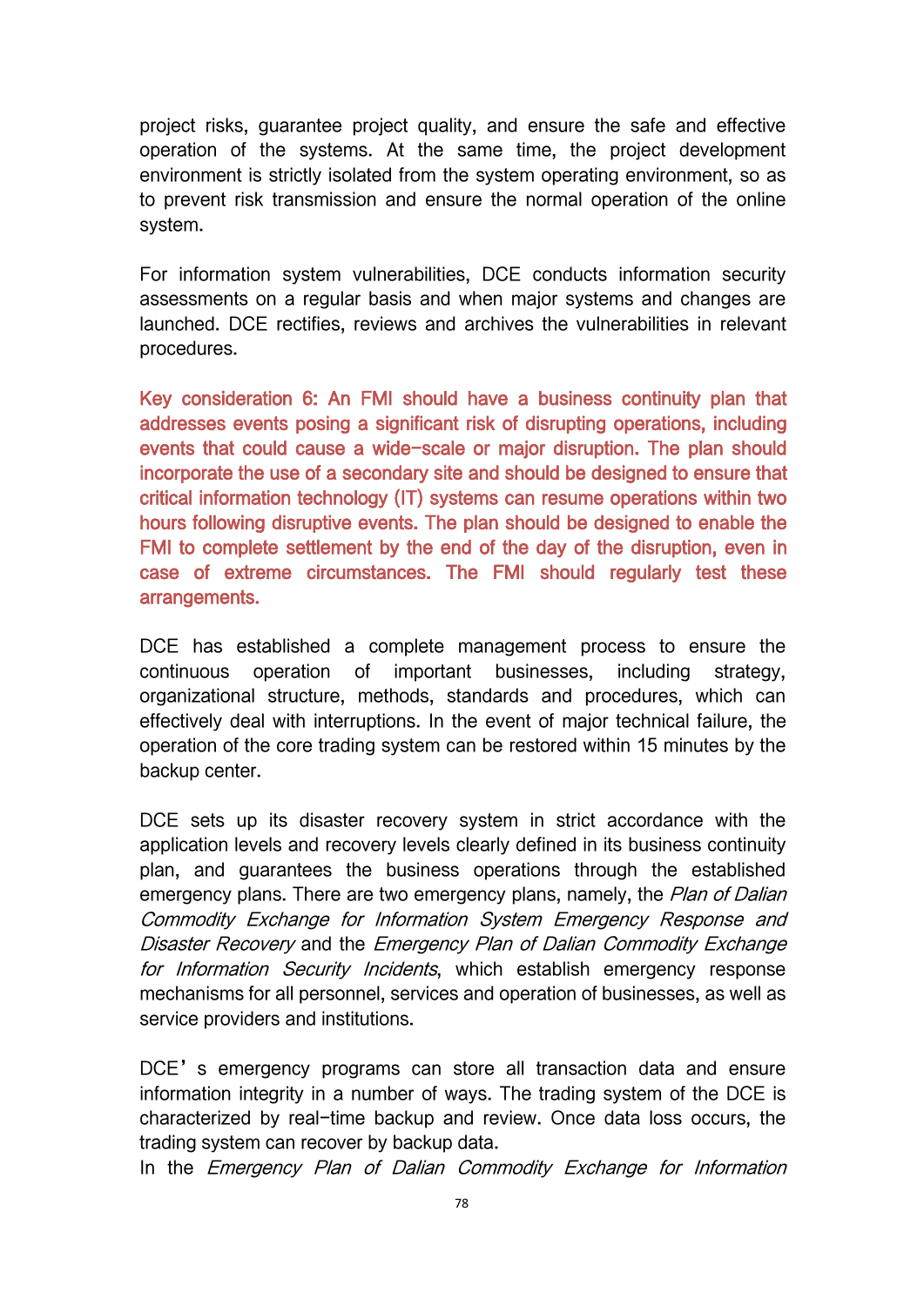project risks, guarantee project quality, and ensure the safe and effective operation of the systems. At the same time, the project development environment is strictly isolated from the system operating environment, so as to prevent risk transmission and ensure the normal operation of the online system.

For information system vulnerabilities, DCE conducts information security assessments on a regular basis and when major systems and changes are launched. DCE rectifies, reviews and archives the vulnerabilities in relevant procedures.

Key consideration 6: An FMI should have a business continuity plan that addresses events posing a significant risk of disrupting operations, including events that could cause a wide-scale or major disruption. The plan should incorporate the use of a secondary site and should be designed to ensure that critical information technology (IT) systems can resume operations within two hours following disruptive events. The plan should be designed to enable the FMI to complete settlement by the end of the day of the disruption, even in case of extreme circumstances. The FMI should regularly test these arrangements.

DCE has established a complete management process to ensure the continuous operation of important businesses, including strategy, organizational structure, methods, standards and procedures, which can effectively deal with interruptions. In the event of major technical failure, the operation of the core trading system can be restored within 15 minutes by the backup center.

DCE sets up its disaster recovery system in strict accordance with the application levels and recovery levels clearly defined in its business continuity plan, and guarantees the business operations through the established emergency plans. There are two emergency plans, namely, the *Plan of Dalian Commodity Exchange for Information System Emergency Response and Disaster Recovery* and the *Emergency Plan of Dalian Commodity Exchange for Information Security Incidents*, which establish emergency response mechanisms for all personnel, services and operation of businesses, as well as service providers and institutions.

DCE's emergency programs can store all transaction data and ensure information integrity in a number of ways. The trading system of the DCE is characterized by real-time backup and review. Once data loss occurs, the trading system can recover by backup data.

In the *Emergency Plan of Dalian Commodity Exchange for Information*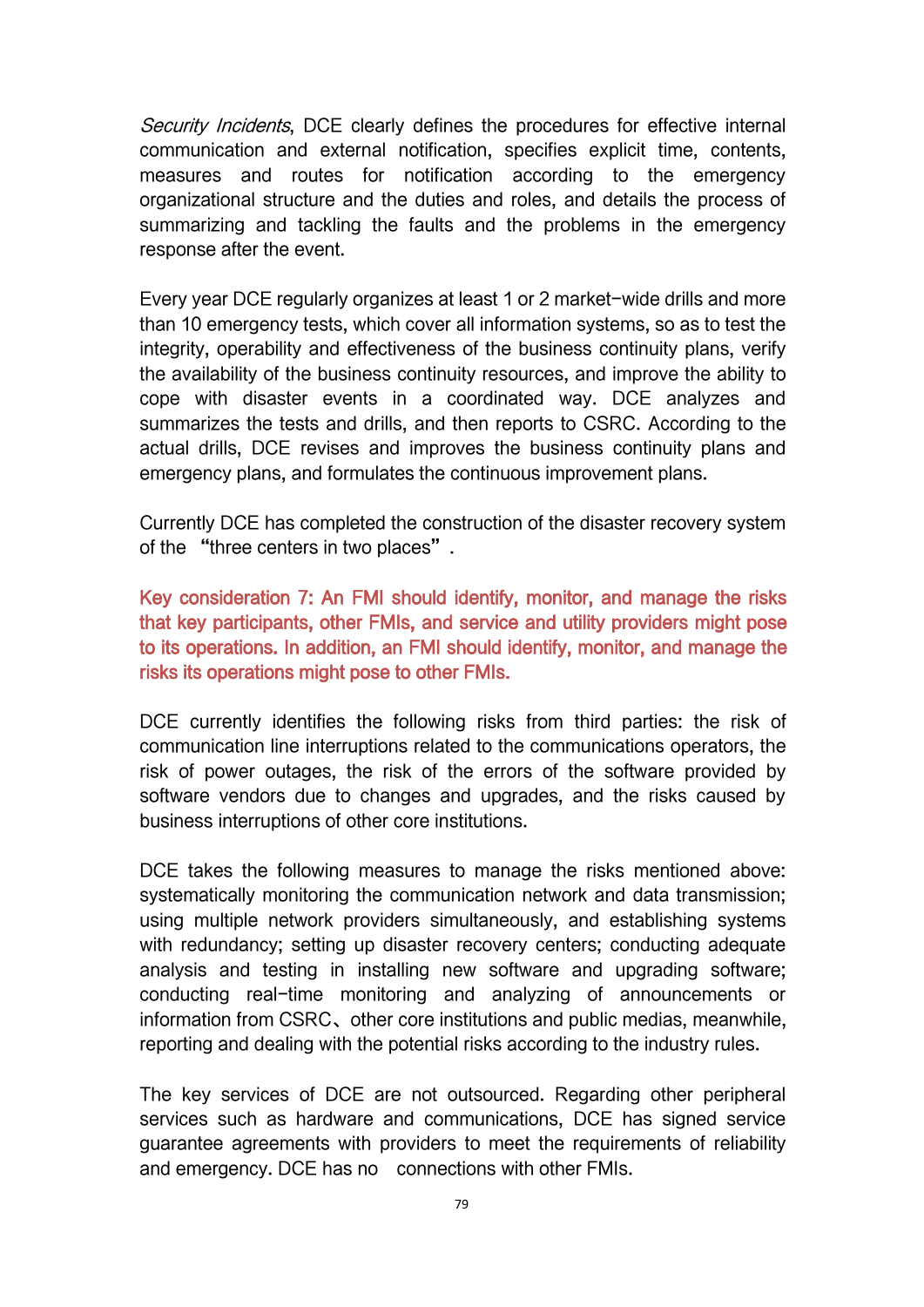*Security Incidents*, DCE clearly defines the procedures for effective internal communication and external notification, specifies explicit time, contents, measures and routes for notification according to the emergency organizational structure and the duties and roles, and details the process of summarizing and tackling the faults and the problems in the emergency response after the event.

Every year DCE regularly organizes at least 1 or 2 market-wide drills and more than 10 emergency tests, which cover all information systems, so as to test the integrity, operability and effectiveness of the business continuity plans, verify the availability of the business continuity resources, and improve the ability to cope with disaster events in a coordinated way. DCE analyzes and summarizes the tests and drills, and then reports to CSRC. According to the actual drills, DCE revises and improves the business continuity plans and emergency plans, and formulates the continuous improvement plans.

Currently DCE has completed the construction of the disaster recovery system of the "three centers in two places".

**Key consideration 7: An FMI should identify, monitor, and manage the risks that key participants, other FMIs, and service and utility providers might pose to its operations. In addition, an FMI should identify, monitor, and manage the risks its operations might pose to other FMIs.**

DCE currently identifies the following risks from third parties: the risk of communication line interruptions related to the communications operators, the risk of power outages, the risk of the errors of the software provided by software vendors due to changes and upgrades, and the risks caused by business interruptions of other core institutions.

DCE takes the following measures to manage the risks mentioned above: systematically monitoring the communication network and data transmission; using multiple network providers simultaneously, and establishing systems with redundancy; setting up disaster recovery centers; conducting adequate analysis and testing in installing new software and upgrading software; conducting real-time monitoring and analyzing of announcements or information from CSRC、other core institutions and public medias, meanwhile, reporting and dealing with the potential risks according to the industry rules.

The key services of DCE are not outsourced. Regarding other peripheral services such as hardware and communications, DCE has signed service guarantee agreements with providers to meet the requirements of reliability and emergency. DCE has no connections with other FMIs.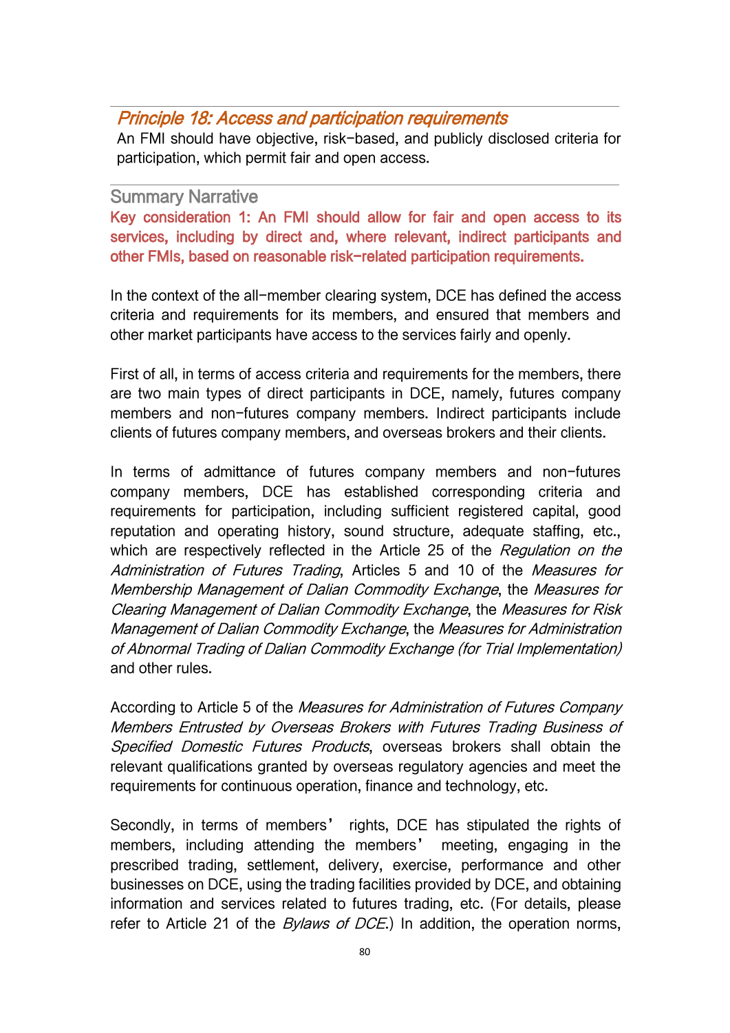## *Principle 18: Access and participation requirements*

An FMI should have objective, risk-based, and publicly disclosed criteria for participation, which permit fair and open access.

### Summary Narrative

**Key consideration 1: An FMI should allow for fair and open access to its services, including by direct and, where relevant, indirect participants and other FMIs, based on reasonable risk-related participation requirements.**

In the context of the all-member clearing system, DCE has defined the access criteria and requirements for its members, and ensured that members and other market participants have access to the services fairly and openly.

First of all, in terms of access criteria and requirements for the members, there are two main types of direct participants in DCE, namely, futures company members and non-futures company members. Indirect participants include clients of futures company members, and overseas brokers and their clients.

In terms of admittance of futures company members and non-futures company members, DCE has established corresponding criteria and requirements for participation, including sufficient registered capital, good reputation and operating history, sound structure, adequate staffing, etc., which are respectively reflected in the Article 25 of the *Regulation on the Administration of Futures Trading*, Articles 5 and 10 of the *Measures for Membership Management of Dalian Commodity Exchange*, the *Measures for Clearing Management of Dalian Commodity Exchange*, the *Measures for Risk Management of Dalian Commodity Exchange*, the *Measures for Administration of Abnormal Trading of Dalian Commodity Exchange (for Trial Implementation)* and other rules.

According to Article 5 of the *Measures for Administration of Futures Company Members Entrusted by Overseas Brokers with Futures Trading Business of Specified Domestic Futures Products*, overseas brokers shall obtain the relevant qualifications granted by overseas regulatory agencies and meet the requirements for continuous operation, finance and technology, etc.

Secondly, in terms of members' rights, DCE has stipulated the rights of members, including attending the members' meeting, engaging in the prescribed trading, settlement, delivery, exercise, performance and other businesses on DCE, using the trading facilities provided by DCE, and obtaining information and services related to futures trading, etc. (For details, please refer to Article 21 of the *Bylaws of DCE*.) In addition, the operation norms,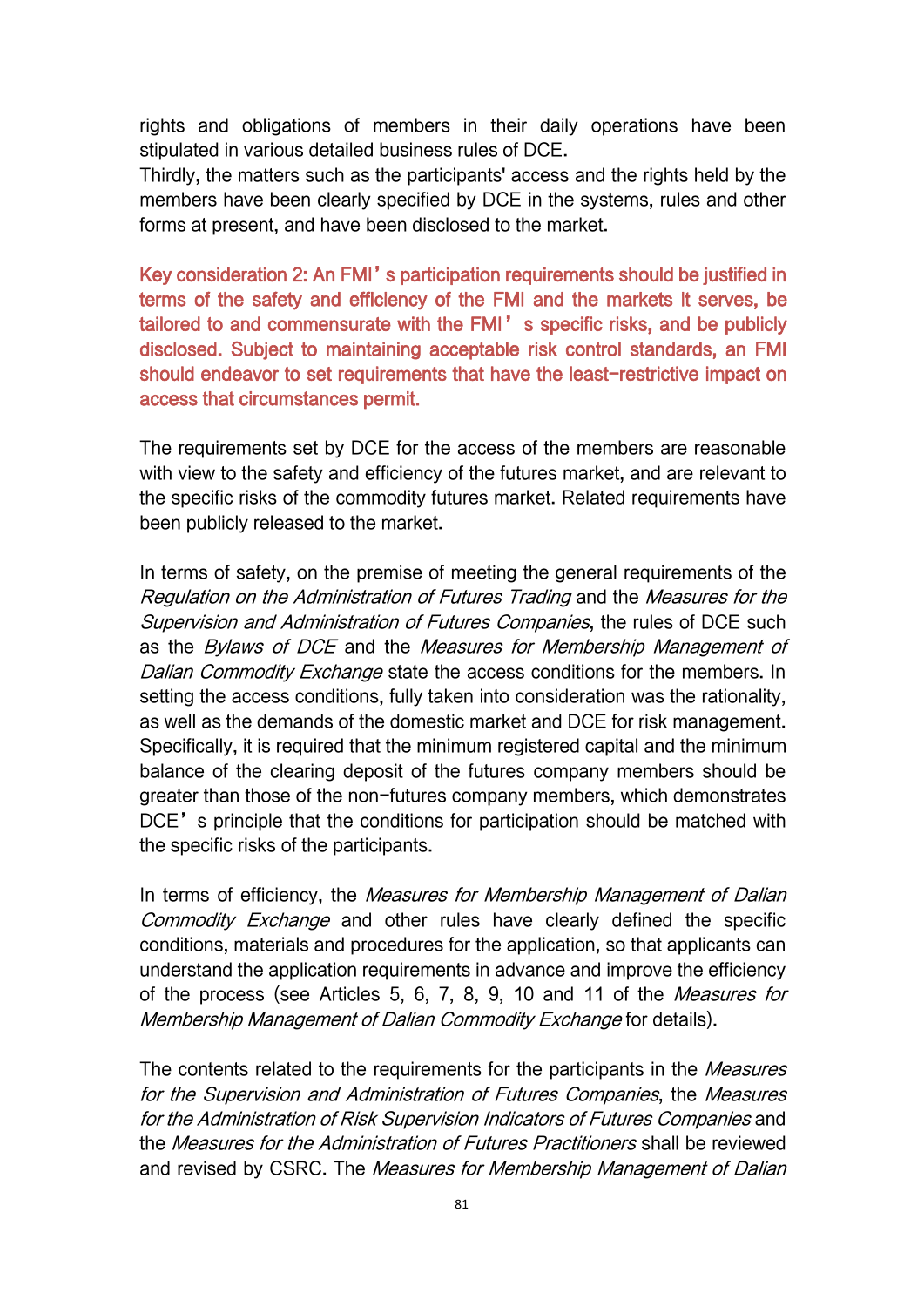rights and obligations of members in their daily operations have been stipulated in various detailed business rules of DCE.
Thirdly, the matters such as the participants' access and the rights held by the members have been clearly specified by DCE in the systems, rules and other forms at present, and have been disclosed to the market.

**Key consideration 2: An FMI's participation requirements should be justified in terms of the safety and efficiency of the FMI and the markets it serves, be tailored to and commensurate with the FMI's specific risks, and be publicly disclosed. Subject to maintaining acceptable risk control standards, an FMI should endeavor to set requirements that have the least-restrictive impact on access that circumstances permit.**

The requirements set by DCE for the access of the members are reasonable with view to the safety and efficiency of the futures market, and are relevant to the specific risks of the commodity futures market. Related requirements have been publicly released to the market.

In terms of safety, on the premise of meeting the general requirements of the *Regulation on the Administration of Futures Trading* and the *Measures for the Supervision and Administration of Futures Companies*, the rules of DCE such as the *Bylaws of DCE* and the *Measures for Membership Management of Dalian Commodity Exchange* state the access conditions for the members. In setting the access conditions, fully taken into consideration was the rationality, as well as the demands of the domestic market and DCE for risk management. Specifically, it is required that the minimum registered capital and the minimum balance of the clearing deposit of the futures company members should be greater than those of the non-futures company members, which demonstrates DCE's principle that the conditions for participation should be matched with the specific risks of the participants.

In terms of efficiency, the *Measures for Membership Management of Dalian Commodity Exchange* and other rules have clearly defined the specific conditions, materials and procedures for the application, so that applicants can understand the application requirements in advance and improve the efficiency of the process (see Articles 5, 6, 7, 8, 9, 10 and 11 of the *Measures for Membership Management of Dalian Commodity Exchange* for details).

The contents related to the requirements for the participants in the *Measures for the Supervision and Administration of Futures Companies*, the *Measures for the Administration of Risk Supervision Indicators of Futures Companies* and the *Measures for the Administration of Futures Practitioners* shall be reviewed and revised by CSRC. The *Measures for Membership Management of Dalian*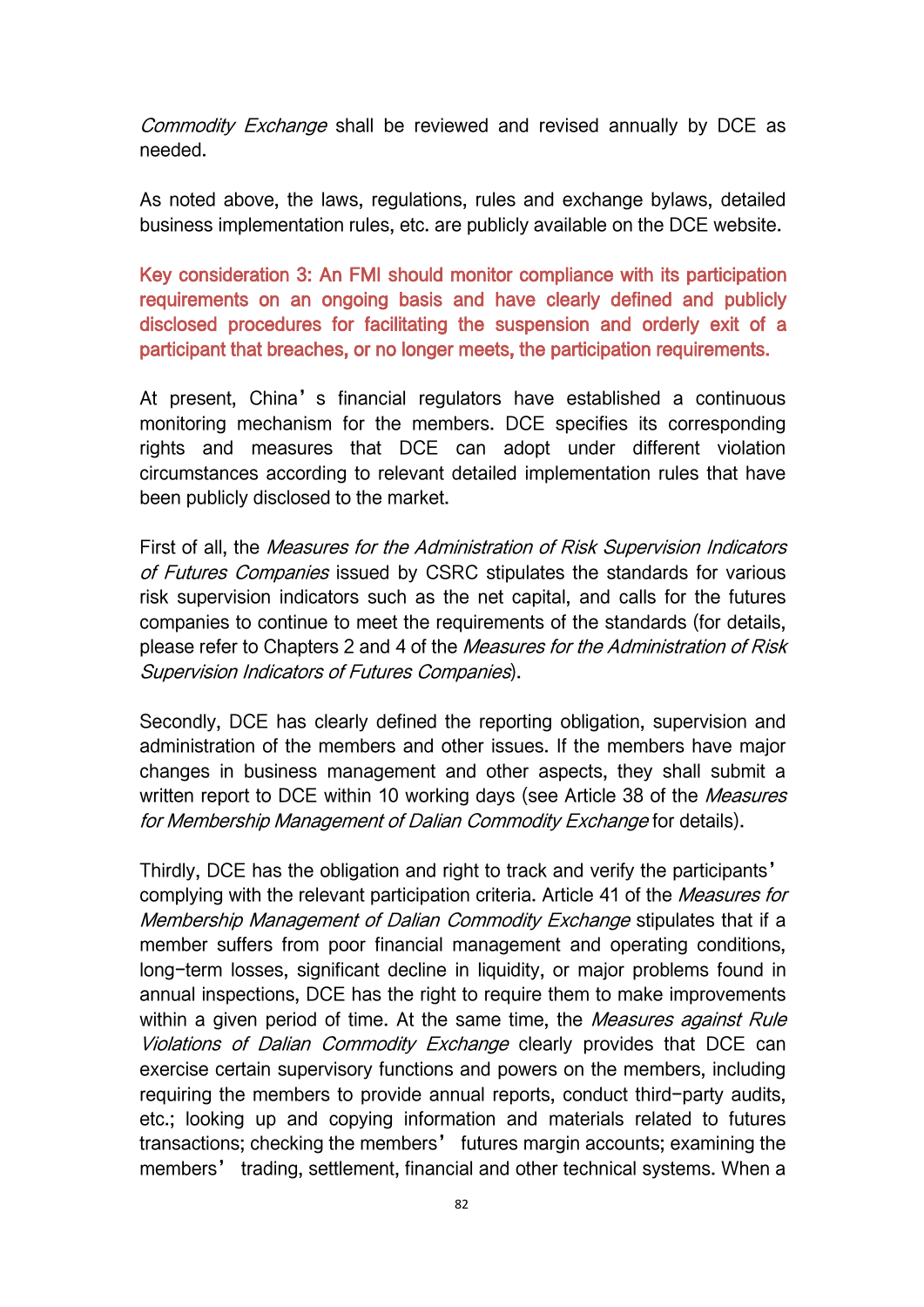*Commodity Exchange* shall be reviewed and revised annually by DCE as needed.

As noted above, the laws, regulations, rules and exchange bylaws, detailed business implementation rules, etc. are publicly available on the DCE website.

**Key consideration 3: An FMI should monitor compliance with its participation requirements on an ongoing basis and have clearly defined and publicly disclosed procedures for facilitating the suspension and orderly exit of a participant that breaches, or no longer meets, the participation requirements.**

At present, China's financial regulators have established a continuous monitoring mechanism for the members. DCE specifies its corresponding rights and measures that DCE can adopt under different violation circumstances according to relevant detailed implementation rules that have been publicly disclosed to the market.

First of all, the *Measures for the Administration of Risk Supervision Indicators of Futures Companies* issued by CSRC stipulates the standards for various risk supervision indicators such as the net capital, and calls for the futures companies to continue to meet the requirements of the standards (for details, please refer to Chapters 2 and 4 of the *Measures for the Administration of Risk Supervision Indicators of Futures Companies*).

Secondly, DCE has clearly defined the reporting obligation, supervision and administration of the members and other issues. If the members have major changes in business management and other aspects, they shall submit a written report to DCE within 10 working days (see Article 38 of the *Measures for Membership Management of Dalian Commodity Exchange* for details).

Thirdly, DCE has the obligation and right to track and verify the participants' complying with the relevant participation criteria. Article 41 of the *Measures for Membership Management of Dalian Commodity Exchange* stipulates that if a member suffers from poor financial management and operating conditions, long-term losses, significant decline in liquidity, or major problems found in annual inspections, DCE has the right to require them to make improvements within a given period of time. At the same time, the *Measures against Rule Violations of Dalian Commodity Exchange* clearly provides that DCE can exercise certain supervisory functions and powers on the members, including requiring the members to provide annual reports, conduct third-party audits, etc.; looking up and copying information and materials related to futures transactions; checking the members' futures margin accounts; examining the members' trading, settlement, financial and other technical systems. When a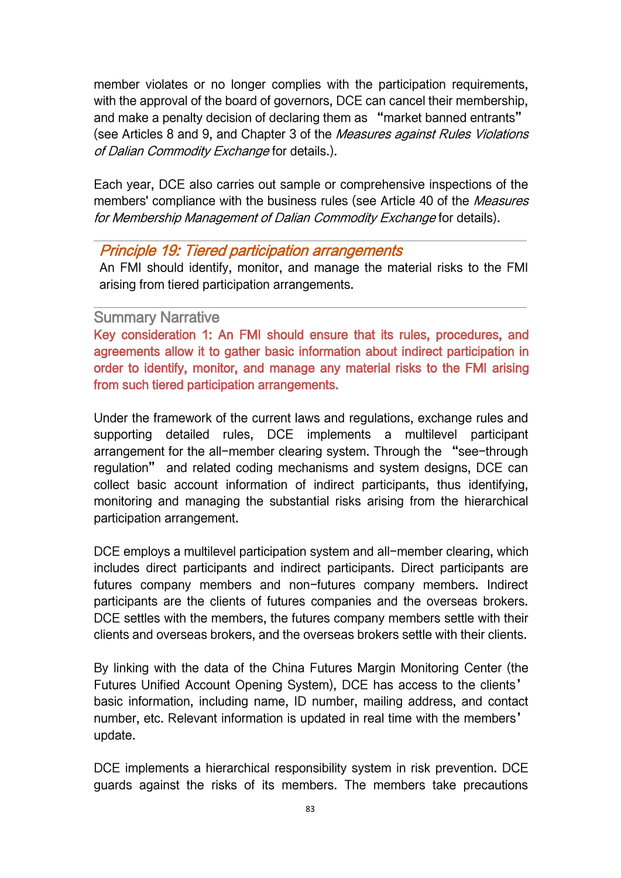member violates or no longer complies with the participation requirements, with the approval of the board of governors, DCE can cancel their membership, and make a penalty decision of declaring them as "market banned entrants" (see Articles 8 and 9, and Chapter 3 of the *Measures against Rules Violations of Dalian Commodity Exchange* for details.).

Each year, DCE also carries out sample or comprehensive inspections of the members' compliance with the business rules (see Article 40 of the *Measures for Membership Management of Dalian Commodity Exchange* for details).

## *Principle 19: Tiered participation arrangements*

An FMI should identify, monitor, and manage the material risks to the FMI arising from tiered participation arrangements.

### Summary Narrative

**Key consideration 1: An FMI should ensure that its rules, procedures, and agreements allow it to gather basic information about indirect participation in order to identify, monitor, and manage any material risks to the FMI arising from such tiered participation arrangements.**

Under the framework of the current laws and regulations, exchange rules and supporting detailed rules, DCE implements a multilevel participant arrangement for the all-member clearing system. Through the "see-through regulation" and related coding mechanisms and system designs, DCE can collect basic account information of indirect participants, thus identifying, monitoring and managing the substantial risks arising from the hierarchical participation arrangement.

DCE employs a multilevel participation system and all-member clearing, which includes direct participants and indirect participants. Direct participants are futures company members and non-futures company members. Indirect participants are the clients of futures companies and the overseas brokers. DCE settles with the members, the futures company members settle with their clients and overseas brokers, and the overseas brokers settle with their clients.

By linking with the data of the China Futures Margin Monitoring Center (the Futures Unified Account Opening System), DCE has access to the clients' basic information, including name, ID number, mailing address, and contact number, etc. Relevant information is updated in real time with the members' update.

DCE implements a hierarchical responsibility system in risk prevention. DCE guards against the risks of its members. The members take precautions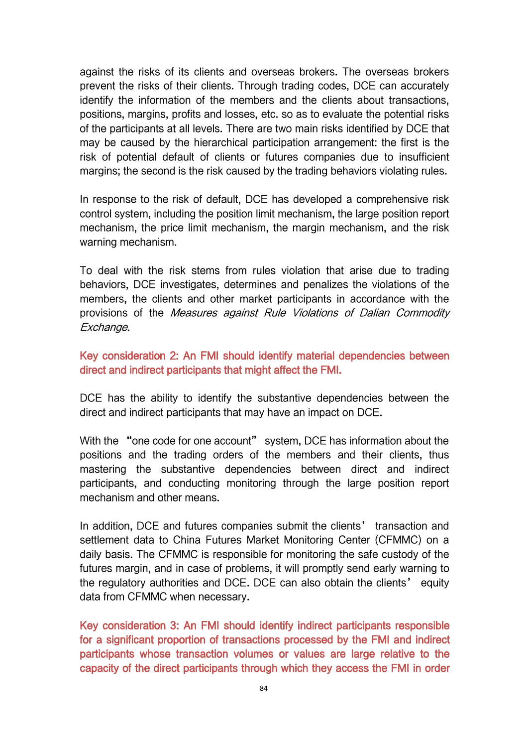against the risks of its clients and overseas brokers. The overseas brokers prevent the risks of their clients. Through trading codes, DCE can accurately identify the information of the members and the clients about transactions, positions, margins, profits and losses, etc. so as to evaluate the potential risks of the participants at all levels. There are two main risks identified by DCE that may be caused by the hierarchical participation arrangement: the first is the risk of potential default of clients or futures companies due to insufficient margins; the second is the risk caused by the trading behaviors violating rules.

In response to the risk of default, DCE has developed a comprehensive risk control system, including the position limit mechanism, the large position report mechanism, the price limit mechanism, the margin mechanism, and the risk warning mechanism.

To deal with the risk stems from rules violation that arise due to trading behaviors, DCE investigates, determines and penalizes the violations of the members, the clients and other market participants in accordance with the provisions of the *Measures against Rule Violations of Dalian Commodity Exchange*.

**Key consideration 2: An FMI should identify material dependencies between direct and indirect participants that might affect the FMI.**

DCE has the ability to identify the substantive dependencies between the direct and indirect participants that may have an impact on DCE.

With the “one code for one account” system, DCE has information about the positions and the trading orders of the members and their clients, thus mastering the substantive dependencies between direct and indirect participants, and conducting monitoring through the large position report mechanism and other means.

In addition, DCE and futures companies submit the clients’ transaction and settlement data to China Futures Market Monitoring Center (CFMMC) on a daily basis. The CFMMC is responsible for monitoring the safe custody of the futures margin, and in case of problems, it will promptly send early warning to the regulatory authorities and DCE. DCE can also obtain the clients’ equity data from CFMMC when necessary.

**Key consideration 3: An FMI should identify indirect participants responsible for a significant proportion of transactions processed by the FMI and indirect participants whose transaction volumes or values are large relative to the capacity of the direct participants through which they access the FMI in order**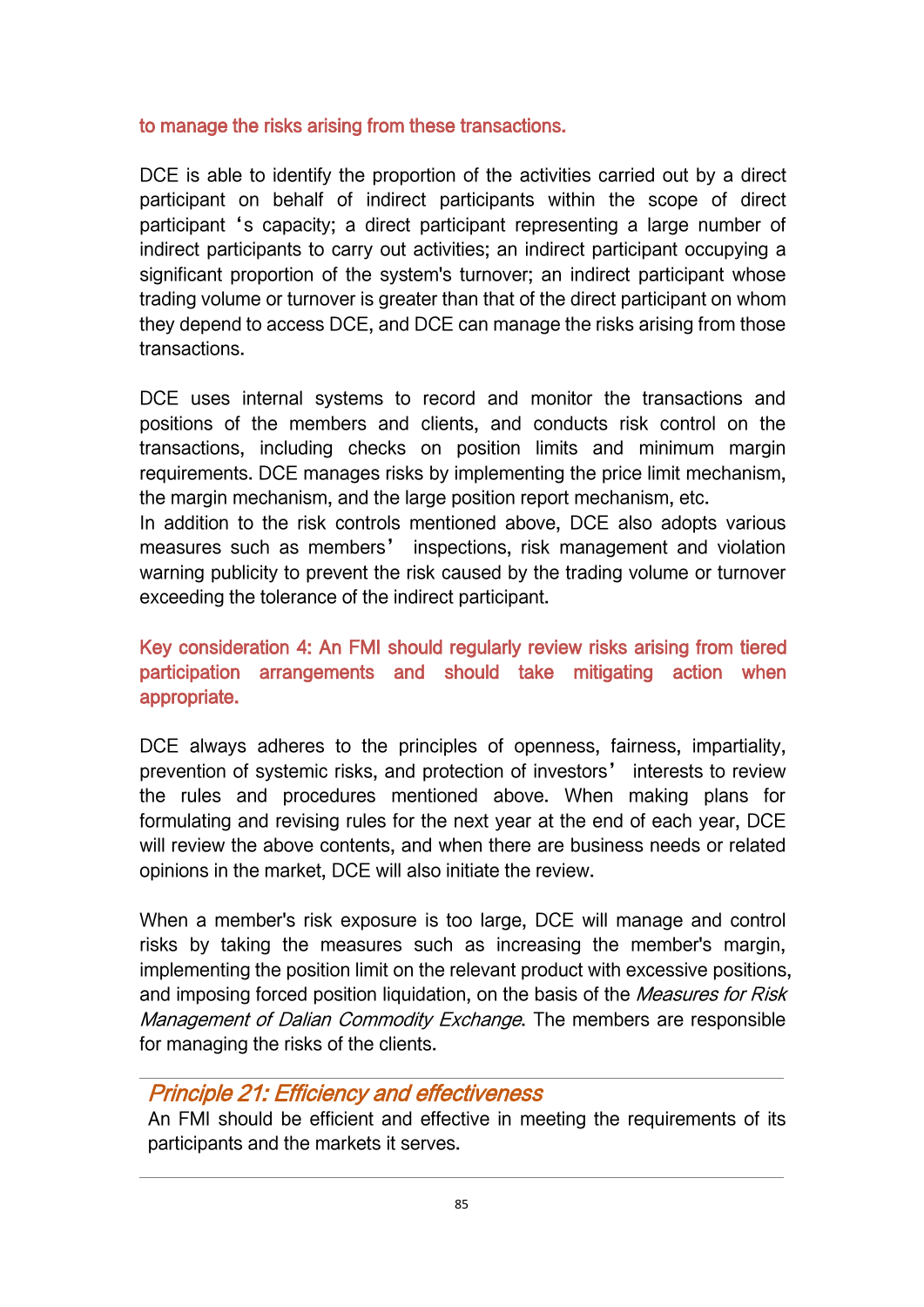to manage the risks arising from these transactions.

DCE is able to identify the proportion of the activities carried out by a direct participant on behalf of indirect participants within the scope of direct participant 's capacity; a direct participant representing a large number of indirect participants to carry out activities; an indirect participant occupying a significant proportion of the system's turnover; an indirect participant whose trading volume or turnover is greater than that of the direct participant on whom they depend to access DCE, and DCE can manage the risks arising from those transactions.

DCE uses internal systems to record and monitor the transactions and positions of the members and clients, and conducts risk control on the transactions, including checks on position limits and minimum margin requirements. DCE manages risks by implementing the price limit mechanism, the margin mechanism, and the large position report mechanism, etc.

In addition to the risk controls mentioned above, DCE also adopts various measures such as members' inspections, risk management and violation warning publicity to prevent the risk caused by the trading volume or turnover exceeding the tolerance of the indirect participant.

Key consideration 4: An FMI should regularly review risks arising from tiered participation arrangements and should take mitigating action when appropriate.

DCE always adheres to the principles of openness, fairness, impartiality, prevention of systemic risks, and protection of investors' interests to review the rules and procedures mentioned above. When making plans for formulating and revising rules for the next year at the end of each year, DCE will review the above contents, and when there are business needs or related opinions in the market, DCE will also initiate the review.

When a member's risk exposure is too large, DCE will manage and control risks by taking the measures such as increasing the member's margin, implementing the position limit on the relevant product with excessive positions, and imposing forced position liquidation, on the basis of the *Measures for Risk Management of Dalian Commodity Exchange*. The members are responsible for managing the risks of the clients.

## *Principle 21: Efficiency and effectiveness*

An FMI should be efficient and effective in meeting the requirements of its participants and the markets it serves.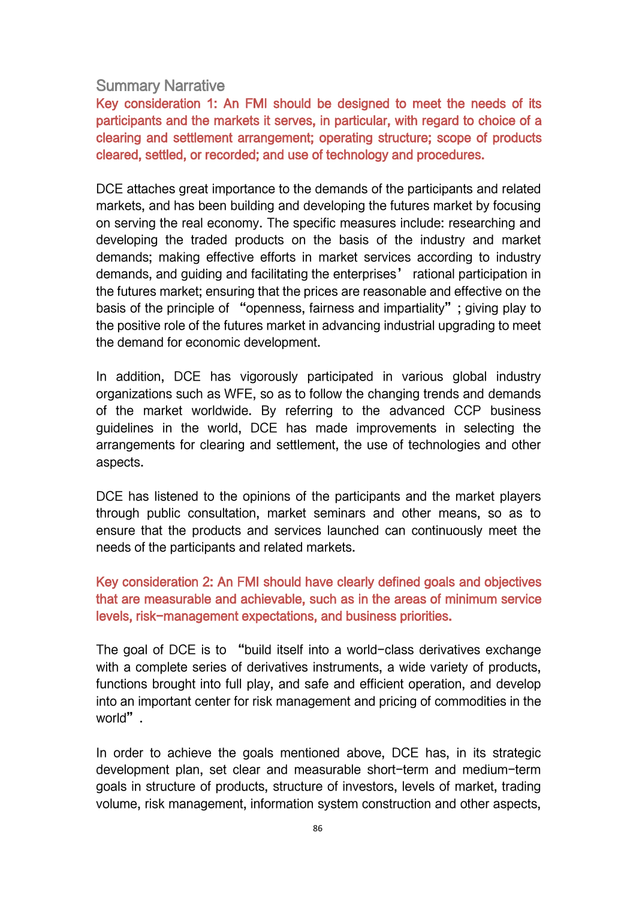## Summary Narrative

**Key consideration 1: An FMI should be designed to meet the needs of its participants and the markets it serves, in particular, with regard to choice of a clearing and settlement arrangement; operating structure; scope of products cleared, settled, or recorded; and use of technology and procedures.**

DCE attaches great importance to the demands of the participants and related markets, and has been building and developing the futures market by focusing on serving the real economy. The specific measures include: researching and developing the traded products on the basis of the industry and market demands; making effective efforts in market services according to industry demands, and guiding and facilitating the enterprises' rational participation in the futures market; ensuring that the prices are reasonable and effective on the basis of the principle of "openness, fairness and impartiality"; giving play to the positive role of the futures market in advancing industrial upgrading to meet the demand for economic development.

In addition, DCE has vigorously participated in various global industry organizations such as WFE, so as to follow the changing trends and demands of the market worldwide. By referring to the advanced CCP business guidelines in the world, DCE has made improvements in selecting the arrangements for clearing and settlement, the use of technologies and other aspects.

DCE has listened to the opinions of the participants and the market players through public consultation, market seminars and other means, so as to ensure that the products and services launched can continuously meet the needs of the participants and related markets.

**Key consideration 2: An FMI should have clearly defined goals and objectives that are measurable and achievable, such as in the areas of minimum service levels, risk-management expectations, and business priorities.**

The goal of DCE is to "build itself into a world-class derivatives exchange with a complete series of derivatives instruments, a wide variety of products, functions brought into full play, and safe and efficient operation, and develop into an important center for risk management and pricing of commodities in the world".

In order to achieve the goals mentioned above, DCE has, in its strategic development plan, set clear and measurable short-term and medium-term goals in structure of products, structure of investors, levels of market, trading volume, risk management, information system construction and other aspects,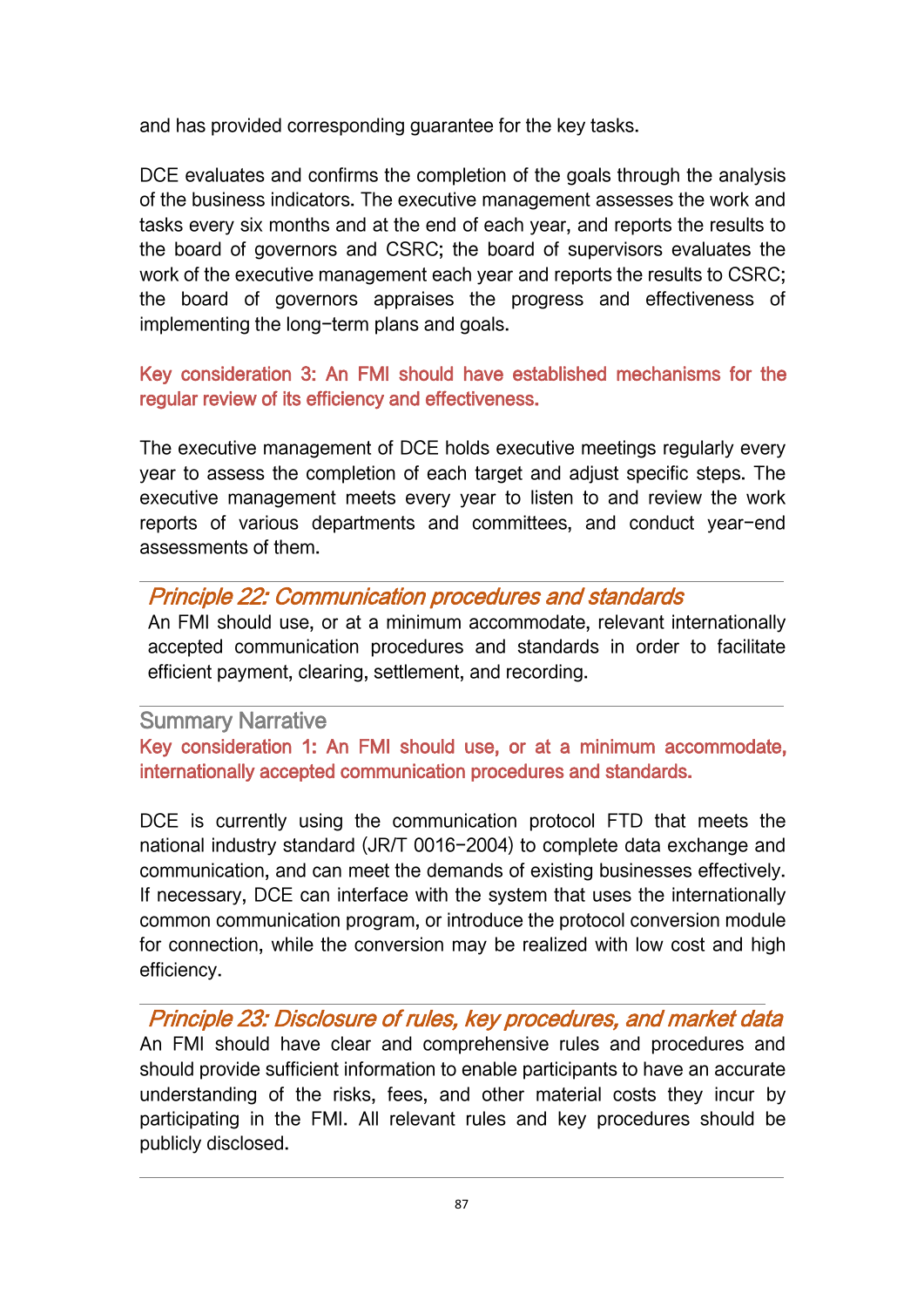and has provided corresponding guarantee for the key tasks.

DCE evaluates and confirms the completion of the goals through the analysis of the business indicators. The executive management assesses the work and tasks every six months and at the end of each year, and reports the results to the board of governors and CSRC; the board of supervisors evaluates the work of the executive management each year and reports the results to CSRC; the board of governors appraises the progress and effectiveness of implementing the long-term plans and goals.

**Key consideration 3: An FMI should have established mechanisms for the regular review of its efficiency and effectiveness.**

The executive management of DCE holds executive meetings regularly every year to assess the completion of each target and adjust specific steps. The executive management meets every year to listen to and review the work reports of various departments and committees, and conduct year-end assessments of them.

## *Principle 22: Communication procedures and standards*

An FMI should use, or at a minimum accommodate, relevant internationally accepted communication procedures and standards in order to facilitate efficient payment, clearing, settlement, and recording.

### Summary Narrative

**Key consideration 1: An FMI should use, or at a minimum accommodate, internationally accepted communication procedures and standards.**

DCE is currently using the communication protocol FTD that meets the national industry standard (JR/T 0016-2004) to complete data exchange and communication, and can meet the demands of existing businesses effectively. If necessary, DCE can interface with the system that uses the internationally common communication program, or introduce the protocol conversion module for connection, while the conversion may be realized with low cost and high efficiency.

## *Principle 23: Disclosure of rules, key procedures, and market data*

An FMI should have clear and comprehensive rules and procedures and should provide sufficient information to enable participants to have an accurate understanding of the risks, fees, and other material costs they incur by participating in the FMI. All relevant rules and key procedures should be publicly disclosed.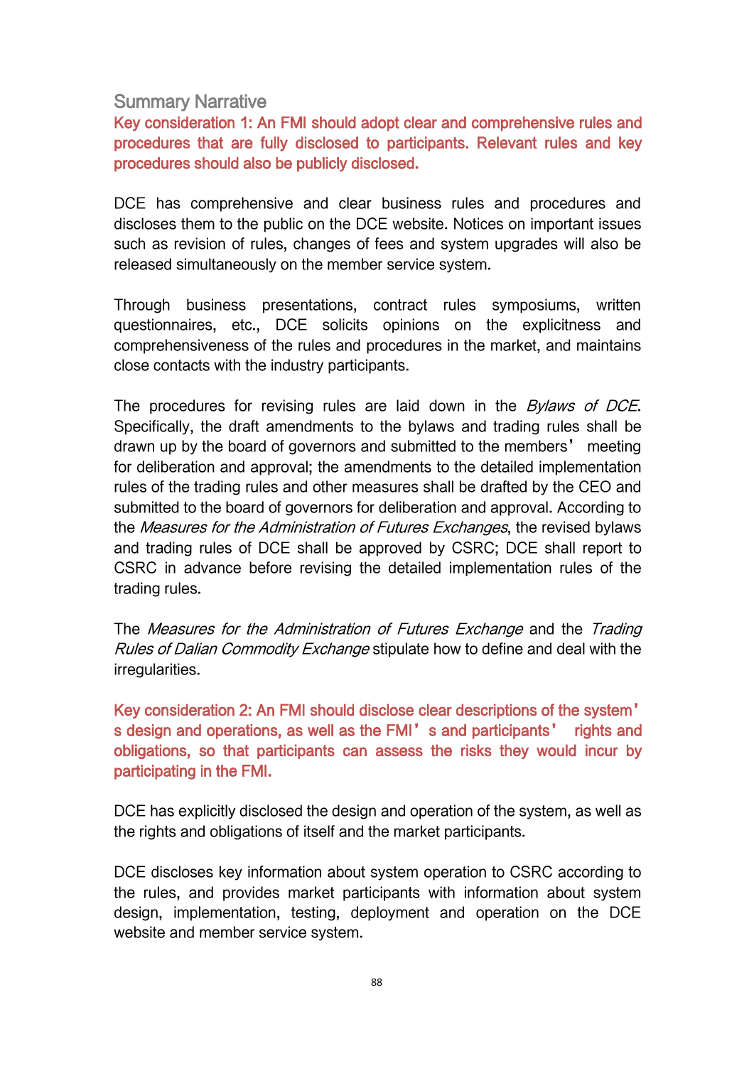### Summary Narrative

**Key consideration 1: An FMI should adopt clear and comprehensive rules and procedures that are fully disclosed to participants. Relevant rules and key procedures should also be publicly disclosed.**

DCE has comprehensive and clear business rules and procedures and discloses them to the public on the DCE website. Notices on important issues such as revision of rules, changes of fees and system upgrades will also be released simultaneously on the member service system.

Through business presentations, contract rules symposiums, written questionnaires, etc., DCE solicits opinions on the explicitness and comprehensiveness of the rules and procedures in the market, and maintains close contacts with the industry participants.

The procedures for revising rules are laid down in the *Bylaws of DCE*. Specifically, the draft amendments to the bylaws and trading rules shall be drawn up by the board of governors and submitted to the members' meeting for deliberation and approval; the amendments to the detailed implementation rules of the trading rules and other measures shall be drafted by the CEO and submitted to the board of governors for deliberation and approval. According to the *Measures for the Administration of Futures Exchanges*, the revised bylaws and trading rules of DCE shall be approved by CSRC; DCE shall report to CSRC in advance before revising the detailed implementation rules of the trading rules.

The *Measures for the Administration of Futures Exchange* and the *Trading Rules of Dalian Commodity Exchange* stipulate how to define and deal with the irregularities.

**Key consideration 2: An FMI should disclose clear descriptions of the system's design and operations, as well as the FMI's and participants' rights and obligations, so that participants can assess the risks they would incur by participating in the FMI.**

DCE has explicitly disclosed the design and operation of the system, as well as the rights and obligations of itself and the market participants.

DCE discloses key information about system operation to CSRC according to the rules, and provides market participants with information about system design, implementation, testing, deployment and operation on the DCE website and member service system.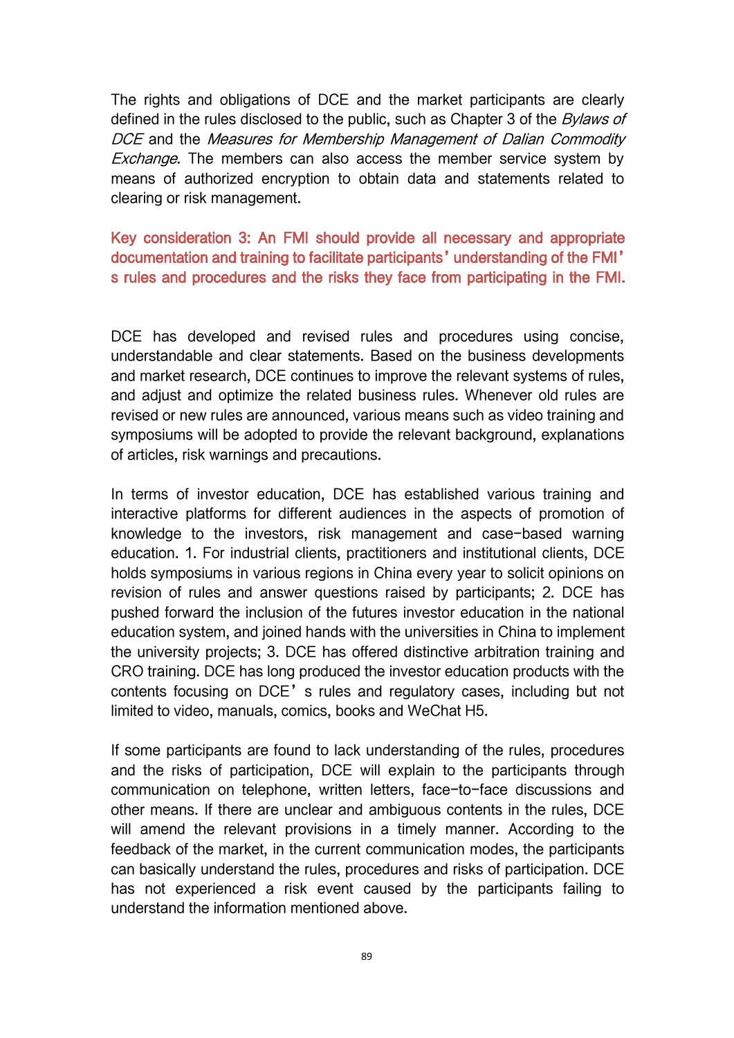The rights and obligations of DCE and the market participants are clearly defined in the rules disclosed to the public, such as Chapter 3 of the *Bylaws of DCE* and the *Measures for Membership Management of Dalian Commodity Exchange*. The members can also access the member service system by means of authorized encryption to obtain data and statements related to clearing or risk management.

**Key consideration 3: An FMI should provide all necessary and appropriate documentation and training to facilitate participants' understanding of the FMI's rules and procedures and the risks they face from participating in the FMI.**

DCE has developed and revised rules and procedures using concise, understandable and clear statements. Based on the business developments and market research, DCE continues to improve the relevant systems of rules, and adjust and optimize the related business rules. Whenever old rules are revised or new rules are announced, various means such as video training and symposiums will be adopted to provide the relevant background, explanations of articles, risk warnings and precautions.

In terms of investor education, DCE has established various training and interactive platforms for different audiences in the aspects of promotion of knowledge to the investors, risk management and case-based warning education. 1. For industrial clients, practitioners and institutional clients, DCE holds symposiums in various regions in China every year to solicit opinions on revision of rules and answer questions raised by participants; 2. DCE has pushed forward the inclusion of the futures investor education in the national education system, and joined hands with the universities in China to implement the university projects; 3. DCE has offered distinctive arbitration training and CRO training. DCE has long produced the investor education products with the contents focusing on DCE's rules and regulatory cases, including but not limited to video, manuals, comics, books and WeChat H5.

If some participants are found to lack understanding of the rules, procedures and the risks of participation, DCE will explain to the participants through communication on telephone, written letters, face-to-face discussions and other means. If there are unclear and ambiguous contents in the rules, DCE will amend the relevant provisions in a timely manner. According to the feedback of the market, in the current communication modes, the participants can basically understand the rules, procedures and risks of participation. DCE has not experienced a risk event caused by the participants failing to understand the information mentioned above.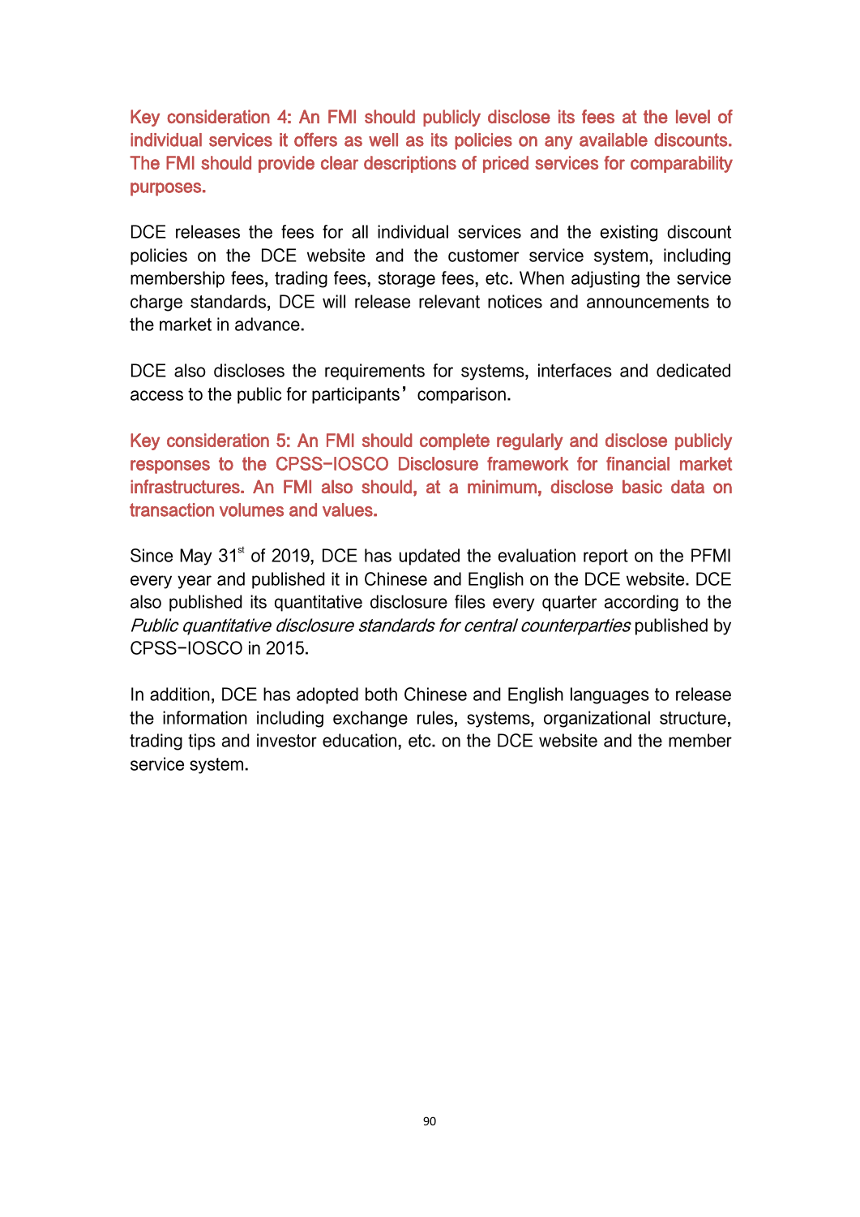**Key consideration 4: An FMI should publicly disclose its fees at the level of individual services it offers as well as its policies on any available discounts. The FMI should provide clear descriptions of priced services for comparability purposes.**

DCE releases the fees for all individual services and the existing discount policies on the DCE website and the customer service system, including membership fees, trading fees, storage fees, etc. When adjusting the service charge standards, DCE will release relevant notices and announcements to the market in advance.

DCE also discloses the requirements for systems, interfaces and dedicated access to the public for participants' comparison.

**Key consideration 5: An FMI should complete regularly and disclose publicly responses to the CPSS-IOSCO Disclosure framework for financial market infrastructures. An FMI also should, at a minimum, disclose basic data on transaction volumes and values.**

Since May 31st of 2019, DCE has updated the evaluation report on the PFMI every year and published it in Chinese and English on the DCE website. DCE also published its quantitative disclosure files every quarter according to the *Public quantitative disclosure standards for central counterparties* published by CPSS-IOSCO in 2015.

In addition, DCE has adopted both Chinese and English languages to release the information including exchange rules, systems, organizational structure, trading tips and investor education, etc. on the DCE website and the member service system.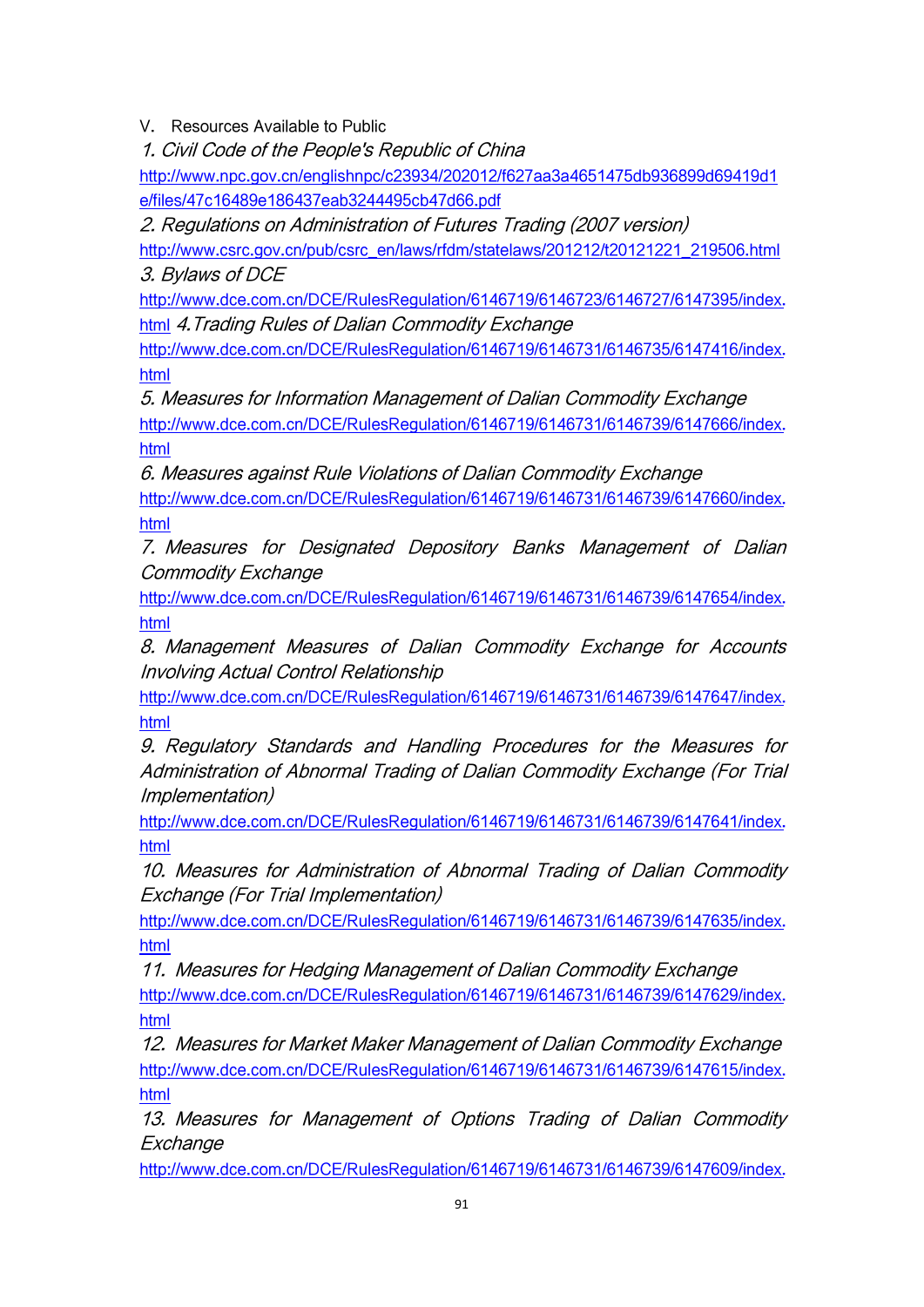V. Resources Available to Public

*1. Civil Code of the People's Republic of China*

http://www.npc.gov.cn/englishnpc/c23934/202012/f627aa3a4651475db936899d69419d1e/files/47c16489e186437eab3244495cb47d66.pdf

*2. Regulations on Administration of Futures Trading (2007 version)*

http://www.csrc.gov.cn/pub/csrc_en/laws/rfdm/statelaws/201212/t20121221_219506.html

*3. Bylaws of DCE*

http://www.dce.com.cn/DCE/RulesRegulation/6146719/6146723/6146727/6147395/index.html

*4.Trading Rules of Dalian Commodity Exchange*

http://www.dce.com.cn/DCE/RulesRegulation/6146719/6146731/6146735/6147416/index.html

*5. Measures for Information Management of Dalian Commodity Exchange*

http://www.dce.com.cn/DCE/RulesRegulation/6146719/6146731/6146739/6147666/index.html

*6. Measures against Rule Violations of Dalian Commodity Exchange*

http://www.dce.com.cn/DCE/RulesRegulation/6146719/6146731/6146739/6147660/index.html

*7. Measures for Designated Depository Banks Management of Dalian Commodity Exchange*

http://www.dce.com.cn/DCE/RulesRegulation/6146719/6146731/6146739/6147654/index.html

*8. Management Measures of Dalian Commodity Exchange for Accounts Involving Actual Control Relationship*

http://www.dce.com.cn/DCE/RulesRegulation/6146719/6146731/6146739/6147647/index.html

*9. Regulatory Standards and Handling Procedures for the Measures for Administration of Abnormal Trading of Dalian Commodity Exchange (For Trial Implementation)*

http://www.dce.com.cn/DCE/RulesRegulation/6146719/6146731/6146739/6147641/index.html

*10. Measures for Administration of Abnormal Trading of Dalian Commodity Exchange (For Trial Implementation)*

http://www.dce.com.cn/DCE/RulesRegulation/6146719/6146731/6146739/6147635/index.html

*11. Measures for Hedging Management of Dalian Commodity Exchange*

http://www.dce.com.cn/DCE/RulesRegulation/6146719/6146731/6146739/6147629/index.html

*12. Measures for Market Maker Management of Dalian Commodity Exchange*

http://www.dce.com.cn/DCE/RulesRegulation/6146719/6146731/6146739/6147615/index.html

*13. Measures for Management of Options Trading of Dalian Commodity Exchange*

http://www.dce.com.cn/DCE/RulesRegulation/6146719/6146731/6146739/6147609/index.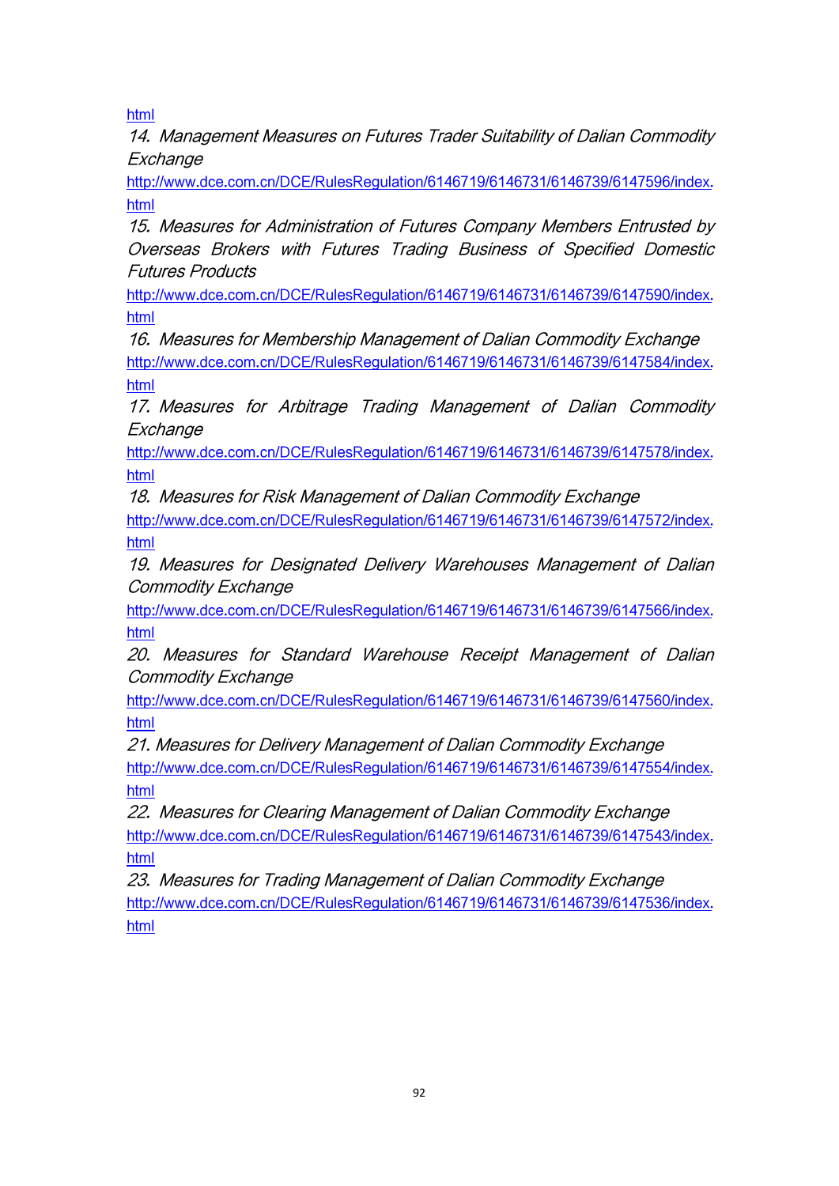html

14. *Management Measures on Futures Trader Suitability of Dalian Commodity Exchange*

http://www.dce.com.cn/DCE/RulesRegulation/6146719/6146731/6146739/6147596/index.html

15. *Measures for Administration of Futures Company Members Entrusted by Overseas Brokers with Futures Trading Business of Specified Domestic Futures Products*

http://www.dce.com.cn/DCE/RulesRegulation/6146719/6146731/6146739/6147590/index.html

16. *Measures for Membership Management of Dalian Commodity Exchange*

http://www.dce.com.cn/DCE/RulesRegulation/6146719/6146731/6146739/6147584/index.html

17. *Measures for Arbitrage Trading Management of Dalian Commodity Exchange*

http://www.dce.com.cn/DCE/RulesRegulation/6146719/6146731/6146739/6147578/index.html

18. *Measures for Risk Management of Dalian Commodity Exchange*

http://www.dce.com.cn/DCE/RulesRegulation/6146719/6146731/6146739/6147572/index.html

19. *Measures for Designated Delivery Warehouses Management of Dalian Commodity Exchange*

http://www.dce.com.cn/DCE/RulesRegulation/6146719/6146731/6146739/6147566/index.html

20. *Measures for Standard Warehouse Receipt Management of Dalian Commodity Exchange*

http://www.dce.com.cn/DCE/RulesRegulation/6146719/6146731/6146739/6147560/index.html

21. *Measures for Delivery Management of Dalian Commodity Exchange*

http://www.dce.com.cn/DCE/RulesRegulation/6146719/6146731/6146739/6147554/index.html

22. *Measures for Clearing Management of Dalian Commodity Exchange*

http://www.dce.com.cn/DCE/RulesRegulation/6146719/6146731/6146739/6147543/index.html

23. *Measures for Trading Management of Dalian Commodity Exchange*

http://www.dce.com.cn/DCE/RulesRegulation/6146719/6146731/6146739/6147536/index.html